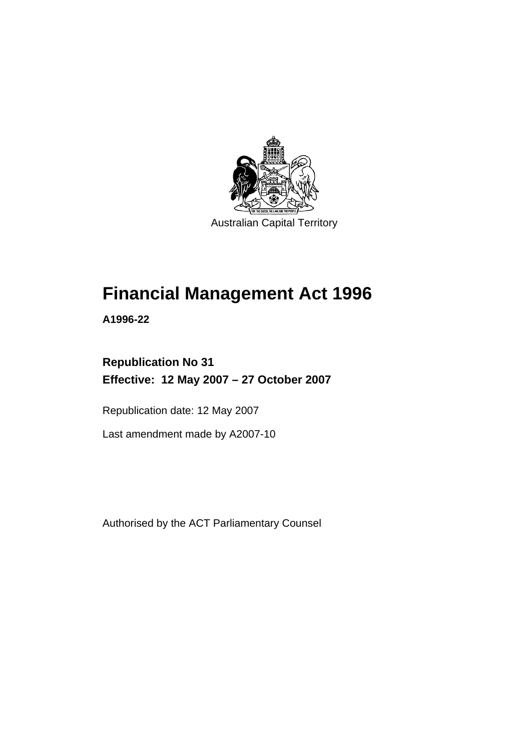Australian Capital Territory

# Financial Management Act 1996

**A1996-22**

**Republication No 31**
**Effective: 12 May 2007 – 27 October 2007**

Republication date: 12 May 2007

Last amendment made by A2007-10

Authorised by the ACT Parliamentary Counsel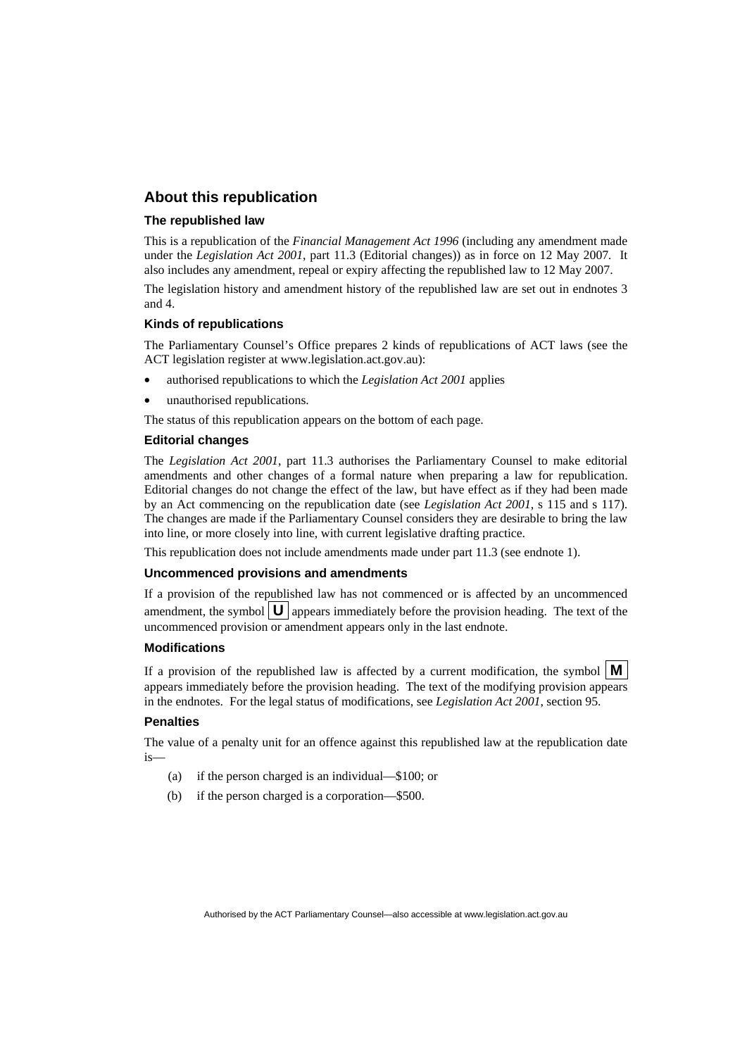## About this republication

### The republished law

This is a republication of the *Financial Management Act 1996* (including any amendment made under the *Legislation Act 2001*, part 11.3 (Editorial changes)) as in force on 12 May 2007. It also includes any amendment, repeal or expiry affecting the republished law to 12 May 2007.

The legislation history and amendment history of the republished law are set out in endnotes 3 and 4.

### Kinds of republications

The Parliamentary Counsel's Office prepares 2 kinds of republications of ACT laws (see the ACT legislation register at www.legislation.act.gov.au):

- authorised republications to which the *Legislation Act 2001* applies
- unauthorised republications.

The status of this republication appears on the bottom of each page.

### Editorial changes

The *Legislation Act 2001*, part 11.3 authorises the Parliamentary Counsel to make editorial amendments and other changes of a formal nature when preparing a law for republication. Editorial changes do not change the effect of the law, but have effect as if they had been made by an Act commencing on the republication date (see *Legislation Act 2001*, s 115 and s 117). The changes are made if the Parliamentary Counsel considers they are desirable to bring the law into line, or more closely into line, with current legislative drafting practice.

This republication does not include amendments made under part 11.3 (see endnote 1).

### Uncommenced provisions and amendments

If a provision of the republished law has not commenced or is affected by an uncommenced amendment, the symbol **U** appears immediately before the provision heading. The text of the uncommenced provision or amendment appears only in the last endnote.

### Modifications

If a provision of the republished law is affected by a current modification, the symbol **M** appears immediately before the provision heading. The text of the modifying provision appears in the endnotes. For the legal status of modifications, see *Legislation Act 2001*, section 95.

### Penalties

The value of a penalty unit for an offence against this republished law at the republication date is—

(a) if the person charged is an individual—\$100; or

(b) if the person charged is a corporation—\$500.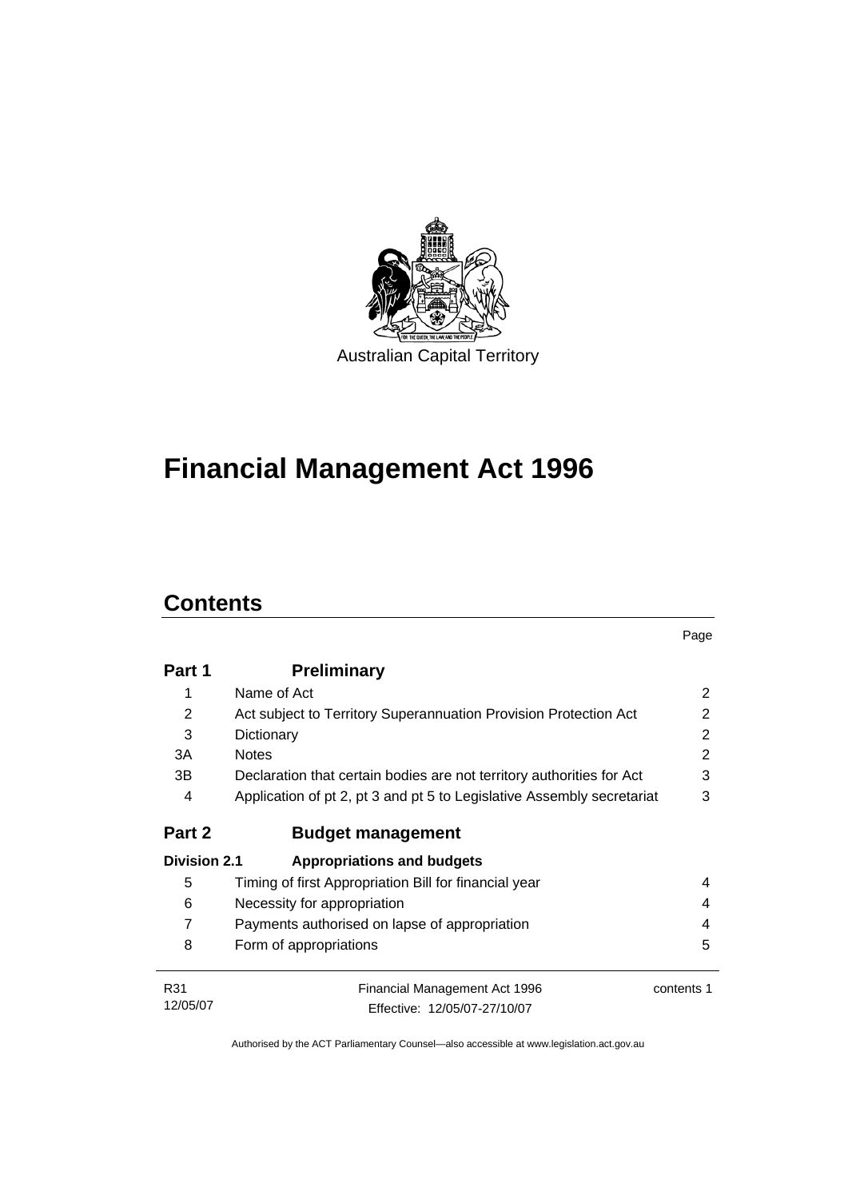Australian Capital Territory

# Financial Management Act 1996

## Contents

| | | Page |
|---|---|---|
| **Part 1** | **Preliminary** | |
| 1 | Name of Act | 2 |
| 2 | Act subject to Territory Superannuation Provision Protection Act | 2 |
| 3 | Dictionary | 2 |
| 3A | Notes | 2 |
| 3B | Declaration that certain bodies are not territory authorities for Act | 3 |
| 4 | Application of pt 2, pt 3 and pt 5 to Legislative Assembly secretariat | 3 |
| **Part 2** | **Budget management** | |
| **Division 2.1** | **Appropriations and budgets** | |
| 5 | Timing of first Appropriation Bill for financial year | 4 |
| 6 | Necessity for appropriation | 4 |
| 7 | Payments authorised on lapse of appropriation | 4 |
| 8 | Form of appropriations | 5 |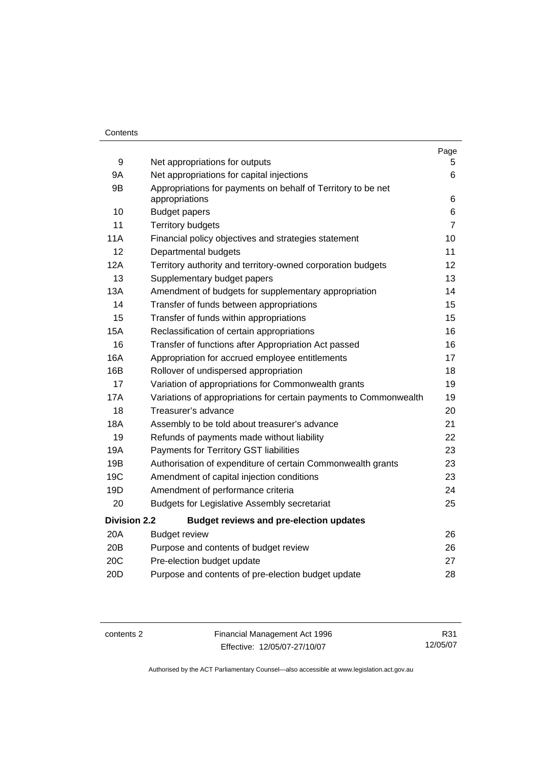| | | Page |
|---|---|---|
| 9 | Net appropriations for outputs | 5 |
| 9A | Net appropriations for capital injections | 6 |
| 9B | Appropriations for payments on behalf of Territory to be net appropriations | 6 |
| 10 | Budget papers | 6 |
| 11 | Territory budgets | 7 |
| 11A | Financial policy objectives and strategies statement | 10 |
| 12 | Departmental budgets | 11 |
| 12A | Territory authority and territory-owned corporation budgets | 12 |
| 13 | Supplementary budget papers | 13 |
| 13A | Amendment of budgets for supplementary appropriation | 14 |
| 14 | Transfer of funds between appropriations | 15 |
| 15 | Transfer of funds within appropriations | 15 |
| 15A | Reclassification of certain appropriations | 16 |
| 16 | Transfer of functions after Appropriation Act passed | 16 |
| 16A | Appropriation for accrued employee entitlements | 17 |
| 16B | Rollover of undispersed appropriation | 18 |
| 17 | Variation of appropriations for Commonwealth grants | 19 |
| 17A | Variations of appropriations for certain payments to Commonwealth | 19 |
| 18 | Treasurer's advance | 20 |
| 18A | Assembly to be told about treasurer's advance | 21 |
| 19 | Refunds of payments made without liability | 22 |
| 19A | Payments for Territory GST liabilities | 23 |
| 19B | Authorisation of expenditure of certain Commonwealth grants | 23 |
| 19C | Amendment of capital injection conditions | 23 |
| 19D | Amendment of performance criteria | 24 |
| 20 | Budgets for Legislative Assembly secretariat | 25 |
| **Division 2.2** | **Budget reviews and pre-election updates** | |
| 20A | Budget review | 26 |
| 20B | Purpose and contents of budget review | 26 |
| 20C | Pre-election budget update | 27 |
| 20D | Purpose and contents of pre-election budget update | 28 |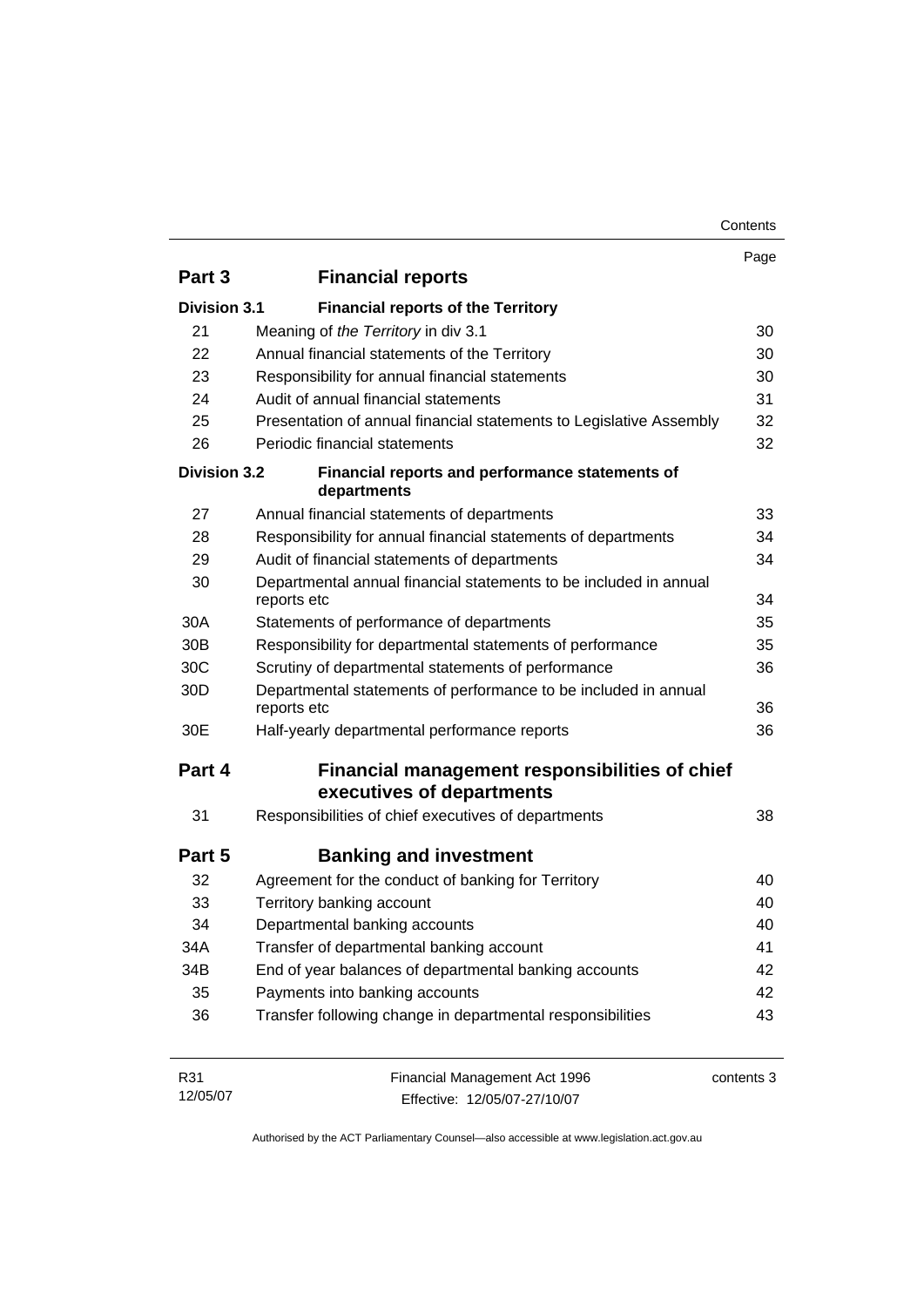| | | Page |
|---|---|---|
| **Part 3** | **Financial reports** | |
| **Division 3.1** | **Financial reports of the Territory** | |
| 21 | Meaning of *the Territory* in div 3.1 | 30 |
| 22 | Annual financial statements of the Territory | 30 |
| 23 | Responsibility for annual financial statements | 30 |
| 24 | Audit of annual financial statements | 31 |
| 25 | Presentation of annual financial statements to Legislative Assembly | 32 |
| 26 | Periodic financial statements | 32 |
| **Division 3.2** | **Financial reports and performance statements of departments** | |
| 27 | Annual financial statements of departments | 33 |
| 28 | Responsibility for annual financial statements of departments | 34 |
| 29 | Audit of financial statements of departments | 34 |
| 30 | Departmental annual financial statements to be included in annual reports etc | 34 |
| 30A | Statements of performance of departments | 35 |
| 30B | Responsibility for departmental statements of performance | 35 |
| 30C | Scrutiny of departmental statements of performance | 36 |
| 30D | Departmental statements of performance to be included in annual reports etc | 36 |
| 30E | Half-yearly departmental performance reports | 36 |
| **Part 4** | **Financial management responsibilities of chief executives of departments** | |
| 31 | Responsibilities of chief executives of departments | 38 |
| **Part 5** | **Banking and investment** | |
| 32 | Agreement for the conduct of banking for Territory | 40 |
| 33 | Territory banking account | 40 |
| 34 | Departmental banking accounts | 40 |
| 34A | Transfer of departmental banking account | 41 |
| 34B | End of year balances of departmental banking accounts | 42 |
| 35 | Payments into banking accounts | 42 |
| 36 | Transfer following change in departmental responsibilities | 43 |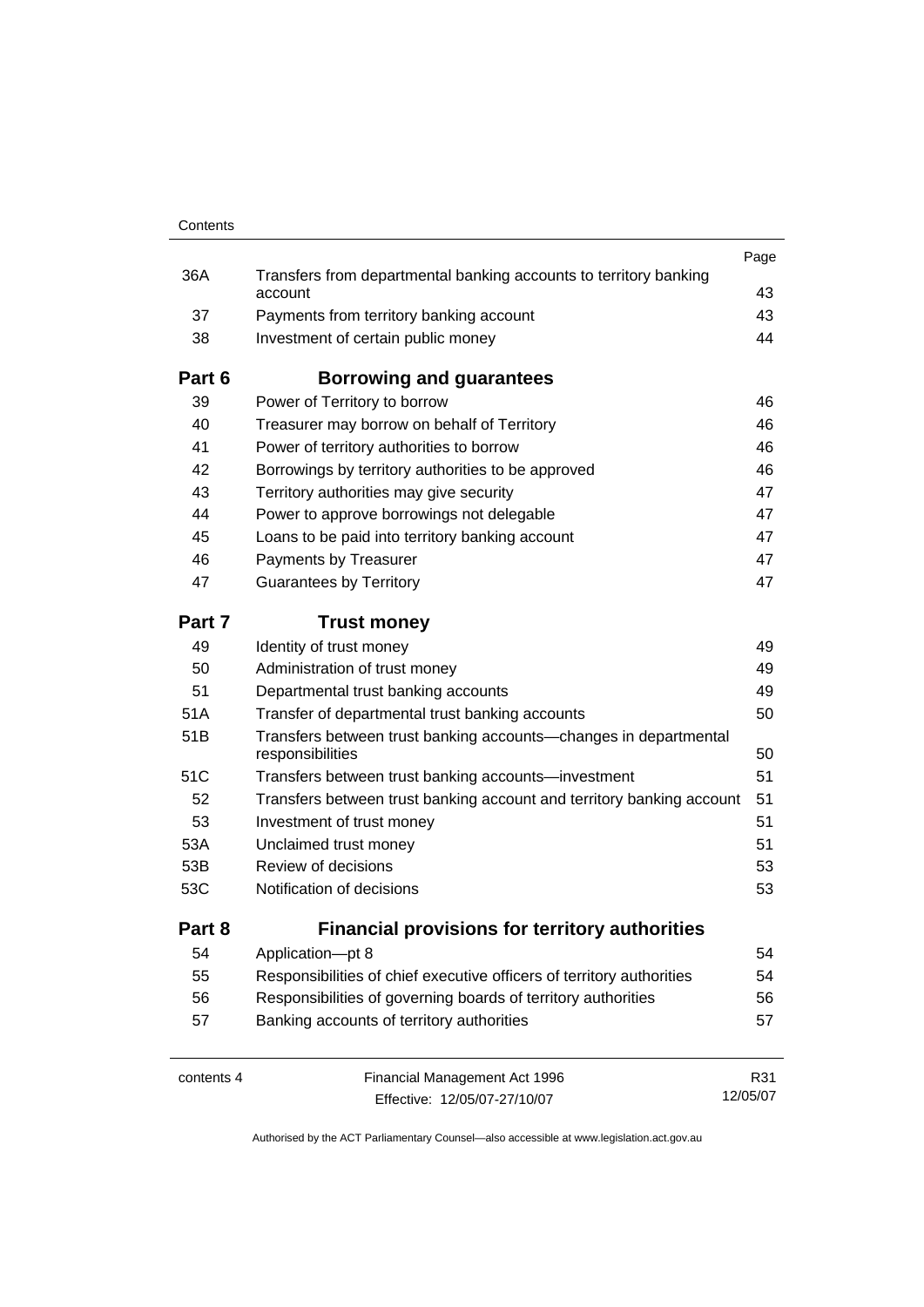| | | Page |
|---|---|---|
| 36A | Transfers from departmental banking accounts to territory banking account | 43 |
| 37 | Payments from territory banking account | 43 |
| 38 | Investment of certain public money | 44 |
| **Part 6** | **Borrowing and guarantees** | |
| 39 | Power of Territory to borrow | 46 |
| 40 | Treasurer may borrow on behalf of Territory | 46 |
| 41 | Power of territory authorities to borrow | 46 |
| 42 | Borrowings by territory authorities to be approved | 46 |
| 43 | Territory authorities may give security | 47 |
| 44 | Power to approve borrowings not delegable | 47 |
| 45 | Loans to be paid into territory banking account | 47 |
| 46 | Payments by Treasurer | 47 |
| 47 | Guarantees by Territory | 47 |
| **Part 7** | **Trust money** | |
| 49 | Identity of trust money | 49 |
| 50 | Administration of trust money | 49 |
| 51 | Departmental trust banking accounts | 49 |
| 51A | Transfer of departmental trust banking accounts | 50 |
| 51B | Transfers between trust banking accounts—changes in departmental responsibilities | 50 |
| 51C | Transfers between trust banking accounts—investment | 51 |
| 52 | Transfers between trust banking account and territory banking account | 51 |
| 53 | Investment of trust money | 51 |
| 53A | Unclaimed trust money | 51 |
| 53B | Review of decisions | 53 |
| 53C | Notification of decisions | 53 |
| **Part 8** | **Financial provisions for territory authorities** | |
| 54 | Application—pt 8 | 54 |
| 55 | Responsibilities of chief executive officers of territory authorities | 54 |
| 56 | Responsibilities of governing boards of territory authorities | 56 |
| 57 | Banking accounts of territory authorities | 57 |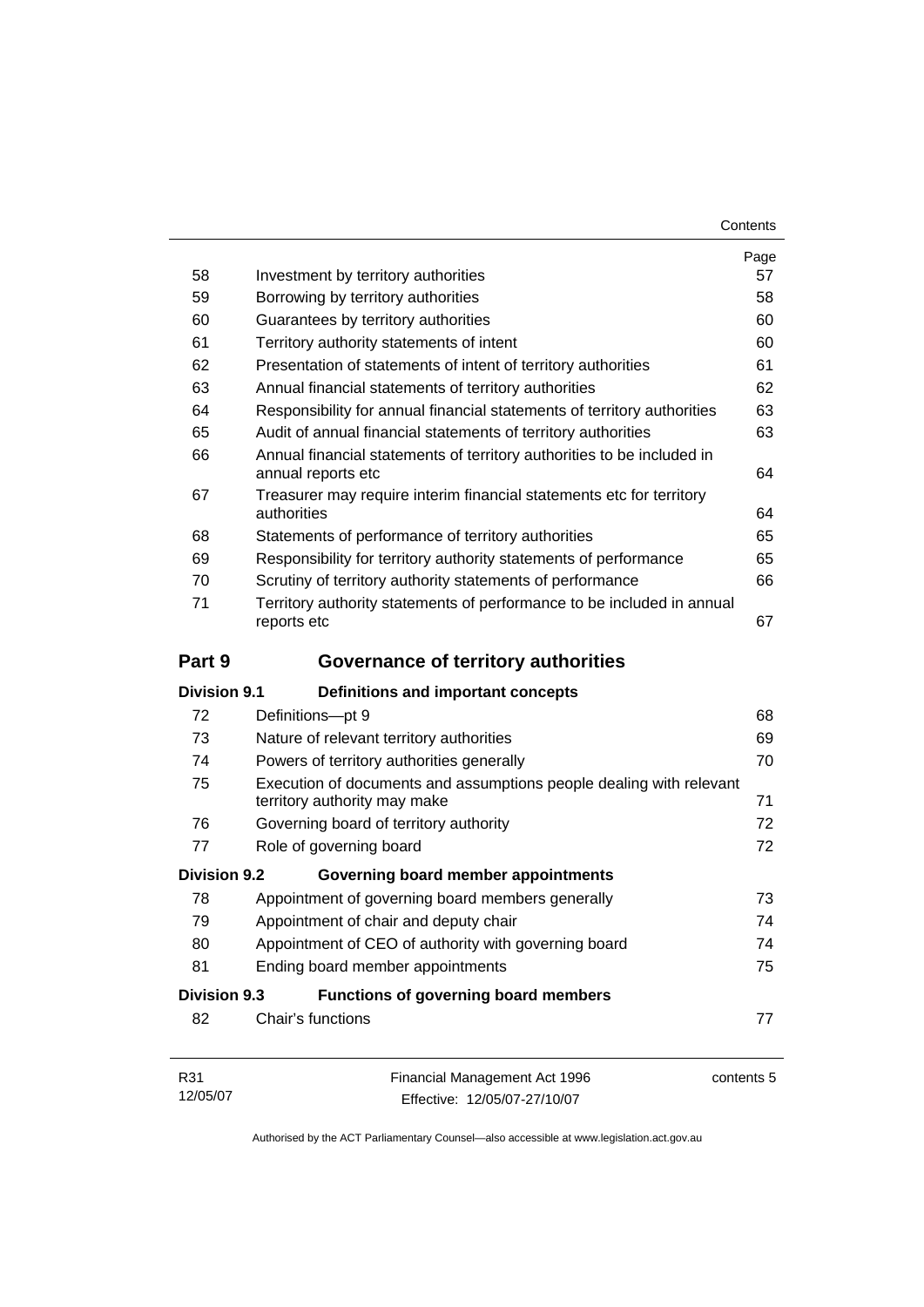| | | Page |
|---|---|---|
| 58 | Investment by territory authorities | 57 |
| 59 | Borrowing by territory authorities | 58 |
| 60 | Guarantees by territory authorities | 60 |
| 61 | Territory authority statements of intent | 60 |
| 62 | Presentation of statements of intent of territory authorities | 61 |
| 63 | Annual financial statements of territory authorities | 62 |
| 64 | Responsibility for annual financial statements of territory authorities | 63 |
| 65 | Audit of annual financial statements of territory authorities | 63 |
| 66 | Annual financial statements of territory authorities to be included in annual reports etc | 64 |
| 67 | Treasurer may require interim financial statements etc for territory authorities | 64 |
| 68 | Statements of performance of territory authorities | 65 |
| 69 | Responsibility for territory authority statements of performance | 65 |
| 70 | Scrutiny of territory authority statements of performance | 66 |
| 71 | Territory authority statements of performance to be included in annual reports etc | 67 |

## Part 9 Governance of territory authorities

### Division 9.1 Definitions and important concepts

| | | |
|---|---|---|
| 72 | Definitions—pt 9 | 68 |
| 73 | Nature of relevant territory authorities | 69 |
| 74 | Powers of territory authorities generally | 70 |
| 75 | Execution of documents and assumptions people dealing with relevant territory authority may make | 71 |
| 76 | Governing board of territory authority | 72 |
| 77 | Role of governing board | 72 |

### Division 9.2 Governing board member appointments

| | | |
|---|---|---|
| 78 | Appointment of governing board members generally | 73 |
| 79 | Appointment of chair and deputy chair | 74 |
| 80 | Appointment of CEO of authority with governing board | 74 |
| 81 | Ending board member appointments | 75 |

### Division 9.3 Functions of governing board members

| | | |
|---|---|---|
| 82 | Chair's functions | 77 |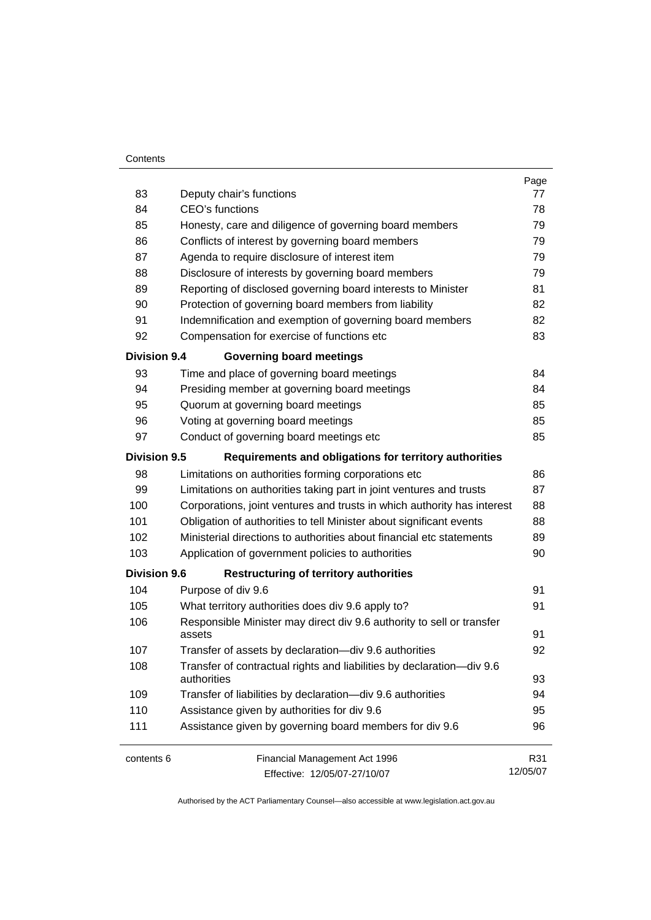| | | Page |
|---|---|---|
| 83 | Deputy chair's functions | 77 |
| 84 | CEO's functions | 78 |
| 85 | Honesty, care and diligence of governing board members | 79 |
| 86 | Conflicts of interest by governing board members | 79 |
| 87 | Agenda to require disclosure of interest item | 79 |
| 88 | Disclosure of interests by governing board members | 79 |
| 89 | Reporting of disclosed governing board interests to Minister | 81 |
| 90 | Protection of governing board members from liability | 82 |
| 91 | Indemnification and exemption of governing board members | 82 |
| 92 | Compensation for exercise of functions etc | 83 |
| **Division 9.4** | **Governing board meetings** | |
| 93 | Time and place of governing board meetings | 84 |
| 94 | Presiding member at governing board meetings | 84 |
| 95 | Quorum at governing board meetings | 85 |
| 96 | Voting at governing board meetings | 85 |
| 97 | Conduct of governing board meetings etc | 85 |
| **Division 9.5** | **Requirements and obligations for territory authorities** | |
| 98 | Limitations on authorities forming corporations etc | 86 |
| 99 | Limitations on authorities taking part in joint ventures and trusts | 87 |
| 100 | Corporations, joint ventures and trusts in which authority has interest | 88 |
| 101 | Obligation of authorities to tell Minister about significant events | 88 |
| 102 | Ministerial directions to authorities about financial etc statements | 89 |
| 103 | Application of government policies to authorities | 90 |
| **Division 9.6** | **Restructuring of territory authorities** | |
| 104 | Purpose of div 9.6 | 91 |
| 105 | What territory authorities does div 9.6 apply to? | 91 |
| 106 | Responsible Minister may direct div 9.6 authority to sell or transfer assets | 91 |
| 107 | Transfer of assets by declaration—div 9.6 authorities | 92 |
| 108 | Transfer of contractual rights and liabilities by declaration—div 9.6 authorities | 93 |
| 109 | Transfer of liabilities by declaration—div 9.6 authorities | 94 |
| 110 | Assistance given by authorities for div 9.6 | 95 |
| 111 | Assistance given by governing board members for div 9.6 | 96 |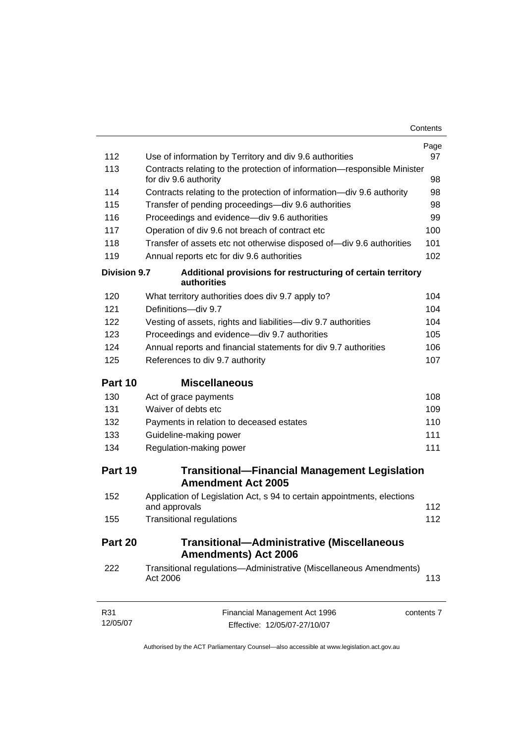| | | Page |
|---|---|---|
| 112 | Use of information by Territory and div 9.6 authorities | 97 |
| 113 | Contracts relating to the protection of information—responsible Minister for div 9.6 authority | 98 |
| 114 | Contracts relating to the protection of information—div 9.6 authority | 98 |
| 115 | Transfer of pending proceedings—div 9.6 authorities | 98 |
| 116 | Proceedings and evidence—div 9.6 authorities | 99 |
| 117 | Operation of div 9.6 not breach of contract etc | 100 |
| 118 | Transfer of assets etc not otherwise disposed of—div 9.6 authorities | 101 |
| 119 | Annual reports etc for div 9.6 authorities | 102 |
| **Division 9.7** | **Additional provisions for restructuring of certain territory authorities** | |
| 120 | What territory authorities does div 9.7 apply to? | 104 |
| 121 | Definitions—div 9.7 | 104 |
| 122 | Vesting of assets, rights and liabilities—div 9.7 authorities | 104 |
| 123 | Proceedings and evidence—div 9.7 authorities | 105 |
| 124 | Annual reports and financial statements for div 9.7 authorities | 106 |
| 125 | References to div 9.7 authority | 107 |
| **Part 10** | **Miscellaneous** | |
| 130 | Act of grace payments | 108 |
| 131 | Waiver of debts etc | 109 |
| 132 | Payments in relation to deceased estates | 110 |
| 133 | Guideline-making power | 111 |
| 134 | Regulation-making power | 111 |
| **Part 19** | **Transitional—Financial Management Legislation Amendment Act 2005** | |
| 152 | Application of Legislation Act, s 94 to certain appointments, elections and approvals | 112 |
| 155 | Transitional regulations | 112 |
| **Part 20** | **Transitional—Administrative (Miscellaneous Amendments) Act 2006** | |
| 222 | Transitional regulations—Administrative (Miscellaneous Amendments) Act 2006 | 113 |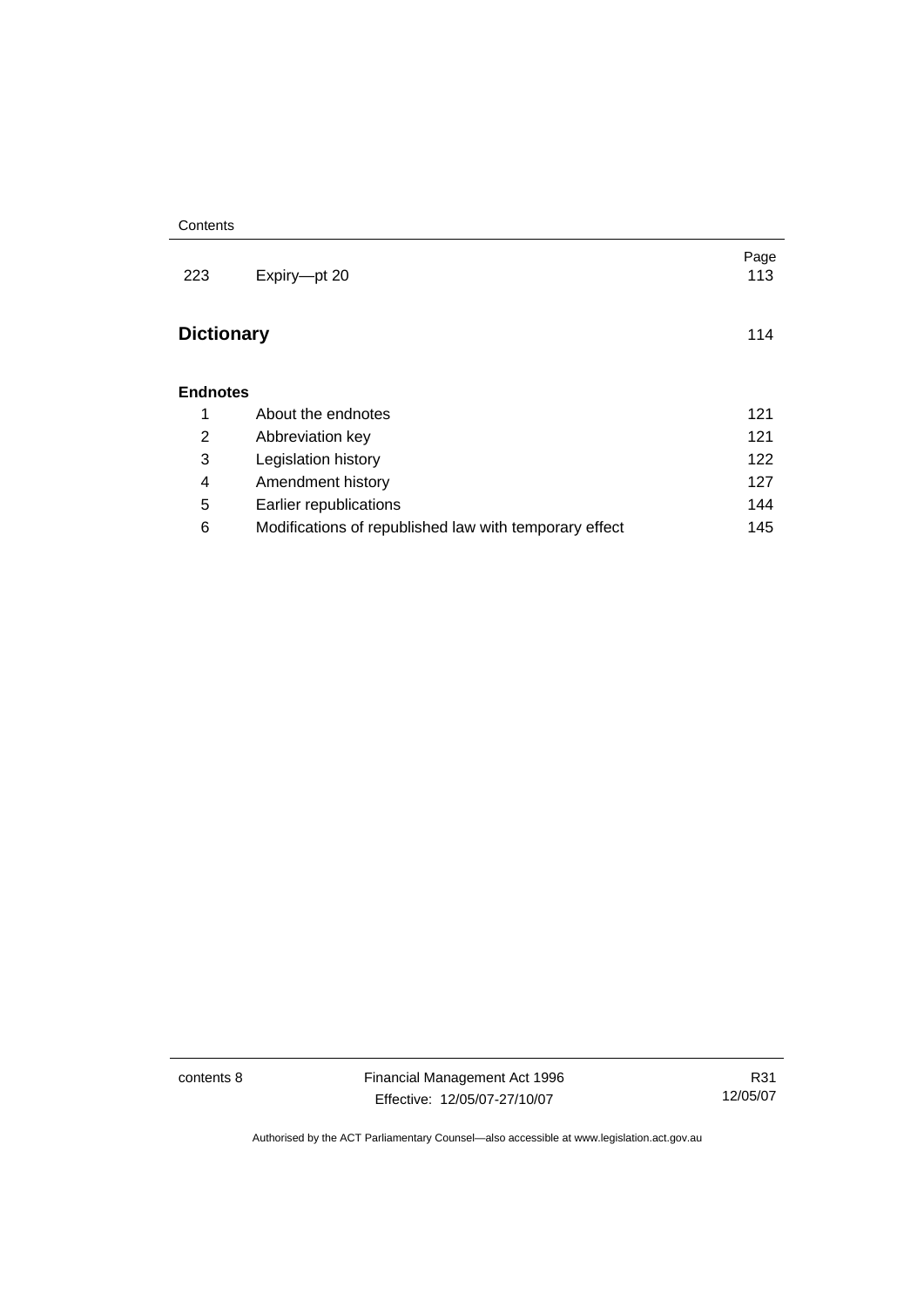| | | Page |
|---|---|---|
| 223 | Expiry—pt 20 | 113 |

**Dictionary** 114

**Endnotes**

| | | |
|---|---|---|
| 1 | About the endnotes | 121 |
| 2 | Abbreviation key | 121 |
| 3 | Legislation history | 122 |
| 4 | Amendment history | 127 |
| 5 | Earlier republications | 144 |
| 6 | Modifications of republished law with temporary effect | 145 |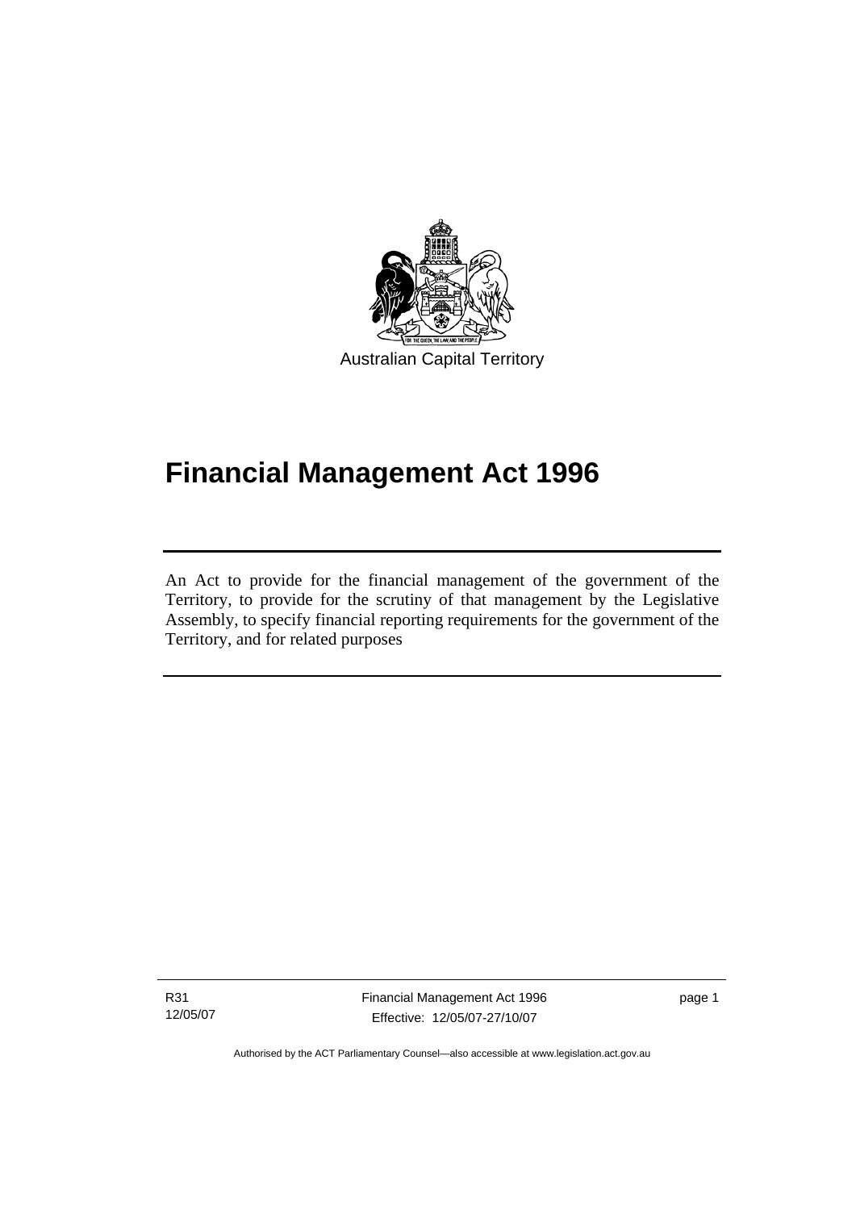Australian Capital Territory

# Financial Management Act 1996

An Act to provide for the financial management of the government of the Territory, to provide for the scrutiny of that management by the Legislative Assembly, to specify financial reporting requirements for the government of the Territory, and for related purposes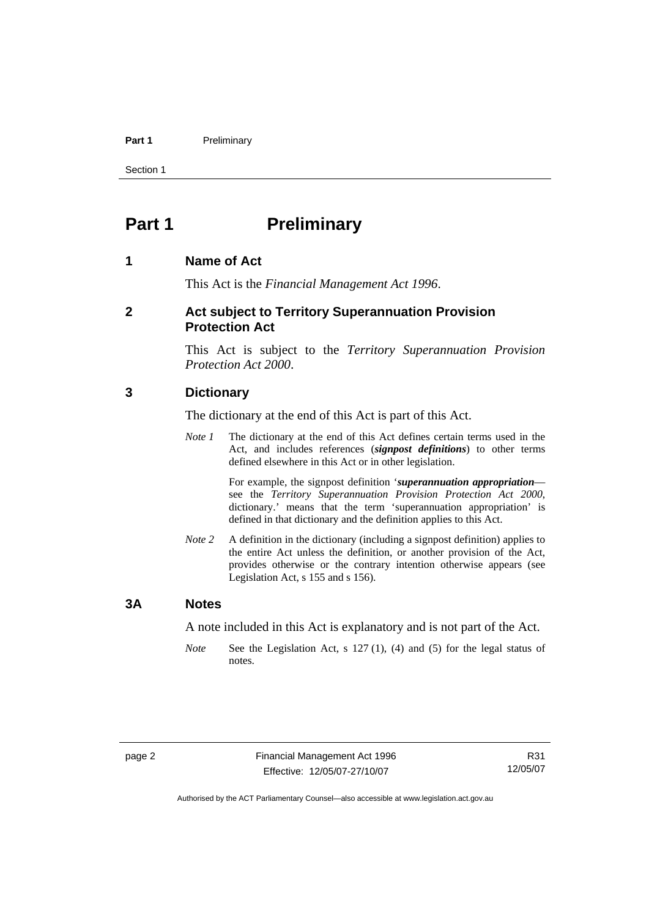# Part 1 Preliminary

## 1 Name of Act

This Act is the *Financial Management Act 1996*.

## 2 Act subject to Territory Superannuation Provision Protection Act

This Act is subject to the *Territory Superannuation Provision Protection Act 2000*.

## 3 Dictionary

The dictionary at the end of this Act is part of this Act.

*Note 1* The dictionary at the end of this Act defines certain terms used in the Act, and includes references (***signpost definitions***) to other terms defined elsewhere in this Act or in other legislation.

For example, the signpost definition '***superannuation appropriation***—see the *Territory Superannuation Provision Protection Act 2000*, dictionary.' means that the term 'superannuation appropriation' is defined in that dictionary and the definition applies to this Act.

*Note 2* A definition in the dictionary (including a signpost definition) applies to the entire Act unless the definition, or another provision of the Act, provides otherwise or the contrary intention otherwise appears (see Legislation Act, s 155 and s 156).

## 3A Notes

A note included in this Act is explanatory and is not part of the Act.

*Note* See the Legislation Act, s 127 (1), (4) and (5) for the legal status of notes.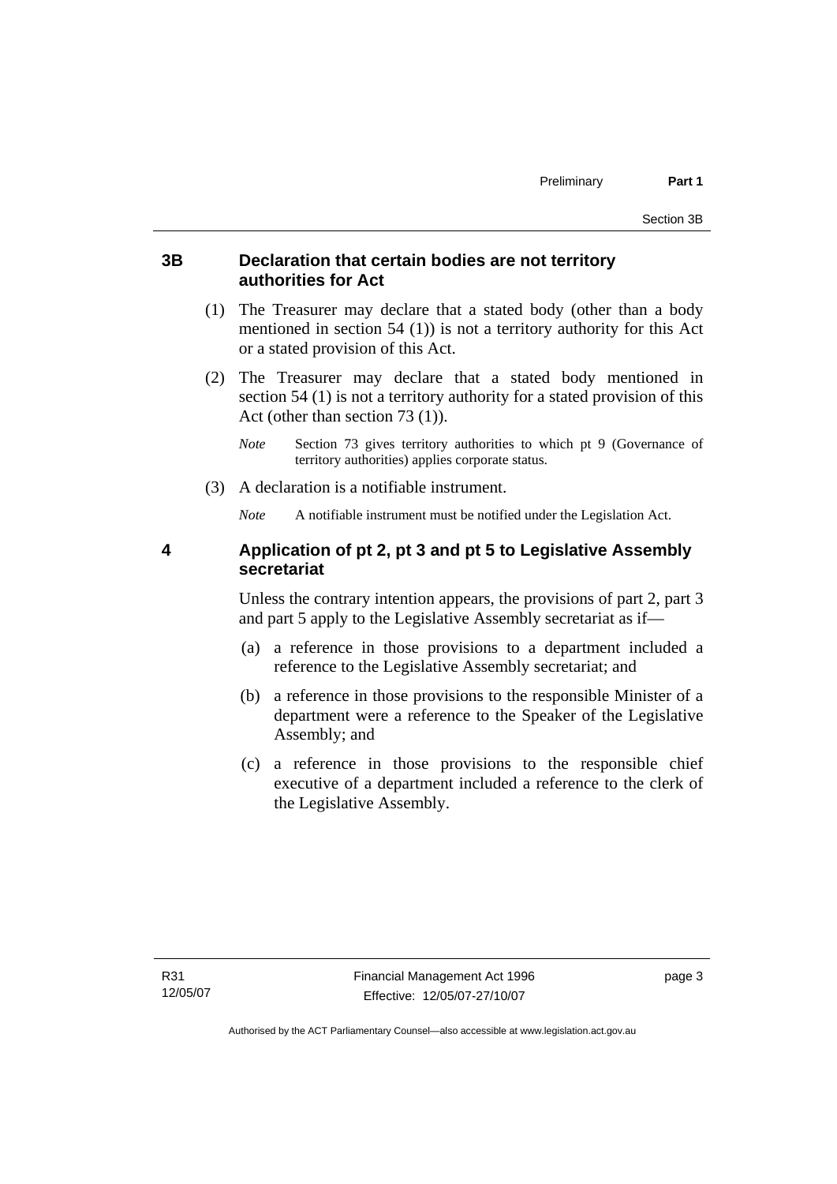## 3B Declaration that certain bodies are not territory authorities for Act

(1) The Treasurer may declare that a stated body (other than a body mentioned in section 54 (1)) is not a territory authority for this Act or a stated provision of this Act.

(2) The Treasurer may declare that a stated body mentioned in section 54 (1) is not a territory authority for a stated provision of this Act (other than section 73 (1)).

*Note* Section 73 gives territory authorities to which pt 9 (Governance of territory authorities) applies corporate status.

(3) A declaration is a notifiable instrument.

*Note* A notifiable instrument must be notified under the Legislation Act.

## 4 Application of pt 2, pt 3 and pt 5 to Legislative Assembly secretariat

Unless the contrary intention appears, the provisions of part 2, part 3 and part 5 apply to the Legislative Assembly secretariat as if—

(a) a reference in those provisions to a department included a reference to the Legislative Assembly secretariat; and

(b) a reference in those provisions to the responsible Minister of a department were a reference to the Speaker of the Legislative Assembly; and

(c) a reference in those provisions to the responsible chief executive of a department included a reference to the clerk of the Legislative Assembly.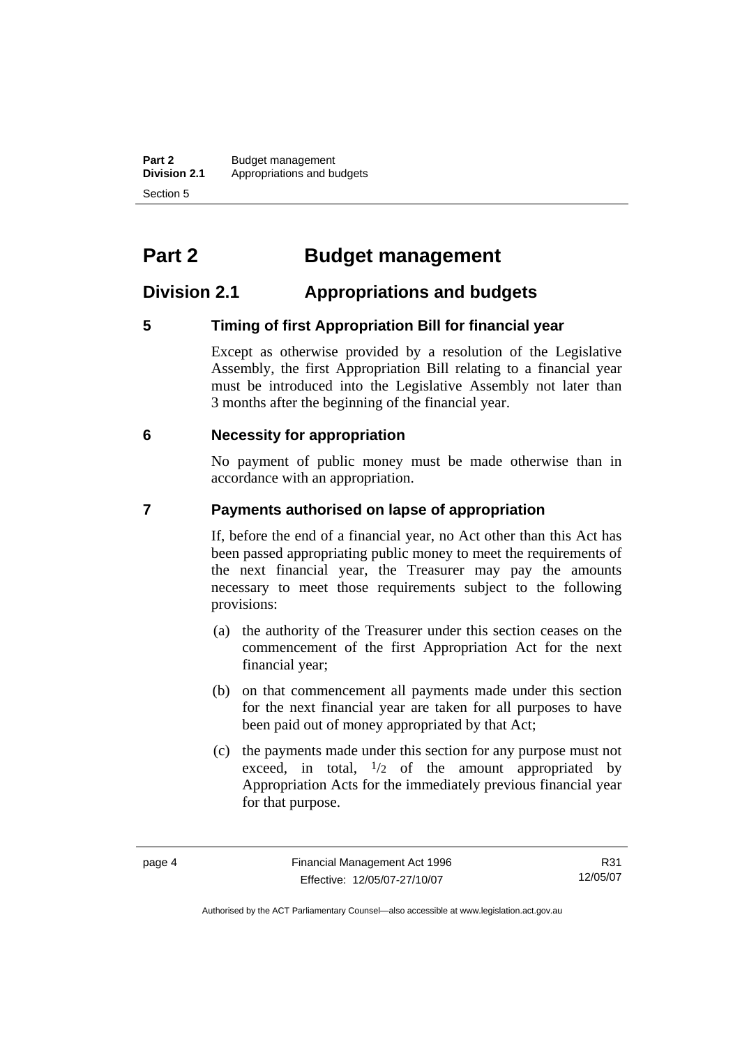# Part 2 Budget management

## Division 2.1 Appropriations and budgets

### 5 Timing of first Appropriation Bill for financial year

Except as otherwise provided by a resolution of the Legislative Assembly, the first Appropriation Bill relating to a financial year must be introduced into the Legislative Assembly not later than 3 months after the beginning of the financial year.

### 6 Necessity for appropriation

No payment of public money must be made otherwise than in accordance with an appropriation.

### 7 Payments authorised on lapse of appropriation

If, before the end of a financial year, no Act other than this Act has been passed appropriating public money to meet the requirements of the next financial year, the Treasurer may pay the amounts necessary to meet those requirements subject to the following provisions:

(a) the authority of the Treasurer under this section ceases on the commencement of the first Appropriation Act for the next financial year;

(b) on that commencement all payments made under this section for the next financial year are taken for all purposes to have been paid out of money appropriated by that Act;

(c) the payments made under this section for any purpose must not exceed, in total, $^1/_2$ of the amount appropriated by Appropriation Acts for the immediately previous financial year for that purpose.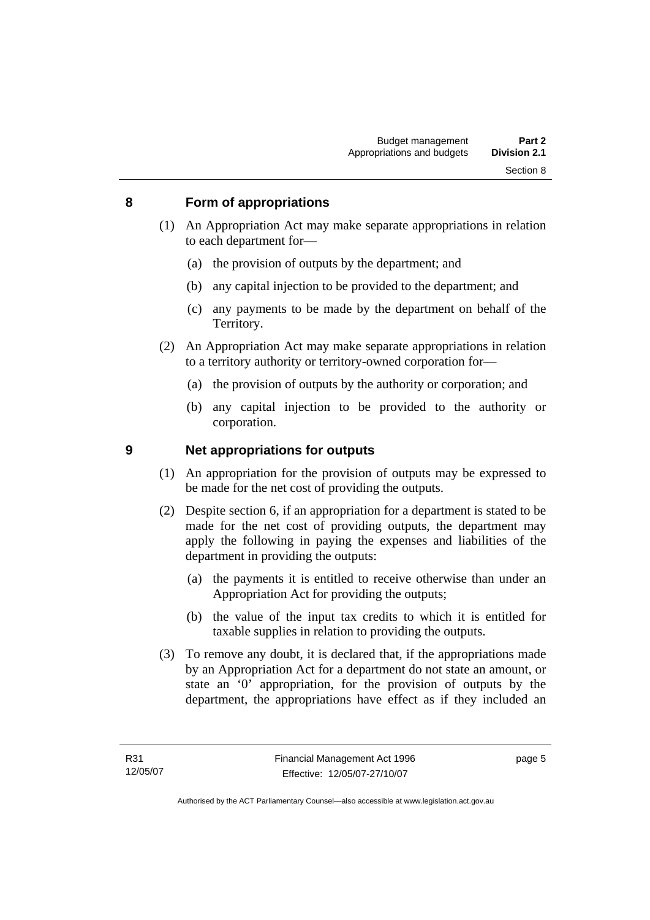## 8 Form of appropriations

(1) An Appropriation Act may make separate appropriations in relation to each department for—

(a) the provision of outputs by the department; and

(b) any capital injection to be provided to the department; and

(c) any payments to be made by the department on behalf of the Territory.

(2) An Appropriation Act may make separate appropriations in relation to a territory authority or territory-owned corporation for—

(a) the provision of outputs by the authority or corporation; and

(b) any capital injection to be provided to the authority or corporation.

## 9 Net appropriations for outputs

(1) An appropriation for the provision of outputs may be expressed to be made for the net cost of providing the outputs.

(2) Despite section 6, if an appropriation for a department is stated to be made for the net cost of providing outputs, the department may apply the following in paying the expenses and liabilities of the department in providing the outputs:

(a) the payments it is entitled to receive otherwise than under an Appropriation Act for providing the outputs;

(b) the value of the input tax credits to which it is entitled for taxable supplies in relation to providing the outputs.

(3) To remove any doubt, it is declared that, if the appropriations made by an Appropriation Act for a department do not state an amount, or state an '0' appropriation, for the provision of outputs by the department, the appropriations have effect as if they included an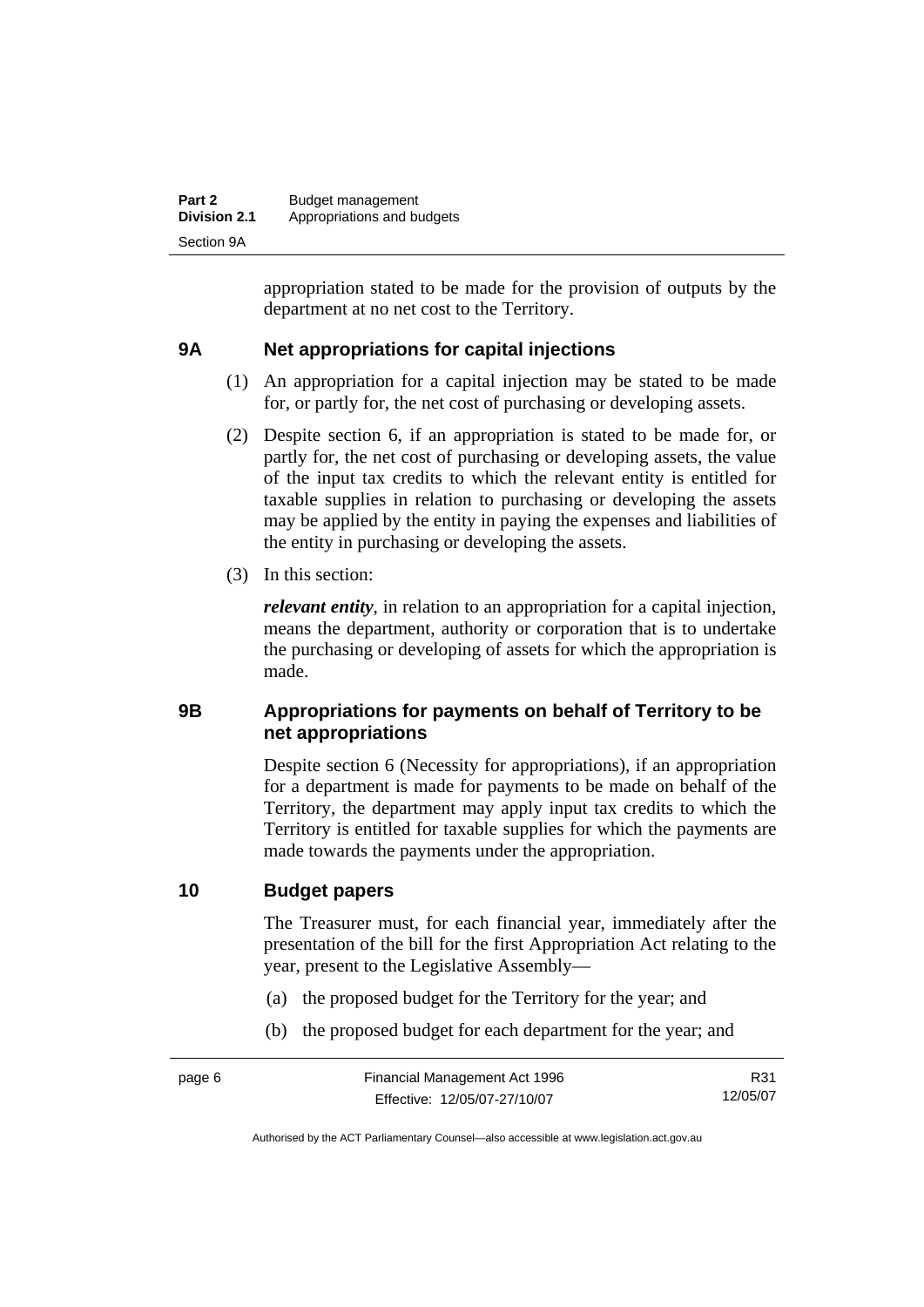appropriation stated to be made for the provision of outputs by the department at no net cost to the Territory.

## 9A Net appropriations for capital injections

(1) An appropriation for a capital injection may be stated to be made for, or partly for, the net cost of purchasing or developing assets.

(2) Despite section 6, if an appropriation is stated to be made for, or partly for, the net cost of purchasing or developing assets, the value of the input tax credits to which the relevant entity is entitled for taxable supplies in relation to purchasing or developing the assets may be applied by the entity in paying the expenses and liabilities of the entity in purchasing or developing the assets.

(3) In this section:

***relevant entity***, in relation to an appropriation for a capital injection, means the department, authority or corporation that is to undertake the purchasing or developing of assets for which the appropriation is made.

## 9B Appropriations for payments on behalf of Territory to be net appropriations

Despite section 6 (Necessity for appropriations), if an appropriation for a department is made for payments to be made on behalf of the Territory, the department may apply input tax credits to which the Territory is entitled for taxable supplies for which the payments are made towards the payments under the appropriation.

## 10 Budget papers

The Treasurer must, for each financial year, immediately after the presentation of the bill for the first Appropriation Act relating to the year, present to the Legislative Assembly—

(a) the proposed budget for the Territory for the year; and

(b) the proposed budget for each department for the year; and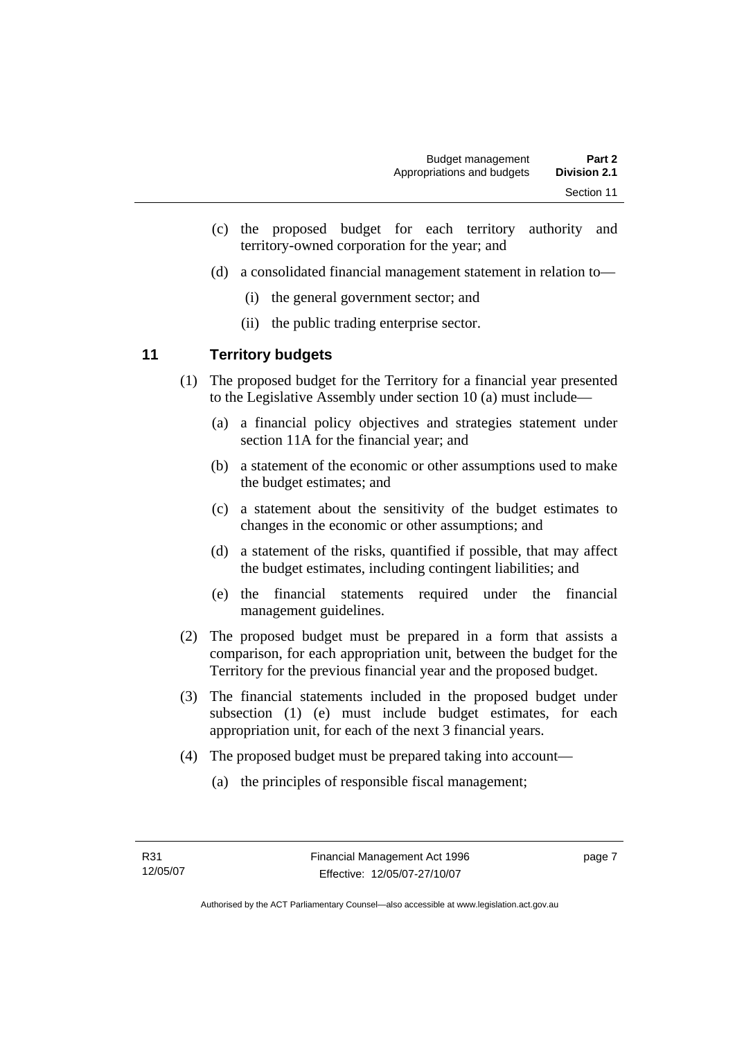(c) the proposed budget for each territory authority and territory-owned corporation for the year; and

(d) a consolidated financial management statement in relation to—

(i) the general government sector; and

(ii) the public trading enterprise sector.

## 11 Territory budgets

(1) The proposed budget for the Territory for a financial year presented to the Legislative Assembly under section 10 (a) must include—

(a) a financial policy objectives and strategies statement under section 11A for the financial year; and

(b) a statement of the economic or other assumptions used to make the budget estimates; and

(c) a statement about the sensitivity of the budget estimates to changes in the economic or other assumptions; and

(d) a statement of the risks, quantified if possible, that may affect the budget estimates, including contingent liabilities; and

(e) the financial statements required under the financial management guidelines.

(2) The proposed budget must be prepared in a form that assists a comparison, for each appropriation unit, between the budget for the Territory for the previous financial year and the proposed budget.

(3) The financial statements included in the proposed budget under subsection (1) (e) must include budget estimates, for each appropriation unit, for each of the next 3 financial years.

(4) The proposed budget must be prepared taking into account—

(a) the principles of responsible fiscal management;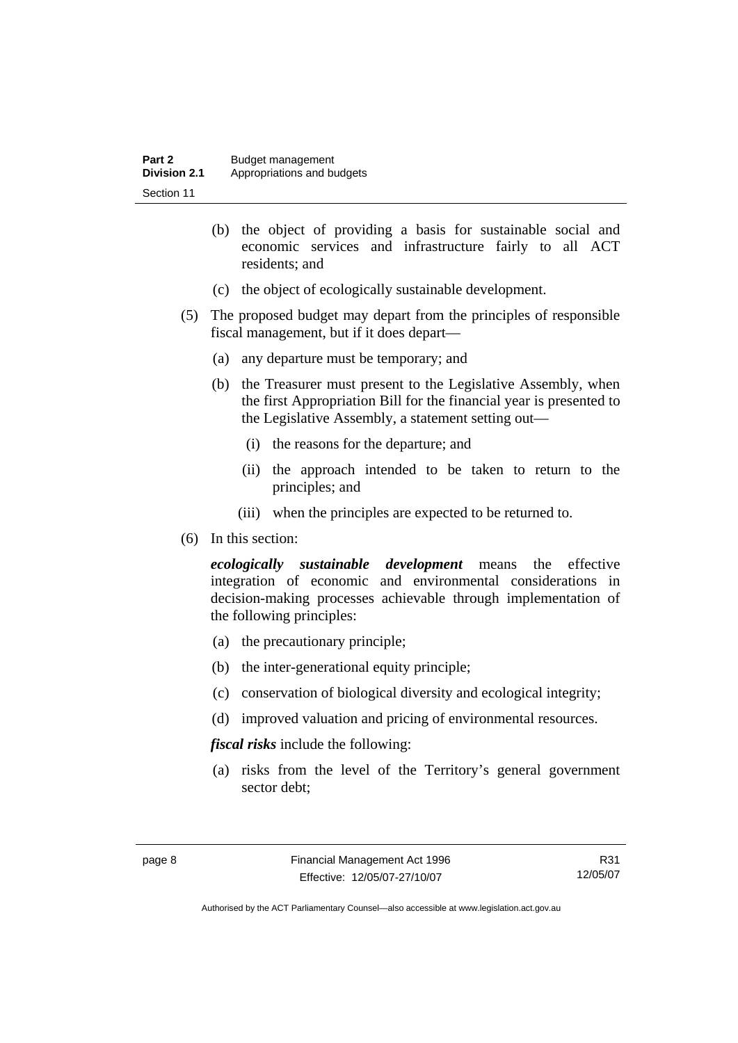(b) the object of providing a basis for sustainable social and economic services and infrastructure fairly to all ACT residents; and

(c) the object of ecologically sustainable development.

(5) The proposed budget may depart from the principles of responsible fiscal management, but if it does depart—

(a) any departure must be temporary; and

(b) the Treasurer must present to the Legislative Assembly, when the first Appropriation Bill for the financial year is presented to the Legislative Assembly, a statement setting out—

(i) the reasons for the departure; and

(ii) the approach intended to be taken to return to the principles; and

(iii) when the principles are expected to be returned to.

(6) In this section:

***ecologically sustainable development*** means the effective integration of economic and environmental considerations in decision-making processes achievable through implementation of the following principles:

(a) the precautionary principle;

(b) the inter-generational equity principle;

(c) conservation of biological diversity and ecological integrity;

(d) improved valuation and pricing of environmental resources.

***fiscal risks*** include the following:

(a) risks from the level of the Territory's general government sector debt;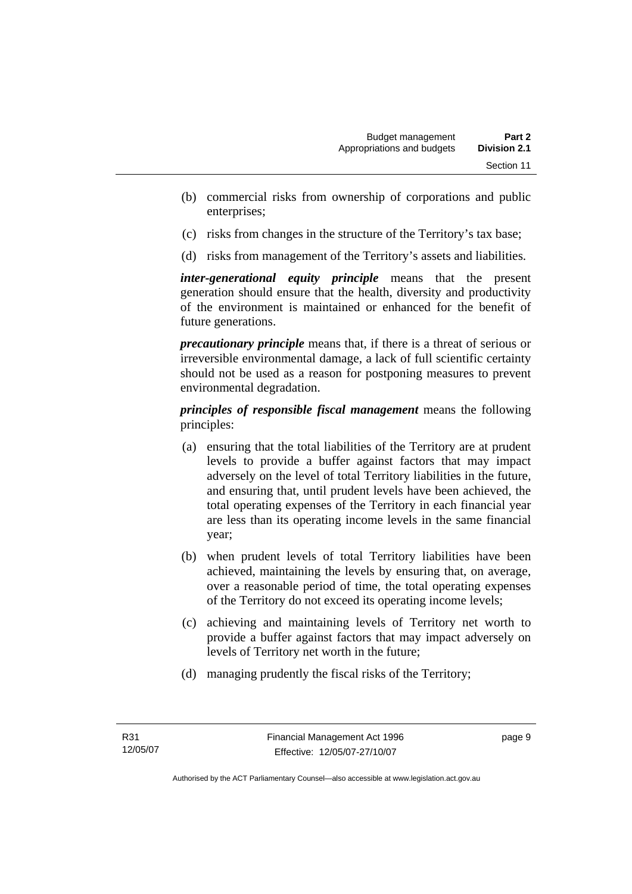(b) commercial risks from ownership of corporations and public enterprises;

(c) risks from changes in the structure of the Territory's tax base;

(d) risks from management of the Territory's assets and liabilities.

***inter-generational equity principle*** means that the present generation should ensure that the health, diversity and productivity of the environment is maintained or enhanced for the benefit of future generations.

***precautionary principle*** means that, if there is a threat of serious or irreversible environmental damage, a lack of full scientific certainty should not be used as a reason for postponing measures to prevent environmental degradation.

***principles of responsible fiscal management*** means the following principles:

(a) ensuring that the total liabilities of the Territory are at prudent levels to provide a buffer against factors that may impact adversely on the level of total Territory liabilities in the future, and ensuring that, until prudent levels have been achieved, the total operating expenses of the Territory in each financial year are less than its operating income levels in the same financial year;

(b) when prudent levels of total Territory liabilities have been achieved, maintaining the levels by ensuring that, on average, over a reasonable period of time, the total operating expenses of the Territory do not exceed its operating income levels;

(c) achieving and maintaining levels of Territory net worth to provide a buffer against factors that may impact adversely on levels of Territory net worth in the future;

(d) managing prudently the fiscal risks of the Territory;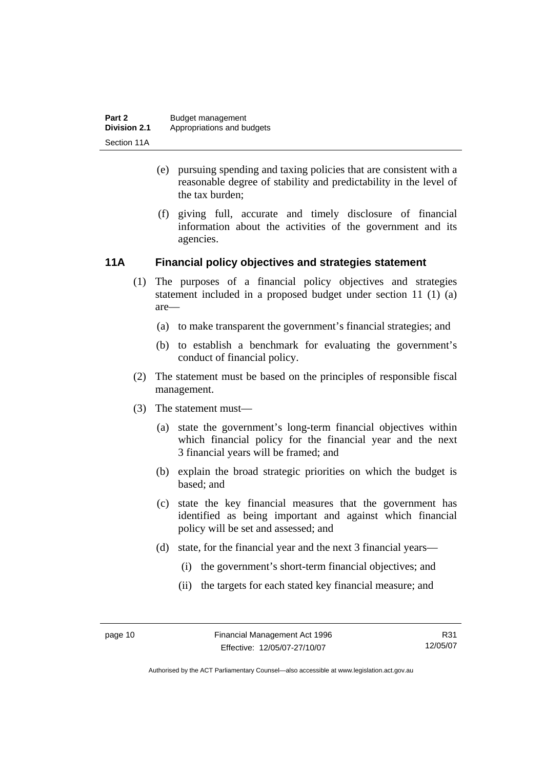(e) pursuing spending and taxing policies that are consistent with a reasonable degree of stability and predictability in the level of the tax burden;

(f) giving full, accurate and timely disclosure of financial information about the activities of the government and its agencies.

### 11A Financial policy objectives and strategies statement

(1) The purposes of a financial policy objectives and strategies statement included in a proposed budget under section 11 (1) (a) are—

(a) to make transparent the government's financial strategies; and

(b) to establish a benchmark for evaluating the government's conduct of financial policy.

(2) The statement must be based on the principles of responsible fiscal management.

(3) The statement must—

(a) state the government's long-term financial objectives within which financial policy for the financial year and the next 3 financial years will be framed; and

(b) explain the broad strategic priorities on which the budget is based; and

(c) state the key financial measures that the government has identified as being important and against which financial policy will be set and assessed; and

(d) state, for the financial year and the next 3 financial years—

(i) the government's short-term financial objectives; and

(ii) the targets for each stated key financial measure; and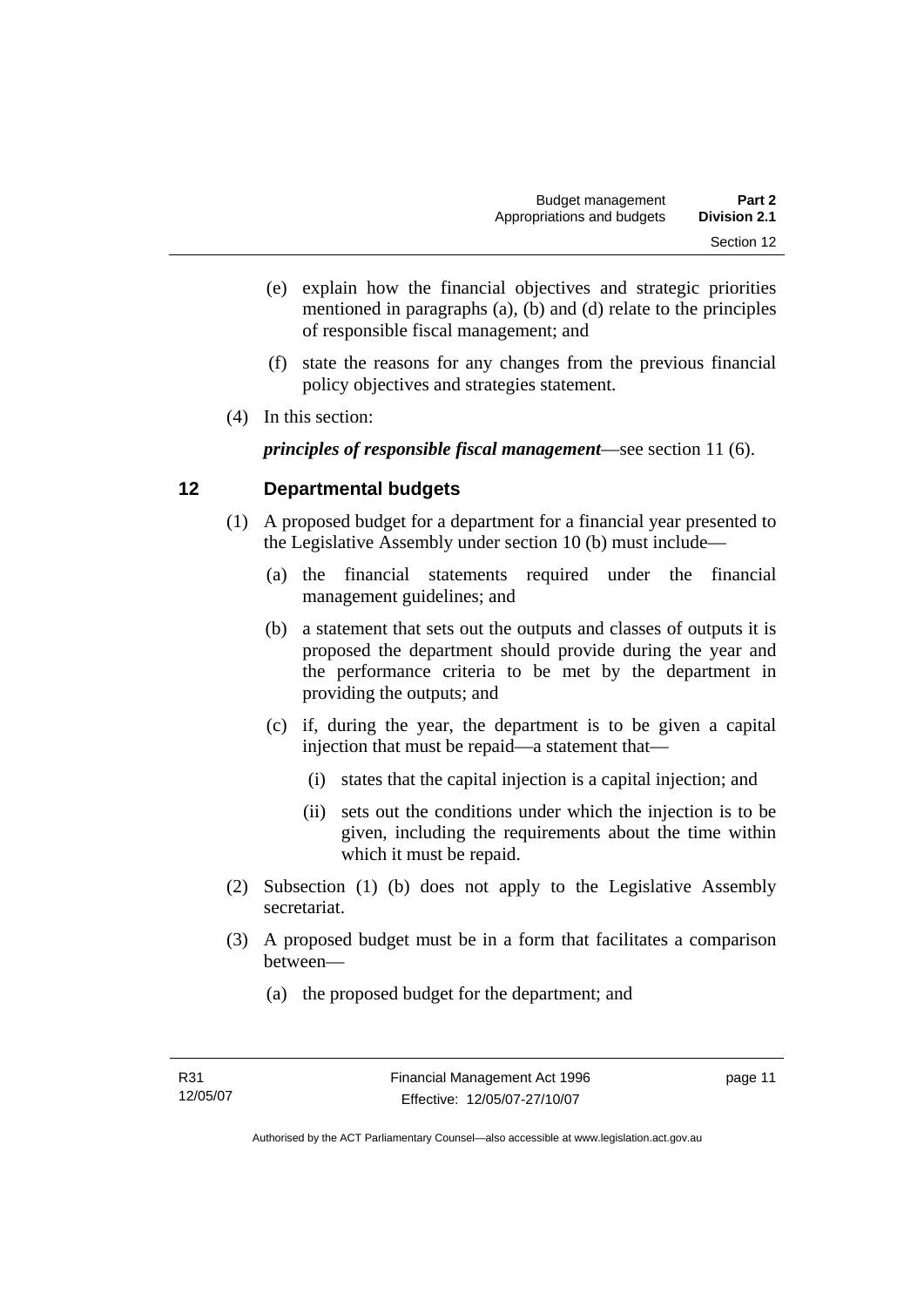(e) explain how the financial objectives and strategic priorities mentioned in paragraphs (a), (b) and (d) relate to the principles of responsible fiscal management; and

(f) state the reasons for any changes from the previous financial policy objectives and strategies statement.

(4) In this section:

***principles of responsible fiscal management***—see section 11 (6).

## 12 Departmental budgets

(1) A proposed budget for a department for a financial year presented to the Legislative Assembly under section 10 (b) must include—

(a) the financial statements required under the financial management guidelines; and

(b) a statement that sets out the outputs and classes of outputs it is proposed the department should provide during the year and the performance criteria to be met by the department in providing the outputs; and

(c) if, during the year, the department is to be given a capital injection that must be repaid—a statement that—

(i) states that the capital injection is a capital injection; and

(ii) sets out the conditions under which the injection is to be given, including the requirements about the time within which it must be repaid.

(2) Subsection (1) (b) does not apply to the Legislative Assembly secretariat.

(3) A proposed budget must be in a form that facilitates a comparison between—

(a) the proposed budget for the department; and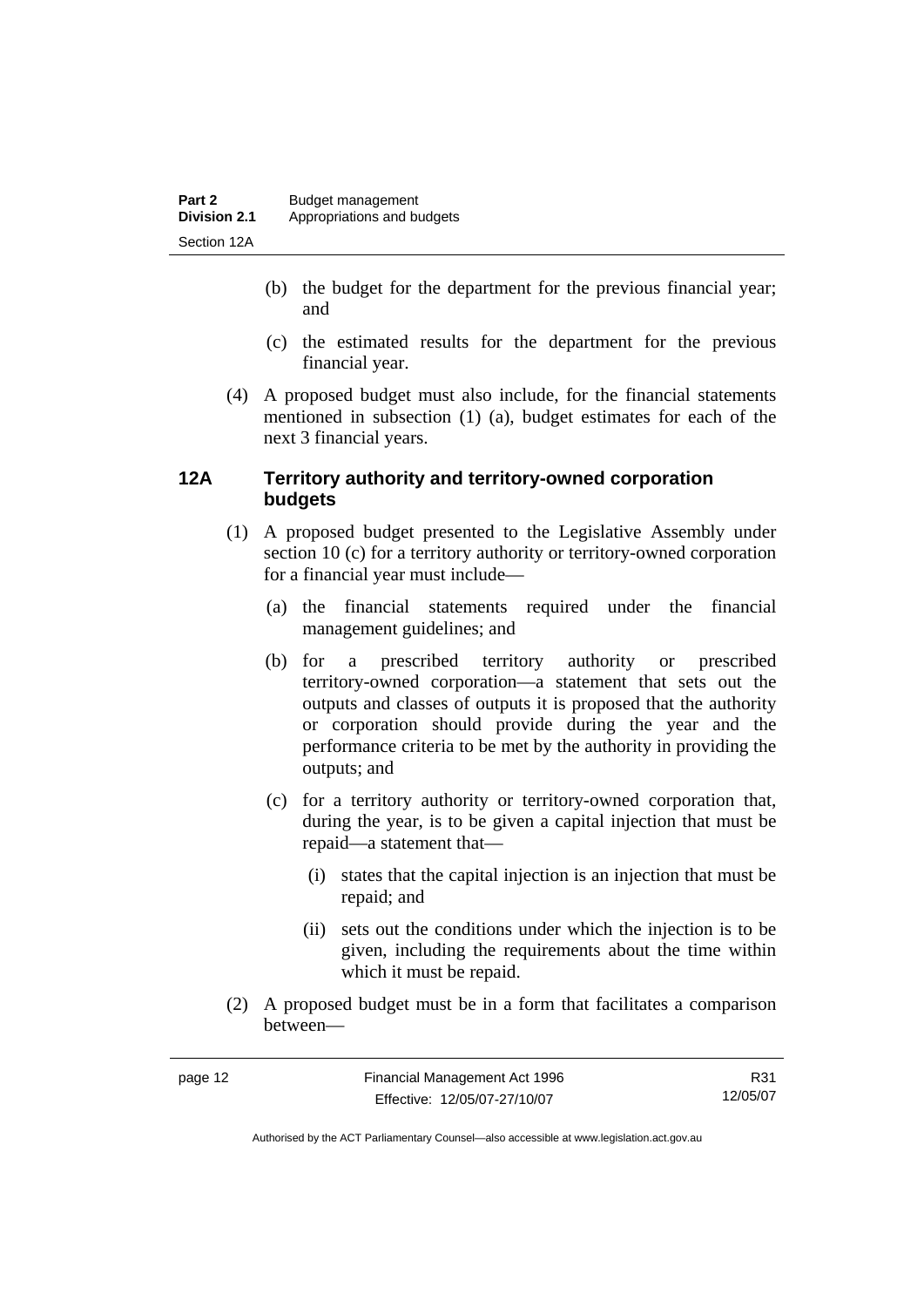(b) the budget for the department for the previous financial year; and

(c) the estimated results for the department for the previous financial year.

(4) A proposed budget must also include, for the financial statements mentioned in subsection (1) (a), budget estimates for each of the next 3 financial years.

### 12A Territory authority and territory-owned corporation budgets

(1) A proposed budget presented to the Legislative Assembly under section 10 (c) for a territory authority or territory-owned corporation for a financial year must include—

(a) the financial statements required under the financial management guidelines; and

(b) for a prescribed territory authority or prescribed territory-owned corporation—a statement that sets out the outputs and classes of outputs it is proposed that the authority or corporation should provide during the year and the performance criteria to be met by the authority in providing the outputs; and

(c) for a territory authority or territory-owned corporation that, during the year, is to be given a capital injection that must be repaid—a statement that—

(i) states that the capital injection is an injection that must be repaid; and

(ii) sets out the conditions under which the injection is to be given, including the requirements about the time within which it must be repaid.

(2) A proposed budget must be in a form that facilitates a comparison between—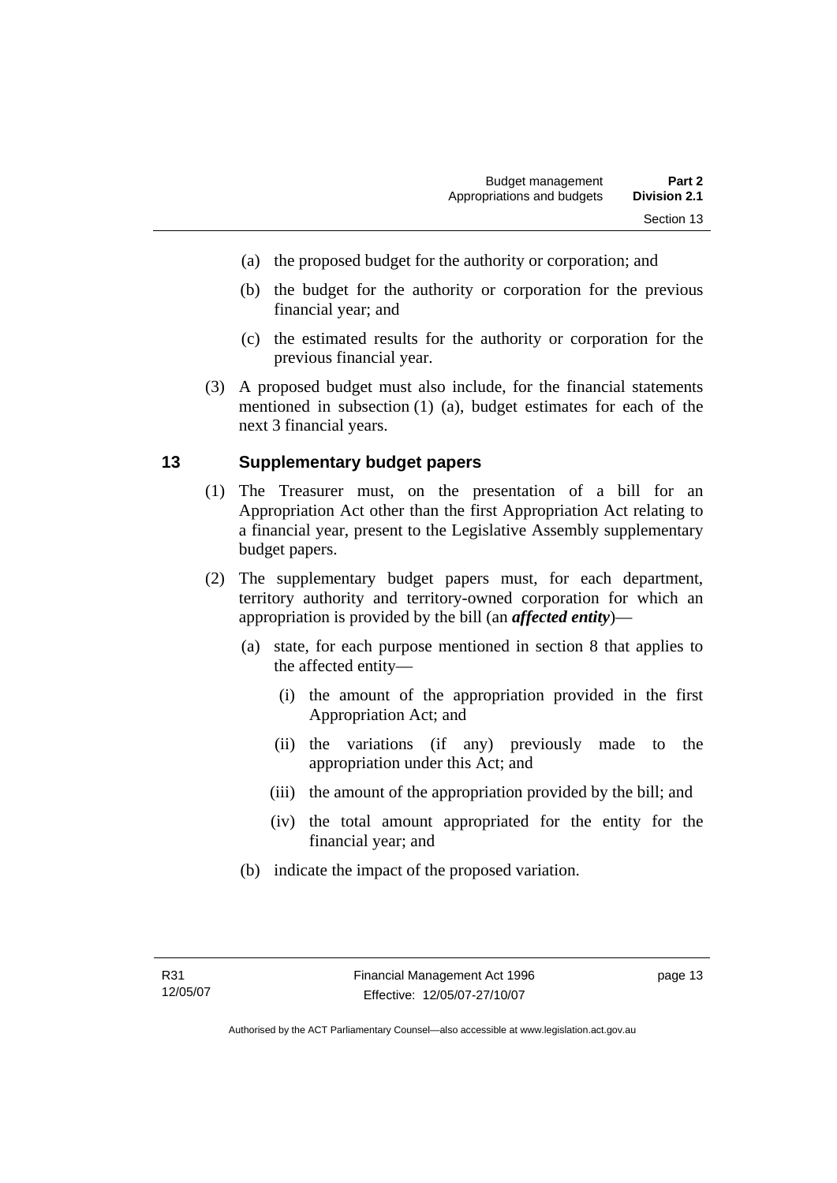(a) the proposed budget for the authority or corporation; and

(b) the budget for the authority or corporation for the previous financial year; and

(c) the estimated results for the authority or corporation for the previous financial year.

(3) A proposed budget must also include, for the financial statements mentioned in subsection (1) (a), budget estimates for each of the next 3 financial years.

## 13 Supplementary budget papers

(1) The Treasurer must, on the presentation of a bill for an Appropriation Act other than the first Appropriation Act relating to a financial year, present to the Legislative Assembly supplementary budget papers.

(2) The supplementary budget papers must, for each department, territory authority and territory-owned corporation for which an appropriation is provided by the bill (an ***affected entity***)—

(a) state, for each purpose mentioned in section 8 that applies to the affected entity—

(i) the amount of the appropriation provided in the first Appropriation Act; and

(ii) the variations (if any) previously made to the appropriation under this Act; and

(iii) the amount of the appropriation provided by the bill; and

(iv) the total amount appropriated for the entity for the financial year; and

(b) indicate the impact of the proposed variation.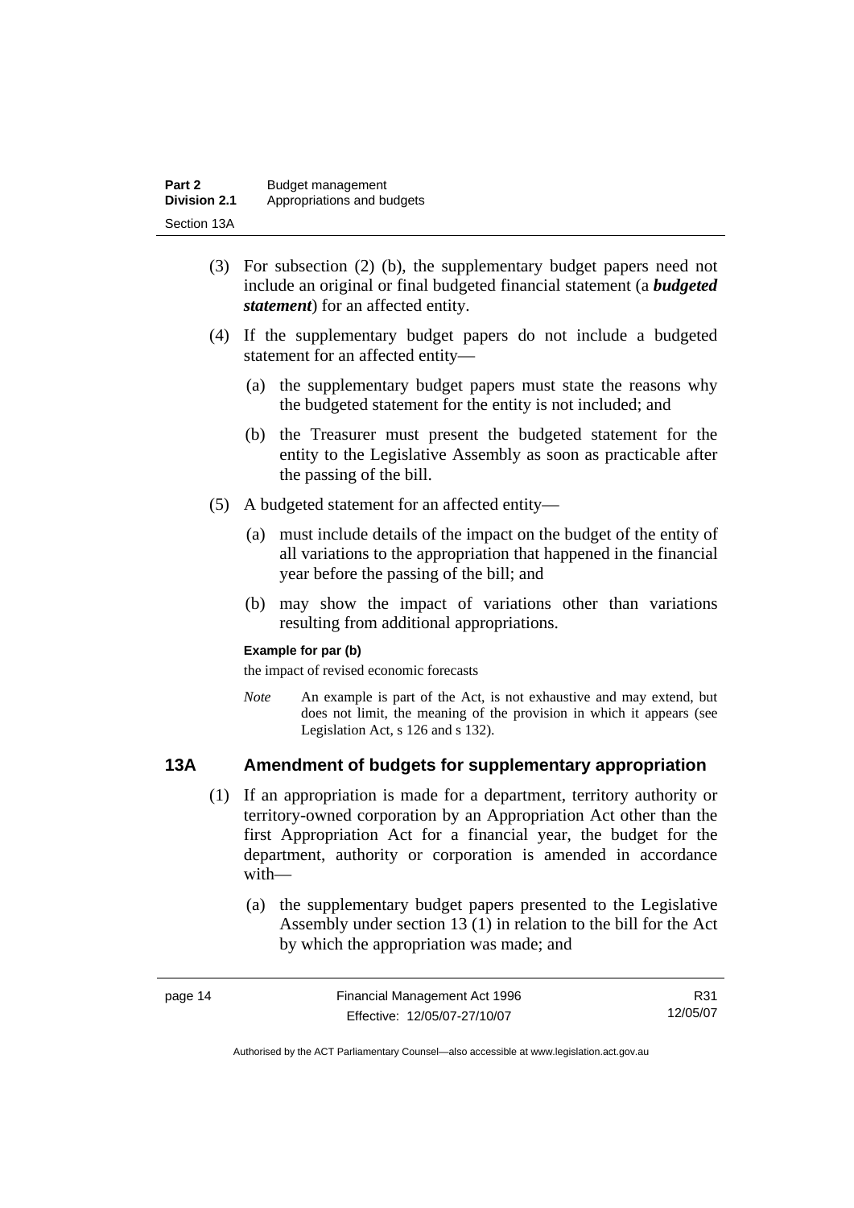(3) For subsection (2) (b), the supplementary budget papers need not include an original or final budgeted financial statement (a ***budgeted statement***) for an affected entity.

(4) If the supplementary budget papers do not include a budgeted statement for an affected entity—

(a) the supplementary budget papers must state the reasons why the budgeted statement for the entity is not included; and

(b) the Treasurer must present the budgeted statement for the entity to the Legislative Assembly as soon as practicable after the passing of the bill.

(5) A budgeted statement for an affected entity—

(a) must include details of the impact on the budget of the entity of all variations to the appropriation that happened in the financial year before the passing of the bill; and

(b) may show the impact of variations other than variations resulting from additional appropriations.

**Example for par (b)**

the impact of revised economic forecasts

*Note* An example is part of the Act, is not exhaustive and may extend, but does not limit, the meaning of the provision in which it appears (see Legislation Act, s 126 and s 132).

### 13A Amendment of budgets for supplementary appropriation

(1) If an appropriation is made for a department, territory authority or territory-owned corporation by an Appropriation Act other than the first Appropriation Act for a financial year, the budget for the department, authority or corporation is amended in accordance with—

(a) the supplementary budget papers presented to the Legislative Assembly under section 13 (1) in relation to the bill for the Act by which the appropriation was made; and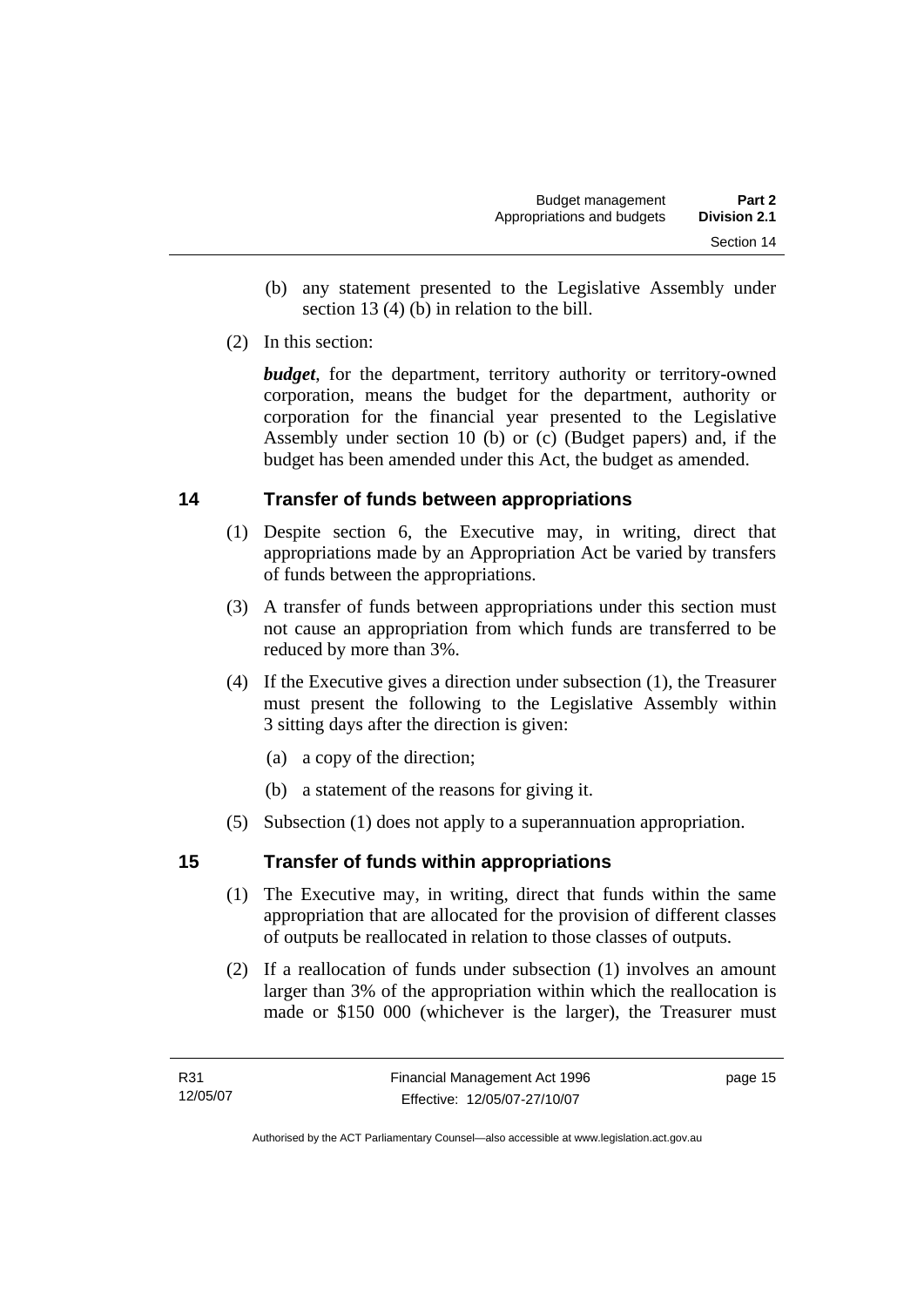(b) any statement presented to the Legislative Assembly under section 13 (4) (b) in relation to the bill.

(2) In this section:

***budget***, for the department, territory authority or territory-owned corporation, means the budget for the department, authority or corporation for the financial year presented to the Legislative Assembly under section 10 (b) or (c) (Budget papers) and, if the budget has been amended under this Act, the budget as amended.

## 14 Transfer of funds between appropriations

(1) Despite section 6, the Executive may, in writing, direct that appropriations made by an Appropriation Act be varied by transfers of funds between the appropriations.

(3) A transfer of funds between appropriations under this section must not cause an appropriation from which funds are transferred to be reduced by more than 3%.

(4) If the Executive gives a direction under subsection (1), the Treasurer must present the following to the Legislative Assembly within 3 sitting days after the direction is given:

(a) a copy of the direction;

(b) a statement of the reasons for giving it.

(5) Subsection (1) does not apply to a superannuation appropriation.

## 15 Transfer of funds within appropriations

(1) The Executive may, in writing, direct that funds within the same appropriation that are allocated for the provision of different classes of outputs be reallocated in relation to those classes of outputs.

(2) If a reallocation of funds under subsection (1) involves an amount larger than 3% of the appropriation within which the reallocation is made or \$150 000 (whichever is the larger), the Treasurer must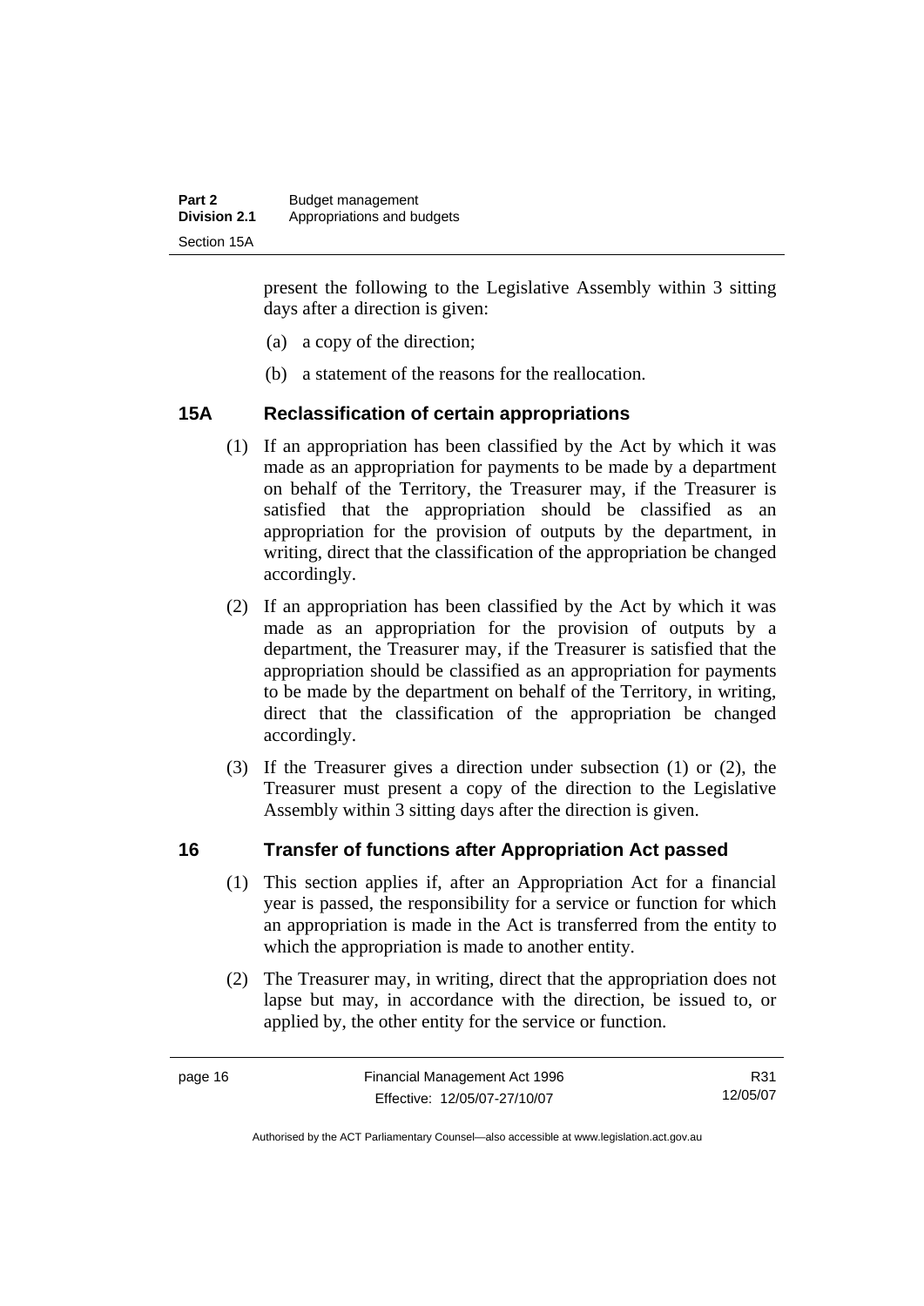present the following to the Legislative Assembly within 3 sitting days after a direction is given:

(a) a copy of the direction;

(b) a statement of the reasons for the reallocation.

## 15A Reclassification of certain appropriations

(1) If an appropriation has been classified by the Act by which it was made as an appropriation for payments to be made by a department on behalf of the Territory, the Treasurer may, if the Treasurer is satisfied that the appropriation should be classified as an appropriation for the provision of outputs by the department, in writing, direct that the classification of the appropriation be changed accordingly.

(2) If an appropriation has been classified by the Act by which it was made as an appropriation for the provision of outputs by a department, the Treasurer may, if the Treasurer is satisfied that the appropriation should be classified as an appropriation for payments to be made by the department on behalf of the Territory, in writing, direct that the classification of the appropriation be changed accordingly.

(3) If the Treasurer gives a direction under subsection (1) or (2), the Treasurer must present a copy of the direction to the Legislative Assembly within 3 sitting days after the direction is given.

## 16 Transfer of functions after Appropriation Act passed

(1) This section applies if, after an Appropriation Act for a financial year is passed, the responsibility for a service or function for which an appropriation is made in the Act is transferred from the entity to which the appropriation is made to another entity.

(2) The Treasurer may, in writing, direct that the appropriation does not lapse but may, in accordance with the direction, be issued to, or applied by, the other entity for the service or function.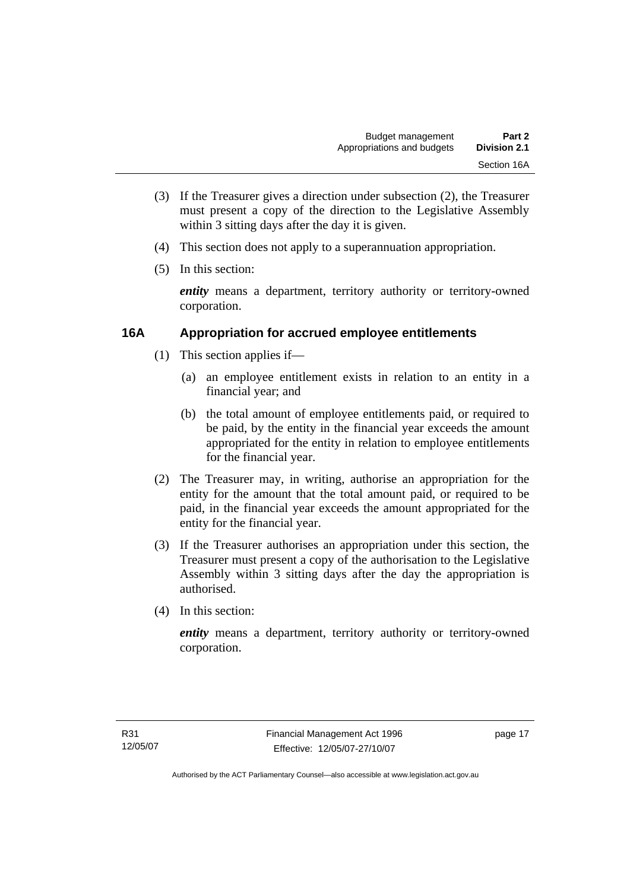(3) If the Treasurer gives a direction under subsection (2), the Treasurer must present a copy of the direction to the Legislative Assembly within 3 sitting days after the day it is given.

(4) This section does not apply to a superannuation appropriation.

(5) In this section:

***entity*** means a department, territory authority or territory-owned corporation.

## 16A Appropriation for accrued employee entitlements

(1) This section applies if—

(a) an employee entitlement exists in relation to an entity in a financial year; and

(b) the total amount of employee entitlements paid, or required to be paid, by the entity in the financial year exceeds the amount appropriated for the entity in relation to employee entitlements for the financial year.

(2) The Treasurer may, in writing, authorise an appropriation for the entity for the amount that the total amount paid, or required to be paid, in the financial year exceeds the amount appropriated for the entity for the financial year.

(3) If the Treasurer authorises an appropriation under this section, the Treasurer must present a copy of the authorisation to the Legislative Assembly within 3 sitting days after the day the appropriation is authorised.

(4) In this section:

***entity*** means a department, territory authority or territory-owned corporation.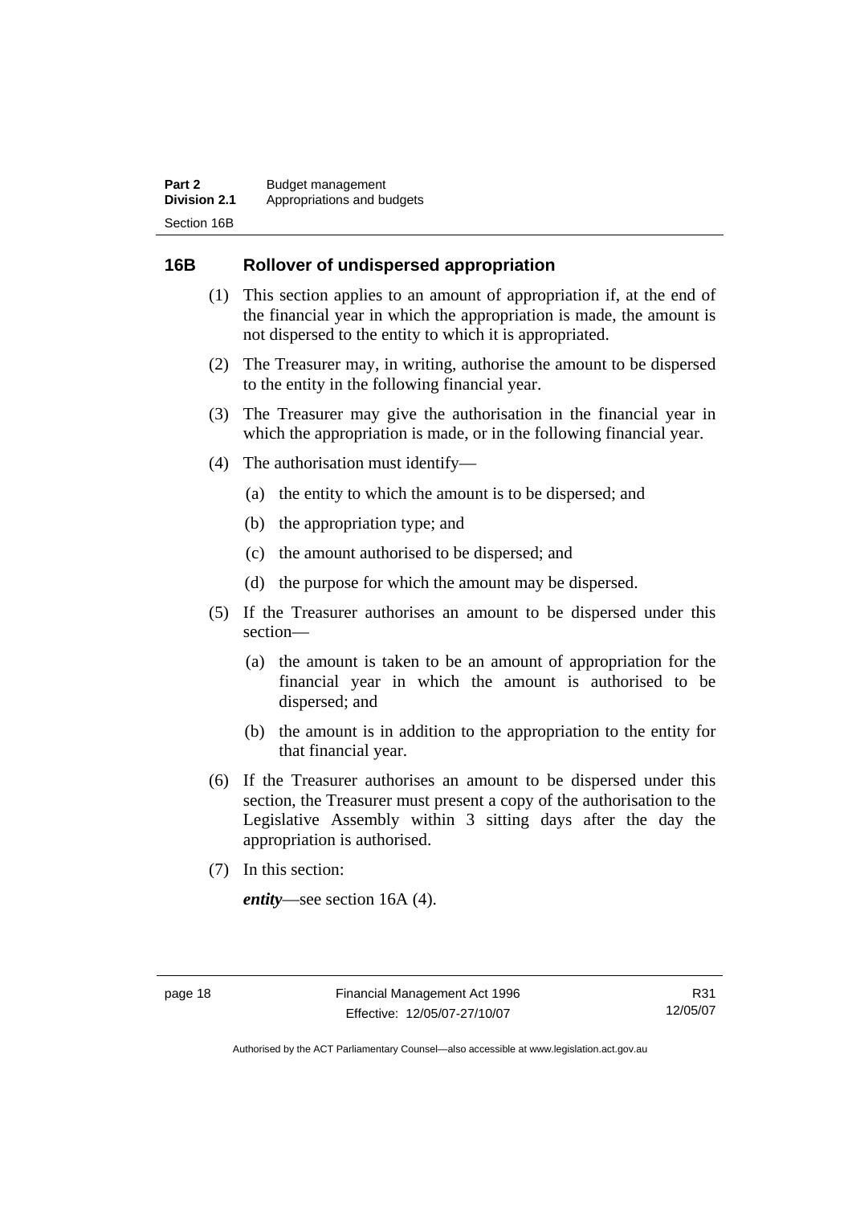## 16B Rollover of undispersed appropriation

(1) This section applies to an amount of appropriation if, at the end of the financial year in which the appropriation is made, the amount is not dispersed to the entity to which it is appropriated.

(2) The Treasurer may, in writing, authorise the amount to be dispersed to the entity in the following financial year.

(3) The Treasurer may give the authorisation in the financial year in which the appropriation is made, or in the following financial year.

(4) The authorisation must identify—

(a) the entity to which the amount is to be dispersed; and

(b) the appropriation type; and

(c) the amount authorised to be dispersed; and

(d) the purpose for which the amount may be dispersed.

(5) If the Treasurer authorises an amount to be dispersed under this section—

(a) the amount is taken to be an amount of appropriation for the financial year in which the amount is authorised to be dispersed; and

(b) the amount is in addition to the appropriation to the entity for that financial year.

(6) If the Treasurer authorises an amount to be dispersed under this section, the Treasurer must present a copy of the authorisation to the Legislative Assembly within 3 sitting days after the day the appropriation is authorised.

(7) In this section:

***entity***—see section 16A (4).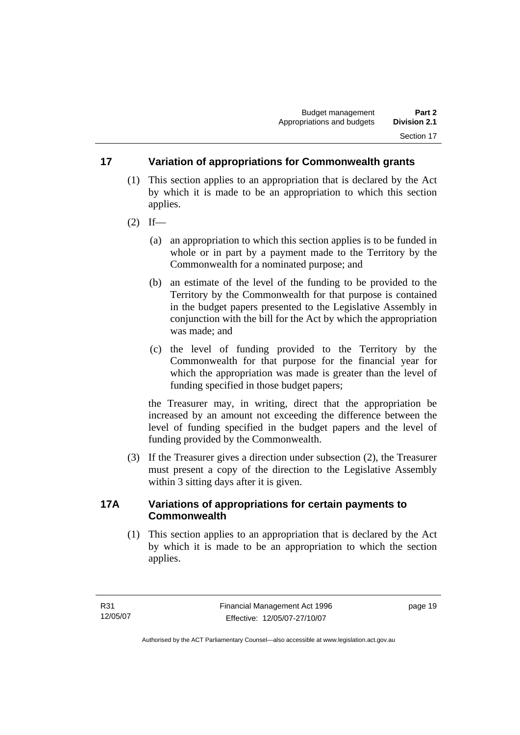## 17 Variation of appropriations for Commonwealth grants

(1) This section applies to an appropriation that is declared by the Act by which it is made to be an appropriation to which this section applies.

(2) If—

(a) an appropriation to which this section applies is to be funded in whole or in part by a payment made to the Territory by the Commonwealth for a nominated purpose; and

(b) an estimate of the level of the funding to be provided to the Territory by the Commonwealth for that purpose is contained in the budget papers presented to the Legislative Assembly in conjunction with the bill for the Act by which the appropriation was made; and

(c) the level of funding provided to the Territory by the Commonwealth for that purpose for the financial year for which the appropriation was made is greater than the level of funding specified in those budget papers;

the Treasurer may, in writing, direct that the appropriation be increased by an amount not exceeding the difference between the level of funding specified in the budget papers and the level of funding provided by the Commonwealth.

(3) If the Treasurer gives a direction under subsection (2), the Treasurer must present a copy of the direction to the Legislative Assembly within 3 sitting days after it is given.

## 17A Variations of appropriations for certain payments to Commonwealth

(1) This section applies to an appropriation that is declared by the Act by which it is made to be an appropriation to which the section applies.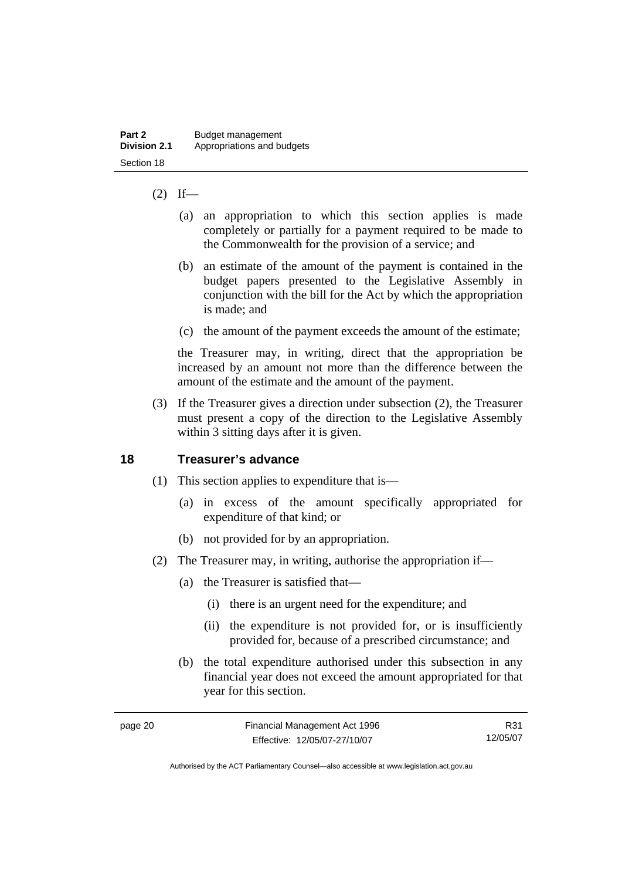(2) If—

(a) an appropriation to which this section applies is made completely or partially for a payment required to be made to the Commonwealth for the provision of a service; and

(b) an estimate of the amount of the payment is contained in the budget papers presented to the Legislative Assembly in conjunction with the bill for the Act by which the appropriation is made; and

(c) the amount of the payment exceeds the amount of the estimate;

the Treasurer may, in writing, direct that the appropriation be increased by an amount not more than the difference between the amount of the estimate and the amount of the payment.

(3) If the Treasurer gives a direction under subsection (2), the Treasurer must present a copy of the direction to the Legislative Assembly within 3 sitting days after it is given.

## 18 Treasurer's advance

(1) This section applies to expenditure that is—

(a) in excess of the amount specifically appropriated for expenditure of that kind; or

(b) not provided for by an appropriation.

(2) The Treasurer may, in writing, authorise the appropriation if—

(a) the Treasurer is satisfied that—

(i) there is an urgent need for the expenditure; and

(ii) the expenditure is not provided for, or is insufficiently provided for, because of a prescribed circumstance; and

(b) the total expenditure authorised under this subsection in any financial year does not exceed the amount appropriated for that year for this section.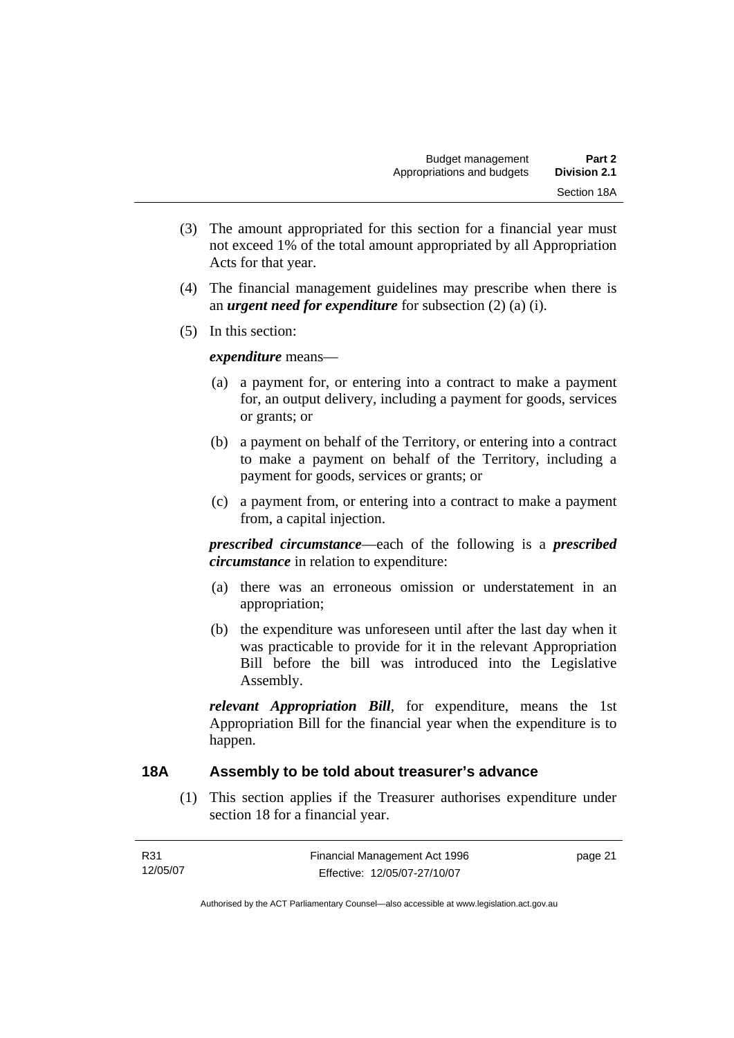(3) The amount appropriated for this section for a financial year must not exceed 1% of the total amount appropriated by all Appropriation Acts for that year.

(4) The financial management guidelines may prescribe when there is an ***urgent need for expenditure*** for subsection (2) (a) (i).

(5) In this section:

***expenditure*** means—

(a) a payment for, or entering into a contract to make a payment for, an output delivery, including a payment for goods, services or grants; or

(b) a payment on behalf of the Territory, or entering into a contract to make a payment on behalf of the Territory, including a payment for goods, services or grants; or

(c) a payment from, or entering into a contract to make a payment from, a capital injection.

***prescribed circumstance***—each of the following is a ***prescribed circumstance*** in relation to expenditure:

(a) there was an erroneous omission or understatement in an appropriation;

(b) the expenditure was unforeseen until after the last day when it was practicable to provide for it in the relevant Appropriation Bill before the bill was introduced into the Legislative Assembly.

***relevant Appropriation Bill***, for expenditure, means the 1st Appropriation Bill for the financial year when the expenditure is to happen.

### 18A Assembly to be told about treasurer's advance

(1) This section applies if the Treasurer authorises expenditure under section 18 for a financial year.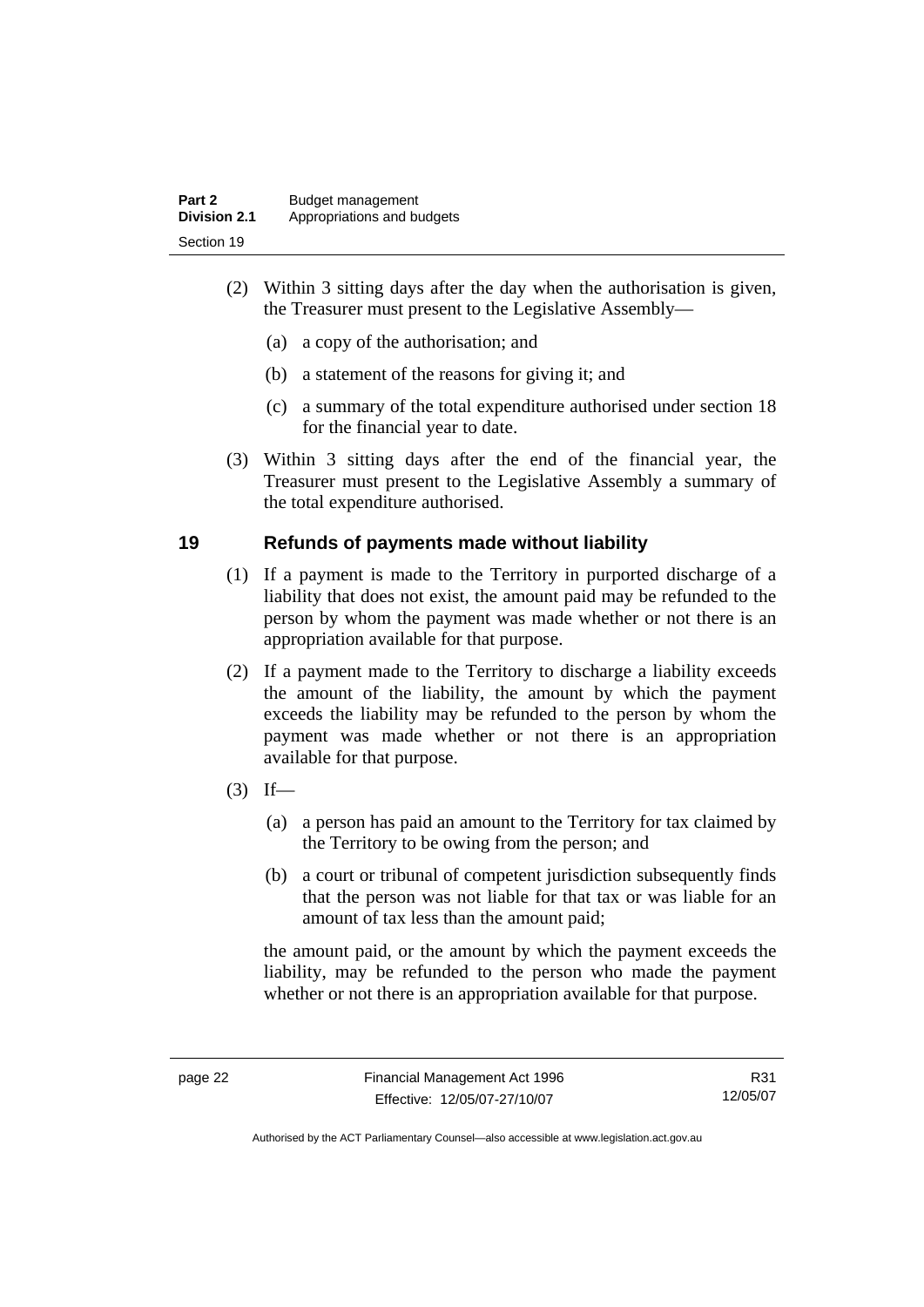(2) Within 3 sitting days after the day when the authorisation is given, the Treasurer must present to the Legislative Assembly—

(a) a copy of the authorisation; and

(b) a statement of the reasons for giving it; and

(c) a summary of the total expenditure authorised under section 18 for the financial year to date.

(3) Within 3 sitting days after the end of the financial year, the Treasurer must present to the Legislative Assembly a summary of the total expenditure authorised.

## 19 Refunds of payments made without liability

(1) If a payment is made to the Territory in purported discharge of a liability that does not exist, the amount paid may be refunded to the person by whom the payment was made whether or not there is an appropriation available for that purpose.

(2) If a payment made to the Territory to discharge a liability exceeds the amount of the liability, the amount by which the payment exceeds the liability may be refunded to the person by whom the payment was made whether or not there is an appropriation available for that purpose.

(3) If—

(a) a person has paid an amount to the Territory for tax claimed by the Territory to be owing from the person; and

(b) a court or tribunal of competent jurisdiction subsequently finds that the person was not liable for that tax or was liable for an amount of tax less than the amount paid;

the amount paid, or the amount by which the payment exceeds the liability, may be refunded to the person who made the payment whether or not there is an appropriation available for that purpose.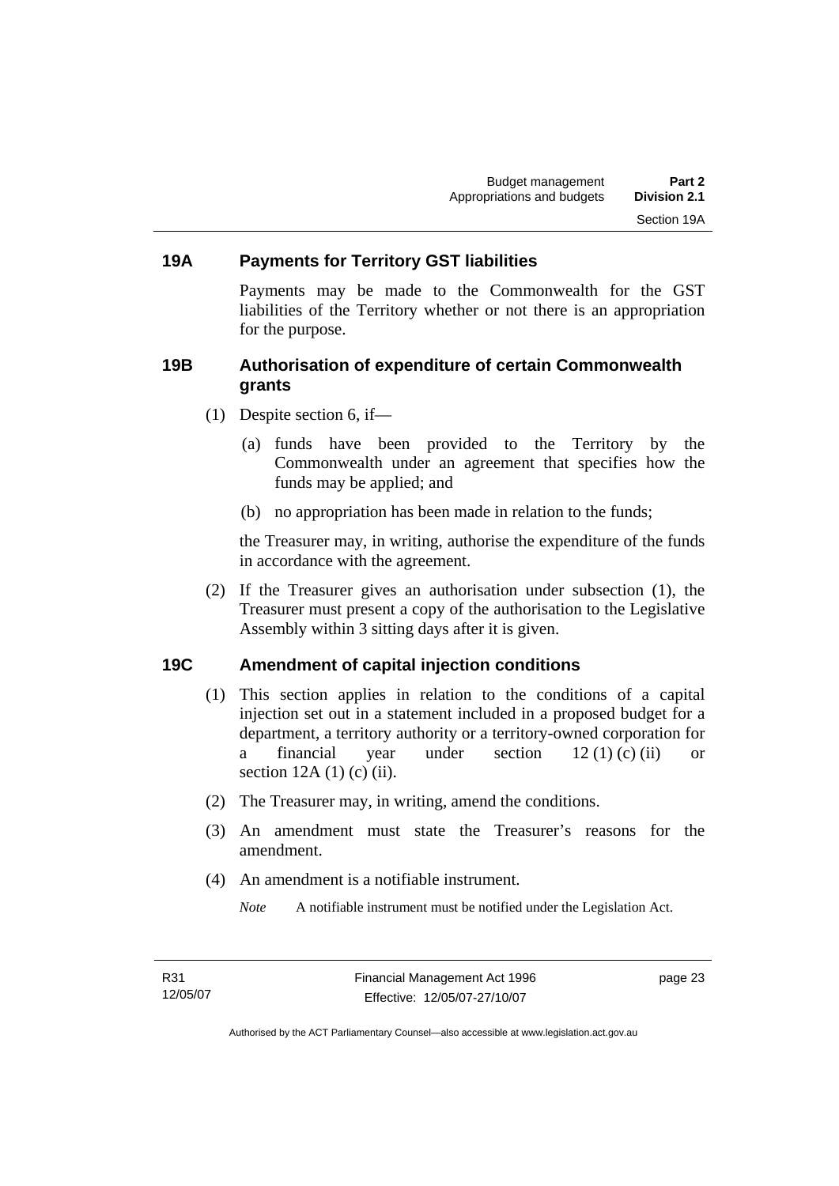## 19A Payments for Territory GST liabilities

Payments may be made to the Commonwealth for the GST liabilities of the Territory whether or not there is an appropriation for the purpose.

## 19B Authorisation of expenditure of certain Commonwealth grants

(1) Despite section 6, if—

(a) funds have been provided to the Territory by the Commonwealth under an agreement that specifies how the funds may be applied; and

(b) no appropriation has been made in relation to the funds;

the Treasurer may, in writing, authorise the expenditure of the funds in accordance with the agreement.

(2) If the Treasurer gives an authorisation under subsection (1), the Treasurer must present a copy of the authorisation to the Legislative Assembly within 3 sitting days after it is given.

## 19C Amendment of capital injection conditions

(1) This section applies in relation to the conditions of a capital injection set out in a statement included in a proposed budget for a department, a territory authority or a territory-owned corporation for a financial year under section 12 (1) (c) (ii) or section 12A (1) (c) (ii).

(2) The Treasurer may, in writing, amend the conditions.

(3) An amendment must state the Treasurer's reasons for the amendment.

(4) An amendment is a notifiable instrument.

*Note* A notifiable instrument must be notified under the Legislation Act.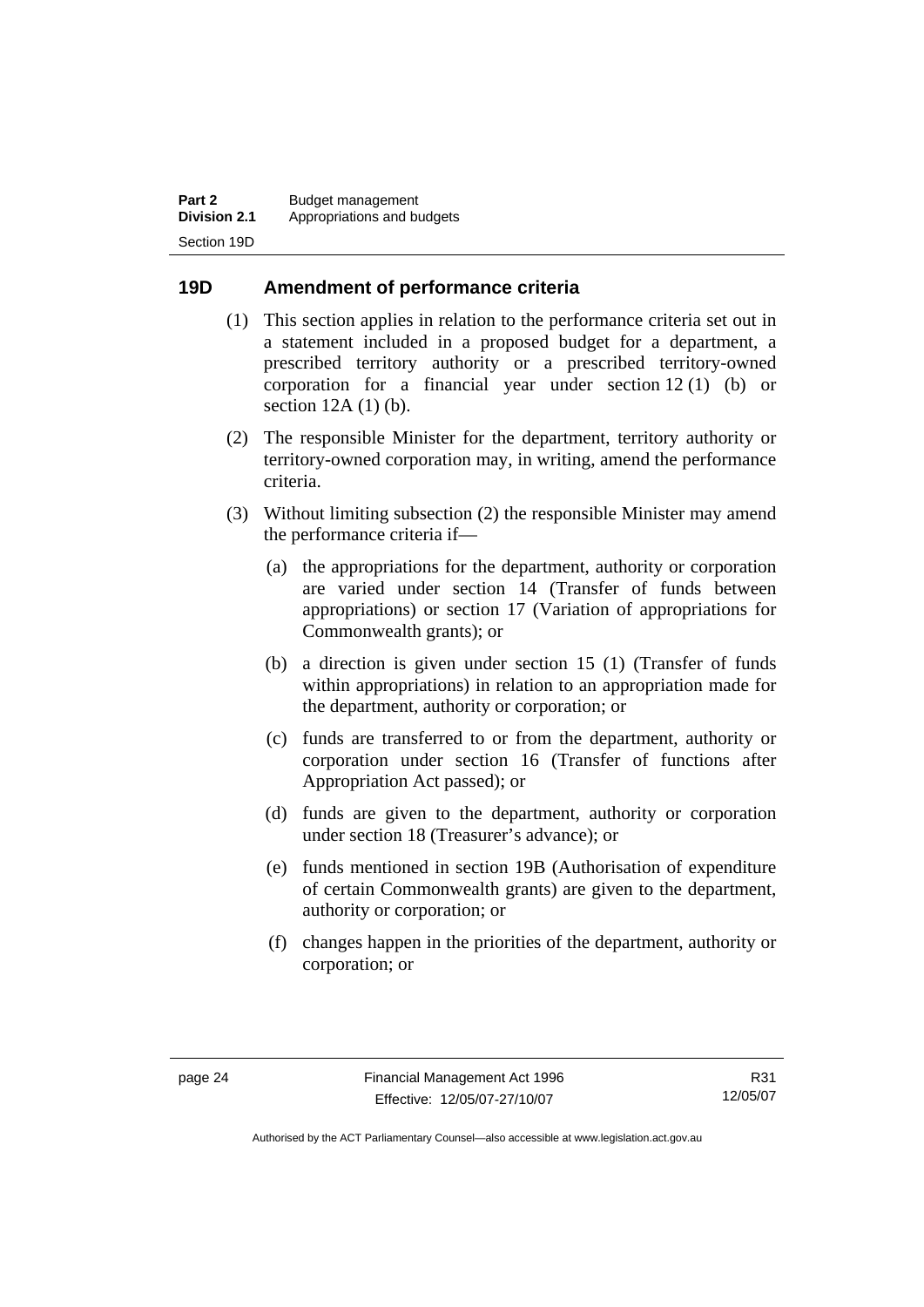## 19D Amendment of performance criteria

(1) This section applies in relation to the performance criteria set out in a statement included in a proposed budget for a department, a prescribed territory authority or a prescribed territory-owned corporation for a financial year under section 12 (1) (b) or section 12A (1) (b).

(2) The responsible Minister for the department, territory authority or territory-owned corporation may, in writing, amend the performance criteria.

(3) Without limiting subsection (2) the responsible Minister may amend the performance criteria if—

(a) the appropriations for the department, authority or corporation are varied under section 14 (Transfer of funds between appropriations) or section 17 (Variation of appropriations for Commonwealth grants); or

(b) a direction is given under section 15 (1) (Transfer of funds within appropriations) in relation to an appropriation made for the department, authority or corporation; or

(c) funds are transferred to or from the department, authority or corporation under section 16 (Transfer of functions after Appropriation Act passed); or

(d) funds are given to the department, authority or corporation under section 18 (Treasurer's advance); or

(e) funds mentioned in section 19B (Authorisation of expenditure of certain Commonwealth grants) are given to the department, authority or corporation; or

(f) changes happen in the priorities of the department, authority or corporation; or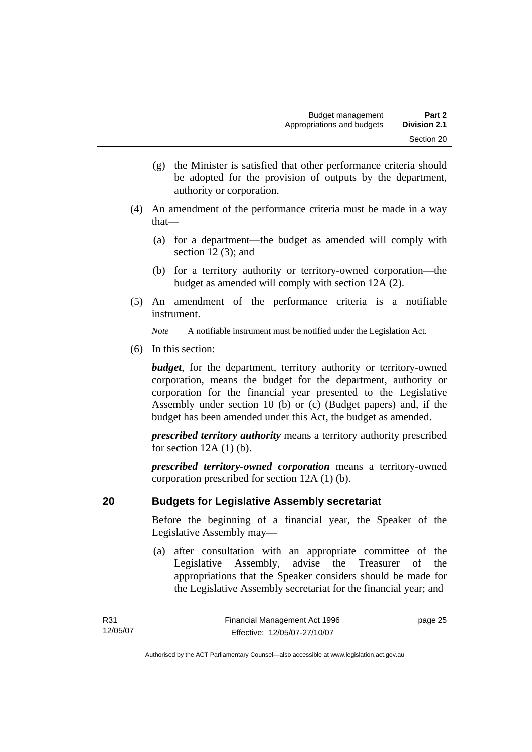(g) the Minister is satisfied that other performance criteria should be adopted for the provision of outputs by the department, authority or corporation.

(4) An amendment of the performance criteria must be made in a way that—

(a) for a department—the budget as amended will comply with section 12 (3); and

(b) for a territory authority or territory-owned corporation—the budget as amended will comply with section 12A (2).

(5) An amendment of the performance criteria is a notifiable instrument.

*Note* A notifiable instrument must be notified under the Legislation Act.

(6) In this section:

***budget***, for the department, territory authority or territory-owned corporation, means the budget for the department, authority or corporation for the financial year presented to the Legislative Assembly under section 10 (b) or (c) (Budget papers) and, if the budget has been amended under this Act, the budget as amended.

***prescribed territory authority*** means a territory authority prescribed for section 12A (1) (b).

***prescribed territory-owned corporation*** means a territory-owned corporation prescribed for section 12A (1) (b).

## 20 Budgets for Legislative Assembly secretariat

Before the beginning of a financial year, the Speaker of the Legislative Assembly may—

(a) after consultation with an appropriate committee of the Legislative Assembly, advise the Treasurer of the appropriations that the Speaker considers should be made for the Legislative Assembly secretariat for the financial year; and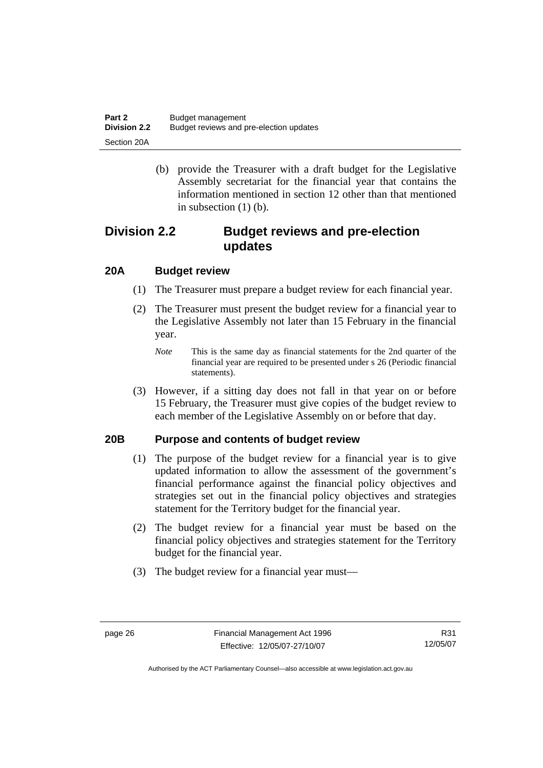(b) provide the Treasurer with a draft budget for the Legislative Assembly secretariat for the financial year that contains the information mentioned in section 12 other than that mentioned in subsection (1) (b).

## Division 2.2 Budget reviews and pre-election updates

### 20A Budget review

(1) The Treasurer must prepare a budget review for each financial year.

(2) The Treasurer must present the budget review for a financial year to the Legislative Assembly not later than 15 February in the financial year.

*Note* This is the same day as financial statements for the 2nd quarter of the financial year are required to be presented under s 26 (Periodic financial statements).

(3) However, if a sitting day does not fall in that year on or before 15 February, the Treasurer must give copies of the budget review to each member of the Legislative Assembly on or before that day.

### 20B Purpose and contents of budget review

(1) The purpose of the budget review for a financial year is to give updated information to allow the assessment of the government's financial performance against the financial policy objectives and strategies set out in the financial policy objectives and strategies statement for the Territory budget for the financial year.

(2) The budget review for a financial year must be based on the financial policy objectives and strategies statement for the Territory budget for the financial year.

(3) The budget review for a financial year must—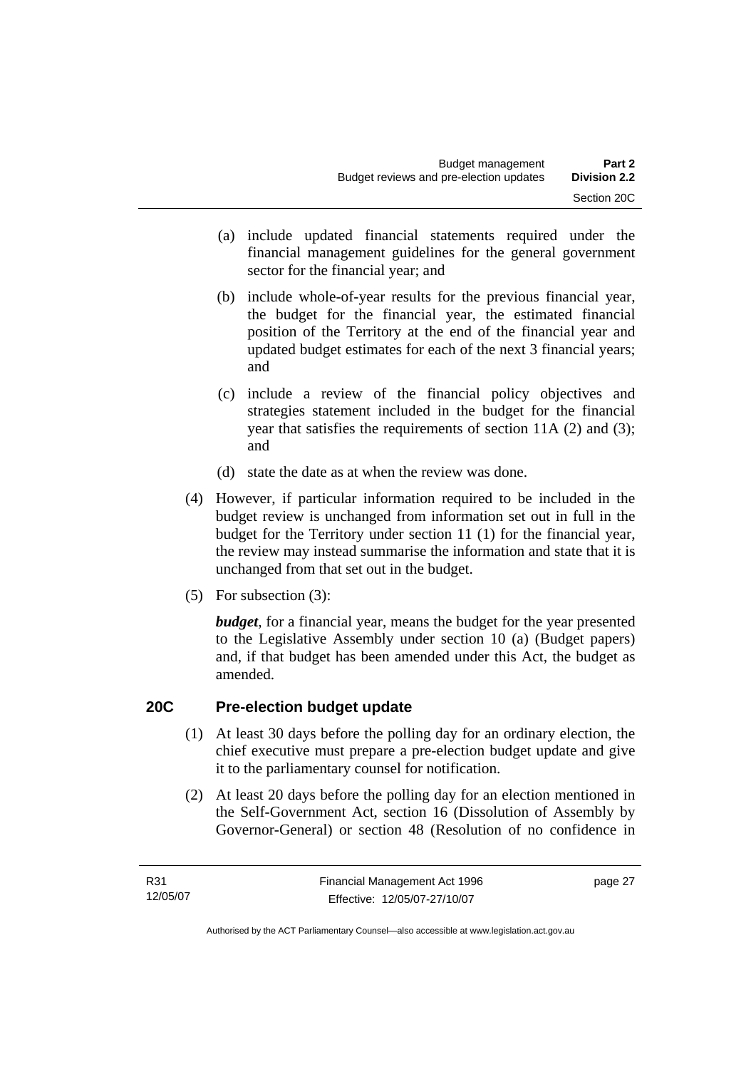(a) include updated financial statements required under the financial management guidelines for the general government sector for the financial year; and

(b) include whole-of-year results for the previous financial year, the budget for the financial year, the estimated financial position of the Territory at the end of the financial year and updated budget estimates for each of the next 3 financial years; and

(c) include a review of the financial policy objectives and strategies statement included in the budget for the financial year that satisfies the requirements of section 11A (2) and (3); and

(d) state the date as at when the review was done.

(4) However, if particular information required to be included in the budget review is unchanged from information set out in full in the budget for the Territory under section 11 (1) for the financial year, the review may instead summarise the information and state that it is unchanged from that set out in the budget.

(5) For subsection (3):

***budget***, for a financial year, means the budget for the year presented to the Legislative Assembly under section 10 (a) (Budget papers) and, if that budget has been amended under this Act, the budget as amended.

## 20C Pre-election budget update

(1) At least 30 days before the polling day for an ordinary election, the chief executive must prepare a pre-election budget update and give it to the parliamentary counsel for notification.

(2) At least 20 days before the polling day for an election mentioned in the Self-Government Act, section 16 (Dissolution of Assembly by Governor-General) or section 48 (Resolution of no confidence in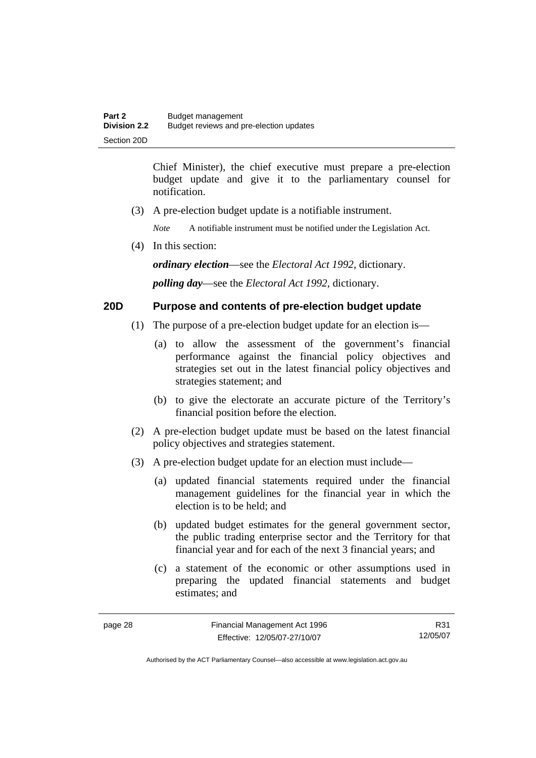Chief Minister), the chief executive must prepare a pre-election budget update and give it to the parliamentary counsel for notification.

(3) A pre-election budget update is a notifiable instrument.

*Note* A notifiable instrument must be notified under the Legislation Act.

(4) In this section:

***ordinary election***—see the *Electoral Act 1992*, dictionary.

***polling day***—see the *Electoral Act 1992*, dictionary.

### 20D Purpose and contents of pre-election budget update

(1) The purpose of a pre-election budget update for an election is—

(a) to allow the assessment of the government's financial performance against the financial policy objectives and strategies set out in the latest financial policy objectives and strategies statement; and

(b) to give the electorate an accurate picture of the Territory's financial position before the election.

(2) A pre-election budget update must be based on the latest financial policy objectives and strategies statement.

(3) A pre-election budget update for an election must include—

(a) updated financial statements required under the financial management guidelines for the financial year in which the election is to be held; and

(b) updated budget estimates for the general government sector, the public trading enterprise sector and the Territory for that financial year and for each of the next 3 financial years; and

(c) a statement of the economic or other assumptions used in preparing the updated financial statements and budget estimates; and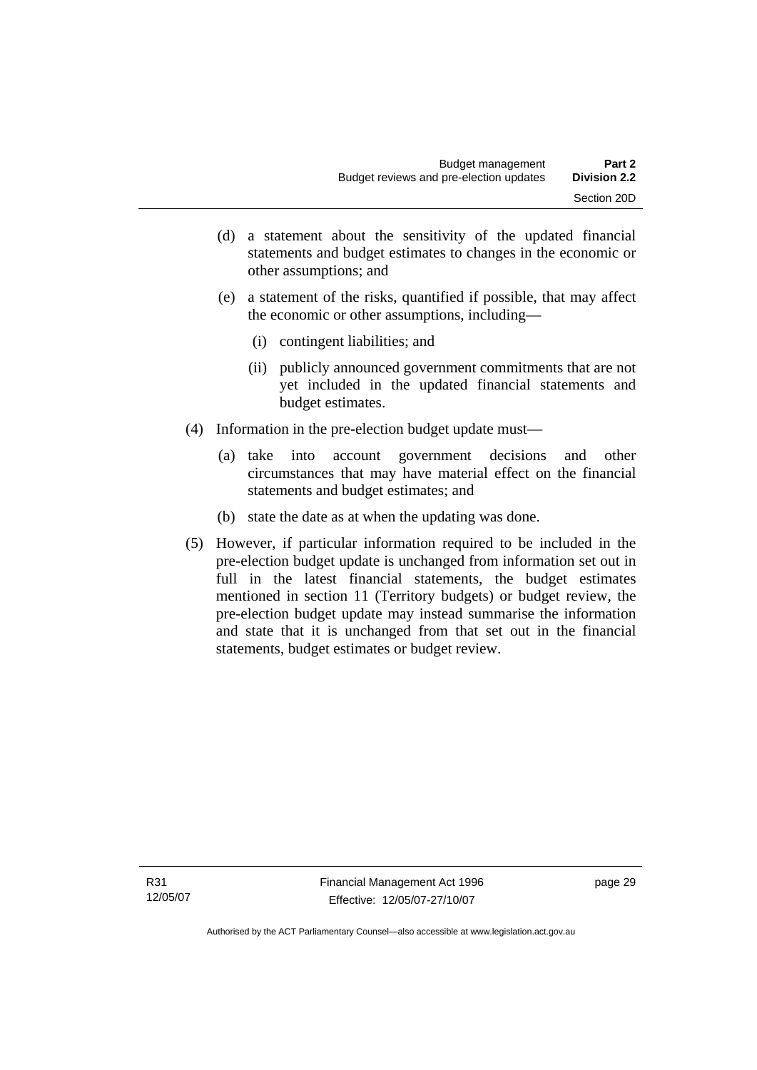(d) a statement about the sensitivity of the updated financial statements and budget estimates to changes in the economic or other assumptions; and

(e) a statement of the risks, quantified if possible, that may affect the economic or other assumptions, including—

(i) contingent liabilities; and

(ii) publicly announced government commitments that are not yet included in the updated financial statements and budget estimates.

(4) Information in the pre-election budget update must—

(a) take into account government decisions and other circumstances that may have material effect on the financial statements and budget estimates; and

(b) state the date as at when the updating was done.

(5) However, if particular information required to be included in the pre-election budget update is unchanged from information set out in full in the latest financial statements, the budget estimates mentioned in section 11 (Territory budgets) or budget review, the pre-election budget update may instead summarise the information and state that it is unchanged from that set out in the financial statements, budget estimates or budget review.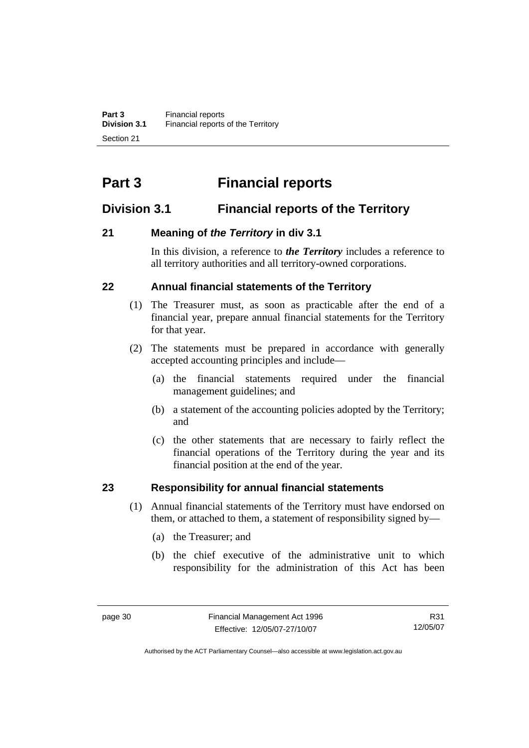# Part 3 Financial reports

## Division 3.1 Financial reports of the Territory

### 21 Meaning of *the Territory* in div 3.1

In this division, a reference to ***the Territory*** includes a reference to all territory authorities and all territory-owned corporations.

### 22 Annual financial statements of the Territory

(1) The Treasurer must, as soon as practicable after the end of a financial year, prepare annual financial statements for the Territory for that year.

(2) The statements must be prepared in accordance with generally accepted accounting principles and include—

(a) the financial statements required under the financial management guidelines; and

(b) a statement of the accounting policies adopted by the Territory; and

(c) the other statements that are necessary to fairly reflect the financial operations of the Territory during the year and its financial position at the end of the year.

### 23 Responsibility for annual financial statements

(1) Annual financial statements of the Territory must have endorsed on them, or attached to them, a statement of responsibility signed by—

(a) the Treasurer; and

(b) the chief executive of the administrative unit to which responsibility for the administration of this Act has been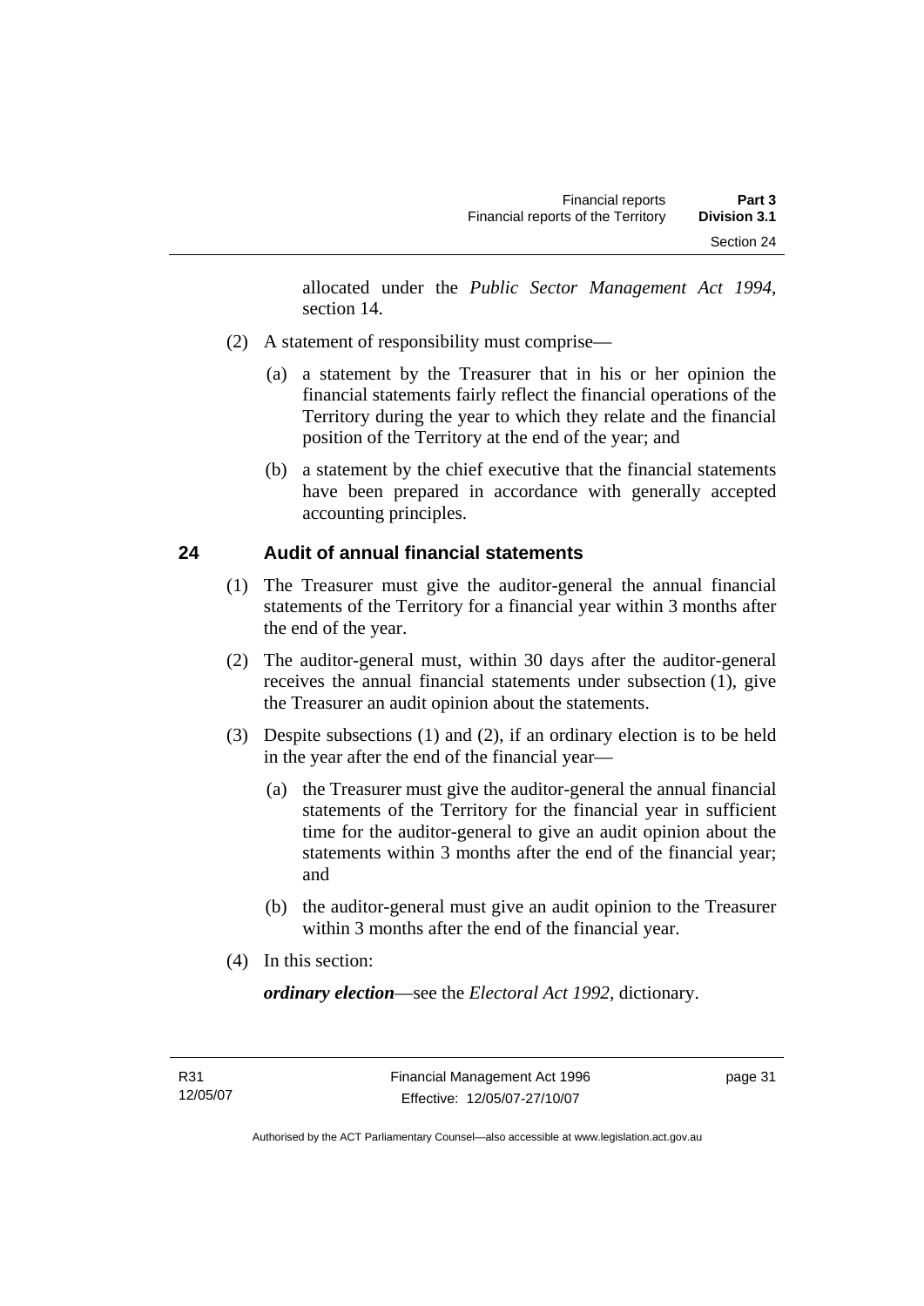allocated under the *Public Sector Management Act 1994*, section 14.

(2) A statement of responsibility must comprise—

(a) a statement by the Treasurer that in his or her opinion the financial statements fairly reflect the financial operations of the Territory during the year to which they relate and the financial position of the Territory at the end of the year; and

(b) a statement by the chief executive that the financial statements have been prepared in accordance with generally accepted accounting principles.

## 24 Audit of annual financial statements

(1) The Treasurer must give the auditor-general the annual financial statements of the Territory for a financial year within 3 months after the end of the year.

(2) The auditor-general must, within 30 days after the auditor-general receives the annual financial statements under subsection (1), give the Treasurer an audit opinion about the statements.

(3) Despite subsections (1) and (2), if an ordinary election is to be held in the year after the end of the financial year—

(a) the Treasurer must give the auditor-general the annual financial statements of the Territory for the financial year in sufficient time for the auditor-general to give an audit opinion about the statements within 3 months after the end of the financial year; and

(b) the auditor-general must give an audit opinion to the Treasurer within 3 months after the end of the financial year.

(4) In this section:

***ordinary election***—see the *Electoral Act 1992*, dictionary.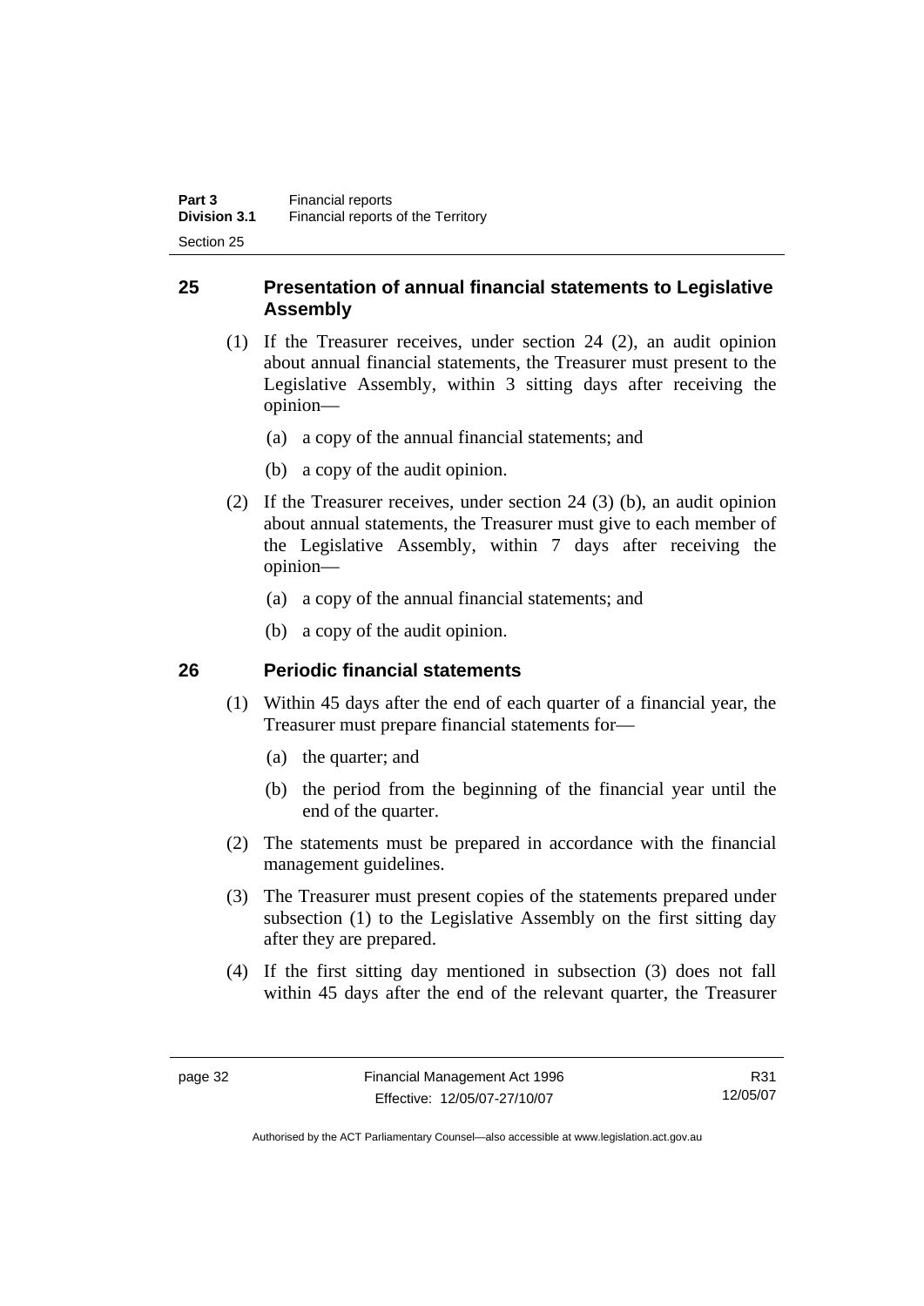## 25 Presentation of annual financial statements to Legislative Assembly

(1) If the Treasurer receives, under section 24 (2), an audit opinion about annual financial statements, the Treasurer must present to the Legislative Assembly, within 3 sitting days after receiving the opinion—

(a) a copy of the annual financial statements; and

(b) a copy of the audit opinion.

(2) If the Treasurer receives, under section 24 (3) (b), an audit opinion about annual statements, the Treasurer must give to each member of the Legislative Assembly, within 7 days after receiving the opinion—

(a) a copy of the annual financial statements; and

(b) a copy of the audit opinion.

## 26 Periodic financial statements

(1) Within 45 days after the end of each quarter of a financial year, the Treasurer must prepare financial statements for—

(a) the quarter; and

(b) the period from the beginning of the financial year until the end of the quarter.

(2) The statements must be prepared in accordance with the financial management guidelines.

(3) The Treasurer must present copies of the statements prepared under subsection (1) to the Legislative Assembly on the first sitting day after they are prepared.

(4) If the first sitting day mentioned in subsection (3) does not fall within 45 days after the end of the relevant quarter, the Treasurer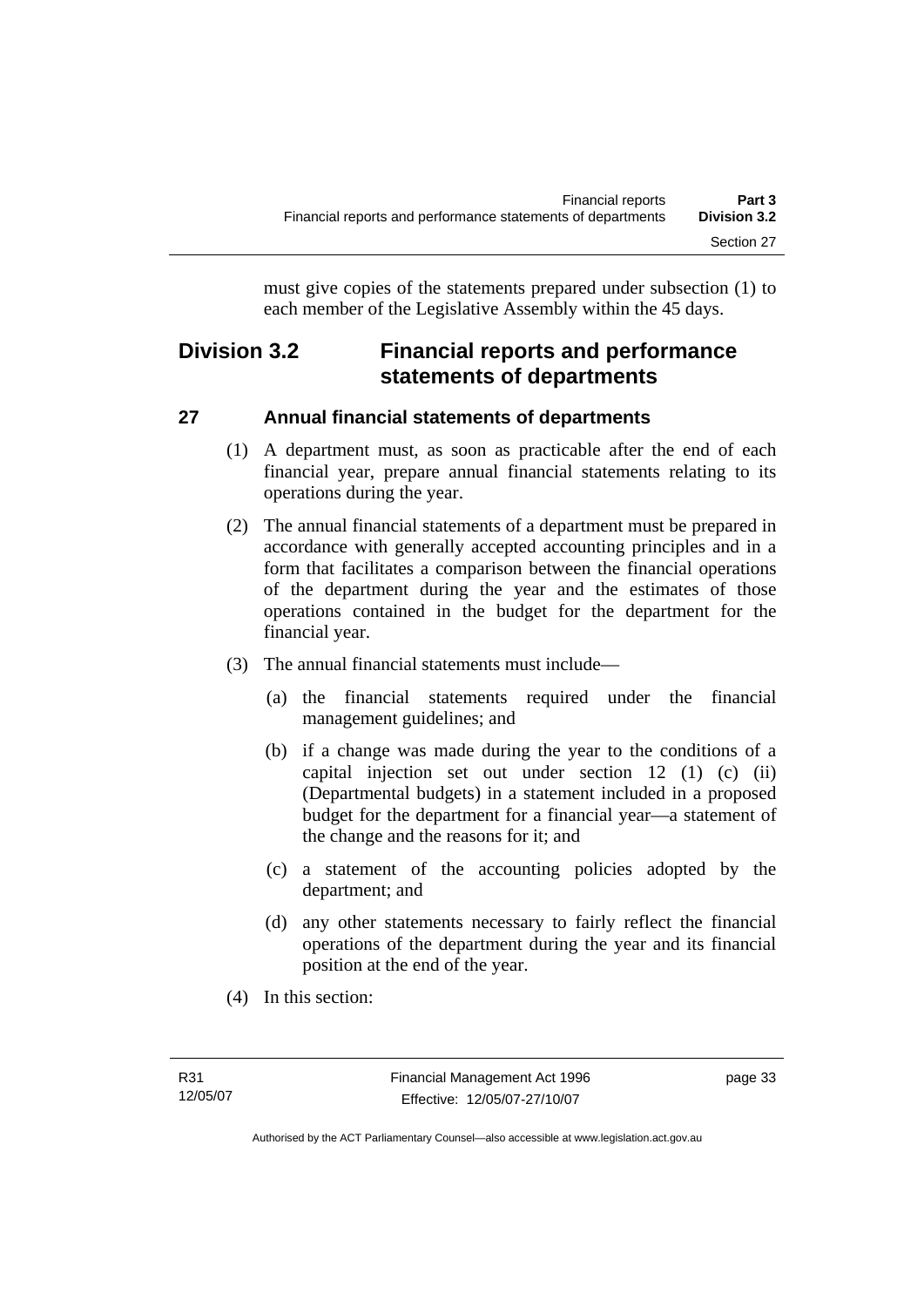must give copies of the statements prepared under subsection (1) to each member of the Legislative Assembly within the 45 days.

## Division 3.2 Financial reports and performance statements of departments

### 27 Annual financial statements of departments

(1) A department must, as soon as practicable after the end of each financial year, prepare annual financial statements relating to its operations during the year.

(2) The annual financial statements of a department must be prepared in accordance with generally accepted accounting principles and in a form that facilitates a comparison between the financial operations of the department during the year and the estimates of those operations contained in the budget for the department for the financial year.

(3) The annual financial statements must include—

(a) the financial statements required under the financial management guidelines; and

(b) if a change was made during the year to the conditions of a capital injection set out under section 12 (1) (c) (ii) (Departmental budgets) in a statement included in a proposed budget for the department for a financial year—a statement of the change and the reasons for it; and

(c) a statement of the accounting policies adopted by the department; and

(d) any other statements necessary to fairly reflect the financial operations of the department during the year and its financial position at the end of the year.

(4) In this section: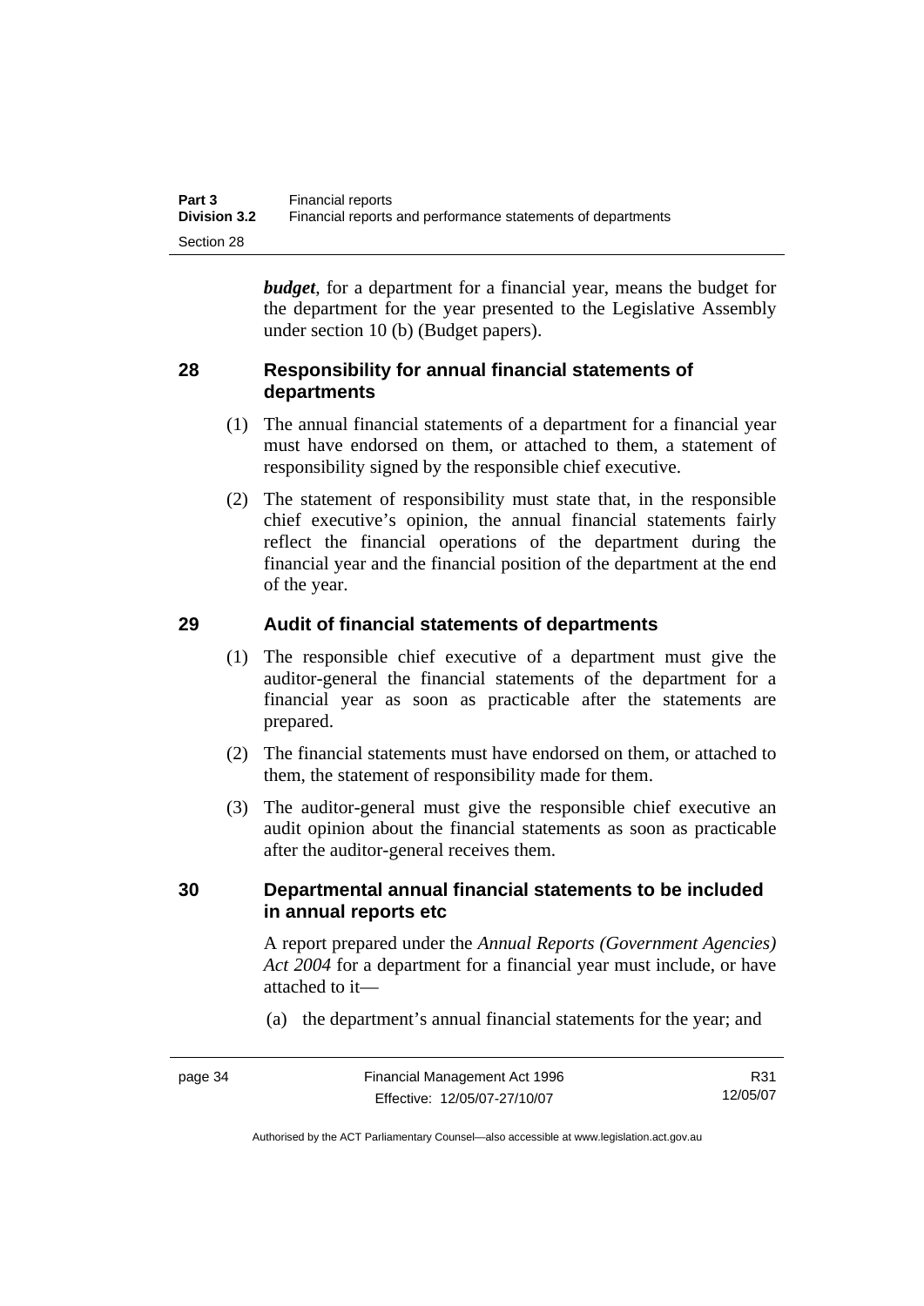***budget***, for a department for a financial year, means the budget for the department for the year presented to the Legislative Assembly under section 10 (b) (Budget papers).

## 28 Responsibility for annual financial statements of departments

(1) The annual financial statements of a department for a financial year must have endorsed on them, or attached to them, a statement of responsibility signed by the responsible chief executive.

(2) The statement of responsibility must state that, in the responsible chief executive's opinion, the annual financial statements fairly reflect the financial operations of the department during the financial year and the financial position of the department at the end of the year.

## 29 Audit of financial statements of departments

(1) The responsible chief executive of a department must give the auditor-general the financial statements of the department for a financial year as soon as practicable after the statements are prepared.

(2) The financial statements must have endorsed on them, or attached to them, the statement of responsibility made for them.

(3) The auditor-general must give the responsible chief executive an audit opinion about the financial statements as soon as practicable after the auditor-general receives them.

## 30 Departmental annual financial statements to be included in annual reports etc

A report prepared under the *Annual Reports (Government Agencies) Act 2004* for a department for a financial year must include, or have attached to it—

(a) the department's annual financial statements for the year; and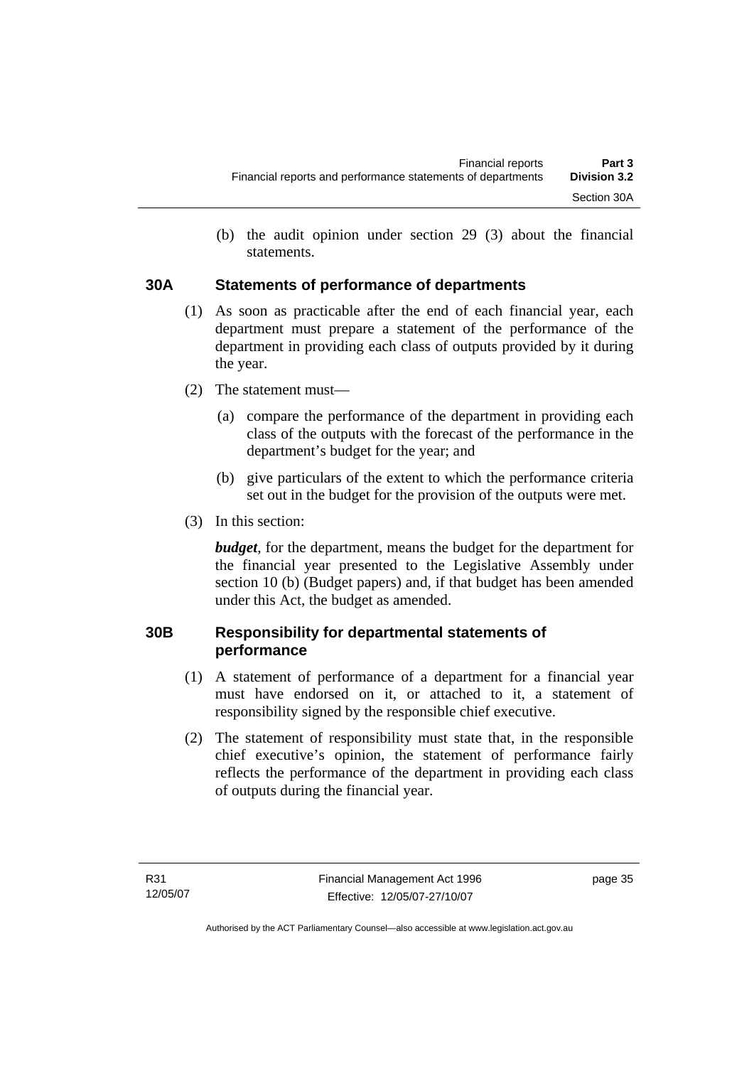(b) the audit opinion under section 29 (3) about the financial statements.

### 30A Statements of performance of departments

(1) As soon as practicable after the end of each financial year, each department must prepare a statement of the performance of the department in providing each class of outputs provided by it during the year.

(2) The statement must—

(a) compare the performance of the department in providing each class of the outputs with the forecast of the performance in the department's budget for the year; and

(b) give particulars of the extent to which the performance criteria set out in the budget for the provision of the outputs were met.

(3) In this section:

***budget***, for the department, means the budget for the department for the financial year presented to the Legislative Assembly under section 10 (b) (Budget papers) and, if that budget has been amended under this Act, the budget as amended.

### 30B Responsibility for departmental statements of performance

(1) A statement of performance of a department for a financial year must have endorsed on it, or attached to it, a statement of responsibility signed by the responsible chief executive.

(2) The statement of responsibility must state that, in the responsible chief executive's opinion, the statement of performance fairly reflects the performance of the department in providing each class of outputs during the financial year.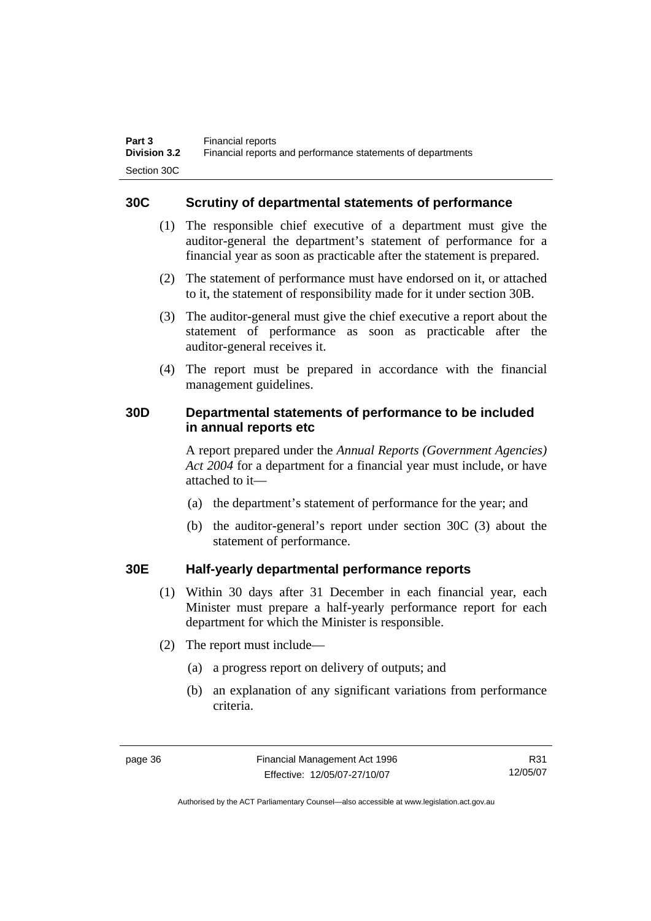### 30C Scrutiny of departmental statements of performance

(1) The responsible chief executive of a department must give the auditor-general the department's statement of performance for a financial year as soon as practicable after the statement is prepared.

(2) The statement of performance must have endorsed on it, or attached to it, the statement of responsibility made for it under section 30B.

(3) The auditor-general must give the chief executive a report about the statement of performance as soon as practicable after the auditor-general receives it.

(4) The report must be prepared in accordance with the financial management guidelines.

### 30D Departmental statements of performance to be included in annual reports etc

A report prepared under the *Annual Reports (Government Agencies) Act 2004* for a department for a financial year must include, or have attached to it—

(a) the department's statement of performance for the year; and

(b) the auditor-general's report under section 30C (3) about the statement of performance.

### 30E Half-yearly departmental performance reports

(1) Within 30 days after 31 December in each financial year, each Minister must prepare a half-yearly performance report for each department for which the Minister is responsible.

(2) The report must include—

(a) a progress report on delivery of outputs; and

(b) an explanation of any significant variations from performance criteria.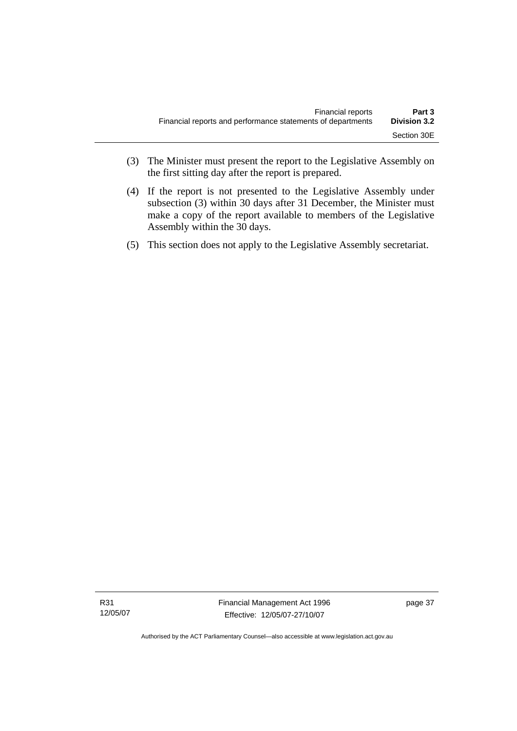(3) The Minister must present the report to the Legislative Assembly on the first sitting day after the report is prepared.

(4) If the report is not presented to the Legislative Assembly under subsection (3) within 30 days after 31 December, the Minister must make a copy of the report available to members of the Legislative Assembly within the 30 days.

(5) This section does not apply to the Legislative Assembly secretariat.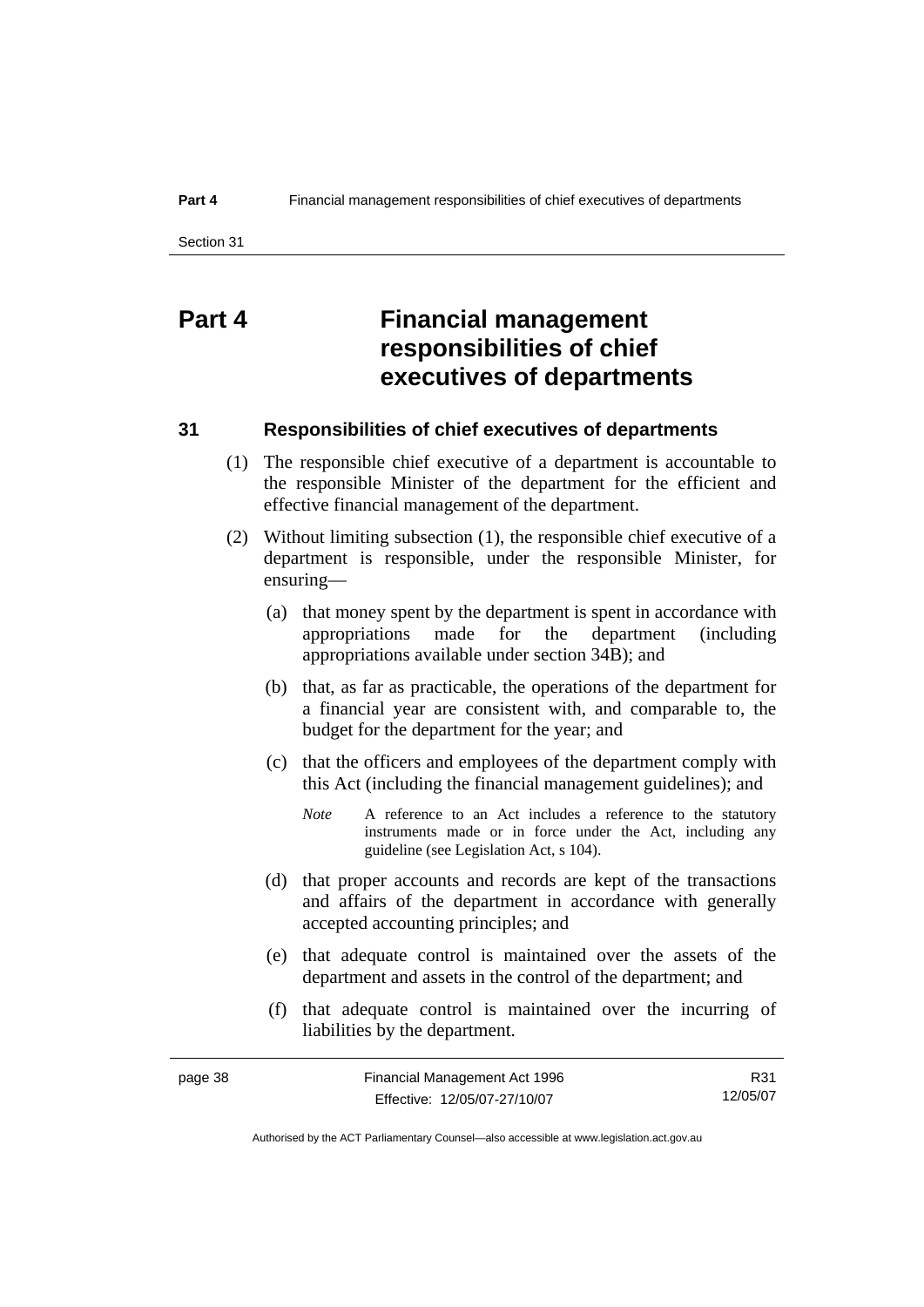# Part 4 Financial management responsibilities of chief executives of departments

## 31 Responsibilities of chief executives of departments

(1) The responsible chief executive of a department is accountable to the responsible Minister of the department for the efficient and effective financial management of the department.

(2) Without limiting subsection (1), the responsible chief executive of a department is responsible, under the responsible Minister, for ensuring—

(a) that money spent by the department is spent in accordance with appropriations made for the department (including appropriations available under section 34B); and

(b) that, as far as practicable, the operations of the department for a financial year are consistent with, and comparable to, the budget for the department for the year; and

(c) that the officers and employees of the department comply with this Act (including the financial management guidelines); and

*Note* A reference to an Act includes a reference to the statutory instruments made or in force under the Act, including any guideline (see Legislation Act, s 104).

(d) that proper accounts and records are kept of the transactions and affairs of the department in accordance with generally accepted accounting principles; and

(e) that adequate control is maintained over the assets of the department and assets in the control of the department; and

(f) that adequate control is maintained over the incurring of liabilities by the department.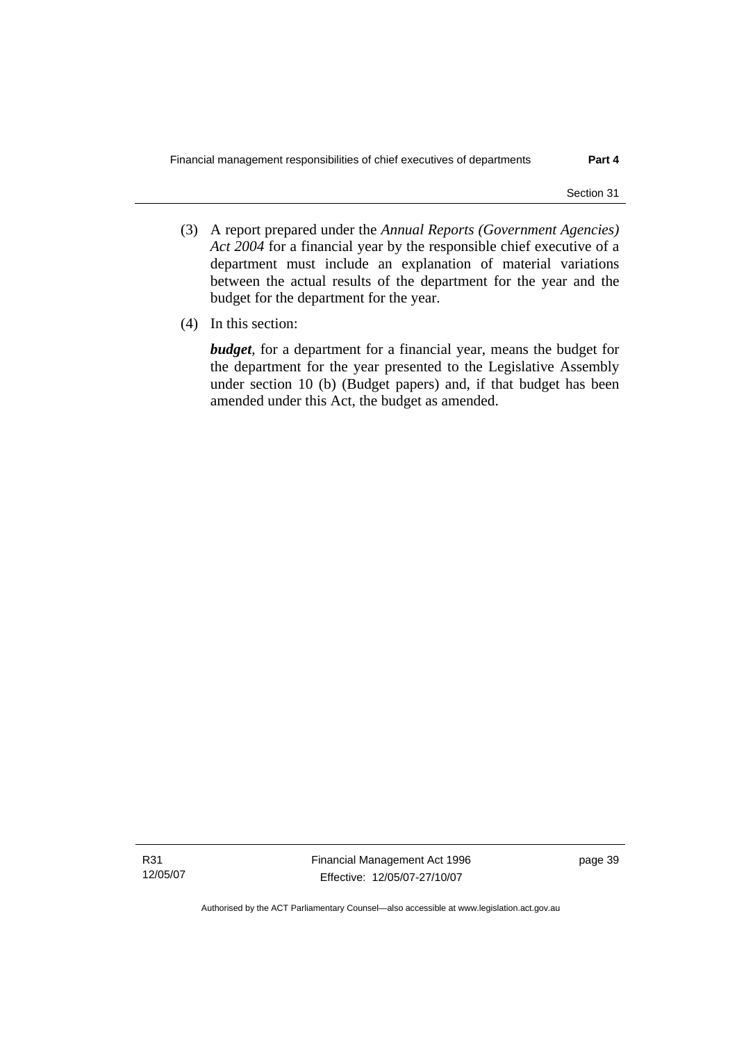(3) A report prepared under the *Annual Reports (Government Agencies) Act 2004* for a financial year by the responsible chief executive of a department must include an explanation of material variations between the actual results of the department for the year and the budget for the department for the year.

(4) In this section:

***budget***, for a department for a financial year, means the budget for the department for the year presented to the Legislative Assembly under section 10 (b) (Budget papers) and, if that budget has been amended under this Act, the budget as amended.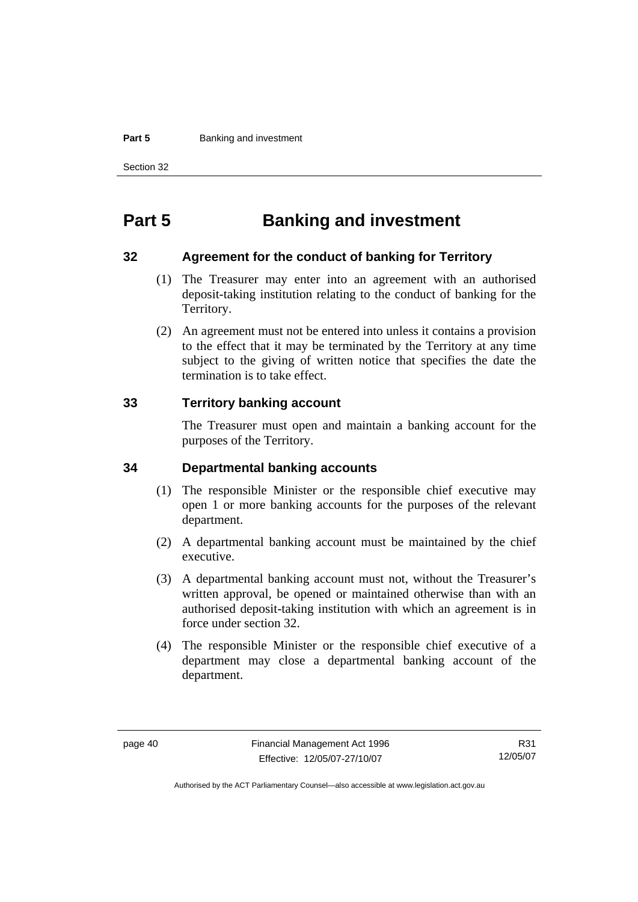# Part 5 Banking and investment

## 32 Agreement for the conduct of banking for Territory

(1) The Treasurer may enter into an agreement with an authorised deposit-taking institution relating to the conduct of banking for the Territory.

(2) An agreement must not be entered into unless it contains a provision to the effect that it may be terminated by the Territory at any time subject to the giving of written notice that specifies the date the termination is to take effect.

## 33 Territory banking account

The Treasurer must open and maintain a banking account for the purposes of the Territory.

## 34 Departmental banking accounts

(1) The responsible Minister or the responsible chief executive may open 1 or more banking accounts for the purposes of the relevant department.

(2) A departmental banking account must be maintained by the chief executive.

(3) A departmental banking account must not, without the Treasurer's written approval, be opened or maintained otherwise than with an authorised deposit-taking institution with which an agreement is in force under section 32.

(4) The responsible Minister or the responsible chief executive of a department may close a departmental banking account of the department.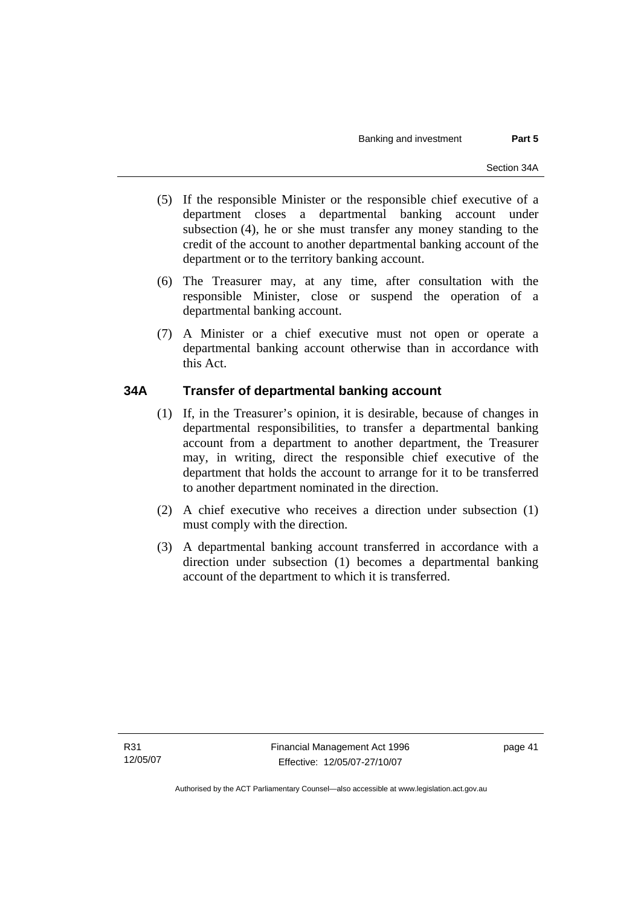(5) If the responsible Minister or the responsible chief executive of a department closes a departmental banking account under subsection (4), he or she must transfer any money standing to the credit of the account to another departmental banking account of the department or to the territory banking account.

(6) The Treasurer may, at any time, after consultation with the responsible Minister, close or suspend the operation of a departmental banking account.

(7) A Minister or a chief executive must not open or operate a departmental banking account otherwise than in accordance with this Act.

## 34A Transfer of departmental banking account

(1) If, in the Treasurer's opinion, it is desirable, because of changes in departmental responsibilities, to transfer a departmental banking account from a department to another department, the Treasurer may, in writing, direct the responsible chief executive of the department that holds the account to arrange for it to be transferred to another department nominated in the direction.

(2) A chief executive who receives a direction under subsection (1) must comply with the direction.

(3) A departmental banking account transferred in accordance with a direction under subsection (1) becomes a departmental banking account of the department to which it is transferred.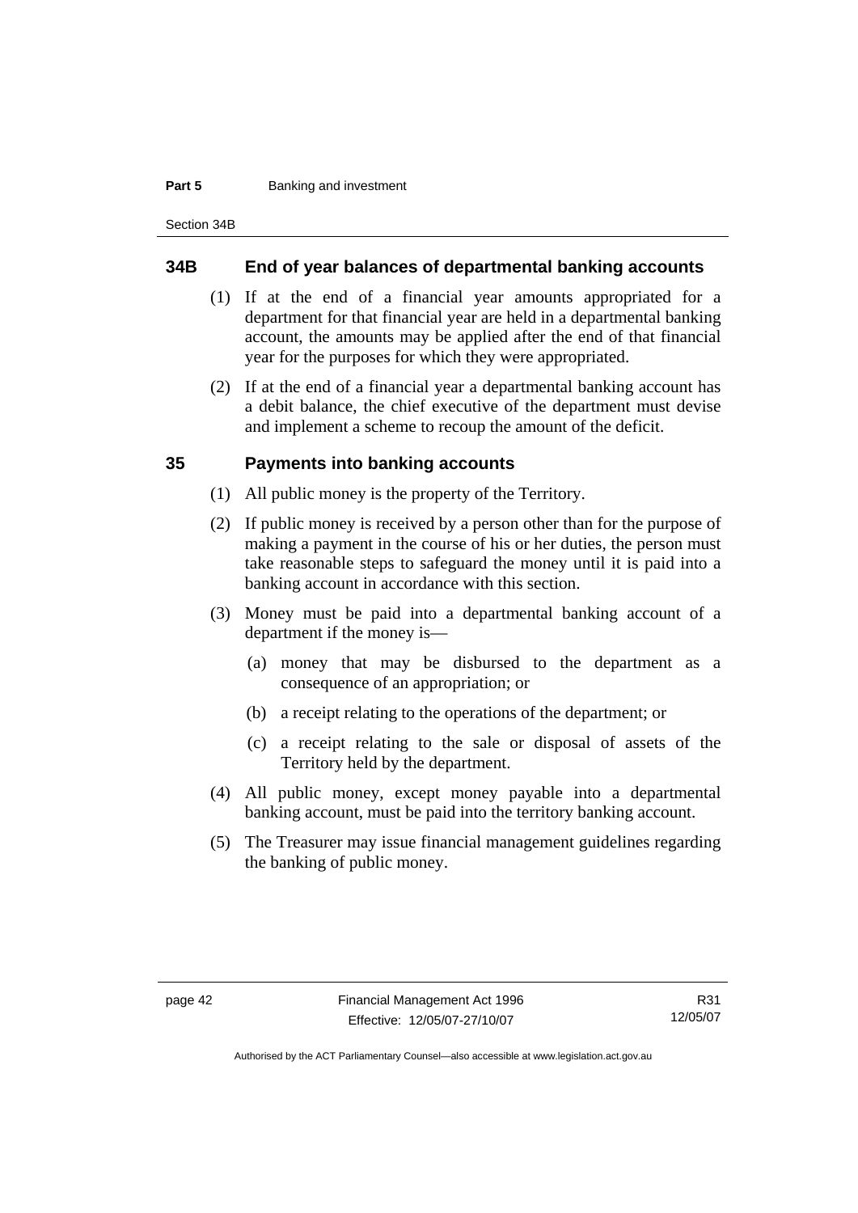## 34B End of year balances of departmental banking accounts

(1) If at the end of a financial year amounts appropriated for a department for that financial year are held in a departmental banking account, the amounts may be applied after the end of that financial year for the purposes for which they were appropriated.

(2) If at the end of a financial year a departmental banking account has a debit balance, the chief executive of the department must devise and implement a scheme to recoup the amount of the deficit.

## 35 Payments into banking accounts

(1) All public money is the property of the Territory.

(2) If public money is received by a person other than for the purpose of making a payment in the course of his or her duties, the person must take reasonable steps to safeguard the money until it is paid into a banking account in accordance with this section.

(3) Money must be paid into a departmental banking account of a department if the money is—

(a) money that may be disbursed to the department as a consequence of an appropriation; or

(b) a receipt relating to the operations of the department; or

(c) a receipt relating to the sale or disposal of assets of the Territory held by the department.

(4) All public money, except money payable into a departmental banking account, must be paid into the territory banking account.

(5) The Treasurer may issue financial management guidelines regarding the banking of public money.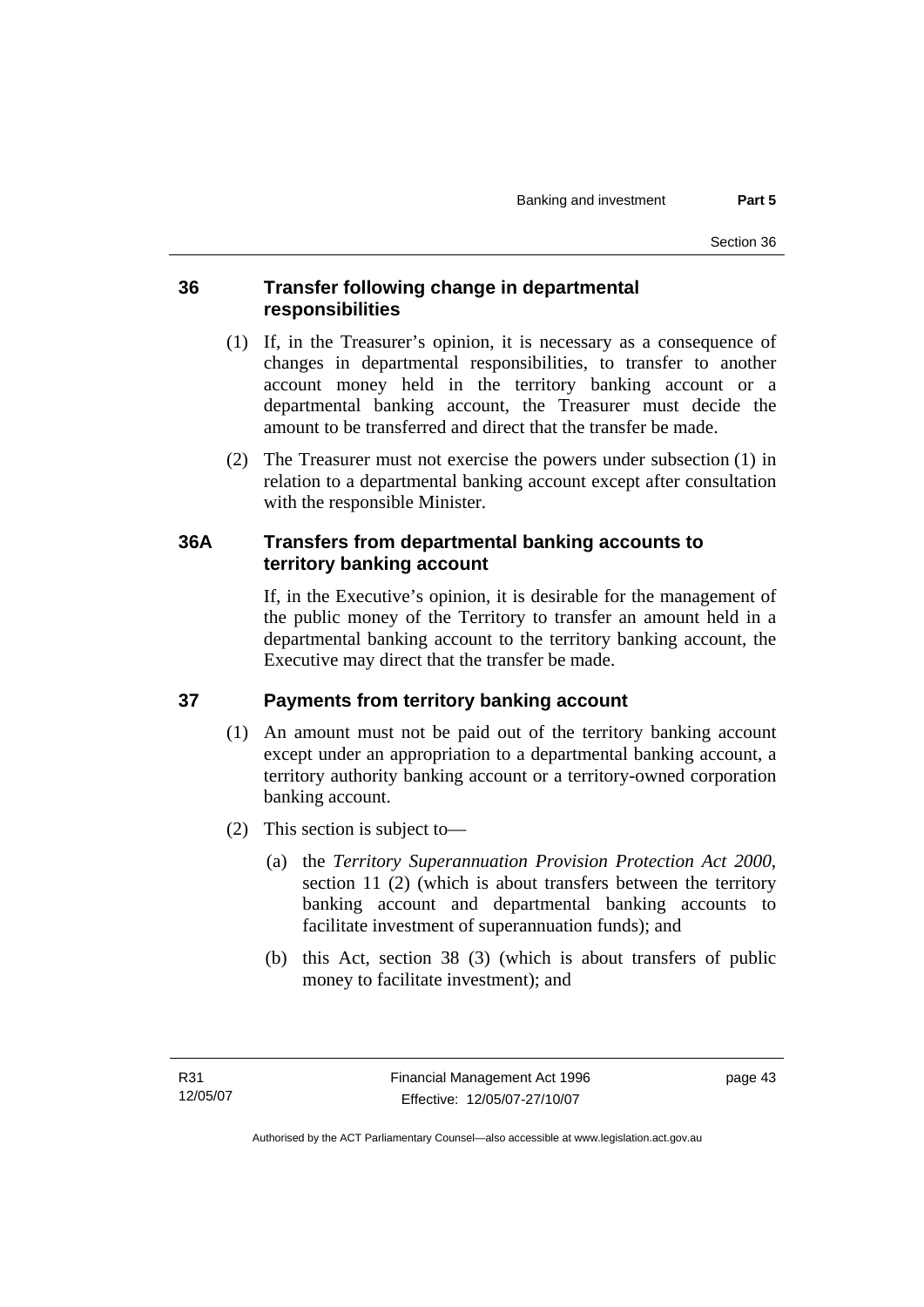### 36 Transfer following change in departmental responsibilities

(1) If, in the Treasurer's opinion, it is necessary as a consequence of changes in departmental responsibilities, to transfer to another account money held in the territory banking account or a departmental banking account, the Treasurer must decide the amount to be transferred and direct that the transfer be made.

(2) The Treasurer must not exercise the powers under subsection (1) in relation to a departmental banking account except after consultation with the responsible Minister.

### 36A Transfers from departmental banking accounts to territory banking account

If, in the Executive's opinion, it is desirable for the management of the public money of the Territory to transfer an amount held in a departmental banking account to the territory banking account, the Executive may direct that the transfer be made.

### 37 Payments from territory banking account

(1) An amount must not be paid out of the territory banking account except under an appropriation to a departmental banking account, a territory authority banking account or a territory-owned corporation banking account.

(2) This section is subject to—

(a) the *Territory Superannuation Provision Protection Act 2000*, section 11 (2) (which is about transfers between the territory banking account and departmental banking accounts to facilitate investment of superannuation funds); and

(b) this Act, section 38 (3) (which is about transfers of public money to facilitate investment); and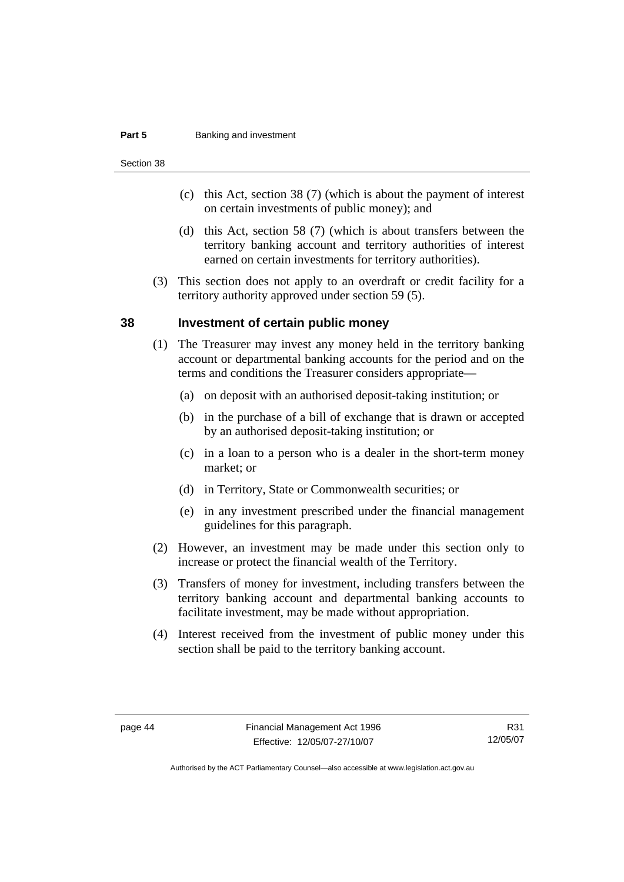(c) this Act, section 38 (7) (which is about the payment of interest on certain investments of public money); and

(d) this Act, section 58 (7) (which is about transfers between the territory banking account and territory authorities of interest earned on certain investments for territory authorities).

(3) This section does not apply to an overdraft or credit facility for a territory authority approved under section 59 (5).

## 38 Investment of certain public money

(1) The Treasurer may invest any money held in the territory banking account or departmental banking accounts for the period and on the terms and conditions the Treasurer considers appropriate—

(a) on deposit with an authorised deposit-taking institution; or

(b) in the purchase of a bill of exchange that is drawn or accepted by an authorised deposit-taking institution; or

(c) in a loan to a person who is a dealer in the short-term money market; or

(d) in Territory, State or Commonwealth securities; or

(e) in any investment prescribed under the financial management guidelines for this paragraph.

(2) However, an investment may be made under this section only to increase or protect the financial wealth of the Territory.

(3) Transfers of money for investment, including transfers between the territory banking account and departmental banking accounts to facilitate investment, may be made without appropriation.

(4) Interest received from the investment of public money under this section shall be paid to the territory banking account.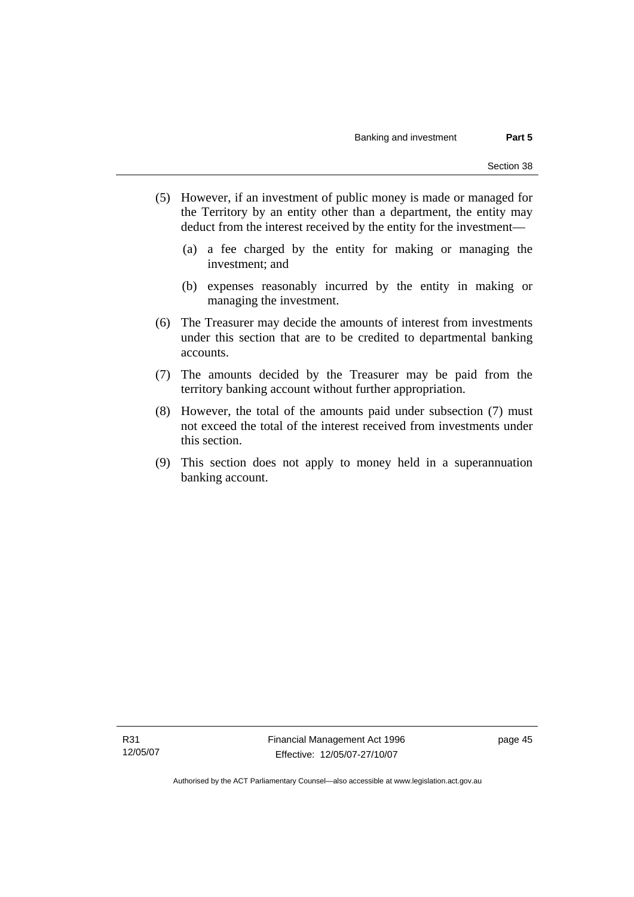(5) However, if an investment of public money is made or managed for the Territory by an entity other than a department, the entity may deduct from the interest received by the entity for the investment—

(a) a fee charged by the entity for making or managing the investment; and

(b) expenses reasonably incurred by the entity in making or managing the investment.

(6) The Treasurer may decide the amounts of interest from investments under this section that are to be credited to departmental banking accounts.

(7) The amounts decided by the Treasurer may be paid from the territory banking account without further appropriation.

(8) However, the total of the amounts paid under subsection (7) must not exceed the total of the interest received from investments under this section.

(9) This section does not apply to money held in a superannuation banking account.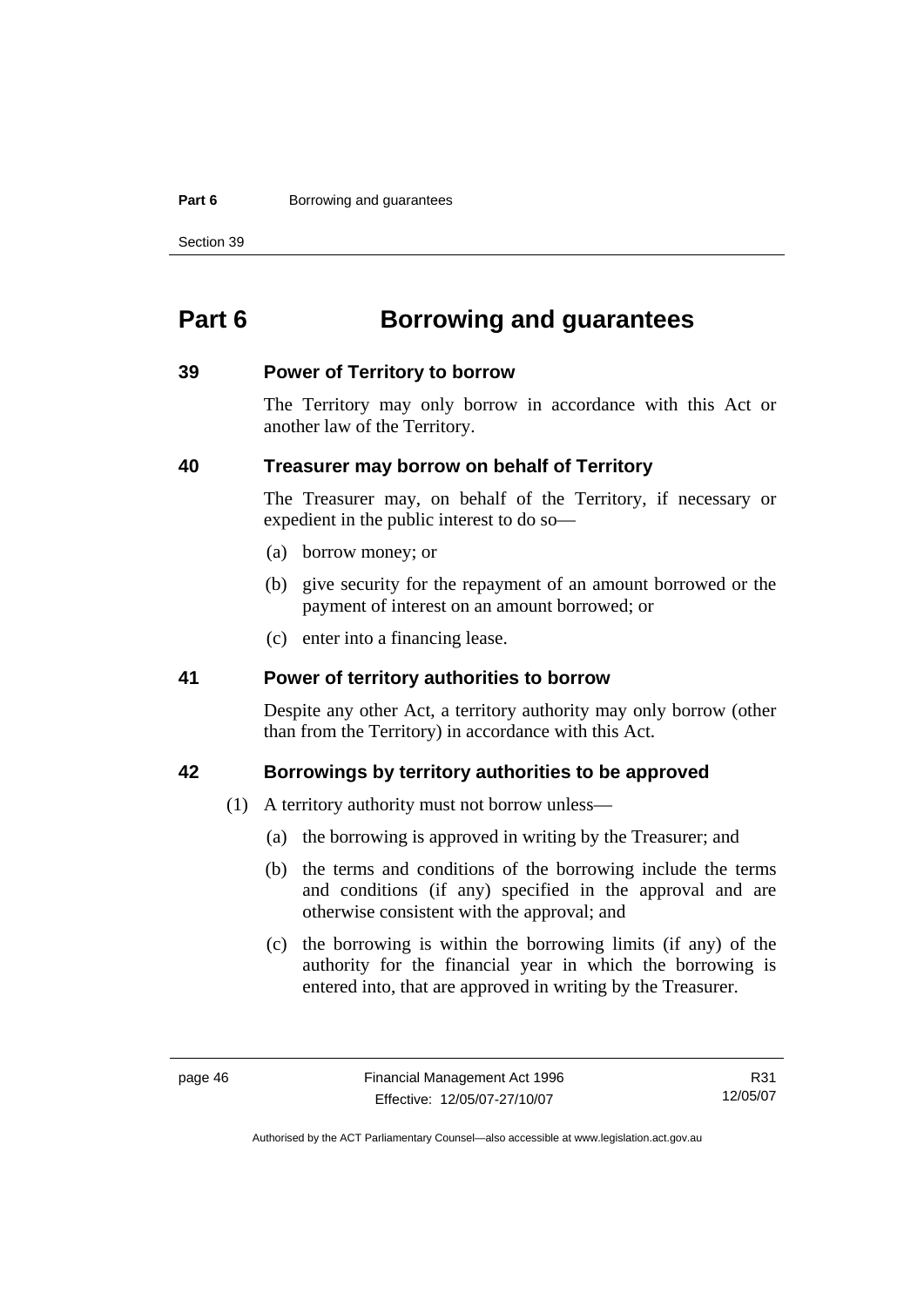# Part 6 Borrowing and guarantees

## 39 Power of Territory to borrow

The Territory may only borrow in accordance with this Act or another law of the Territory.

## 40 Treasurer may borrow on behalf of Territory

The Treasurer may, on behalf of the Territory, if necessary or expedient in the public interest to do so—

(a) borrow money; or

(b) give security for the repayment of an amount borrowed or the payment of interest on an amount borrowed; or

(c) enter into a financing lease.

## 41 Power of territory authorities to borrow

Despite any other Act, a territory authority may only borrow (other than from the Territory) in accordance with this Act.

## 42 Borrowings by territory authorities to be approved

(1) A territory authority must not borrow unless—

(a) the borrowing is approved in writing by the Treasurer; and

(b) the terms and conditions of the borrowing include the terms and conditions (if any) specified in the approval and are otherwise consistent with the approval; and

(c) the borrowing is within the borrowing limits (if any) of the authority for the financial year in which the borrowing is entered into, that are approved in writing by the Treasurer.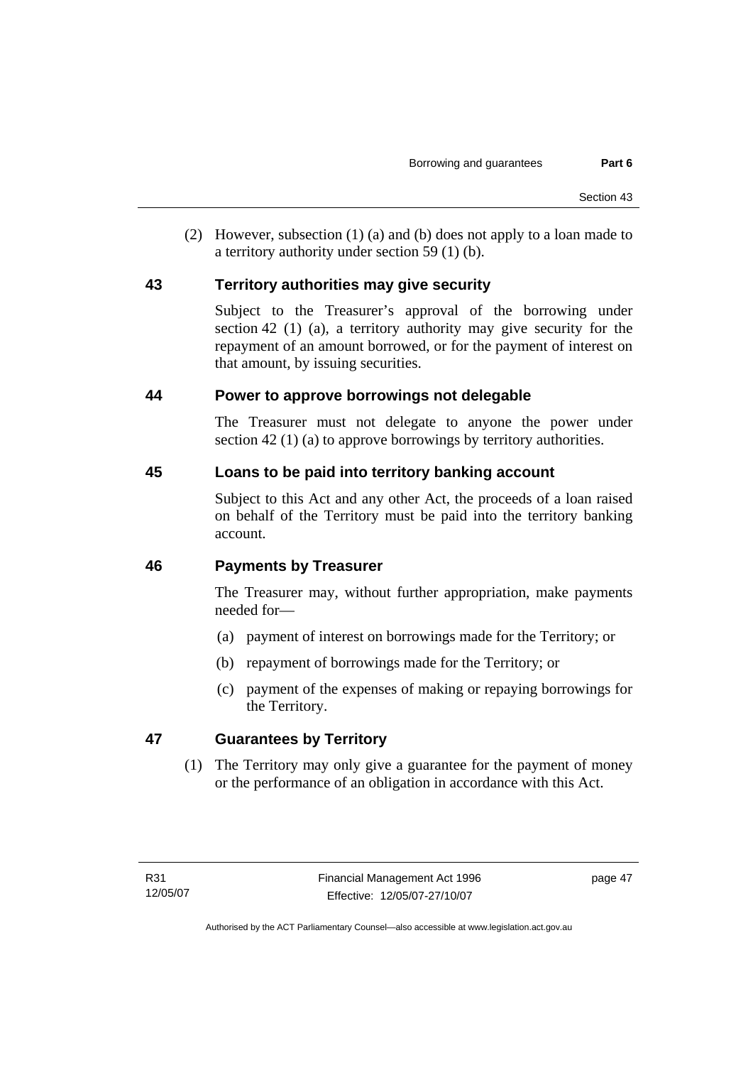(2) However, subsection (1) (a) and (b) does not apply to a loan made to a territory authority under section 59 (1) (b).

## 43 Territory authorities may give security

Subject to the Treasurer's approval of the borrowing under section 42 (1) (a), a territory authority may give security for the repayment of an amount borrowed, or for the payment of interest on that amount, by issuing securities.

## 44 Power to approve borrowings not delegable

The Treasurer must not delegate to anyone the power under section 42 (1) (a) to approve borrowings by territory authorities.

## 45 Loans to be paid into territory banking account

Subject to this Act and any other Act, the proceeds of a loan raised on behalf of the Territory must be paid into the territory banking account.

## 46 Payments by Treasurer

The Treasurer may, without further appropriation, make payments needed for—

(a) payment of interest on borrowings made for the Territory; or

(b) repayment of borrowings made for the Territory; or

(c) payment of the expenses of making or repaying borrowings for the Territory.

## 47 Guarantees by Territory

(1) The Territory may only give a guarantee for the payment of money or the performance of an obligation in accordance with this Act.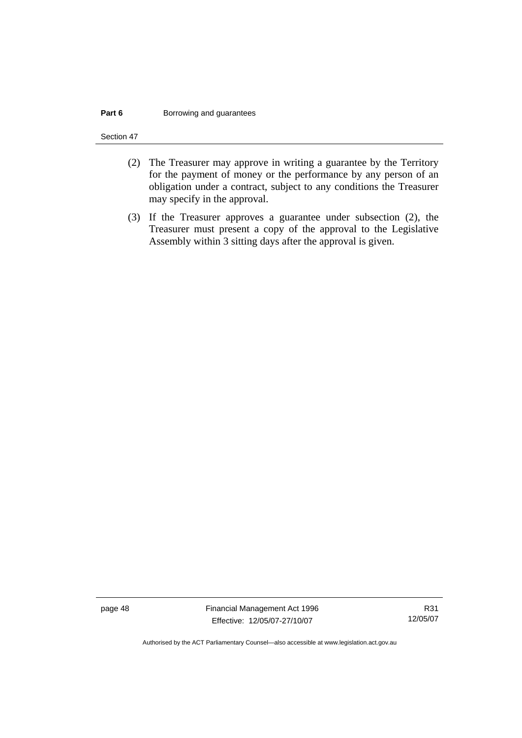(2) The Treasurer may approve in writing a guarantee by the Territory for the payment of money or the performance by any person of an obligation under a contract, subject to any conditions the Treasurer may specify in the approval.

(3) If the Treasurer approves a guarantee under subsection (2), the Treasurer must present a copy of the approval to the Legislative Assembly within 3 sitting days after the approval is given.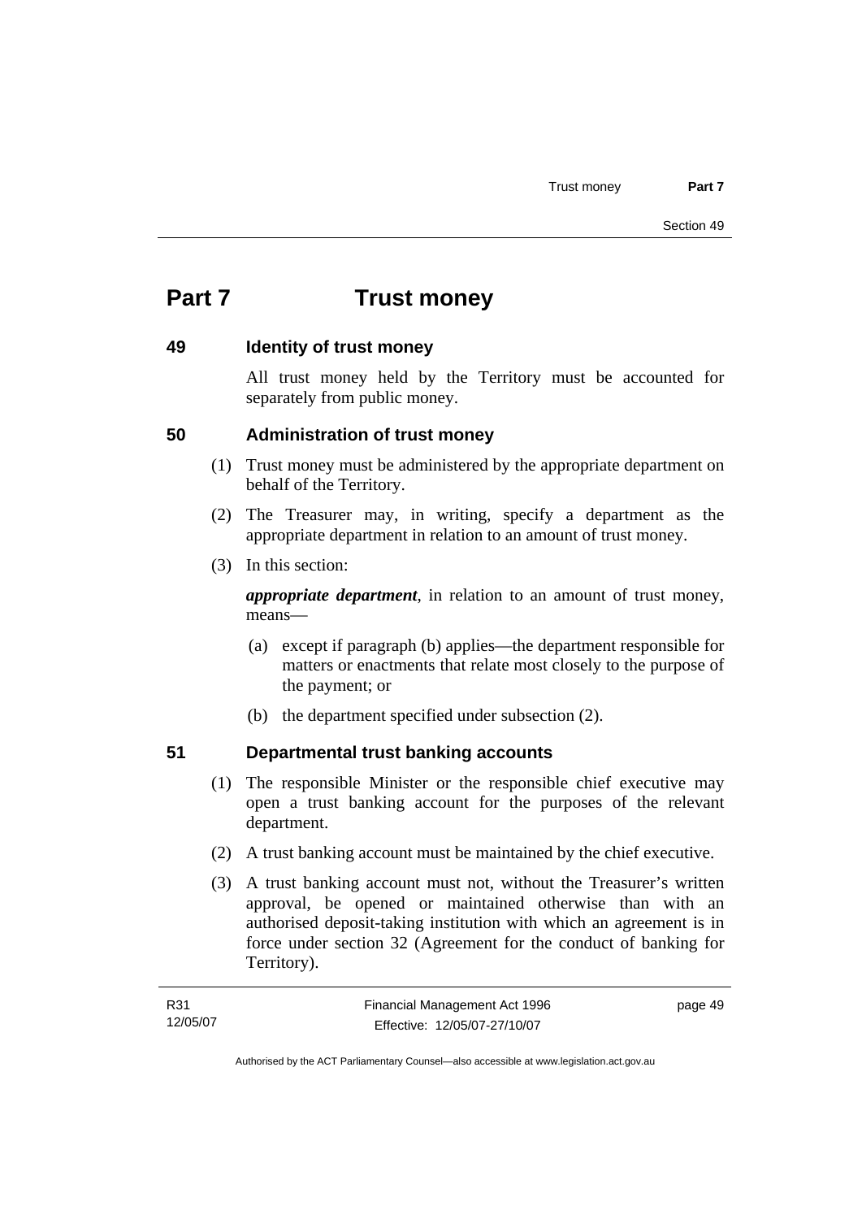# Part 7 Trust money

## 49 Identity of trust money

All trust money held by the Territory must be accounted for separately from public money.

## 50 Administration of trust money

(1) Trust money must be administered by the appropriate department on behalf of the Territory.

(2) The Treasurer may, in writing, specify a department as the appropriate department in relation to an amount of trust money.

(3) In this section:

***appropriate department***, in relation to an amount of trust money, means—

(a) except if paragraph (b) applies—the department responsible for matters or enactments that relate most closely to the purpose of the payment; or

(b) the department specified under subsection (2).

## 51 Departmental trust banking accounts

(1) The responsible Minister or the responsible chief executive may open a trust banking account for the purposes of the relevant department.

(2) A trust banking account must be maintained by the chief executive.

(3) A trust banking account must not, without the Treasurer's written approval, be opened or maintained otherwise than with an authorised deposit-taking institution with which an agreement is in force under section 32 (Agreement for the conduct of banking for Territory).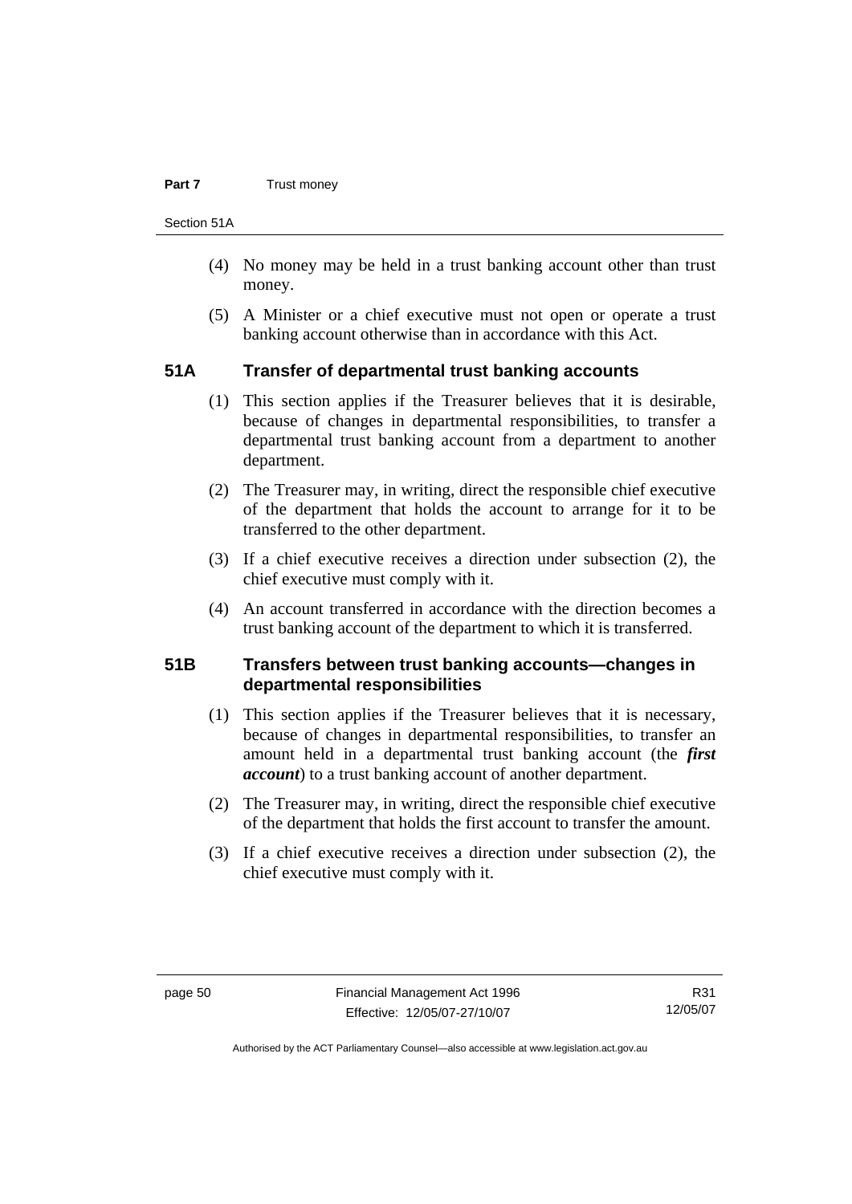(4) No money may be held in a trust banking account other than trust money.

(5) A Minister or a chief executive must not open or operate a trust banking account otherwise than in accordance with this Act.

### 51A Transfer of departmental trust banking accounts

(1) This section applies if the Treasurer believes that it is desirable, because of changes in departmental responsibilities, to transfer a departmental trust banking account from a department to another department.

(2) The Treasurer may, in writing, direct the responsible chief executive of the department that holds the account to arrange for it to be transferred to the other department.

(3) If a chief executive receives a direction under subsection (2), the chief executive must comply with it.

(4) An account transferred in accordance with the direction becomes a trust banking account of the department to which it is transferred.

### 51B Transfers between trust banking accounts—changes in departmental responsibilities

(1) This section applies if the Treasurer believes that it is necessary, because of changes in departmental responsibilities, to transfer an amount held in a departmental trust banking account (the ***first account***) to a trust banking account of another department.

(2) The Treasurer may, in writing, direct the responsible chief executive of the department that holds the first account to transfer the amount.

(3) If a chief executive receives a direction under subsection (2), the chief executive must comply with it.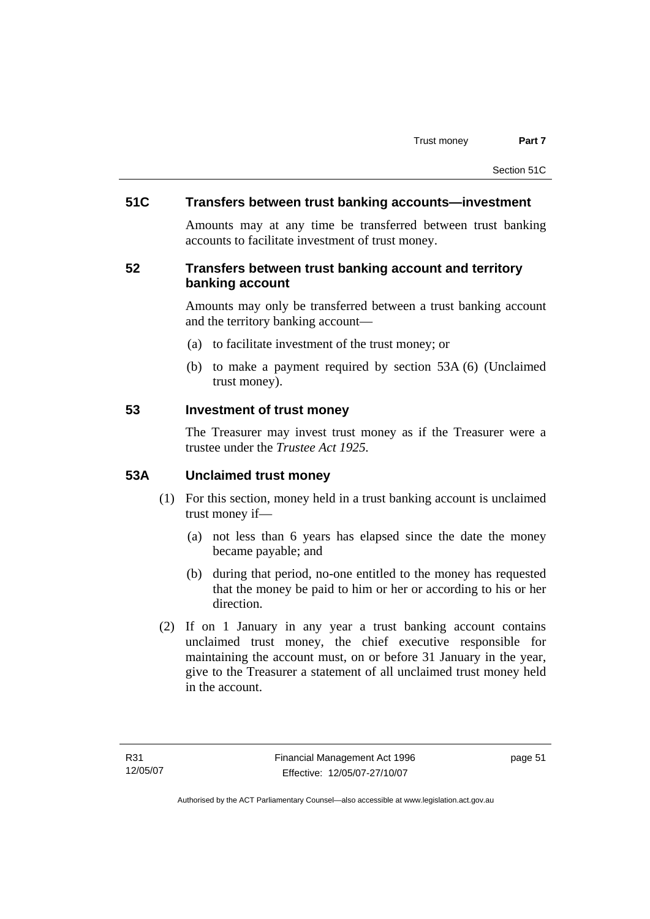### 51C Transfers between trust banking accounts—investment

Amounts may at any time be transferred between trust banking accounts to facilitate investment of trust money.

### 52 Transfers between trust banking account and territory banking account

Amounts may only be transferred between a trust banking account and the territory banking account—

(a) to facilitate investment of the trust money; or

(b) to make a payment required by section 53A (6) (Unclaimed trust money).

### 53 Investment of trust money

The Treasurer may invest trust money as if the Treasurer were a trustee under the *Trustee Act 1925*.

### 53A Unclaimed trust money

(1) For this section, money held in a trust banking account is unclaimed trust money if—

(a) not less than 6 years has elapsed since the date the money became payable; and

(b) during that period, no-one entitled to the money has requested that the money be paid to him or her or according to his or her direction.

(2) If on 1 January in any year a trust banking account contains unclaimed trust money, the chief executive responsible for maintaining the account must, on or before 31 January in the year, give to the Treasurer a statement of all unclaimed trust money held in the account.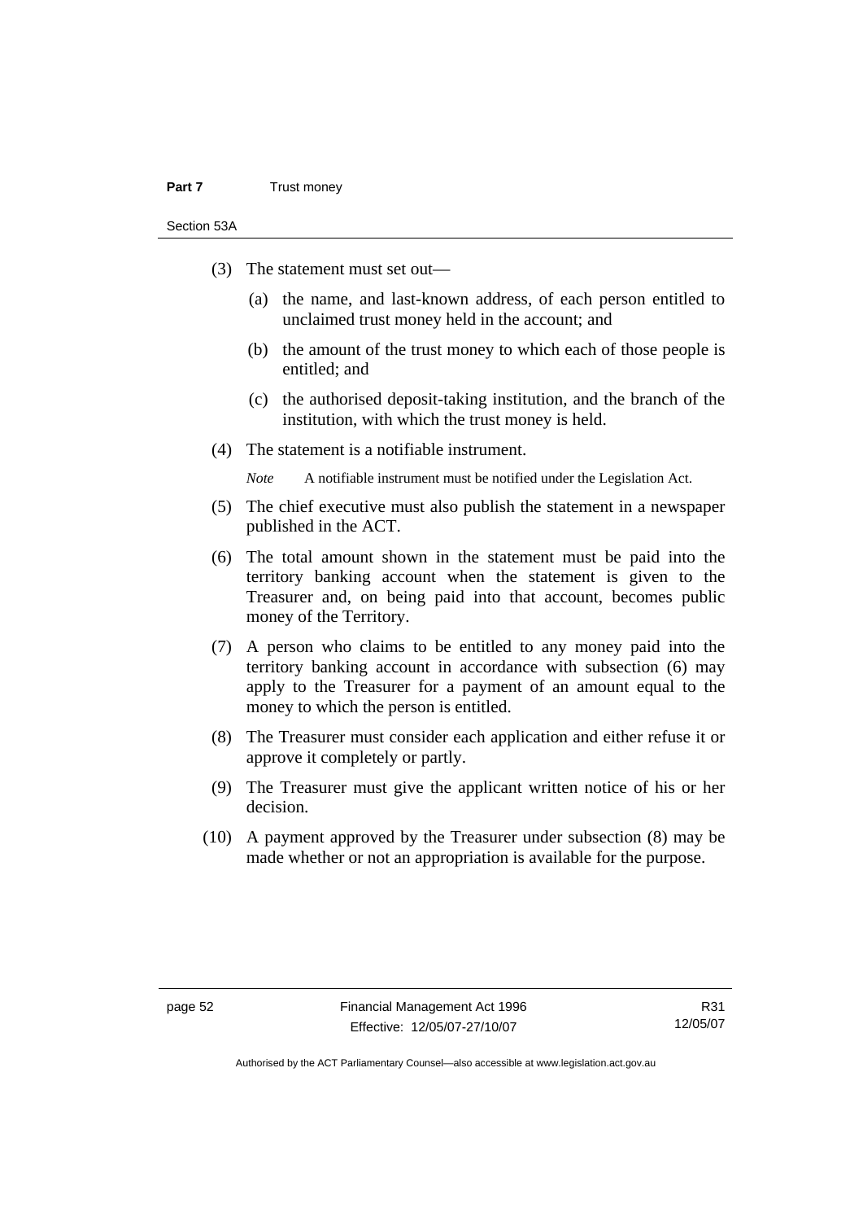(3) The statement must set out—

(a) the name, and last-known address, of each person entitled to unclaimed trust money held in the account; and

(b) the amount of the trust money to which each of those people is entitled; and

(c) the authorised deposit-taking institution, and the branch of the institution, with which the trust money is held.

(4) The statement is a notifiable instrument.

*Note* A notifiable instrument must be notified under the Legislation Act.

(5) The chief executive must also publish the statement in a newspaper published in the ACT.

(6) The total amount shown in the statement must be paid into the territory banking account when the statement is given to the Treasurer and, on being paid into that account, becomes public money of the Territory.

(7) A person who claims to be entitled to any money paid into the territory banking account in accordance with subsection (6) may apply to the Treasurer for a payment of an amount equal to the money to which the person is entitled.

(8) The Treasurer must consider each application and either refuse it or approve it completely or partly.

(9) The Treasurer must give the applicant written notice of his or her decision.

(10) A payment approved by the Treasurer under subsection (8) may be made whether or not an appropriation is available for the purpose.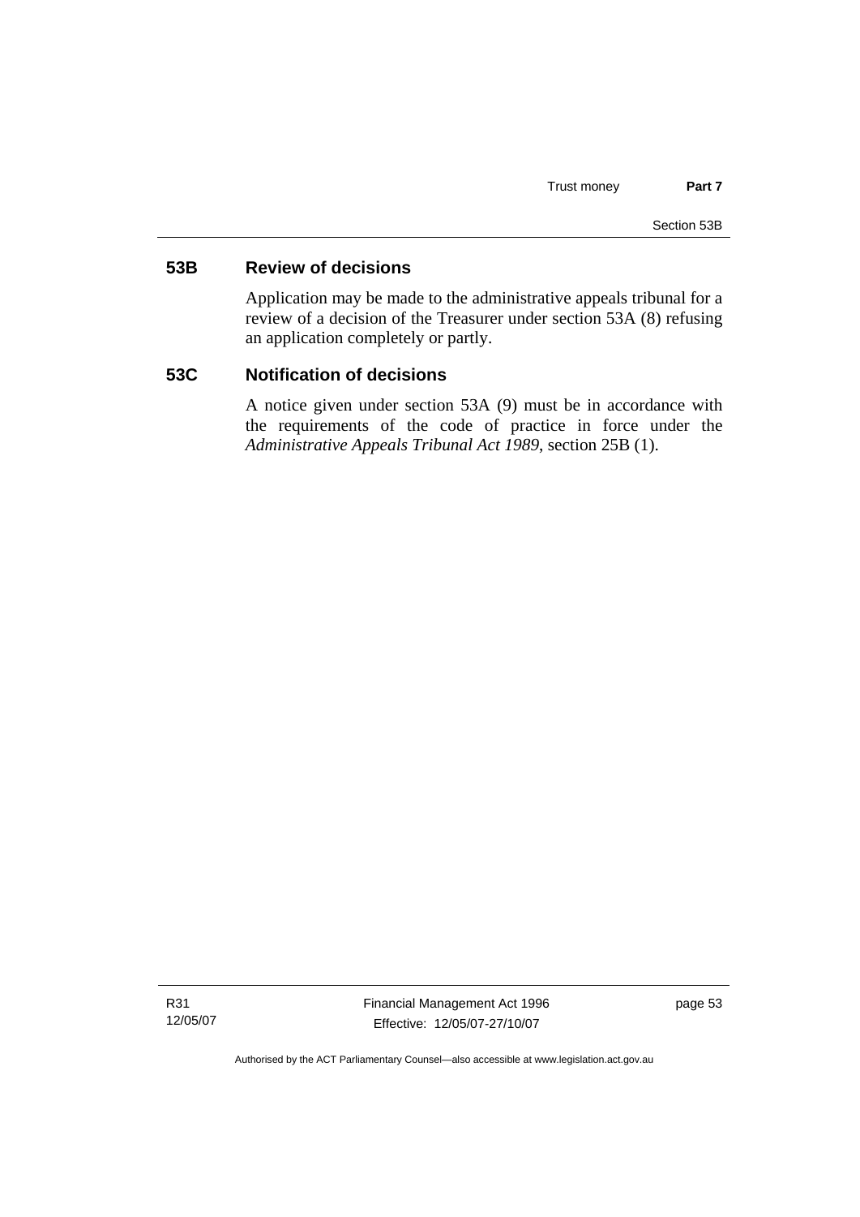## 53B Review of decisions

Application may be made to the administrative appeals tribunal for a review of a decision of the Treasurer under section 53A (8) refusing an application completely or partly.

## 53C Notification of decisions

A notice given under section 53A (9) must be in accordance with the requirements of the code of practice in force under the *Administrative Appeals Tribunal Act 1989*, section 25B (1).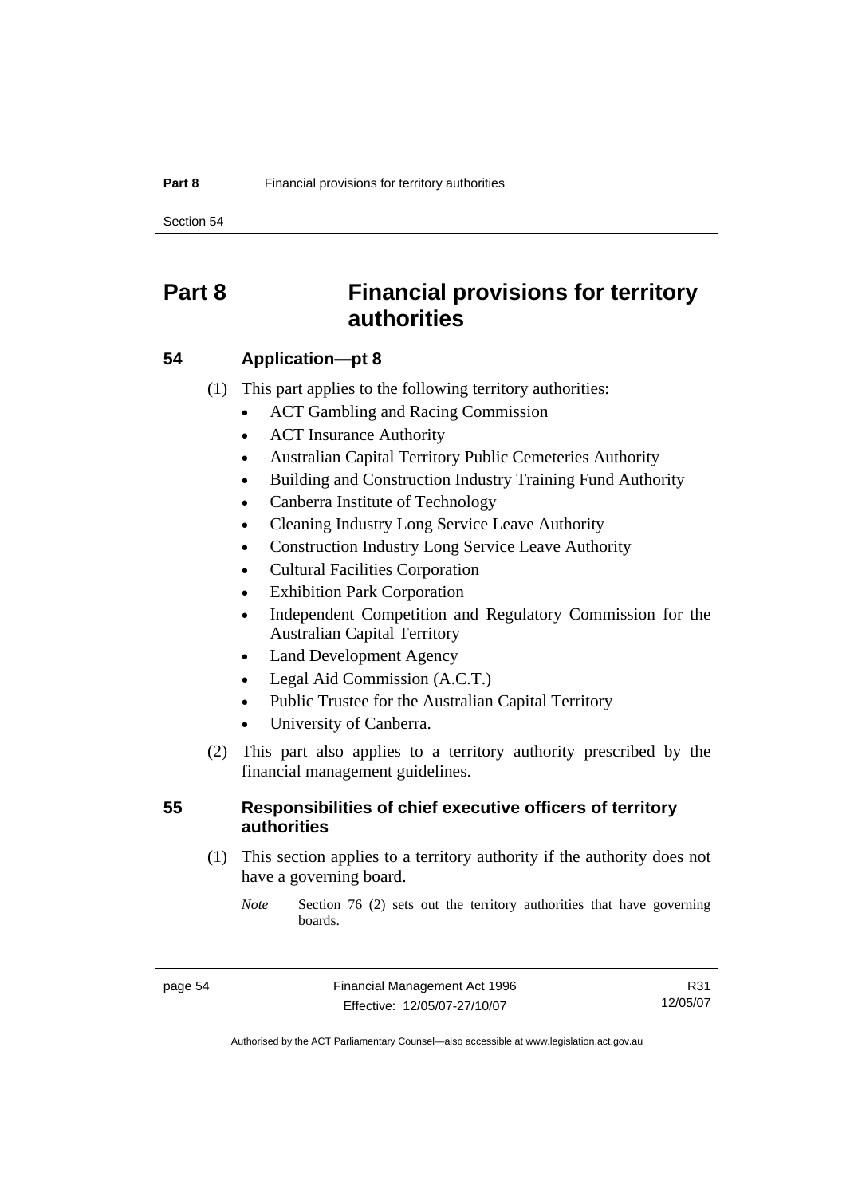# Part 8 Financial provisions for territory authorities

## 54 Application—pt 8

(1) This part applies to the following territory authorities:

- ACT Gambling and Racing Commission
- ACT Insurance Authority
- Australian Capital Territory Public Cemeteries Authority
- Building and Construction Industry Training Fund Authority
- Canberra Institute of Technology
- Cleaning Industry Long Service Leave Authority
- Construction Industry Long Service Leave Authority
- Cultural Facilities Corporation
- Exhibition Park Corporation
- Independent Competition and Regulatory Commission for the Australian Capital Territory
- Land Development Agency
- Legal Aid Commission (A.C.T.)
- Public Trustee for the Australian Capital Territory
- University of Canberra.

(2) This part also applies to a territory authority prescribed by the financial management guidelines.

## 55 Responsibilities of chief executive officers of territory authorities

(1) This section applies to a territory authority if the authority does not have a governing board.

*Note* Section 76 (2) sets out the territory authorities that have governing boards.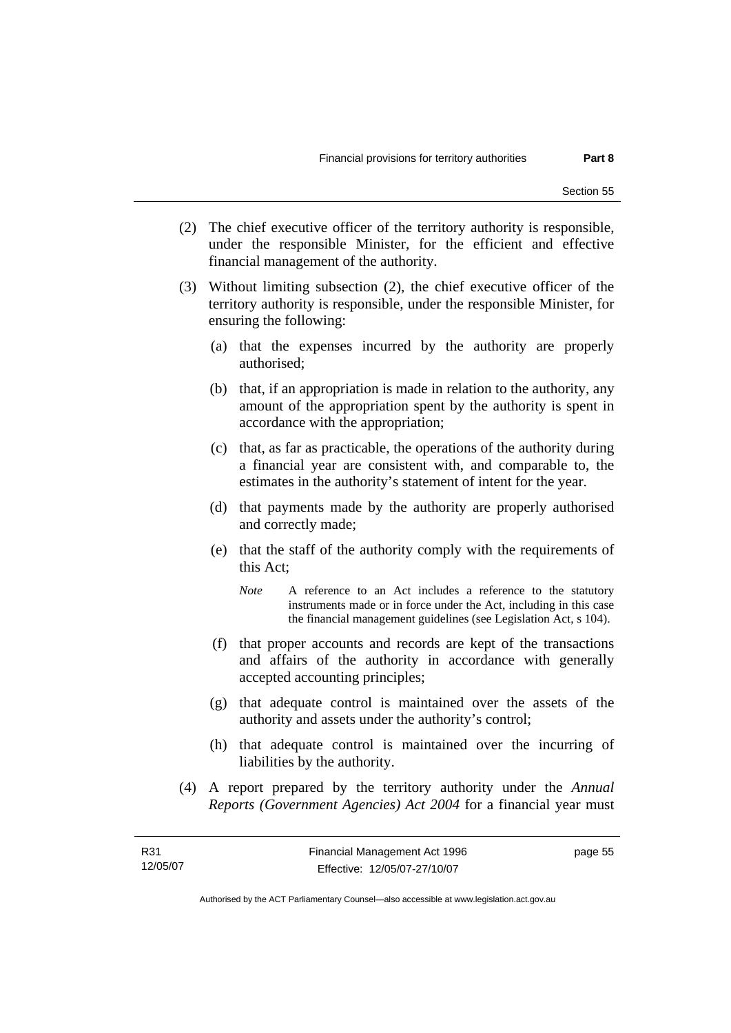(2) The chief executive officer of the territory authority is responsible, under the responsible Minister, for the efficient and effective financial management of the authority.

(3) Without limiting subsection (2), the chief executive officer of the territory authority is responsible, under the responsible Minister, for ensuring the following:

(a) that the expenses incurred by the authority are properly authorised;

(b) that, if an appropriation is made in relation to the authority, any amount of the appropriation spent by the authority is spent in accordance with the appropriation;

(c) that, as far as practicable, the operations of the authority during a financial year are consistent with, and comparable to, the estimates in the authority's statement of intent for the year.

(d) that payments made by the authority are properly authorised and correctly made;

(e) that the staff of the authority comply with the requirements of this Act;

*Note* A reference to an Act includes a reference to the statutory instruments made or in force under the Act, including in this case the financial management guidelines (see Legislation Act, s 104).

(f) that proper accounts and records are kept of the transactions and affairs of the authority in accordance with generally accepted accounting principles;

(g) that adequate control is maintained over the assets of the authority and assets under the authority's control;

(h) that adequate control is maintained over the incurring of liabilities by the authority.

(4) A report prepared by the territory authority under the *Annual Reports (Government Agencies) Act 2004* for a financial year must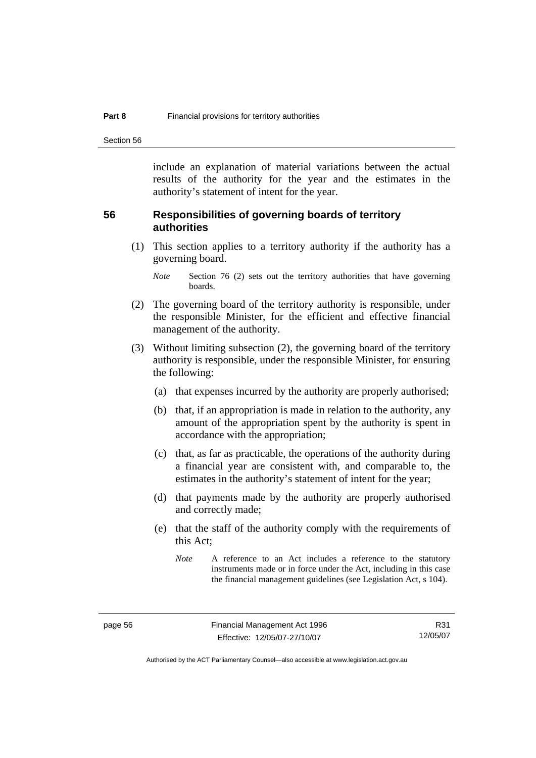include an explanation of material variations between the actual results of the authority for the year and the estimates in the authority's statement of intent for the year.

## 56 Responsibilities of governing boards of territory authorities

(1) This section applies to a territory authority if the authority has a governing board.

*Note* Section 76 (2) sets out the territory authorities that have governing boards.

(2) The governing board of the territory authority is responsible, under the responsible Minister, for the efficient and effective financial management of the authority.

(3) Without limiting subsection (2), the governing board of the territory authority is responsible, under the responsible Minister, for ensuring the following:

(a) that expenses incurred by the authority are properly authorised;

(b) that, if an appropriation is made in relation to the authority, any amount of the appropriation spent by the authority is spent in accordance with the appropriation;

(c) that, as far as practicable, the operations of the authority during a financial year are consistent with, and comparable to, the estimates in the authority's statement of intent for the year;

(d) that payments made by the authority are properly authorised and correctly made;

(e) that the staff of the authority comply with the requirements of this Act;

*Note* A reference to an Act includes a reference to the statutory instruments made or in force under the Act, including in this case the financial management guidelines (see Legislation Act, s 104).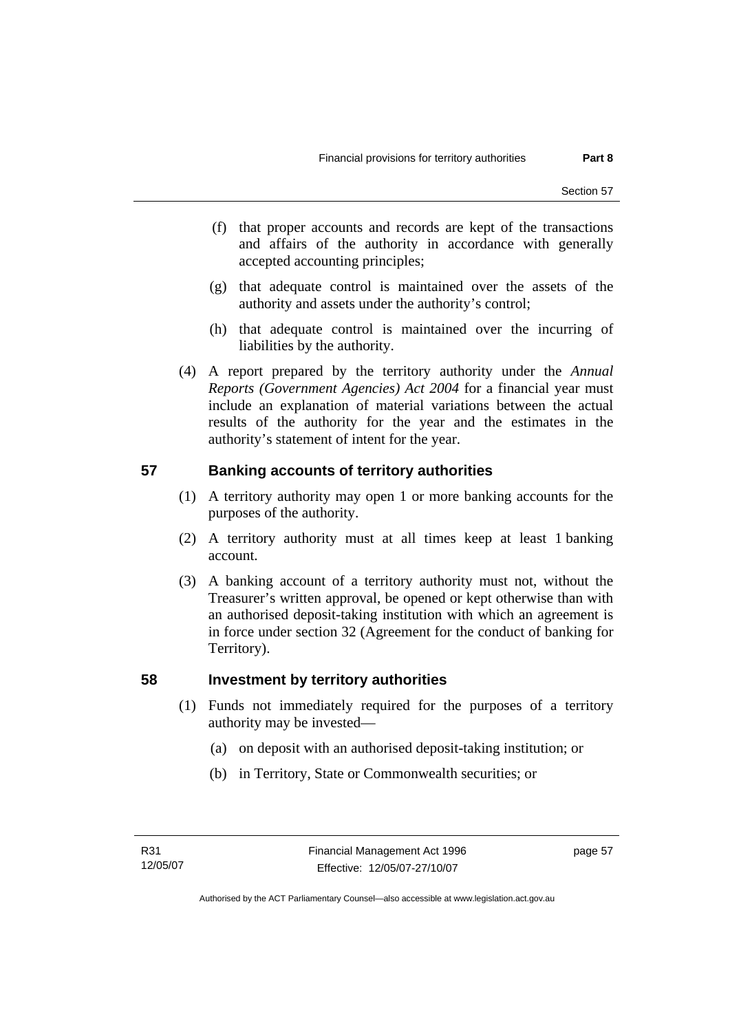(f) that proper accounts and records are kept of the transactions and affairs of the authority in accordance with generally accepted accounting principles;

(g) that adequate control is maintained over the assets of the authority and assets under the authority's control;

(h) that adequate control is maintained over the incurring of liabilities by the authority.

(4) A report prepared by the territory authority under the *Annual Reports (Government Agencies) Act 2004* for a financial year must include an explanation of material variations between the actual results of the authority for the year and the estimates in the authority's statement of intent for the year.

## 57 Banking accounts of territory authorities

(1) A territory authority may open 1 or more banking accounts for the purposes of the authority.

(2) A territory authority must at all times keep at least 1 banking account.

(3) A banking account of a territory authority must not, without the Treasurer's written approval, be opened or kept otherwise than with an authorised deposit-taking institution with which an agreement is in force under section 32 (Agreement for the conduct of banking for Territory).

## 58 Investment by territory authorities

(1) Funds not immediately required for the purposes of a territory authority may be invested—

(a) on deposit with an authorised deposit-taking institution; or

(b) in Territory, State or Commonwealth securities; or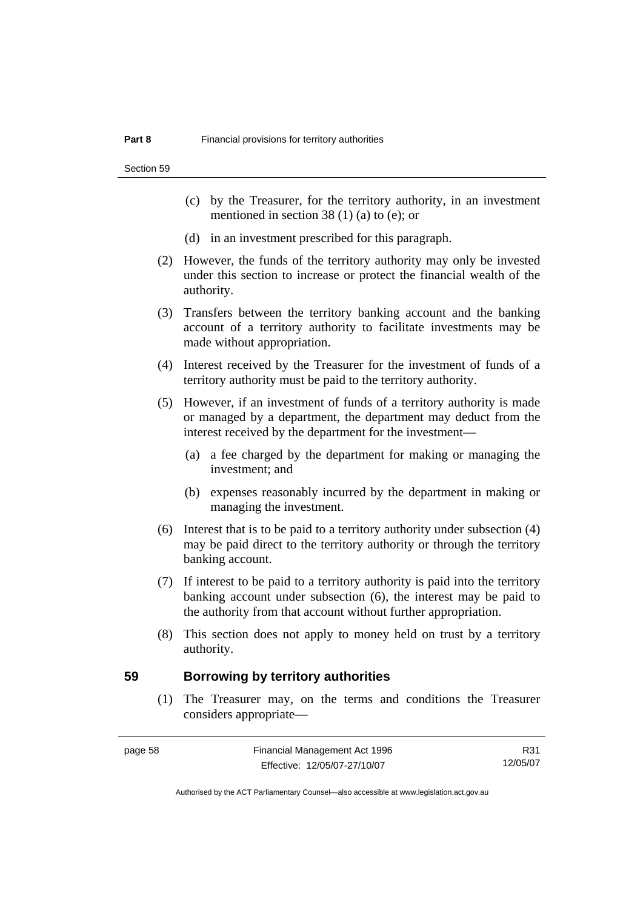(c) by the Treasurer, for the territory authority, in an investment mentioned in section 38 (1) (a) to (e); or

(d) in an investment prescribed for this paragraph.

(2) However, the funds of the territory authority may only be invested under this section to increase or protect the financial wealth of the authority.

(3) Transfers between the territory banking account and the banking account of a territory authority to facilitate investments may be made without appropriation.

(4) Interest received by the Treasurer for the investment of funds of a territory authority must be paid to the territory authority.

(5) However, if an investment of funds of a territory authority is made or managed by a department, the department may deduct from the interest received by the department for the investment—

(a) a fee charged by the department for making or managing the investment; and

(b) expenses reasonably incurred by the department in making or managing the investment.

(6) Interest that is to be paid to a territory authority under subsection (4) may be paid direct to the territory authority or through the territory banking account.

(7) If interest to be paid to a territory authority is paid into the territory banking account under subsection (6), the interest may be paid to the authority from that account without further appropriation.

(8) This section does not apply to money held on trust by a territory authority.

## 59 Borrowing by territory authorities

(1) The Treasurer may, on the terms and conditions the Treasurer considers appropriate—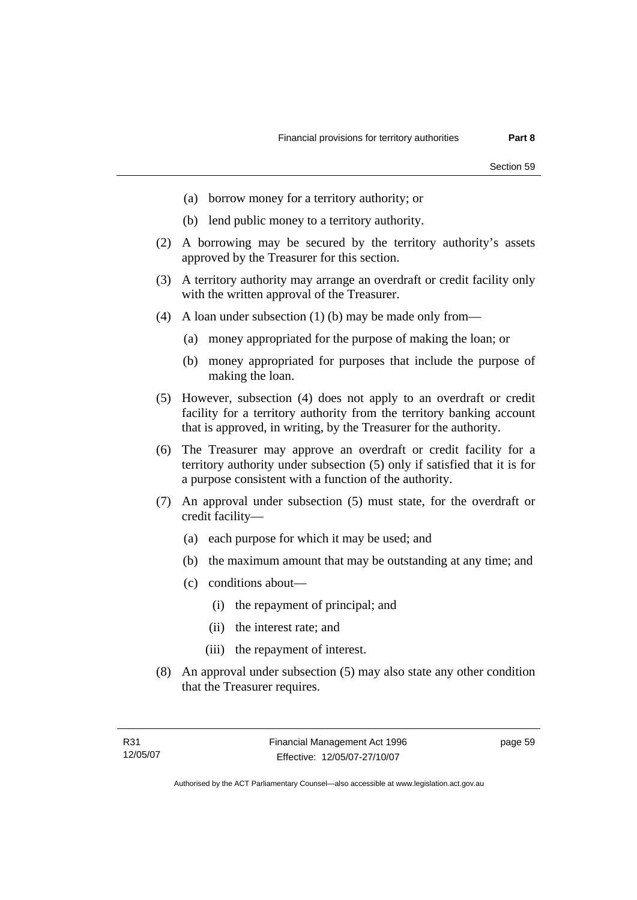(a) borrow money for a territory authority; or

(b) lend public money to a territory authority.

(2) A borrowing may be secured by the territory authority's assets approved by the Treasurer for this section.

(3) A territory authority may arrange an overdraft or credit facility only with the written approval of the Treasurer.

(4) A loan under subsection (1) (b) may be made only from—

(a) money appropriated for the purpose of making the loan; or

(b) money appropriated for purposes that include the purpose of making the loan.

(5) However, subsection (4) does not apply to an overdraft or credit facility for a territory authority from the territory banking account that is approved, in writing, by the Treasurer for the authority.

(6) The Treasurer may approve an overdraft or credit facility for a territory authority under subsection (5) only if satisfied that it is for a purpose consistent with a function of the authority.

(7) An approval under subsection (5) must state, for the overdraft or credit facility—

(a) each purpose for which it may be used; and

(b) the maximum amount that may be outstanding at any time; and

(c) conditions about—

(i) the repayment of principal; and

(ii) the interest rate; and

(iii) the repayment of interest.

(8) An approval under subsection (5) may also state any other condition that the Treasurer requires.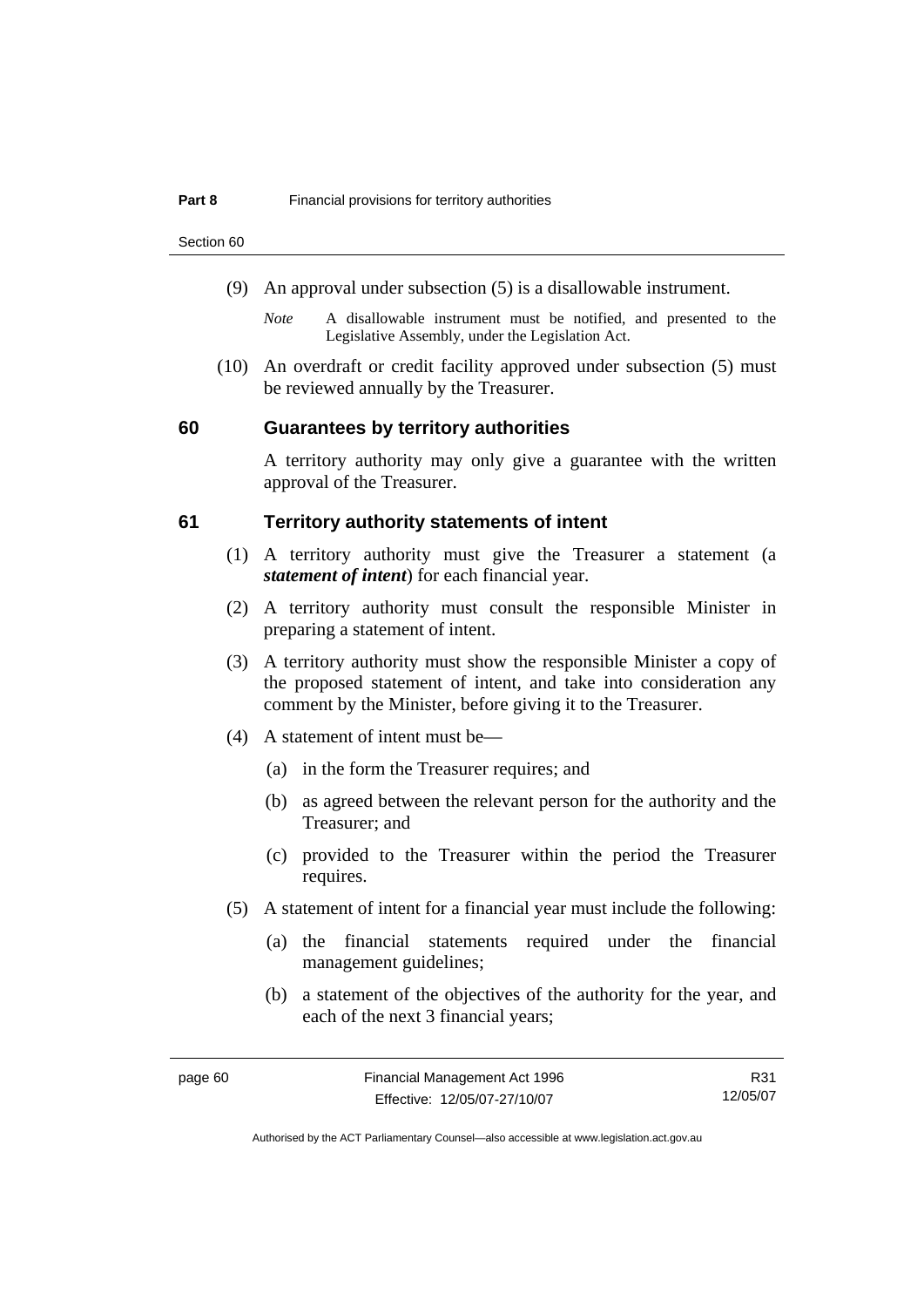(9) An approval under subsection (5) is a disallowable instrument.

*Note* A disallowable instrument must be notified, and presented to the Legislative Assembly, under the Legislation Act.

(10) An overdraft or credit facility approved under subsection (5) must be reviewed annually by the Treasurer.

## 60 Guarantees by territory authorities

A territory authority may only give a guarantee with the written approval of the Treasurer.

## 61 Territory authority statements of intent

(1) A territory authority must give the Treasurer a statement (a ***statement of intent***) for each financial year.

(2) A territory authority must consult the responsible Minister in preparing a statement of intent.

(3) A territory authority must show the responsible Minister a copy of the proposed statement of intent, and take into consideration any comment by the Minister, before giving it to the Treasurer.

(4) A statement of intent must be—

(a) in the form the Treasurer requires; and

(b) as agreed between the relevant person for the authority and the Treasurer; and

(c) provided to the Treasurer within the period the Treasurer requires.

(5) A statement of intent for a financial year must include the following:

(a) the financial statements required under the financial management guidelines;

(b) a statement of the objectives of the authority for the year, and each of the next 3 financial years;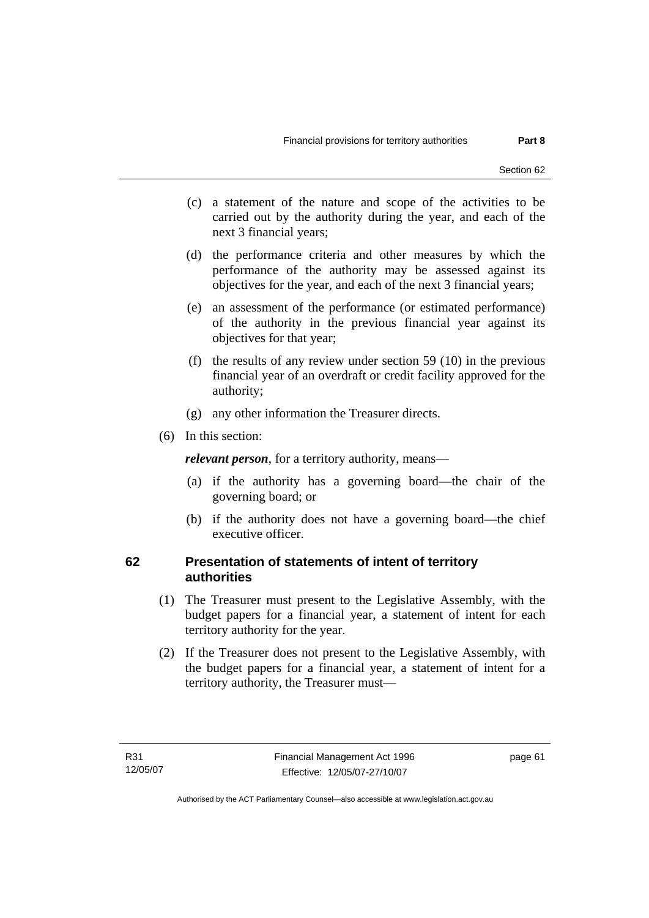(c) a statement of the nature and scope of the activities to be carried out by the authority during the year, and each of the next 3 financial years;

(d) the performance criteria and other measures by which the performance of the authority may be assessed against its objectives for the year, and each of the next 3 financial years;

(e) an assessment of the performance (or estimated performance) of the authority in the previous financial year against its objectives for that year;

(f) the results of any review under section 59 (10) in the previous financial year of an overdraft or credit facility approved for the authority;

(g) any other information the Treasurer directs.

(6) In this section:

***relevant person***, for a territory authority, means—

(a) if the authority has a governing board—the chair of the governing board; or

(b) if the authority does not have a governing board—the chief executive officer.

## 62 Presentation of statements of intent of territory authorities

(1) The Treasurer must present to the Legislative Assembly, with the budget papers for a financial year, a statement of intent for each territory authority for the year.

(2) If the Treasurer does not present to the Legislative Assembly, with the budget papers for a financial year, a statement of intent for a territory authority, the Treasurer must—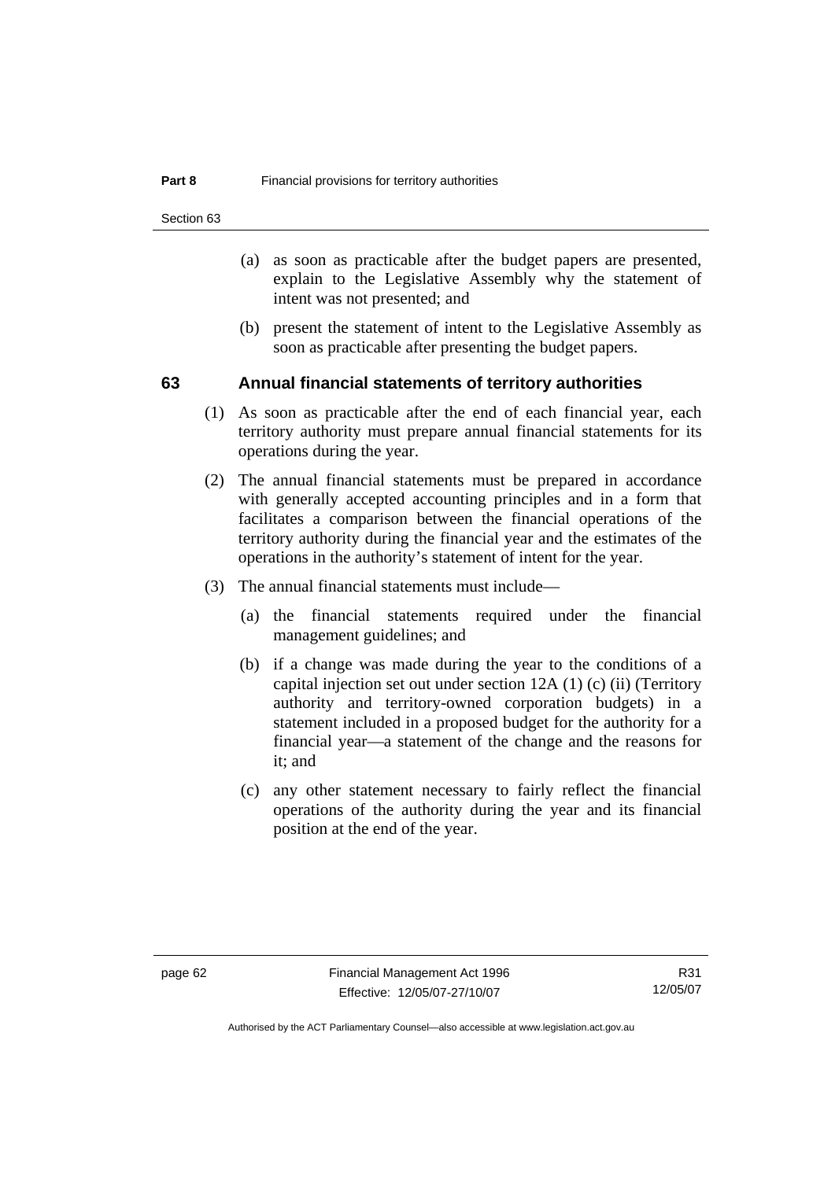(a) as soon as practicable after the budget papers are presented, explain to the Legislative Assembly why the statement of intent was not presented; and

(b) present the statement of intent to the Legislative Assembly as soon as practicable after presenting the budget papers.

## 63 Annual financial statements of territory authorities

(1) As soon as practicable after the end of each financial year, each territory authority must prepare annual financial statements for its operations during the year.

(2) The annual financial statements must be prepared in accordance with generally accepted accounting principles and in a form that facilitates a comparison between the financial operations of the territory authority during the financial year and the estimates of the operations in the authority's statement of intent for the year.

(3) The annual financial statements must include—

(a) the financial statements required under the financial management guidelines; and

(b) if a change was made during the year to the conditions of a capital injection set out under section 12A (1) (c) (ii) (Territory authority and territory-owned corporation budgets) in a statement included in a proposed budget for the authority for a financial year—a statement of the change and the reasons for it; and

(c) any other statement necessary to fairly reflect the financial operations of the authority during the year and its financial position at the end of the year.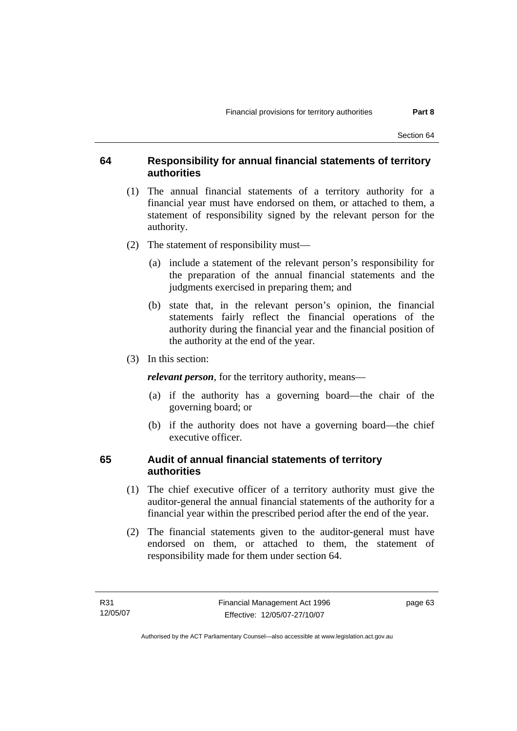## 64 Responsibility for annual financial statements of territory authorities

(1) The annual financial statements of a territory authority for a financial year must have endorsed on them, or attached to them, a statement of responsibility signed by the relevant person for the authority.

(2) The statement of responsibility must—

(a) include a statement of the relevant person's responsibility for the preparation of the annual financial statements and the judgments exercised in preparing them; and

(b) state that, in the relevant person's opinion, the financial statements fairly reflect the financial operations of the authority during the financial year and the financial position of the authority at the end of the year.

(3) In this section:

***relevant person***, for the territory authority, means—

(a) if the authority has a governing board—the chair of the governing board; or

(b) if the authority does not have a governing board—the chief executive officer.

## 65 Audit of annual financial statements of territory authorities

(1) The chief executive officer of a territory authority must give the auditor-general the annual financial statements of the authority for a financial year within the prescribed period after the end of the year.

(2) The financial statements given to the auditor-general must have endorsed on them, or attached to them, the statement of responsibility made for them under section 64.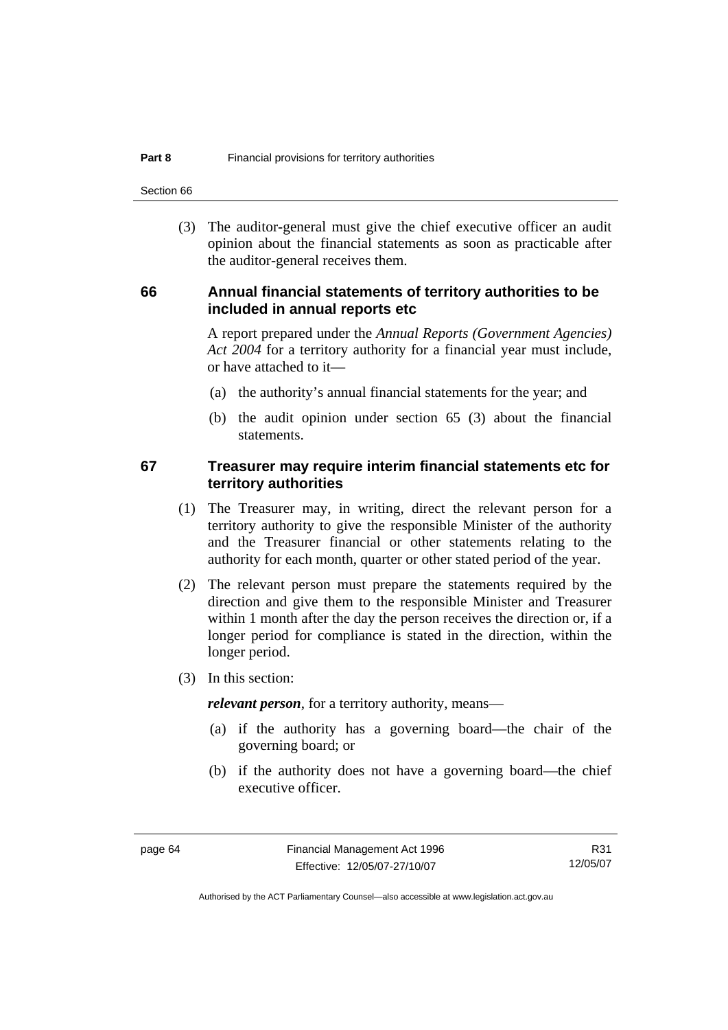(3) The auditor-general must give the chief executive officer an audit opinion about the financial statements as soon as practicable after the auditor-general receives them.

## 66 Annual financial statements of territory authorities to be included in annual reports etc

A report prepared under the *Annual Reports (Government Agencies) Act 2004* for a territory authority for a financial year must include, or have attached to it—

(a) the authority's annual financial statements for the year; and

(b) the audit opinion under section 65 (3) about the financial statements.

## 67 Treasurer may require interim financial statements etc for territory authorities

(1) The Treasurer may, in writing, direct the relevant person for a territory authority to give the responsible Minister of the authority and the Treasurer financial or other statements relating to the authority for each month, quarter or other stated period of the year.

(2) The relevant person must prepare the statements required by the direction and give them to the responsible Minister and Treasurer within 1 month after the day the person receives the direction or, if a longer period for compliance is stated in the direction, within the longer period.

(3) In this section:

***relevant person***, for a territory authority, means—

(a) if the authority has a governing board—the chair of the governing board; or

(b) if the authority does not have a governing board—the chief executive officer.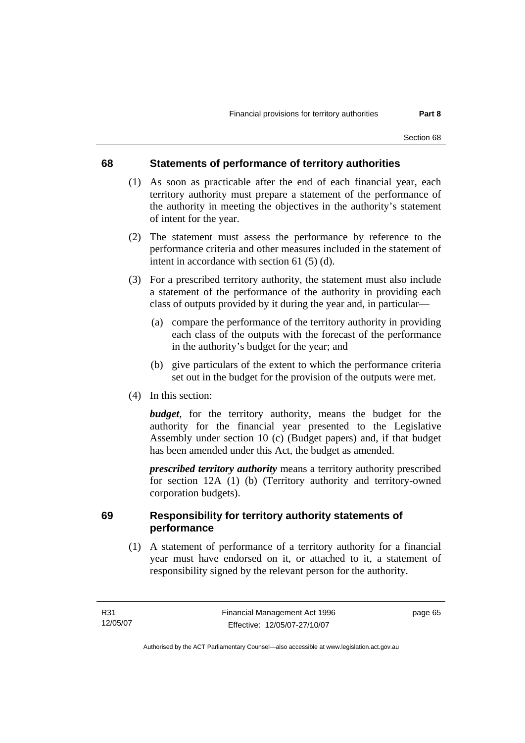## 68 Statements of performance of territory authorities

(1) As soon as practicable after the end of each financial year, each territory authority must prepare a statement of the performance of the authority in meeting the objectives in the authority's statement of intent for the year.

(2) The statement must assess the performance by reference to the performance criteria and other measures included in the statement of intent in accordance with section 61 (5) (d).

(3) For a prescribed territory authority, the statement must also include a statement of the performance of the authority in providing each class of outputs provided by it during the year and, in particular—

(a) compare the performance of the territory authority in providing each class of the outputs with the forecast of the performance in the authority's budget for the year; and

(b) give particulars of the extent to which the performance criteria set out in the budget for the provision of the outputs were met.

(4) In this section:

***budget***, for the territory authority, means the budget for the authority for the financial year presented to the Legislative Assembly under section 10 (c) (Budget papers) and, if that budget has been amended under this Act, the budget as amended.

***prescribed territory authority*** means a territory authority prescribed for section 12A (1) (b) (Territory authority and territory-owned corporation budgets).

## 69 Responsibility for territory authority statements of performance

(1) A statement of performance of a territory authority for a financial year must have endorsed on it, or attached to it, a statement of responsibility signed by the relevant person for the authority.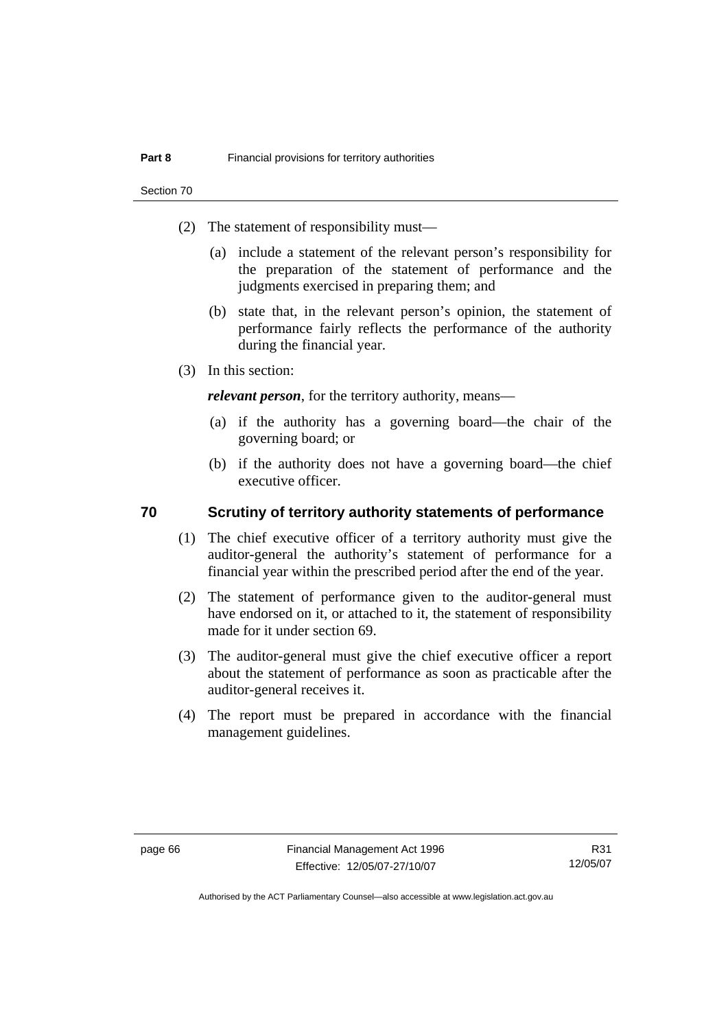(2) The statement of responsibility must—

(a) include a statement of the relevant person's responsibility for the preparation of the statement of performance and the judgments exercised in preparing them; and

(b) state that, in the relevant person's opinion, the statement of performance fairly reflects the performance of the authority during the financial year.

(3) In this section:

***relevant person***, for the territory authority, means—

(a) if the authority has a governing board—the chair of the governing board; or

(b) if the authority does not have a governing board—the chief executive officer.

## 70 Scrutiny of territory authority statements of performance

(1) The chief executive officer of a territory authority must give the auditor-general the authority's statement of performance for a financial year within the prescribed period after the end of the year.

(2) The statement of performance given to the auditor-general must have endorsed on it, or attached to it, the statement of responsibility made for it under section 69.

(3) The auditor-general must give the chief executive officer a report about the statement of performance as soon as practicable after the auditor-general receives it.

(4) The report must be prepared in accordance with the financial management guidelines.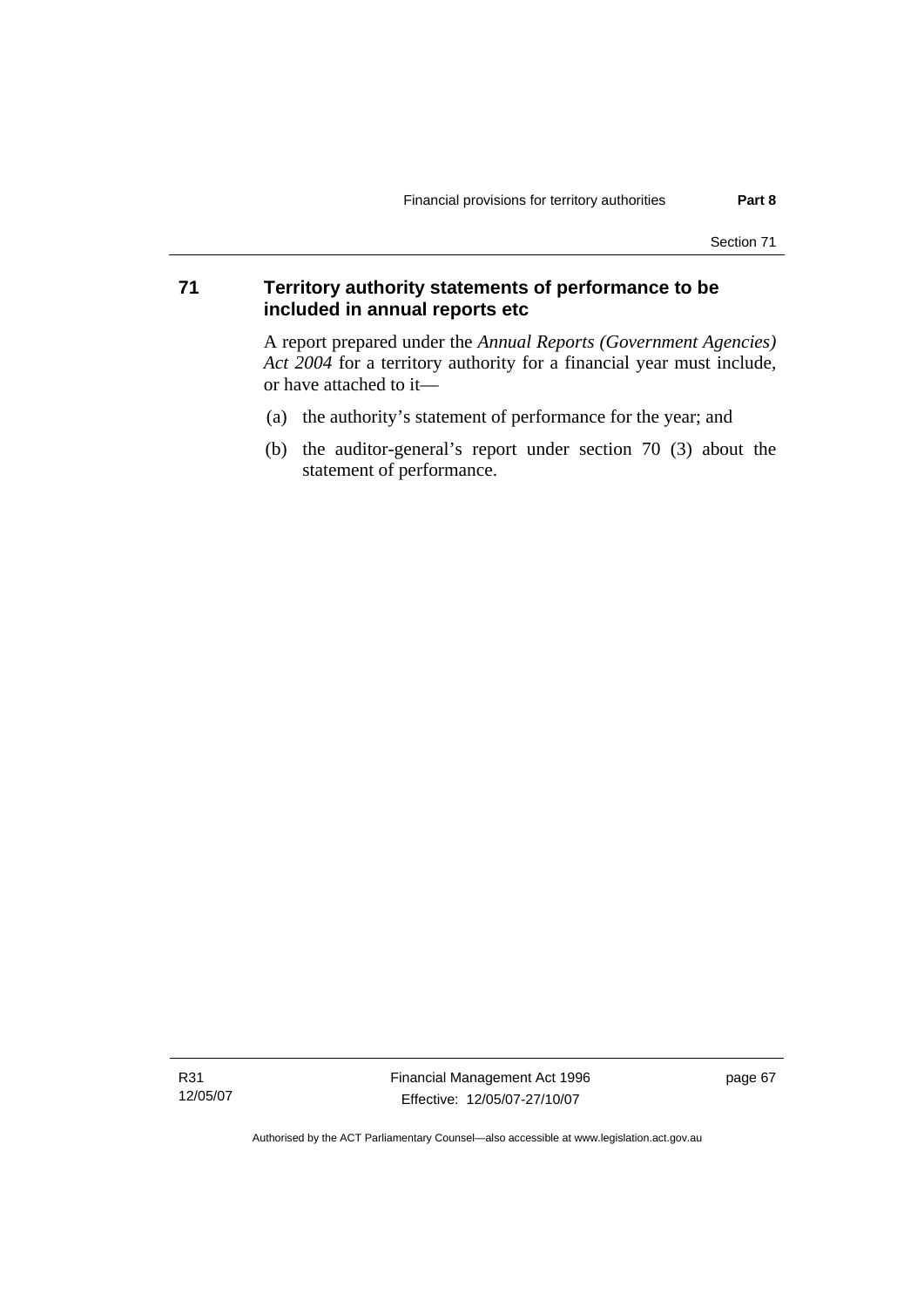## 71 Territory authority statements of performance to be included in annual reports etc

A report prepared under the *Annual Reports (Government Agencies) Act 2004* for a territory authority for a financial year must include, or have attached to it—

(a) the authority's statement of performance for the year; and

(b) the auditor-general's report under section 70 (3) about the statement of performance.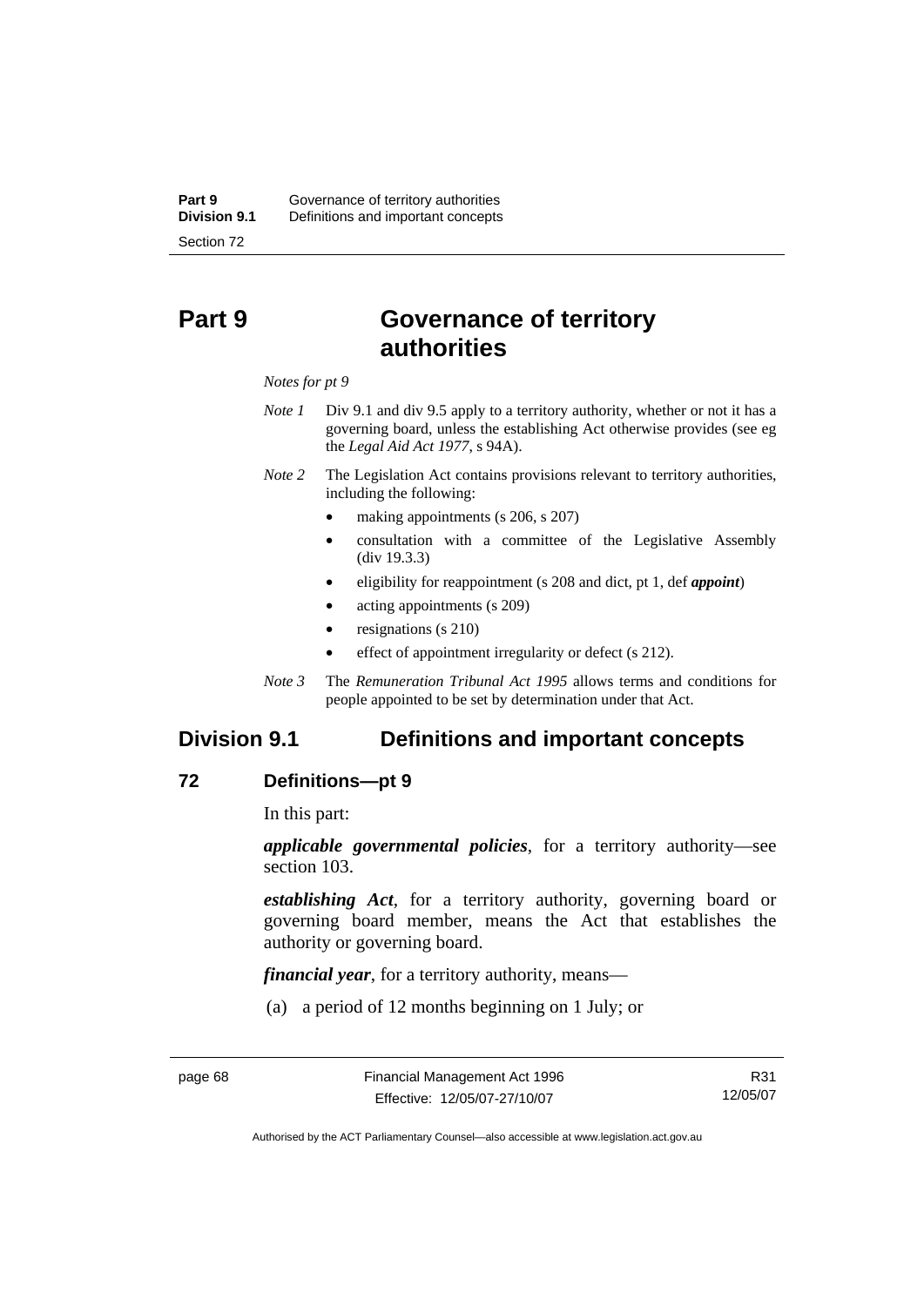# Part 9 Governance of territory authorities

*Notes for pt 9*

*Note 1* Div 9.1 and div 9.5 apply to a territory authority, whether or not it has a governing board, unless the establishing Act otherwise provides (see eg the *Legal Aid Act 1977*, s 94A).

*Note 2* The Legislation Act contains provisions relevant to territory authorities, including the following:

- making appointments (s 206, s 207)
- consultation with a committee of the Legislative Assembly (div 19.3.3)
- eligibility for reappointment (s 208 and dict, pt 1, def ***appoint***)
- acting appointments (s 209)
- resignations (s 210)
- effect of appointment irregularity or defect (s 212).

*Note 3* The *Remuneration Tribunal Act 1995* allows terms and conditions for people appointed to be set by determination under that Act.

## Division 9.1 Definitions and important concepts

### 72 Definitions—pt 9

In this part:

***applicable governmental policies***, for a territory authority—see section 103.

***establishing Act***, for a territory authority, governing board or governing board member, means the Act that establishes the authority or governing board.

***financial year***, for a territory authority, means—

(a) a period of 12 months beginning on 1 July; or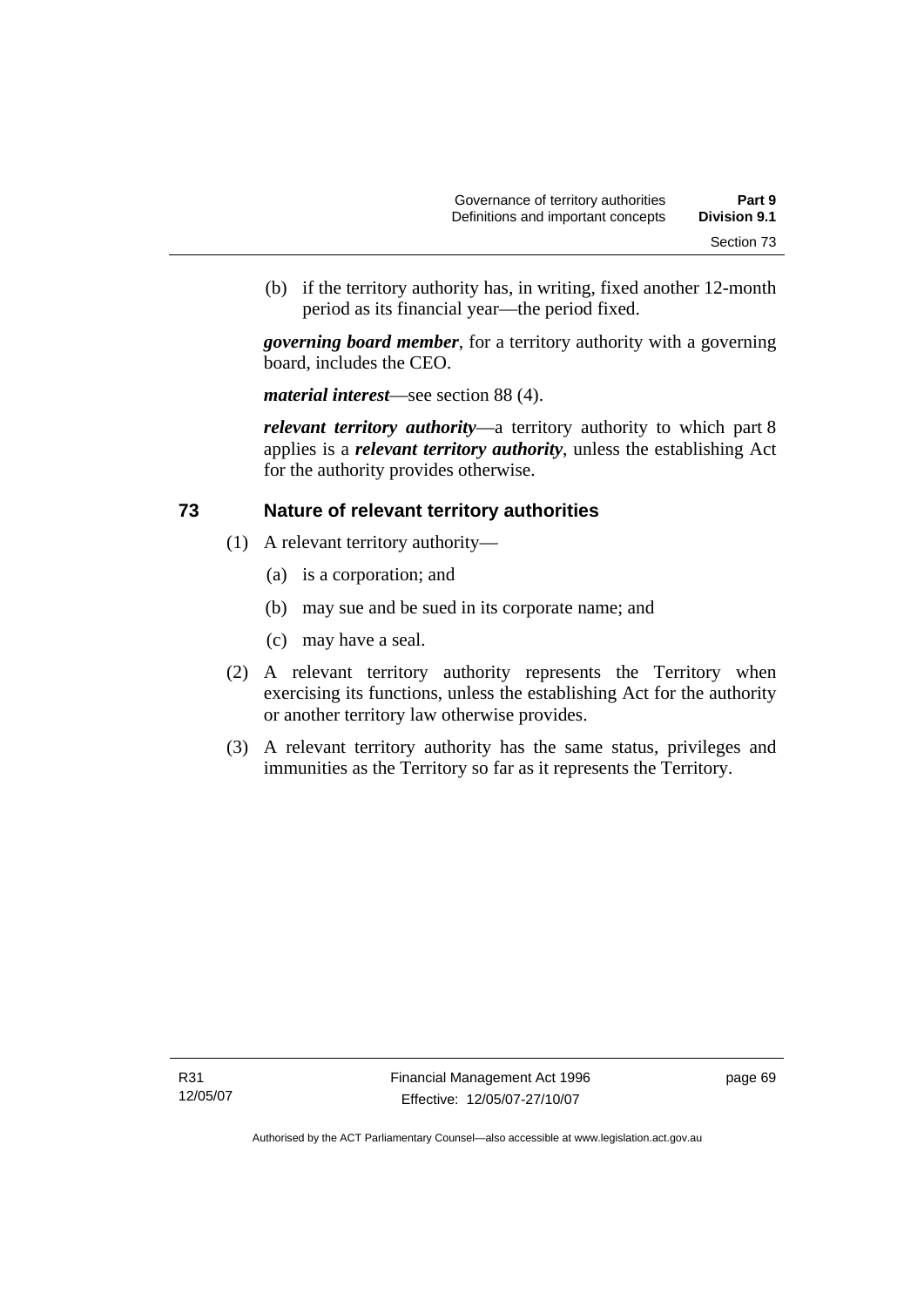(b) if the territory authority has, in writing, fixed another 12-month period as its financial year—the period fixed.

***governing board member***, for a territory authority with a governing board, includes the CEO.

***material interest***—see section 88 (4).

***relevant territory authority***—a territory authority to which part 8 applies is a ***relevant territory authority***, unless the establishing Act for the authority provides otherwise.

## 73 Nature of relevant territory authorities

(1) A relevant territory authority—

(a) is a corporation; and

(b) may sue and be sued in its corporate name; and

(c) may have a seal.

(2) A relevant territory authority represents the Territory when exercising its functions, unless the establishing Act for the authority or another territory law otherwise provides.

(3) A relevant territory authority has the same status, privileges and immunities as the Territory so far as it represents the Territory.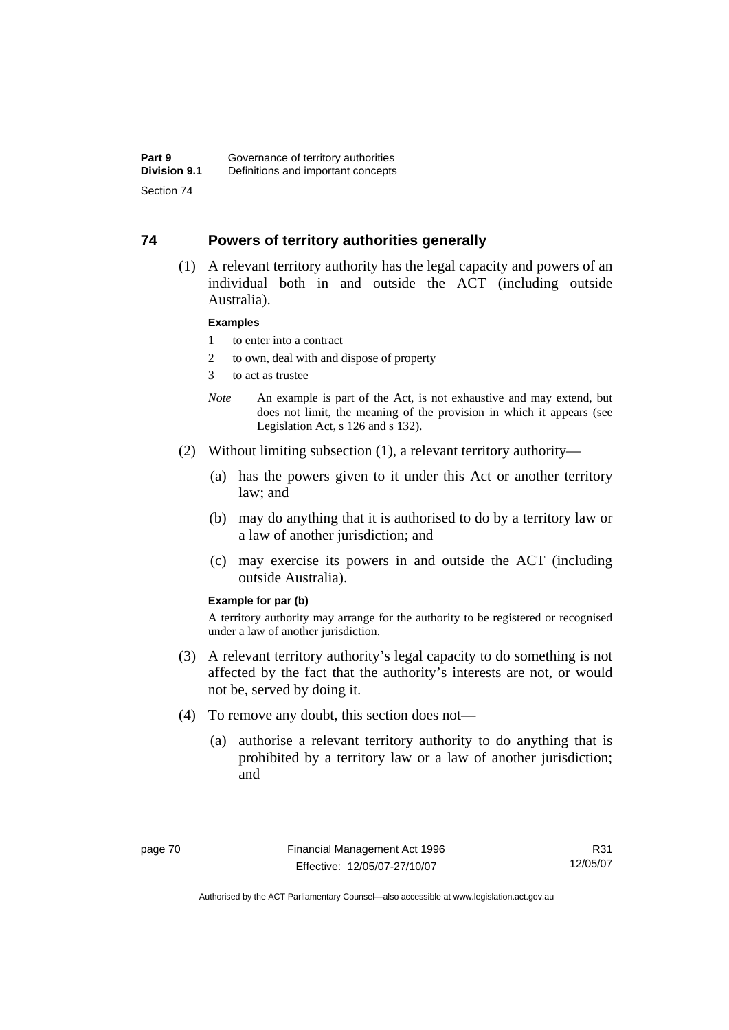## 74 Powers of territory authorities generally

(1) A relevant territory authority has the legal capacity and powers of an individual both in and outside the ACT (including outside Australia).

**Examples**

1 to enter into a contract

2 to own, deal with and dispose of property

3 to act as trustee

*Note* An example is part of the Act, is not exhaustive and may extend, but does not limit, the meaning of the provision in which it appears (see Legislation Act, s 126 and s 132).

(2) Without limiting subsection (1), a relevant territory authority—

(a) has the powers given to it under this Act or another territory law; and

(b) may do anything that it is authorised to do by a territory law or a law of another jurisdiction; and

(c) may exercise its powers in and outside the ACT (including outside Australia).

**Example for par (b)**

A territory authority may arrange for the authority to be registered or recognised under a law of another jurisdiction.

(3) A relevant territory authority's legal capacity to do something is not affected by the fact that the authority's interests are not, or would not be, served by doing it.

(4) To remove any doubt, this section does not—

(a) authorise a relevant territory authority to do anything that is prohibited by a territory law or a law of another jurisdiction; and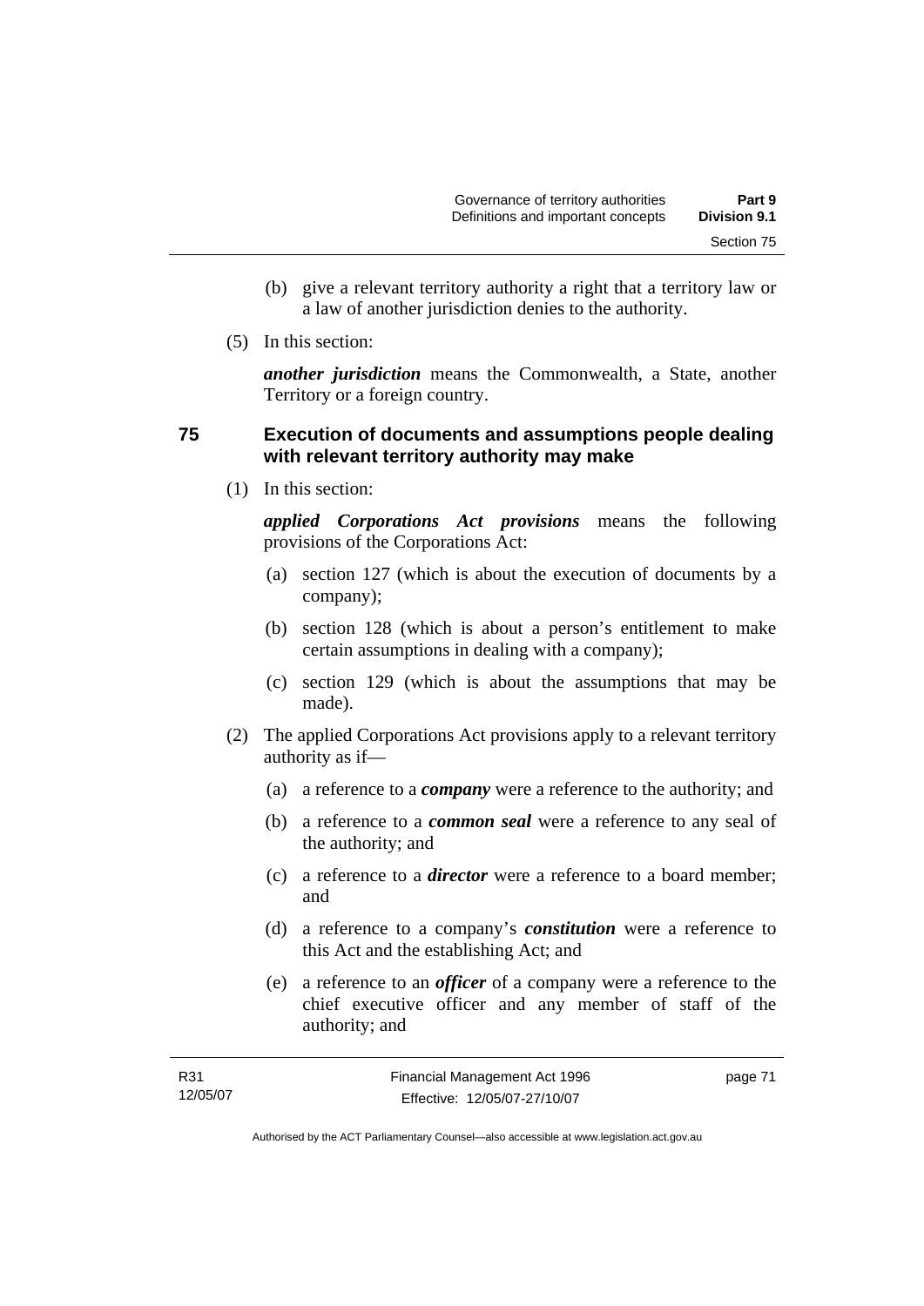(b) give a relevant territory authority a right that a territory law or a law of another jurisdiction denies to the authority.

(5) In this section:

***another jurisdiction*** means the Commonwealth, a State, another Territory or a foreign country.

## 75 Execution of documents and assumptions people dealing with relevant territory authority may make

(1) In this section:

***applied Corporations Act provisions*** means the following provisions of the Corporations Act:

(a) section 127 (which is about the execution of documents by a company);

(b) section 128 (which is about a person's entitlement to make certain assumptions in dealing with a company);

(c) section 129 (which is about the assumptions that may be made).

(2) The applied Corporations Act provisions apply to a relevant territory authority as if—

(a) a reference to a ***company*** were a reference to the authority; and

(b) a reference to a ***common seal*** were a reference to any seal of the authority; and

(c) a reference to a ***director*** were a reference to a board member; and

(d) a reference to a company's ***constitution*** were a reference to this Act and the establishing Act; and

(e) a reference to an ***officer*** of a company were a reference to the chief executive officer and any member of staff of the authority; and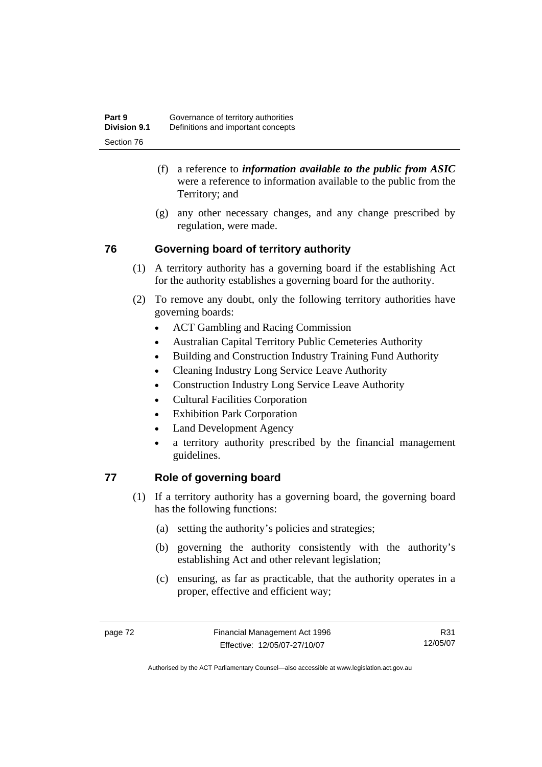(f) a reference to ***information available to the public from ASIC*** were a reference to information available to the public from the Territory; and

(g) any other necessary changes, and any change prescribed by regulation, were made.

## 76 Governing board of territory authority

(1) A territory authority has a governing board if the establishing Act for the authority establishes a governing board for the authority.

(2) To remove any doubt, only the following territory authorities have governing boards:

- ACT Gambling and Racing Commission
- Australian Capital Territory Public Cemeteries Authority
- Building and Construction Industry Training Fund Authority
- Cleaning Industry Long Service Leave Authority
- Construction Industry Long Service Leave Authority
- Cultural Facilities Corporation
- Exhibition Park Corporation
- Land Development Agency
- a territory authority prescribed by the financial management guidelines.

## 77 Role of governing board

(1) If a territory authority has a governing board, the governing board has the following functions:

(a) setting the authority's policies and strategies;

(b) governing the authority consistently with the authority's establishing Act and other relevant legislation;

(c) ensuring, as far as practicable, that the authority operates in a proper, effective and efficient way;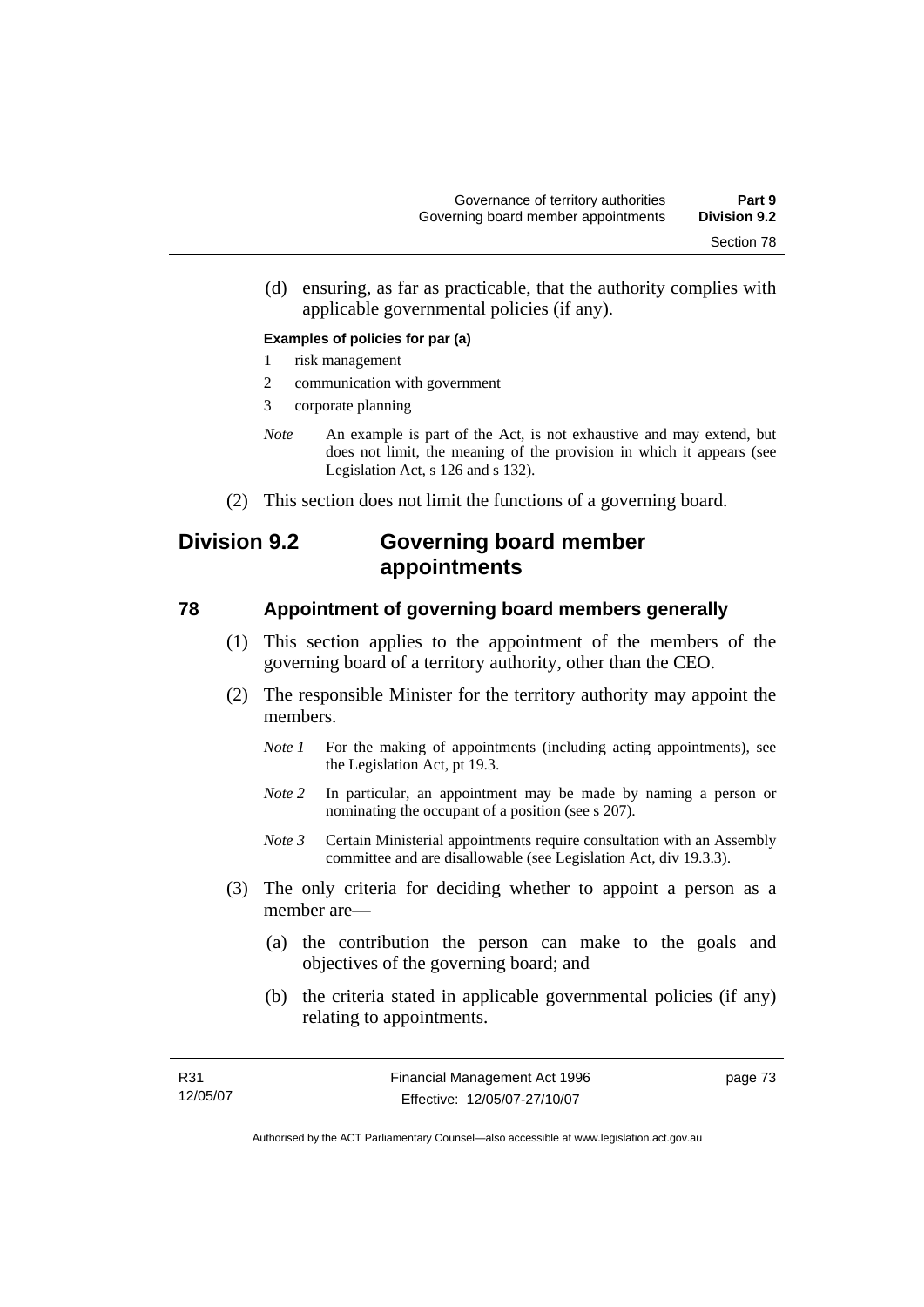(d) ensuring, as far as practicable, that the authority complies with applicable governmental policies (if any).

**Examples of policies for par (a)**

1 risk management

2 communication with government

3 corporate planning

*Note* An example is part of the Act, is not exhaustive and may extend, but does not limit, the meaning of the provision in which it appears (see Legislation Act, s 126 and s 132).

(2) This section does not limit the functions of a governing board.

## Division 9.2 Governing board member appointments

### 78 Appointment of governing board members generally

(1) This section applies to the appointment of the members of the governing board of a territory authority, other than the CEO.

(2) The responsible Minister for the territory authority may appoint the members.

*Note 1* For the making of appointments (including acting appointments), see the Legislation Act, pt 19.3.

*Note 2* In particular, an appointment may be made by naming a person or nominating the occupant of a position (see s 207).

*Note 3* Certain Ministerial appointments require consultation with an Assembly committee and are disallowable (see Legislation Act, div 19.3.3).

(3) The only criteria for deciding whether to appoint a person as a member are—

(a) the contribution the person can make to the goals and objectives of the governing board; and

(b) the criteria stated in applicable governmental policies (if any) relating to appointments.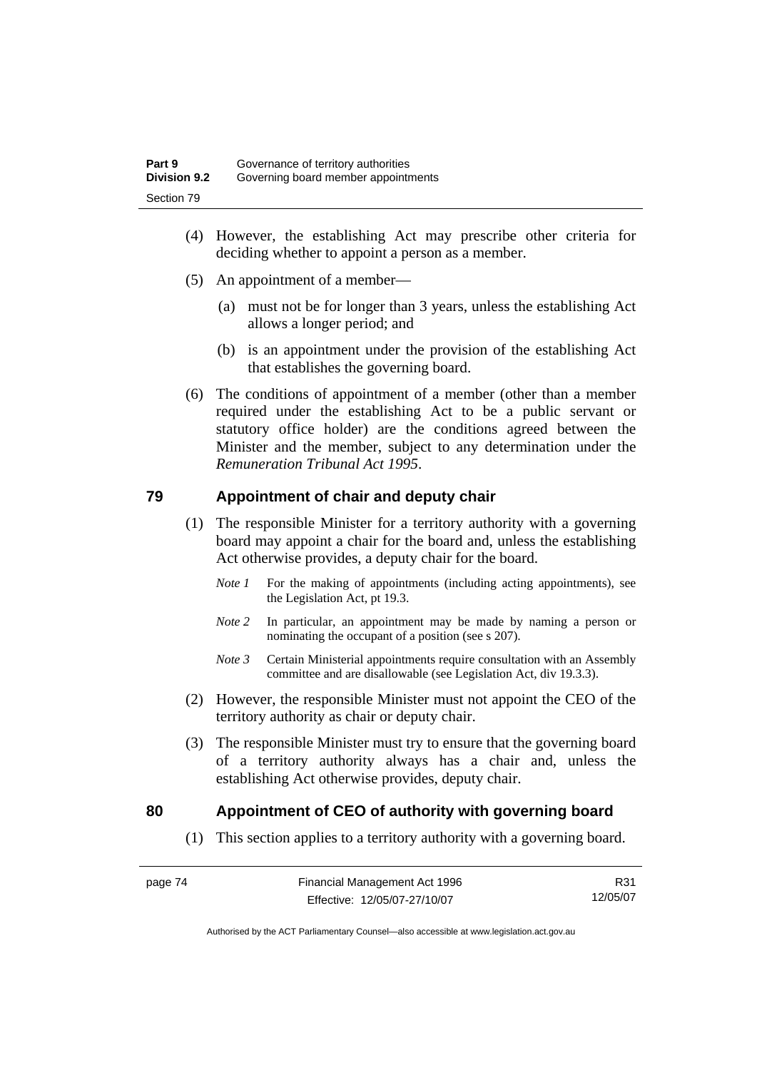(4) However, the establishing Act may prescribe other criteria for deciding whether to appoint a person as a member.

(5) An appointment of a member—

(a) must not be for longer than 3 years, unless the establishing Act allows a longer period; and

(b) is an appointment under the provision of the establishing Act that establishes the governing board.

(6) The conditions of appointment of a member (other than a member required under the establishing Act to be a public servant or statutory office holder) are the conditions agreed between the Minister and the member, subject to any determination under the *Remuneration Tribunal Act 1995*.

## 79 Appointment of chair and deputy chair

(1) The responsible Minister for a territory authority with a governing board may appoint a chair for the board and, unless the establishing Act otherwise provides, a deputy chair for the board.

*Note 1* For the making of appointments (including acting appointments), see the Legislation Act, pt 19.3.

*Note 2* In particular, an appointment may be made by naming a person or nominating the occupant of a position (see s 207).

*Note 3* Certain Ministerial appointments require consultation with an Assembly committee and are disallowable (see Legislation Act, div 19.3.3).

(2) However, the responsible Minister must not appoint the CEO of the territory authority as chair or deputy chair.

(3) The responsible Minister must try to ensure that the governing board of a territory authority always has a chair and, unless the establishing Act otherwise provides, deputy chair.

## 80 Appointment of CEO of authority with governing board

(1) This section applies to a territory authority with a governing board.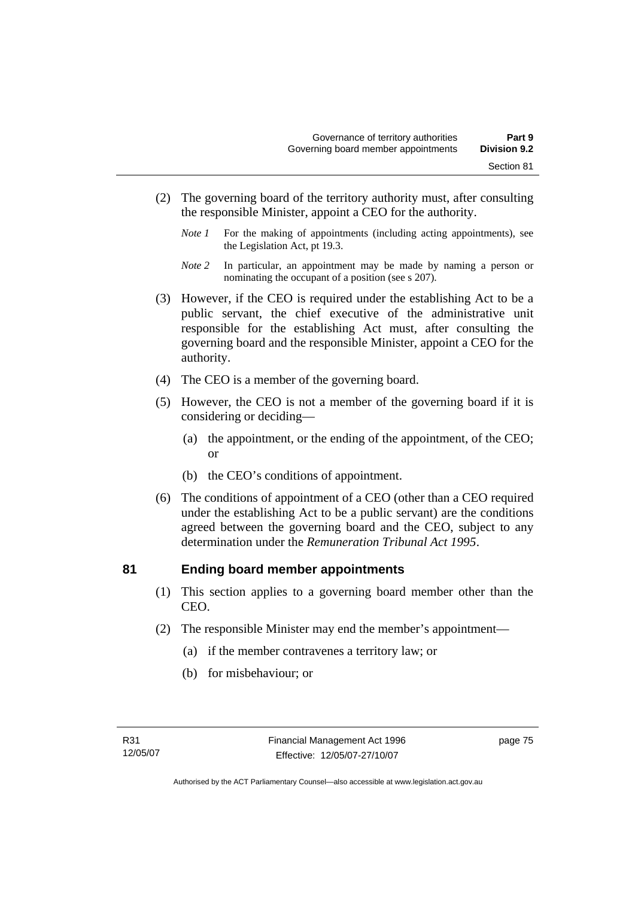(2) The governing board of the territory authority must, after consulting the responsible Minister, appoint a CEO for the authority.

*Note 1* For the making of appointments (including acting appointments), see the Legislation Act, pt 19.3.

*Note 2* In particular, an appointment may be made by naming a person or nominating the occupant of a position (see s 207).

(3) However, if the CEO is required under the establishing Act to be a public servant, the chief executive of the administrative unit responsible for the establishing Act must, after consulting the governing board and the responsible Minister, appoint a CEO for the authority.

(4) The CEO is a member of the governing board.

(5) However, the CEO is not a member of the governing board if it is considering or deciding—

(a) the appointment, or the ending of the appointment, of the CEO; or

(b) the CEO's conditions of appointment.

(6) The conditions of appointment of a CEO (other than a CEO required under the establishing Act to be a public servant) are the conditions agreed between the governing board and the CEO, subject to any determination under the *Remuneration Tribunal Act 1995*.

## 81 Ending board member appointments

(1) This section applies to a governing board member other than the CEO.

(2) The responsible Minister may end the member's appointment—

(a) if the member contravenes a territory law; or

(b) for misbehaviour; or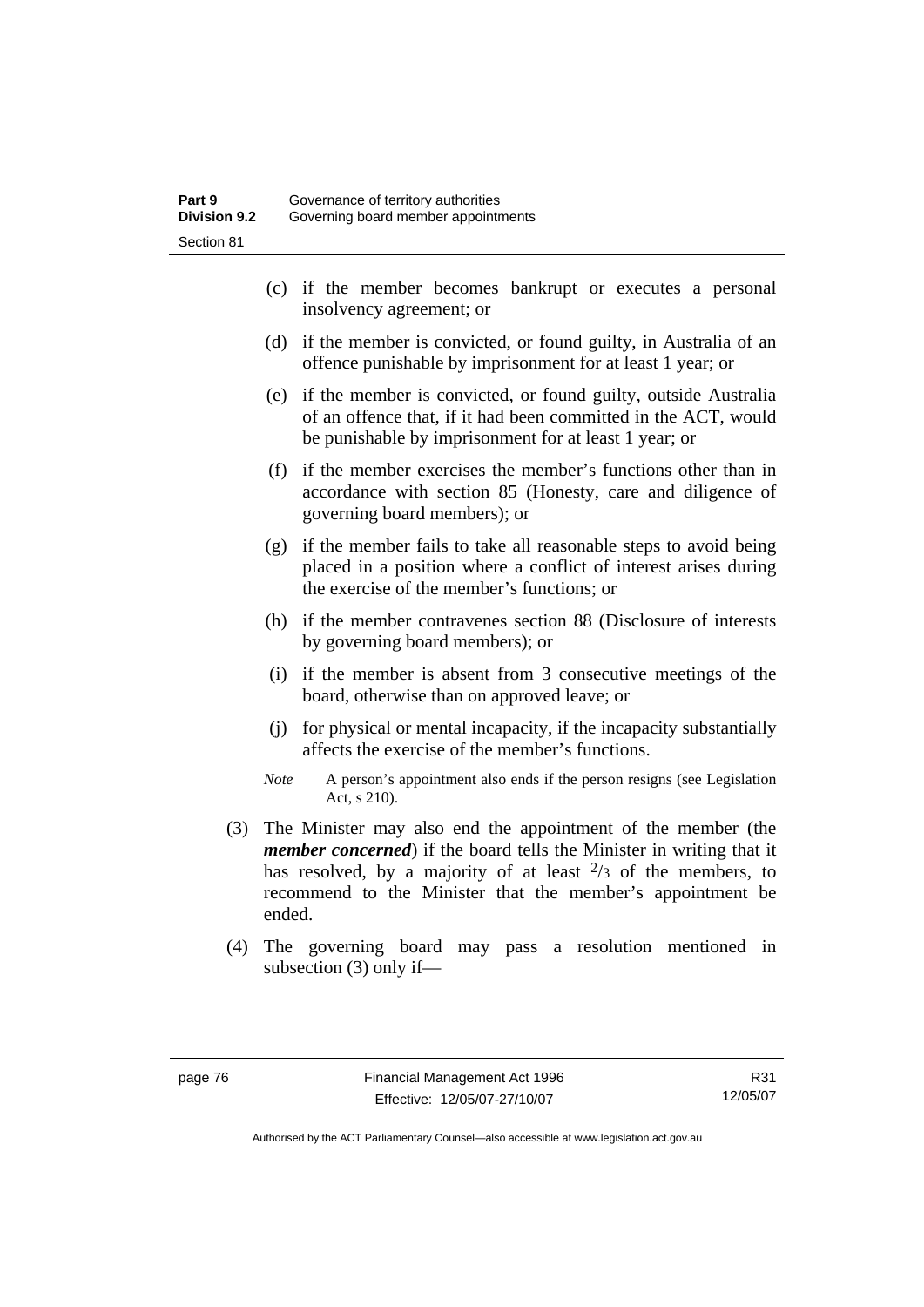(c) if the member becomes bankrupt or executes a personal insolvency agreement; or

(d) if the member is convicted, or found guilty, in Australia of an offence punishable by imprisonment for at least 1 year; or

(e) if the member is convicted, or found guilty, outside Australia of an offence that, if it had been committed in the ACT, would be punishable by imprisonment for at least 1 year; or

(f) if the member exercises the member's functions other than in accordance with section 85 (Honesty, care and diligence of governing board members); or

(g) if the member fails to take all reasonable steps to avoid being placed in a position where a conflict of interest arises during the exercise of the member's functions; or

(h) if the member contravenes section 88 (Disclosure of interests by governing board members); or

(i) if the member is absent from 3 consecutive meetings of the board, otherwise than on approved leave; or

(j) for physical or mental incapacity, if the incapacity substantially affects the exercise of the member's functions.

*Note* A person's appointment also ends if the person resigns (see Legislation Act, s 210).

(3) The Minister may also end the appointment of the member (the ***member concerned***) if the board tells the Minister in writing that it has resolved, by a majority of at least $^{2}/_{3}$ of the members, to recommend to the Minister that the member's appointment be ended.

(4) The governing board may pass a resolution mentioned in subsection (3) only if—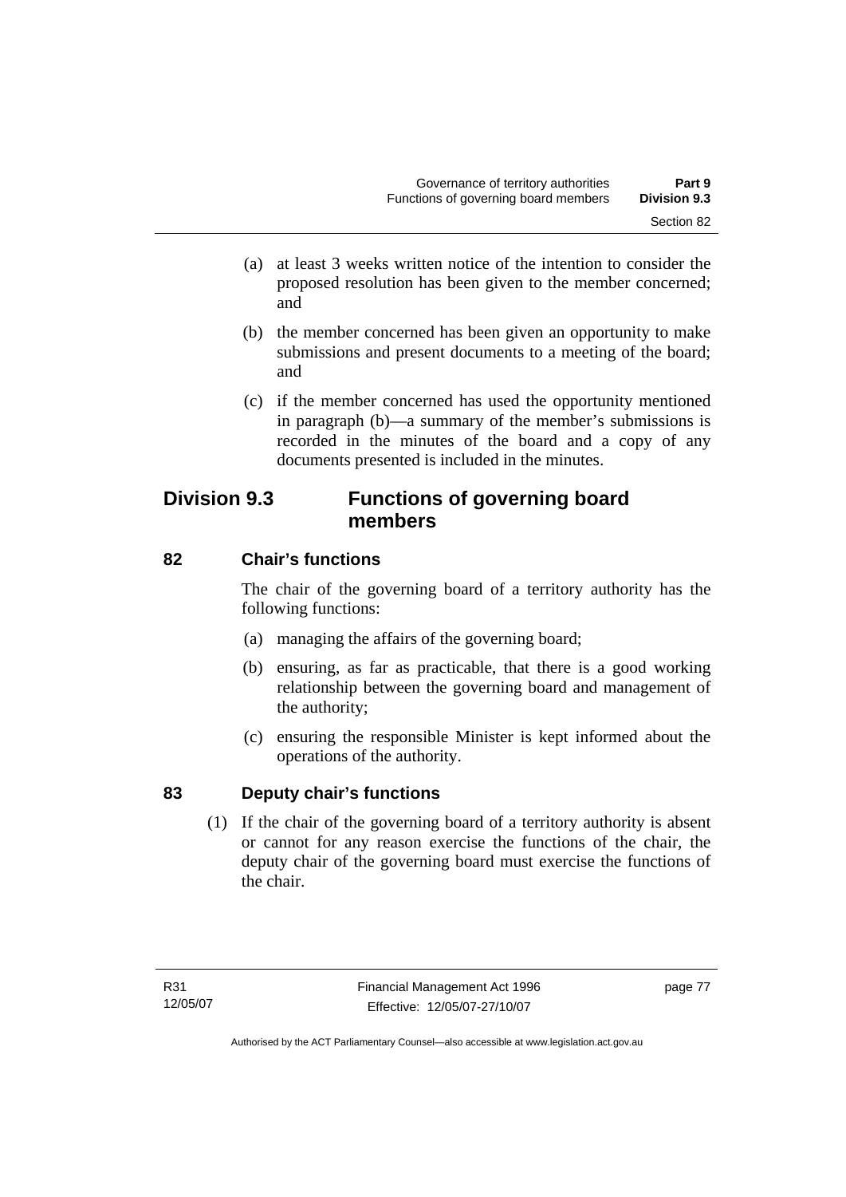(a) at least 3 weeks written notice of the intention to consider the proposed resolution has been given to the member concerned; and

(b) the member concerned has been given an opportunity to make submissions and present documents to a meeting of the board; and

(c) if the member concerned has used the opportunity mentioned in paragraph (b)—a summary of the member's submissions is recorded in the minutes of the board and a copy of any documents presented is included in the minutes.

## Division 9.3 Functions of governing board members

### 82 Chair's functions

The chair of the governing board of a territory authority has the following functions:

(a) managing the affairs of the governing board;

(b) ensuring, as far as practicable, that there is a good working relationship between the governing board and management of the authority;

(c) ensuring the responsible Minister is kept informed about the operations of the authority.

### 83 Deputy chair's functions

(1) If the chair of the governing board of a territory authority is absent or cannot for any reason exercise the functions of the chair, the deputy chair of the governing board must exercise the functions of the chair.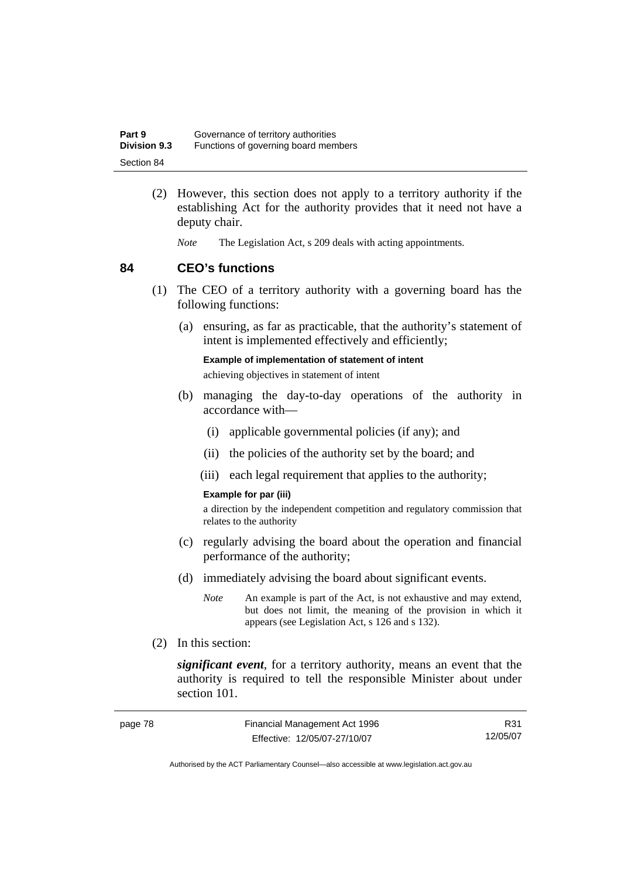(2) However, this section does not apply to a territory authority if the establishing Act for the authority provides that it need not have a deputy chair.

*Note* The Legislation Act, s 209 deals with acting appointments.

## 84 CEO's functions

(1) The CEO of a territory authority with a governing board has the following functions:

(a) ensuring, as far as practicable, that the authority's statement of intent is implemented effectively and efficiently;

**Example of implementation of statement of intent**

achieving objectives in statement of intent

(b) managing the day-to-day operations of the authority in accordance with—

(i) applicable governmental policies (if any); and

(ii) the policies of the authority set by the board; and

(iii) each legal requirement that applies to the authority;

**Example for par (iii)**

a direction by the independent competition and regulatory commission that relates to the authority

(c) regularly advising the board about the operation and financial performance of the authority;

(d) immediately advising the board about significant events.

*Note* An example is part of the Act, is not exhaustive and may extend, but does not limit, the meaning of the provision in which it appears (see Legislation Act, s 126 and s 132).

(2) In this section:

***significant event***, for a territory authority, means an event that the authority is required to tell the responsible Minister about under section 101.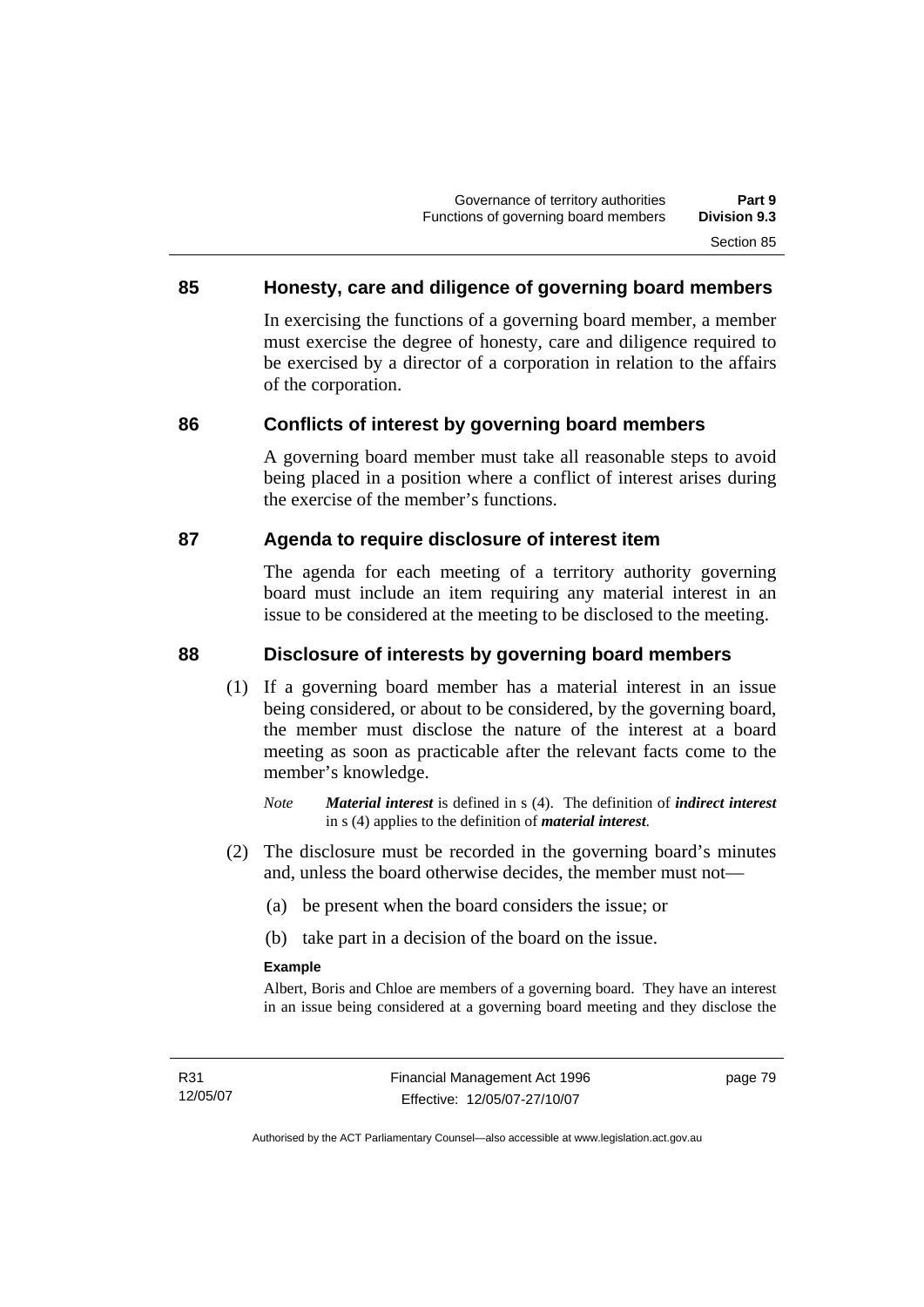## 85 Honesty, care and diligence of governing board members

In exercising the functions of a governing board member, a member must exercise the degree of honesty, care and diligence required to be exercised by a director of a corporation in relation to the affairs of the corporation.

## 86 Conflicts of interest by governing board members

A governing board member must take all reasonable steps to avoid being placed in a position where a conflict of interest arises during the exercise of the member's functions.

## 87 Agenda to require disclosure of interest item

The agenda for each meeting of a territory authority governing board must include an item requiring any material interest in an issue to be considered at the meeting to be disclosed to the meeting.

## 88 Disclosure of interests by governing board members

(1) If a governing board member has a material interest in an issue being considered, or about to be considered, by the governing board, the member must disclose the nature of the interest at a board meeting as soon as practicable after the relevant facts come to the member's knowledge.

*Note* ***Material interest*** is defined in s (4). The definition of ***indirect interest*** in s (4) applies to the definition of ***material interest***.

(2) The disclosure must be recorded in the governing board's minutes and, unless the board otherwise decides, the member must not—

(a) be present when the board considers the issue; or

(b) take part in a decision of the board on the issue.

**Example**

Albert, Boris and Chloe are members of a governing board. They have an interest in an issue being considered at a governing board meeting and they disclose the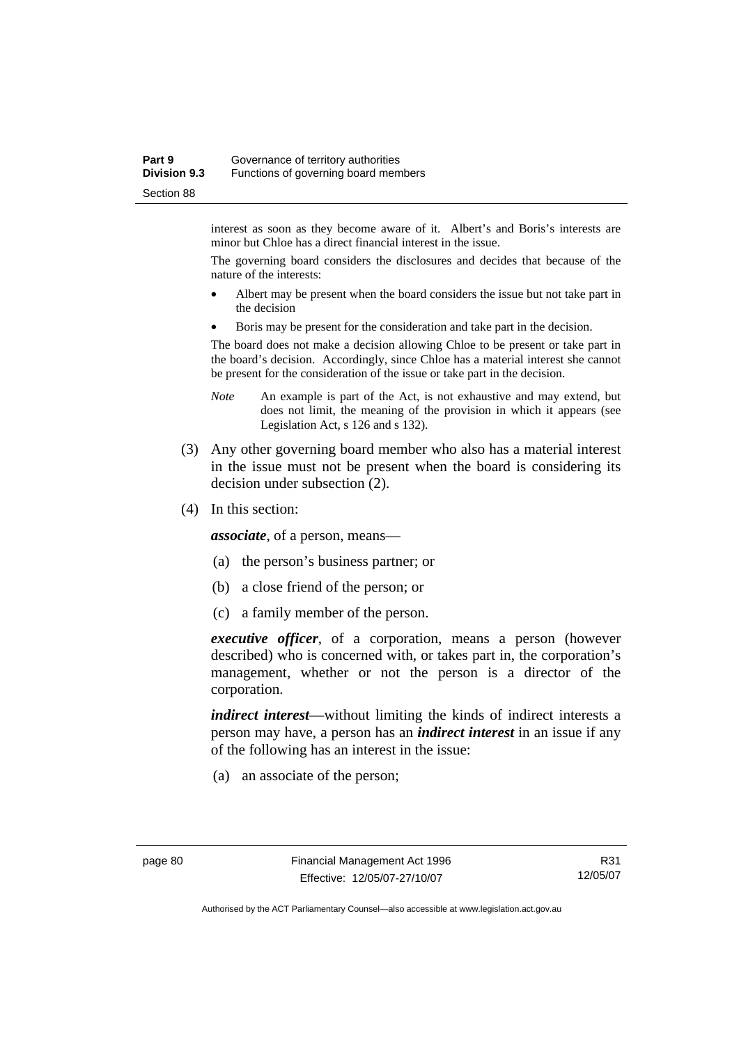interest as soon as they become aware of it. Albert's and Boris's interests are minor but Chloe has a direct financial interest in the issue.

The governing board considers the disclosures and decides that because of the nature of the interests:

- Albert may be present when the board considers the issue but not take part in the decision
- Boris may be present for the consideration and take part in the decision.

The board does not make a decision allowing Chloe to be present or take part in the board's decision. Accordingly, since Chloe has a material interest she cannot be present for the consideration of the issue or take part in the decision.

*Note* An example is part of the Act, is not exhaustive and may extend, but does not limit, the meaning of the provision in which it appears (see Legislation Act, s 126 and s 132).

(3) Any other governing board member who also has a material interest in the issue must not be present when the board is considering its decision under subsection (2).

(4) In this section:

***associate***, of a person, means—

(a) the person's business partner; or

(b) a close friend of the person; or

(c) a family member of the person.

***executive officer***, of a corporation, means a person (however described) who is concerned with, or takes part in, the corporation's management, whether or not the person is a director of the corporation.

***indirect interest***—without limiting the kinds of indirect interests a person may have, a person has an ***indirect interest*** in an issue if any of the following has an interest in the issue:

(a) an associate of the person;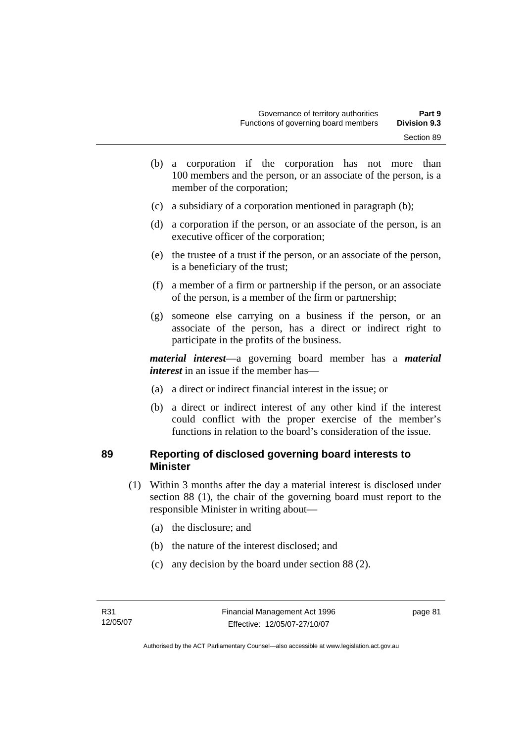(b) a corporation if the corporation has not more than 100 members and the person, or an associate of the person, is a member of the corporation;

(c) a subsidiary of a corporation mentioned in paragraph (b);

(d) a corporation if the person, or an associate of the person, is an executive officer of the corporation;

(e) the trustee of a trust if the person, or an associate of the person, is a beneficiary of the trust;

(f) a member of a firm or partnership if the person, or an associate of the person, is a member of the firm or partnership;

(g) someone else carrying on a business if the person, or an associate of the person, has a direct or indirect right to participate in the profits of the business.

***material interest***—a governing board member has a ***material interest*** in an issue if the member has—

(a) a direct or indirect financial interest in the issue; or

(b) a direct or indirect interest of any other kind if the interest could conflict with the proper exercise of the member's functions in relation to the board's consideration of the issue.

## 89 Reporting of disclosed governing board interests to Minister

(1) Within 3 months after the day a material interest is disclosed under section 88 (1), the chair of the governing board must report to the responsible Minister in writing about—

(a) the disclosure; and

(b) the nature of the interest disclosed; and

(c) any decision by the board under section 88 (2).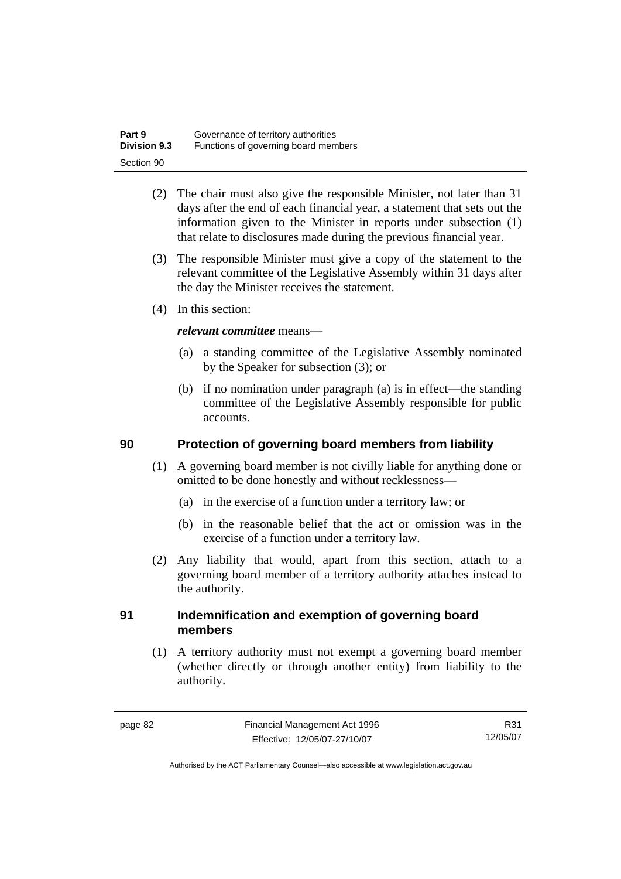(2) The chair must also give the responsible Minister, not later than 31 days after the end of each financial year, a statement that sets out the information given to the Minister in reports under subsection (1) that relate to disclosures made during the previous financial year.

(3) The responsible Minister must give a copy of the statement to the relevant committee of the Legislative Assembly within 31 days after the day the Minister receives the statement.

(4) In this section:

***relevant committee*** means—

(a) a standing committee of the Legislative Assembly nominated by the Speaker for subsection (3); or

(b) if no nomination under paragraph (a) is in effect—the standing committee of the Legislative Assembly responsible for public accounts.

## 90 Protection of governing board members from liability

(1) A governing board member is not civilly liable for anything done or omitted to be done honestly and without recklessness—

(a) in the exercise of a function under a territory law; or

(b) in the reasonable belief that the act or omission was in the exercise of a function under a territory law.

(2) Any liability that would, apart from this section, attach to a governing board member of a territory authority attaches instead to the authority.

## 91 Indemnification and exemption of governing board members

(1) A territory authority must not exempt a governing board member (whether directly or through another entity) from liability to the authority.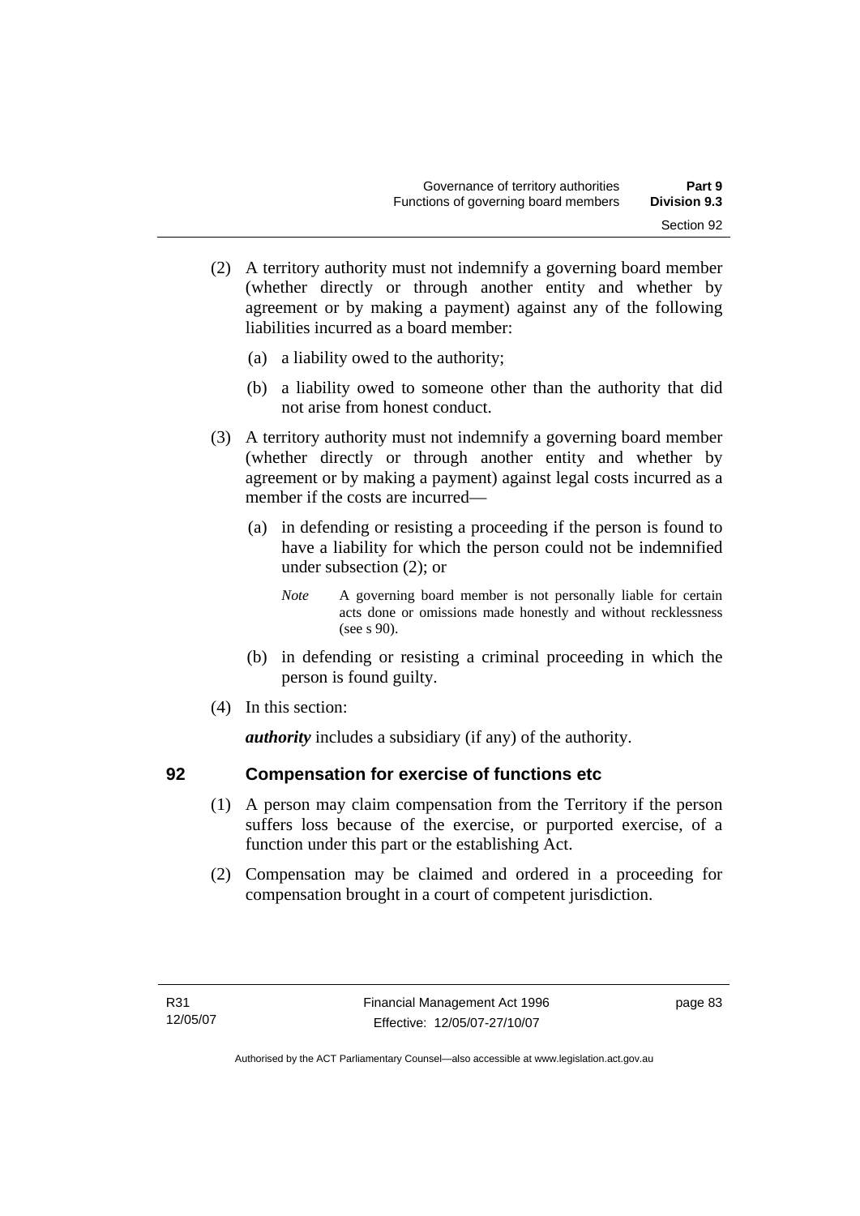(2) A territory authority must not indemnify a governing board member (whether directly or through another entity and whether by agreement or by making a payment) against any of the following liabilities incurred as a board member:

(a) a liability owed to the authority;

(b) a liability owed to someone other than the authority that did not arise from honest conduct.

(3) A territory authority must not indemnify a governing board member (whether directly or through another entity and whether by agreement or by making a payment) against legal costs incurred as a member if the costs are incurred—

(a) in defending or resisting a proceeding if the person is found to have a liability for which the person could not be indemnified under subsection (2); or

*Note* A governing board member is not personally liable for certain acts done or omissions made honestly and without recklessness (see s 90).

(b) in defending or resisting a criminal proceeding in which the person is found guilty.

(4) In this section:

***authority*** includes a subsidiary (if any) of the authority.

## 92 Compensation for exercise of functions etc

(1) A person may claim compensation from the Territory if the person suffers loss because of the exercise, or purported exercise, of a function under this part or the establishing Act.

(2) Compensation may be claimed and ordered in a proceeding for compensation brought in a court of competent jurisdiction.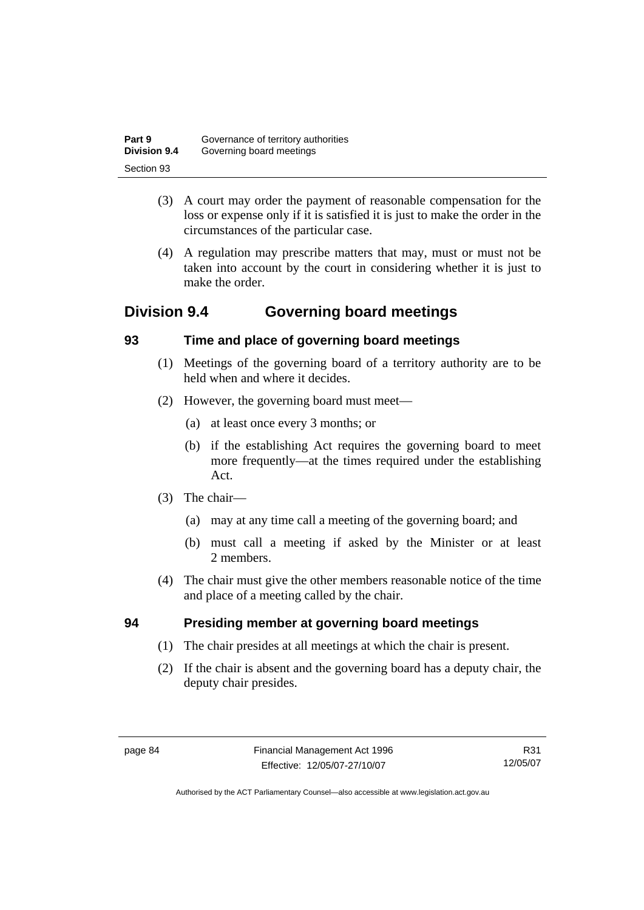(3) A court may order the payment of reasonable compensation for the loss or expense only if it is satisfied it is just to make the order in the circumstances of the particular case.

(4) A regulation may prescribe matters that may, must or must not be taken into account by the court in considering whether it is just to make the order.

## Division 9.4 Governing board meetings

### 93 Time and place of governing board meetings

(1) Meetings of the governing board of a territory authority are to be held when and where it decides.

(2) However, the governing board must meet—

(a) at least once every 3 months; or

(b) if the establishing Act requires the governing board to meet more frequently—at the times required under the establishing Act.

(3) The chair—

(a) may at any time call a meeting of the governing board; and

(b) must call a meeting if asked by the Minister or at least 2 members.

(4) The chair must give the other members reasonable notice of the time and place of a meeting called by the chair.

### 94 Presiding member at governing board meetings

(1) The chair presides at all meetings at which the chair is present.

(2) If the chair is absent and the governing board has a deputy chair, the deputy chair presides.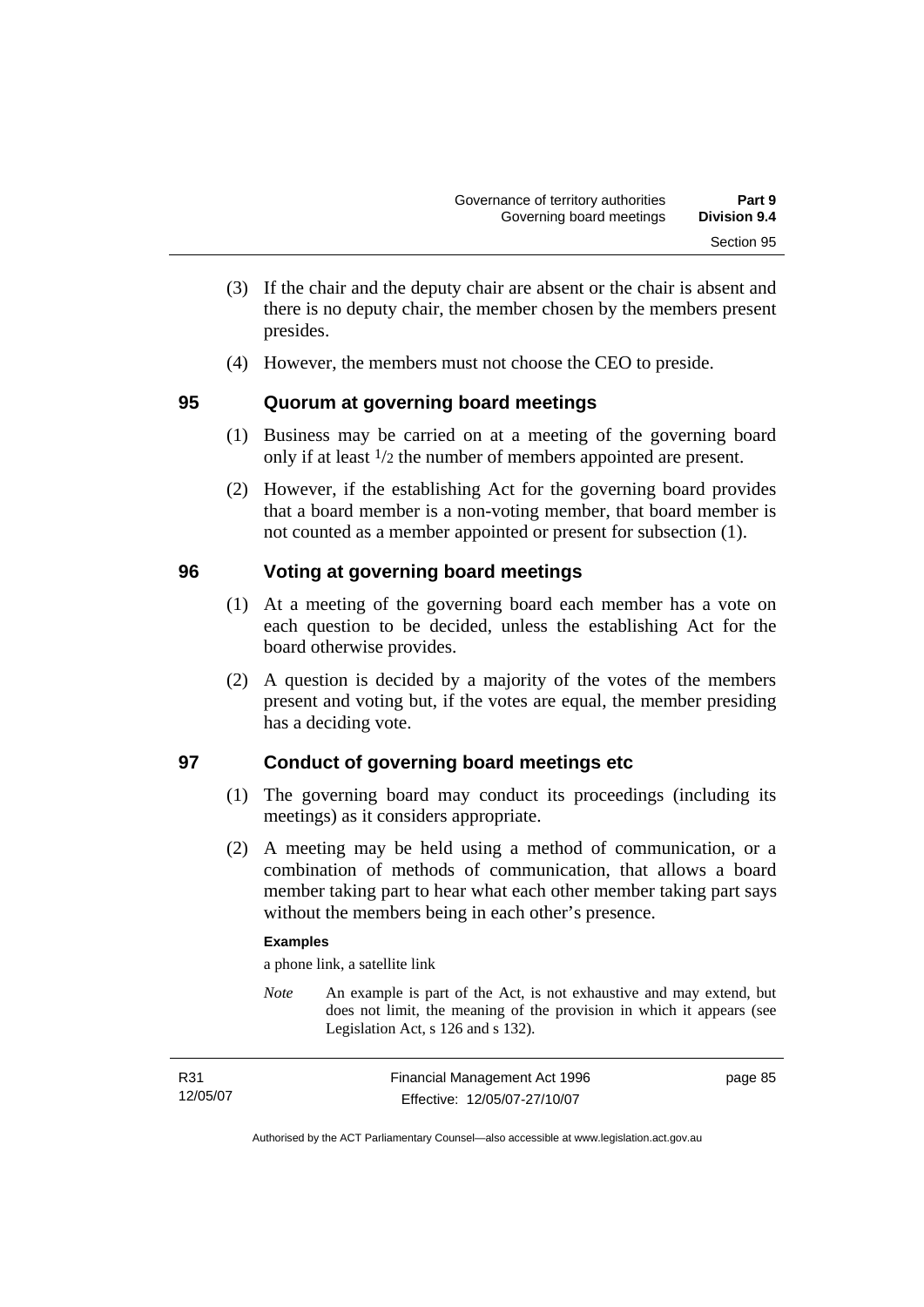(3) If the chair and the deputy chair are absent or the chair is absent and there is no deputy chair, the member chosen by the members present presides.

(4) However, the members must not choose the CEO to preside.

## 95 Quorum at governing board meetings

(1) Business may be carried on at a meeting of the governing board only if at least $1/2$ the number of members appointed are present.

(2) However, if the establishing Act for the governing board provides that a board member is a non-voting member, that board member is not counted as a member appointed or present for subsection (1).

## 96 Voting at governing board meetings

(1) At a meeting of the governing board each member has a vote on each question to be decided, unless the establishing Act for the board otherwise provides.

(2) A question is decided by a majority of the votes of the members present and voting but, if the votes are equal, the member presiding has a deciding vote.

## 97 Conduct of governing board meetings etc

(1) The governing board may conduct its proceedings (including its meetings) as it considers appropriate.

(2) A meeting may be held using a method of communication, or a combination of methods of communication, that allows a board member taking part to hear what each other member taking part says without the members being in each other's presence.

**Examples**

a phone link, a satellite link

*Note* An example is part of the Act, is not exhaustive and may extend, but does not limit, the meaning of the provision in which it appears (see Legislation Act, s 126 and s 132).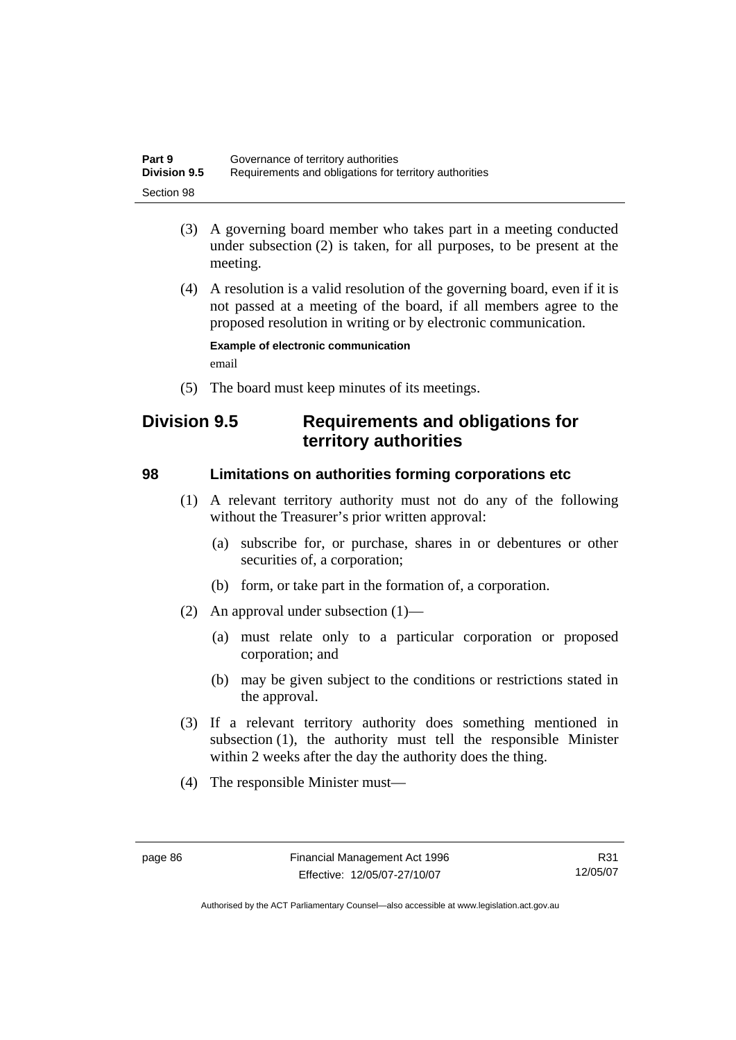(3) A governing board member who takes part in a meeting conducted under subsection (2) is taken, for all purposes, to be present at the meeting.

(4) A resolution is a valid resolution of the governing board, even if it is not passed at a meeting of the board, if all members agree to the proposed resolution in writing or by electronic communication.

**Example of electronic communication**

email

(5) The board must keep minutes of its meetings.

## Division 9.5 Requirements and obligations for territory authorities

### 98 Limitations on authorities forming corporations etc

(1) A relevant territory authority must not do any of the following without the Treasurer's prior written approval:

(a) subscribe for, or purchase, shares in or debentures or other securities of, a corporation;

(b) form, or take part in the formation of, a corporation.

(2) An approval under subsection (1)—

(a) must relate only to a particular corporation or proposed corporation; and

(b) may be given subject to the conditions or restrictions stated in the approval.

(3) If a relevant territory authority does something mentioned in subsection (1), the authority must tell the responsible Minister within 2 weeks after the day the authority does the thing.

(4) The responsible Minister must—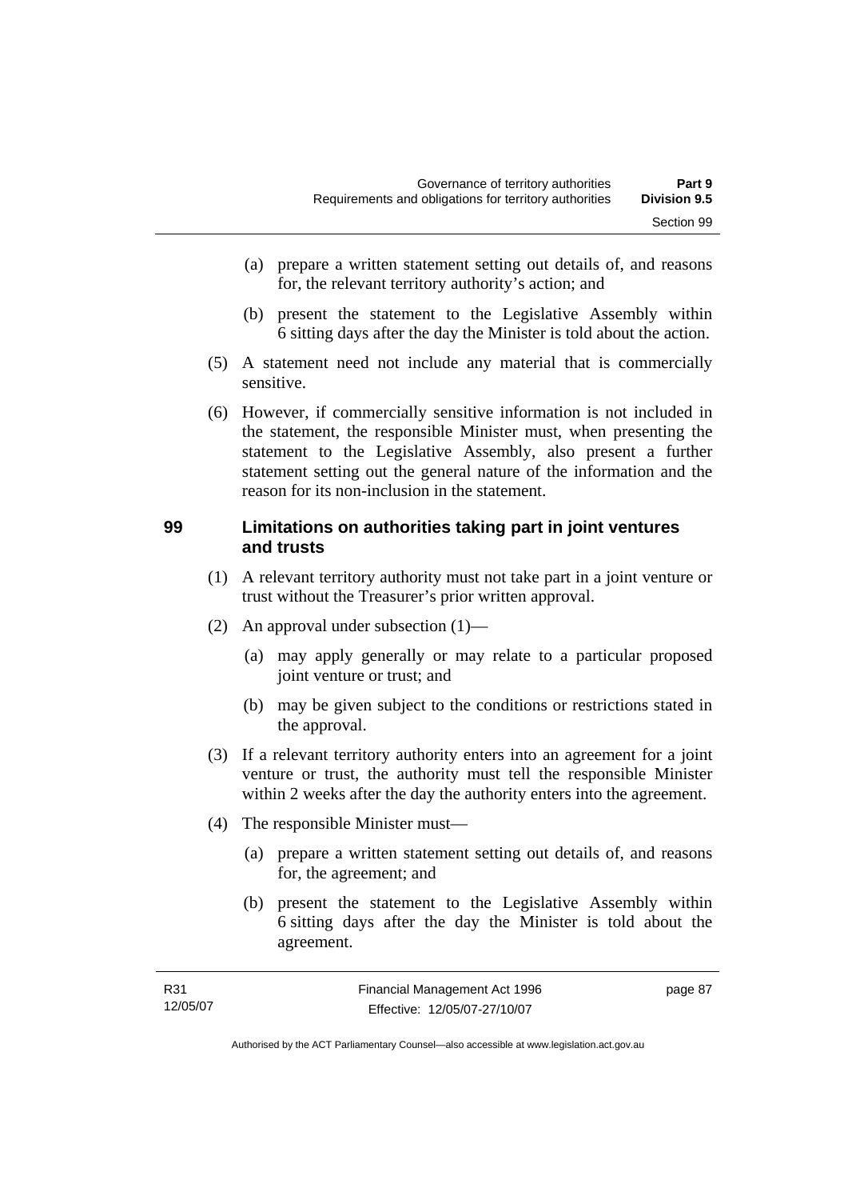(a) prepare a written statement setting out details of, and reasons for, the relevant territory authority's action; and

(b) present the statement to the Legislative Assembly within 6 sitting days after the day the Minister is told about the action.

(5) A statement need not include any material that is commercially sensitive.

(6) However, if commercially sensitive information is not included in the statement, the responsible Minister must, when presenting the statement to the Legislative Assembly, also present a further statement setting out the general nature of the information and the reason for its non-inclusion in the statement.

## 99 Limitations on authorities taking part in joint ventures and trusts

(1) A relevant territory authority must not take part in a joint venture or trust without the Treasurer's prior written approval.

(2) An approval under subsection (1)—

(a) may apply generally or may relate to a particular proposed joint venture or trust; and

(b) may be given subject to the conditions or restrictions stated in the approval.

(3) If a relevant territory authority enters into an agreement for a joint venture or trust, the authority must tell the responsible Minister within 2 weeks after the day the authority enters into the agreement.

(4) The responsible Minister must—

(a) prepare a written statement setting out details of, and reasons for, the agreement; and

(b) present the statement to the Legislative Assembly within 6 sitting days after the day the Minister is told about the agreement.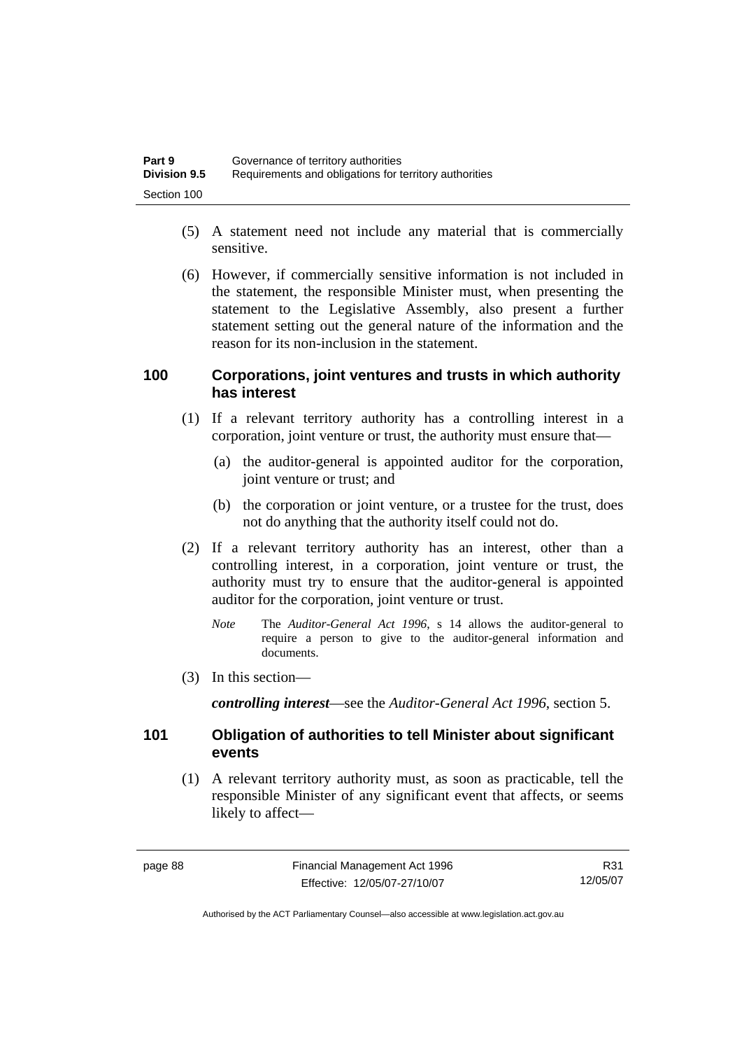(5) A statement need not include any material that is commercially sensitive.

(6) However, if commercially sensitive information is not included in the statement, the responsible Minister must, when presenting the statement to the Legislative Assembly, also present a further statement setting out the general nature of the information and the reason for its non-inclusion in the statement.

### 100 Corporations, joint ventures and trusts in which authority has interest

(1) If a relevant territory authority has a controlling interest in a corporation, joint venture or trust, the authority must ensure that—

(a) the auditor-general is appointed auditor for the corporation, joint venture or trust; and

(b) the corporation or joint venture, or a trustee for the trust, does not do anything that the authority itself could not do.

(2) If a relevant territory authority has an interest, other than a controlling interest, in a corporation, joint venture or trust, the authority must try to ensure that the auditor-general is appointed auditor for the corporation, joint venture or trust.

*Note* The *Auditor-General Act 1996*, s 14 allows the auditor-general to require a person to give to the auditor-general information and documents.

(3) In this section—

***controlling interest***—see the *Auditor-General Act 1996*, section 5.

### 101 Obligation of authorities to tell Minister about significant events

(1) A relevant territory authority must, as soon as practicable, tell the responsible Minister of any significant event that affects, or seems likely to affect—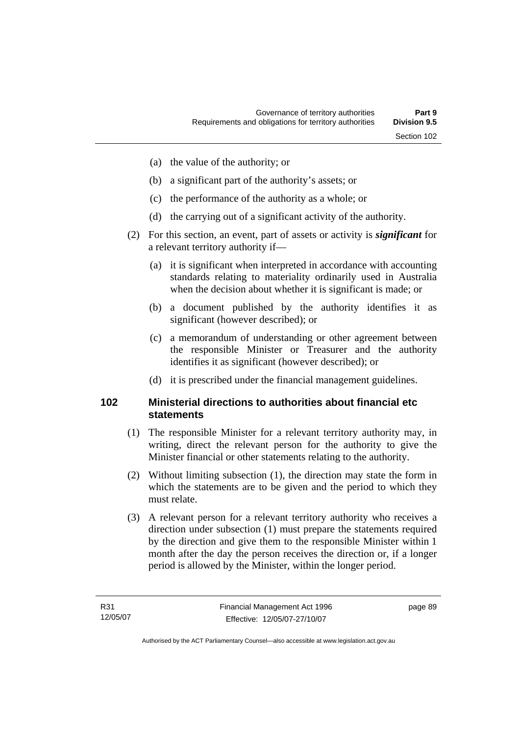(a) the value of the authority; or

(b) a significant part of the authority's assets; or

(c) the performance of the authority as a whole; or

(d) the carrying out of a significant activity of the authority.

(2) For this section, an event, part of assets or activity is ***significant*** for a relevant territory authority if—

(a) it is significant when interpreted in accordance with accounting standards relating to materiality ordinarily used in Australia when the decision about whether it is significant is made; or

(b) a document published by the authority identifies it as significant (however described); or

(c) a memorandum of understanding or other agreement between the responsible Minister or Treasurer and the authority identifies it as significant (however described); or

(d) it is prescribed under the financial management guidelines.

## 102 Ministerial directions to authorities about financial etc statements

(1) The responsible Minister for a relevant territory authority may, in writing, direct the relevant person for the authority to give the Minister financial or other statements relating to the authority.

(2) Without limiting subsection (1), the direction may state the form in which the statements are to be given and the period to which they must relate.

(3) A relevant person for a relevant territory authority who receives a direction under subsection (1) must prepare the statements required by the direction and give them to the responsible Minister within 1 month after the day the person receives the direction or, if a longer period is allowed by the Minister, within the longer period.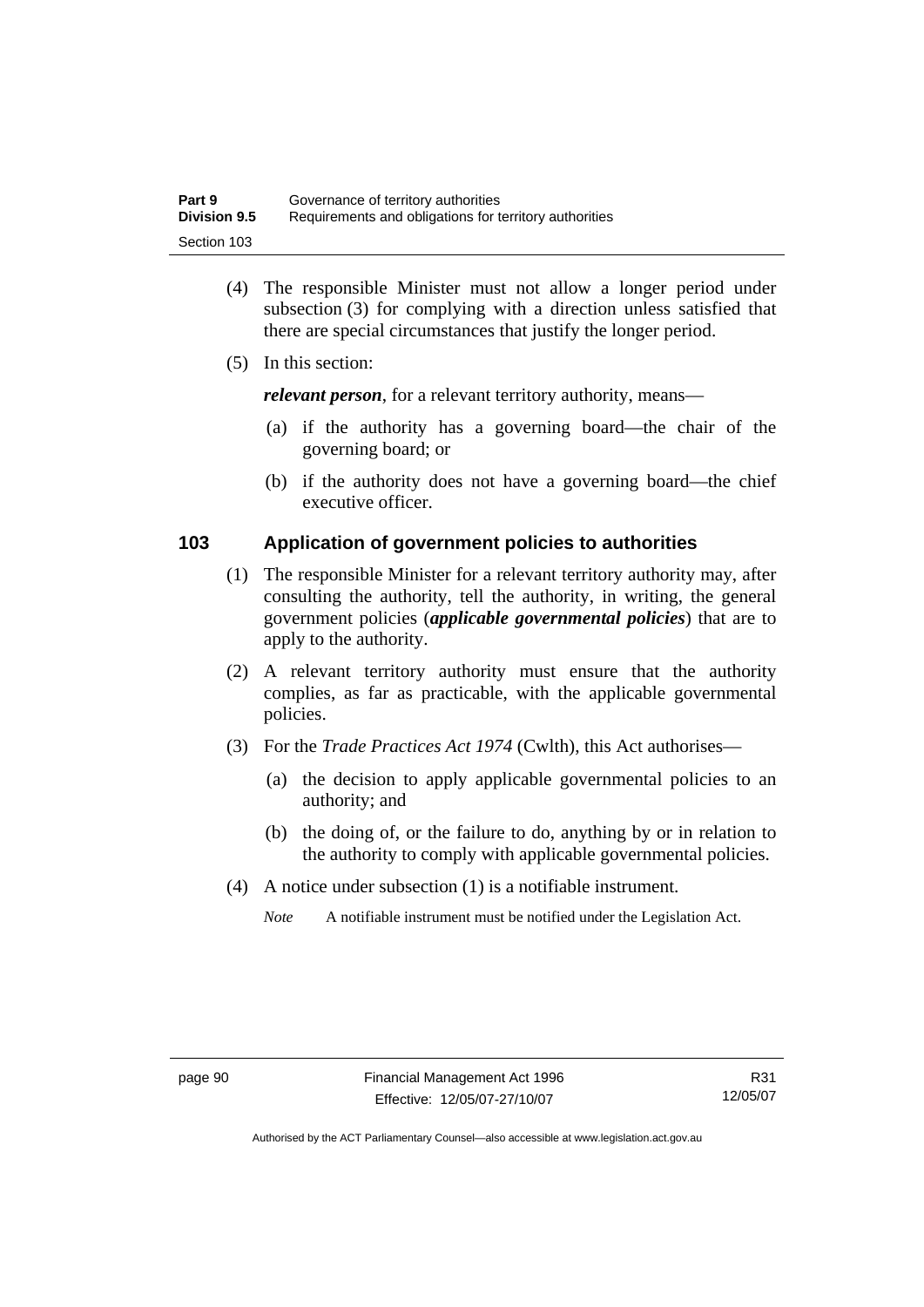(4) The responsible Minister must not allow a longer period under subsection (3) for complying with a direction unless satisfied that there are special circumstances that justify the longer period.

(5) In this section:

***relevant person***, for a relevant territory authority, means—

(a) if the authority has a governing board—the chair of the governing board; or

(b) if the authority does not have a governing board—the chief executive officer.

### 103 Application of government policies to authorities

(1) The responsible Minister for a relevant territory authority may, after consulting the authority, tell the authority, in writing, the general government policies (***applicable governmental policies***) that are to apply to the authority.

(2) A relevant territory authority must ensure that the authority complies, as far as practicable, with the applicable governmental policies.

(3) For the *Trade Practices Act 1974* (Cwlth), this Act authorises—

(a) the decision to apply applicable governmental policies to an authority; and

(b) the doing of, or the failure to do, anything by or in relation to the authority to comply with applicable governmental policies.

(4) A notice under subsection (1) is a notifiable instrument.

*Note* A notifiable instrument must be notified under the Legislation Act.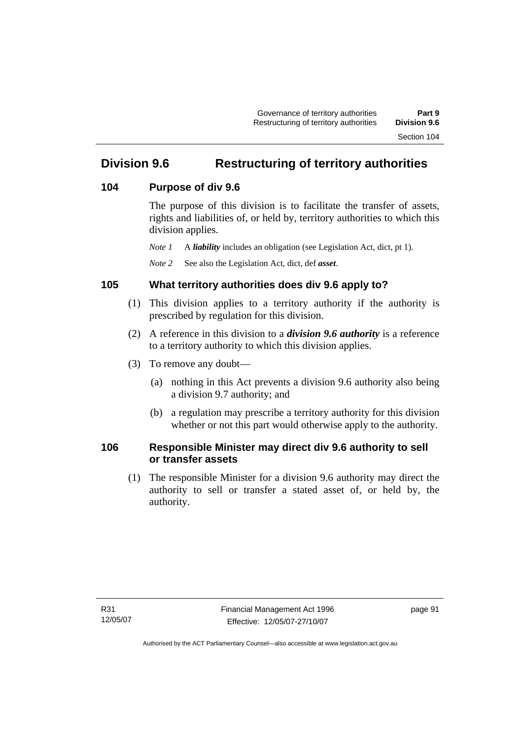## Division 9.6 Restructuring of territory authorities

### 104 Purpose of div 9.6

The purpose of this division is to facilitate the transfer of assets, rights and liabilities of, or held by, territory authorities to which this division applies.

*Note 1* A ***liability*** includes an obligation (see Legislation Act, dict, pt 1).

*Note 2* See also the Legislation Act, dict, def ***asset***.

### 105 What territory authorities does div 9.6 apply to?

(1) This division applies to a territory authority if the authority is prescribed by regulation for this division.

(2) A reference in this division to a ***division 9.6 authority*** is a reference to a territory authority to which this division applies.

(3) To remove any doubt—

(a) nothing in this Act prevents a division 9.6 authority also being a division 9.7 authority; and

(b) a regulation may prescribe a territory authority for this division whether or not this part would otherwise apply to the authority.

### 106 Responsible Minister may direct div 9.6 authority to sell or transfer assets

(1) The responsible Minister for a division 9.6 authority may direct the authority to sell or transfer a stated asset of, or held by, the authority.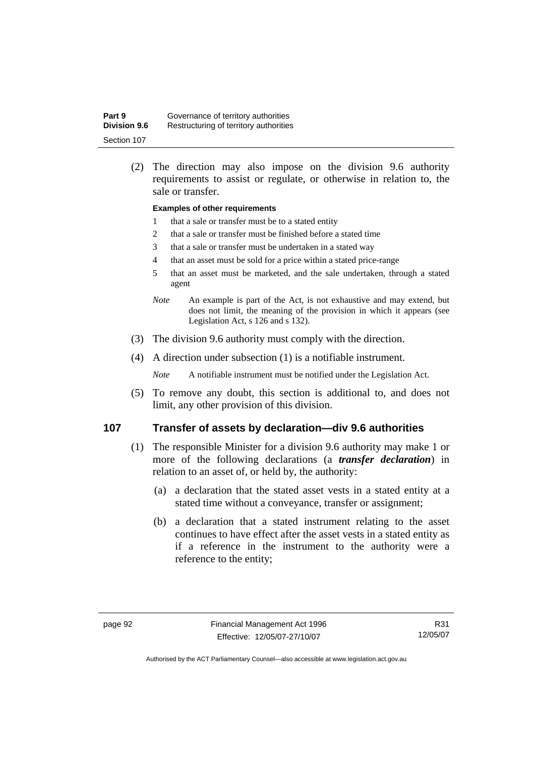(2) The direction may also impose on the division 9.6 authority requirements to assist or regulate, or otherwise in relation to, the sale or transfer.

**Examples of other requirements**

1 that a sale or transfer must be to a stated entity

2 that a sale or transfer must be finished before a stated time

3 that a sale or transfer must be undertaken in a stated way

4 that an asset must be sold for a price within a stated price-range

5 that an asset must be marketed, and the sale undertaken, through a stated agent

*Note* An example is part of the Act, is not exhaustive and may extend, but does not limit, the meaning of the provision in which it appears (see Legislation Act, s 126 and s 132).

(3) The division 9.6 authority must comply with the direction.

(4) A direction under subsection (1) is a notifiable instrument.

*Note* A notifiable instrument must be notified under the Legislation Act.

(5) To remove any doubt, this section is additional to, and does not limit, any other provision of this division.

## 107 Transfer of assets by declaration—div 9.6 authorities

(1) The responsible Minister for a division 9.6 authority may make 1 or more of the following declarations (a ***transfer declaration***) in relation to an asset of, or held by, the authority:

(a) a declaration that the stated asset vests in a stated entity at a stated time without a conveyance, transfer or assignment;

(b) a declaration that a stated instrument relating to the asset continues to have effect after the asset vests in a stated entity as if a reference in the instrument to the authority were a reference to the entity;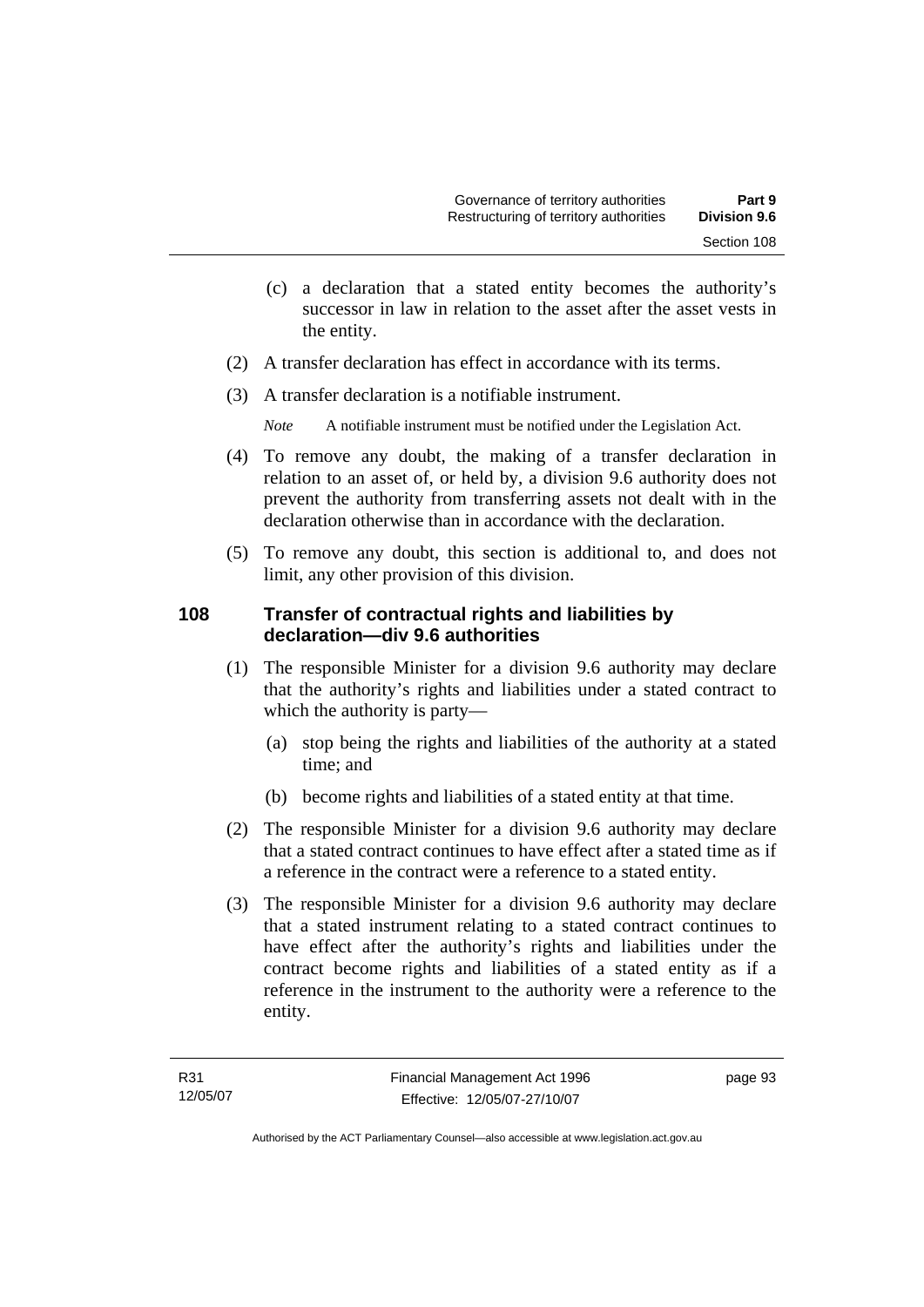(c) a declaration that a stated entity becomes the authority's successor in law in relation to the asset after the asset vests in the entity.

(2) A transfer declaration has effect in accordance with its terms.

(3) A transfer declaration is a notifiable instrument.

*Note* A notifiable instrument must be notified under the Legislation Act.

(4) To remove any doubt, the making of a transfer declaration in relation to an asset of, or held by, a division 9.6 authority does not prevent the authority from transferring assets not dealt with in the declaration otherwise than in accordance with the declaration.

(5) To remove any doubt, this section is additional to, and does not limit, any other provision of this division.

## 108 Transfer of contractual rights and liabilities by declaration—div 9.6 authorities

(1) The responsible Minister for a division 9.6 authority may declare that the authority's rights and liabilities under a stated contract to which the authority is party—

(a) stop being the rights and liabilities of the authority at a stated time; and

(b) become rights and liabilities of a stated entity at that time.

(2) The responsible Minister for a division 9.6 authority may declare that a stated contract continues to have effect after a stated time as if a reference in the contract were a reference to a stated entity.

(3) The responsible Minister for a division 9.6 authority may declare that a stated instrument relating to a stated contract continues to have effect after the authority's rights and liabilities under the contract become rights and liabilities of a stated entity as if a reference in the instrument to the authority were a reference to the entity.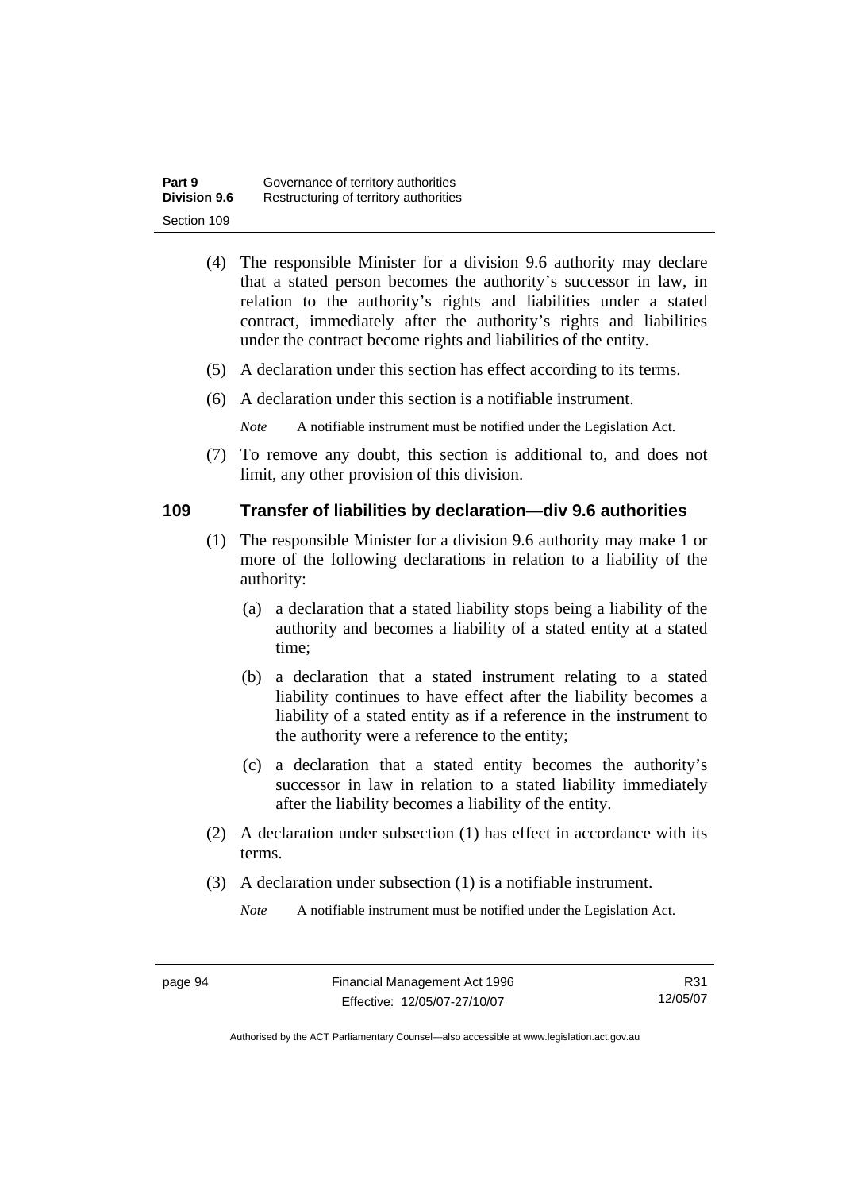(4) The responsible Minister for a division 9.6 authority may declare that a stated person becomes the authority's successor in law, in relation to the authority's rights and liabilities under a stated contract, immediately after the authority's rights and liabilities under the contract become rights and liabilities of the entity.

(5) A declaration under this section has effect according to its terms.

(6) A declaration under this section is a notifiable instrument.

*Note* A notifiable instrument must be notified under the Legislation Act.

(7) To remove any doubt, this section is additional to, and does not limit, any other provision of this division.

## 109 Transfer of liabilities by declaration—div 9.6 authorities

(1) The responsible Minister for a division 9.6 authority may make 1 or more of the following declarations in relation to a liability of the authority:

(a) a declaration that a stated liability stops being a liability of the authority and becomes a liability of a stated entity at a stated time;

(b) a declaration that a stated instrument relating to a stated liability continues to have effect after the liability becomes a liability of a stated entity as if a reference in the instrument to the authority were a reference to the entity;

(c) a declaration that a stated entity becomes the authority's successor in law in relation to a stated liability immediately after the liability becomes a liability of the entity.

(2) A declaration under subsection (1) has effect in accordance with its terms.

(3) A declaration under subsection (1) is a notifiable instrument.

*Note* A notifiable instrument must be notified under the Legislation Act.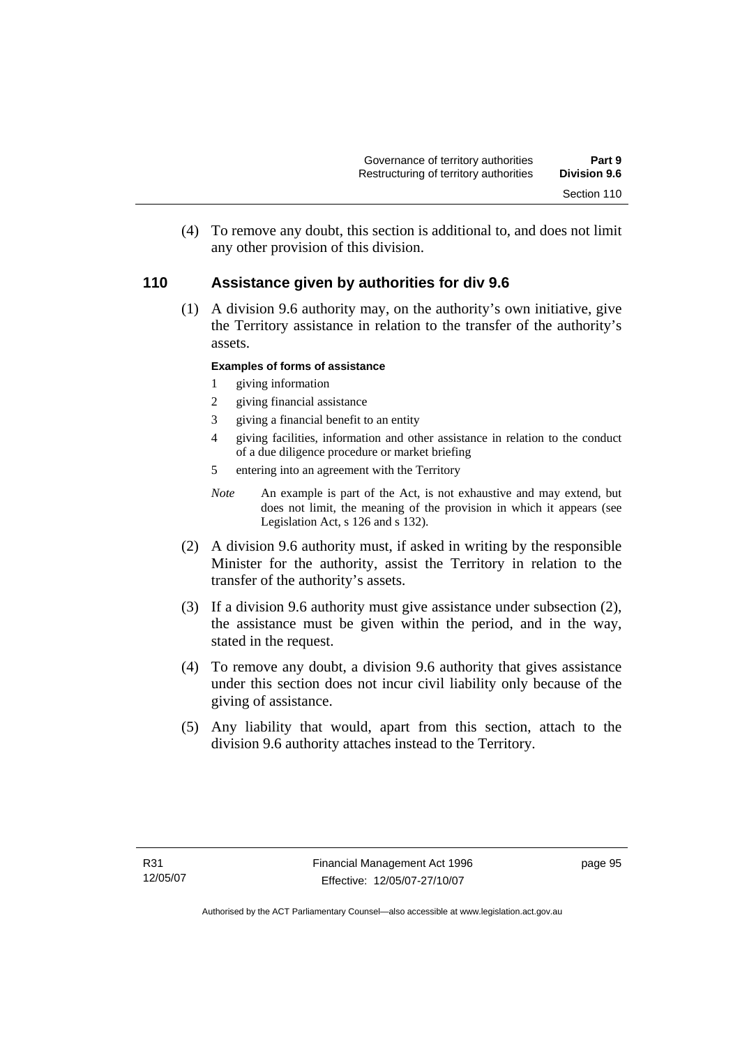(4) To remove any doubt, this section is additional to, and does not limit any other provision of this division.

## 110 Assistance given by authorities for div 9.6

(1) A division 9.6 authority may, on the authority's own initiative, give the Territory assistance in relation to the transfer of the authority's assets.

**Examples of forms of assistance**

1. giving information
2. giving financial assistance
3. giving a financial benefit to an entity
4. giving facilities, information and other assistance in relation to the conduct of a due diligence procedure or market briefing
5. entering into an agreement with the Territory

*Note* An example is part of the Act, is not exhaustive and may extend, but does not limit, the meaning of the provision in which it appears (see Legislation Act, s 126 and s 132).

(2) A division 9.6 authority must, if asked in writing by the responsible Minister for the authority, assist the Territory in relation to the transfer of the authority's assets.

(3) If a division 9.6 authority must give assistance under subsection (2), the assistance must be given within the period, and in the way, stated in the request.

(4) To remove any doubt, a division 9.6 authority that gives assistance under this section does not incur civil liability only because of the giving of assistance.

(5) Any liability that would, apart from this section, attach to the division 9.6 authority attaches instead to the Territory.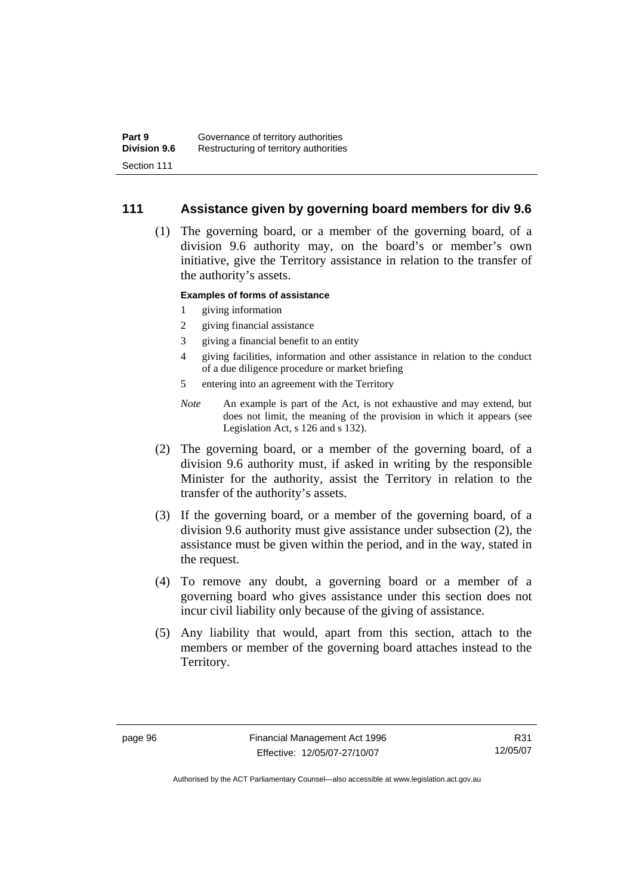## 111 Assistance given by governing board members for div 9.6

(1) The governing board, or a member of the governing board, of a division 9.6 authority may, on the board's or member's own initiative, give the Territory assistance in relation to the transfer of the authority's assets.

**Examples of forms of assistance**

1 giving information
2 giving financial assistance
3 giving a financial benefit to an entity
4 giving facilities, information and other assistance in relation to the conduct of a due diligence procedure or market briefing
5 entering into an agreement with the Territory

*Note* An example is part of the Act, is not exhaustive and may extend, but does not limit, the meaning of the provision in which it appears (see Legislation Act, s 126 and s 132).

(2) The governing board, or a member of the governing board, of a division 9.6 authority must, if asked in writing by the responsible Minister for the authority, assist the Territory in relation to the transfer of the authority's assets.

(3) If the governing board, or a member of the governing board, of a division 9.6 authority must give assistance under subsection (2), the assistance must be given within the period, and in the way, stated in the request.

(4) To remove any doubt, a governing board or a member of a governing board who gives assistance under this section does not incur civil liability only because of the giving of assistance.

(5) Any liability that would, apart from this section, attach to the members or member of the governing board attaches instead to the Territory.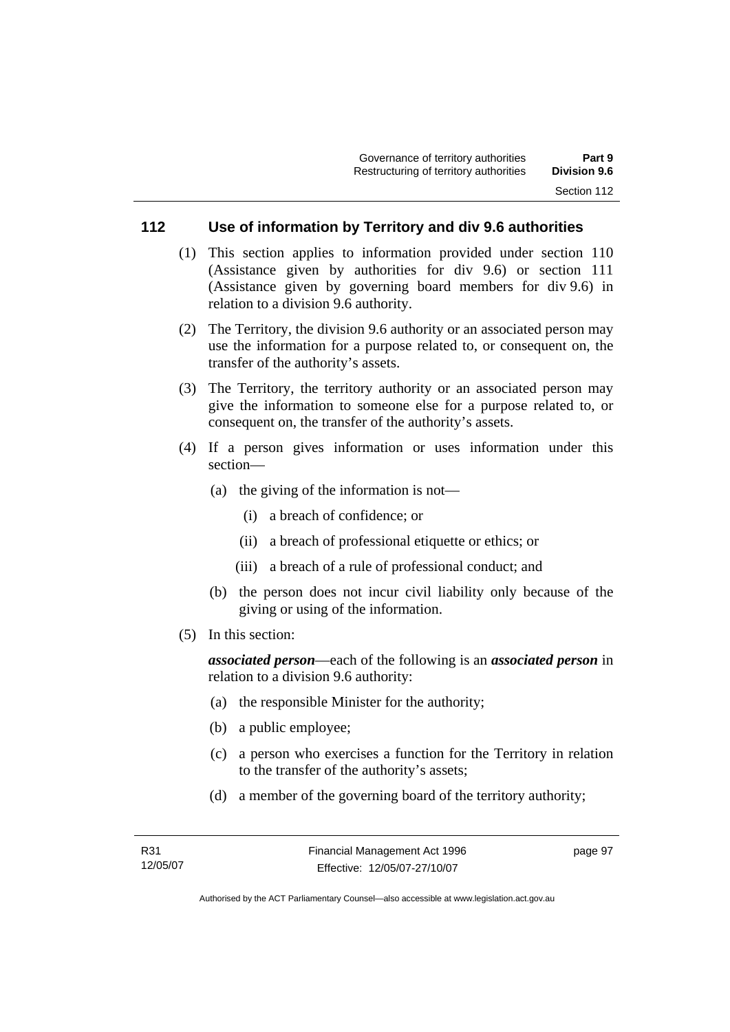## 112 Use of information by Territory and div 9.6 authorities

(1) This section applies to information provided under section 110 (Assistance given by authorities for div 9.6) or section 111 (Assistance given by governing board members for div 9.6) in relation to a division 9.6 authority.

(2) The Territory, the division 9.6 authority or an associated person may use the information for a purpose related to, or consequent on, the transfer of the authority's assets.

(3) The Territory, the territory authority or an associated person may give the information to someone else for a purpose related to, or consequent on, the transfer of the authority's assets.

(4) If a person gives information or uses information under this section—

- (a) the giving of the information is not—
  - (i) a breach of confidence; or
  - (ii) a breach of professional etiquette or ethics; or
  - (iii) a breach of a rule of professional conduct; and
- (b) the person does not incur civil liability only because of the giving or using of the information.

(5) In this section:

***associated person***—each of the following is an ***associated person*** in relation to a division 9.6 authority:

- (a) the responsible Minister for the authority;
- (b) a public employee;
- (c) a person who exercises a function for the Territory in relation to the transfer of the authority's assets;
- (d) a member of the governing board of the territory authority;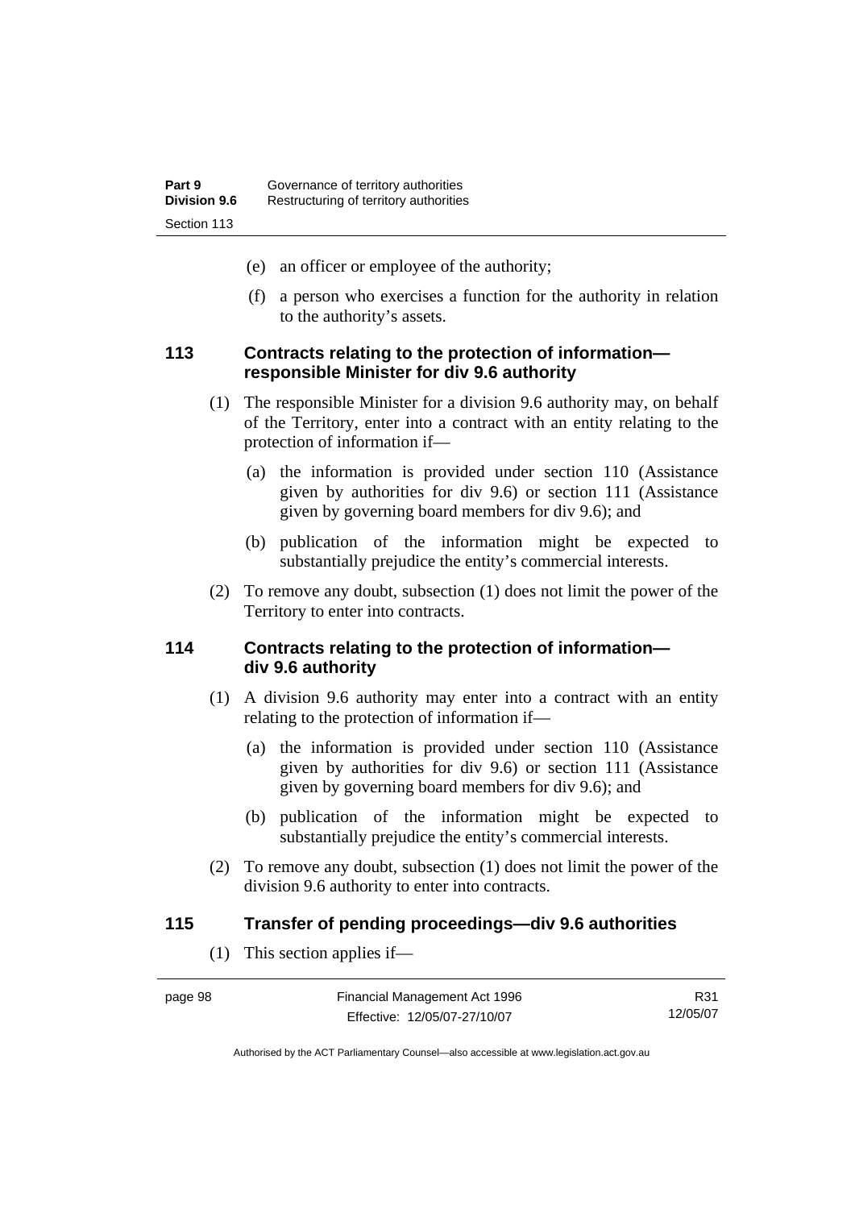(e) an officer or employee of the authority;

(f) a person who exercises a function for the authority in relation to the authority's assets.

### 113 Contracts relating to the protection of information—responsible Minister for div 9.6 authority

(1) The responsible Minister for a division 9.6 authority may, on behalf of the Territory, enter into a contract with an entity relating to the protection of information if—

(a) the information is provided under section 110 (Assistance given by authorities for div 9.6) or section 111 (Assistance given by governing board members for div 9.6); and

(b) publication of the information might be expected to substantially prejudice the entity's commercial interests.

(2) To remove any doubt, subsection (1) does not limit the power of the Territory to enter into contracts.

### 114 Contracts relating to the protection of information—div 9.6 authority

(1) A division 9.6 authority may enter into a contract with an entity relating to the protection of information if—

(a) the information is provided under section 110 (Assistance given by authorities for div 9.6) or section 111 (Assistance given by governing board members for div 9.6); and

(b) publication of the information might be expected to substantially prejudice the entity's commercial interests.

(2) To remove any doubt, subsection (1) does not limit the power of the division 9.6 authority to enter into contracts.

### 115 Transfer of pending proceedings—div 9.6 authorities

(1) This section applies if—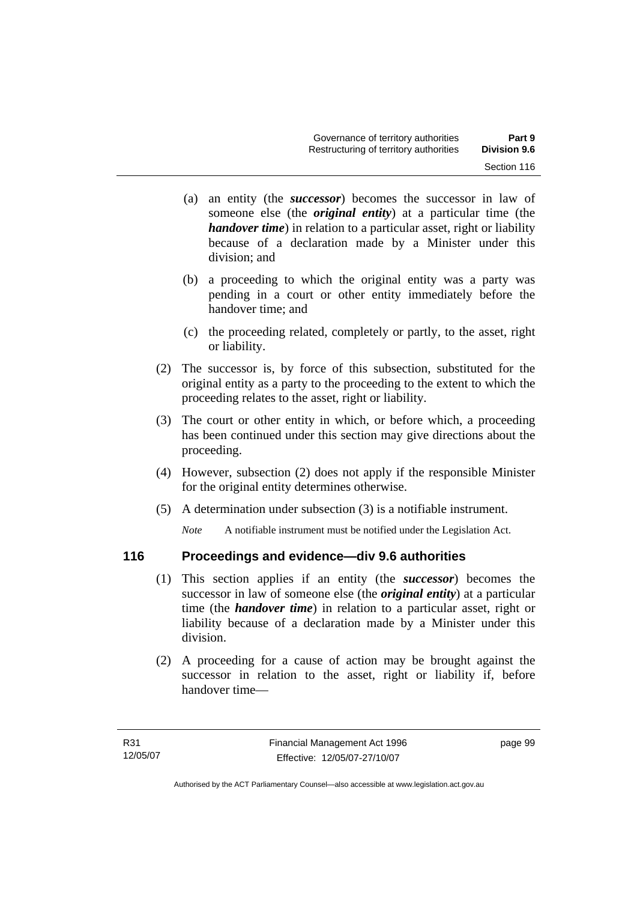(a) an entity (the ***successor***) becomes the successor in law of someone else (the ***original entity***) at a particular time (the ***handover time***) in relation to a particular asset, right or liability because of a declaration made by a Minister under this division; and

(b) a proceeding to which the original entity was a party was pending in a court or other entity immediately before the handover time; and

(c) the proceeding related, completely or partly, to the asset, right or liability.

(2) The successor is, by force of this subsection, substituted for the original entity as a party to the proceeding to the extent to which the proceeding relates to the asset, right or liability.

(3) The court or other entity in which, or before which, a proceeding has been continued under this section may give directions about the proceeding.

(4) However, subsection (2) does not apply if the responsible Minister for the original entity determines otherwise.

(5) A determination under subsection (3) is a notifiable instrument.

*Note* A notifiable instrument must be notified under the Legislation Act.

## 116 Proceedings and evidence—div 9.6 authorities

(1) This section applies if an entity (the ***successor***) becomes the successor in law of someone else (the ***original entity***) at a particular time (the ***handover time***) in relation to a particular asset, right or liability because of a declaration made by a Minister under this division.

(2) A proceeding for a cause of action may be brought against the successor in relation to the asset, right or liability if, before handover time—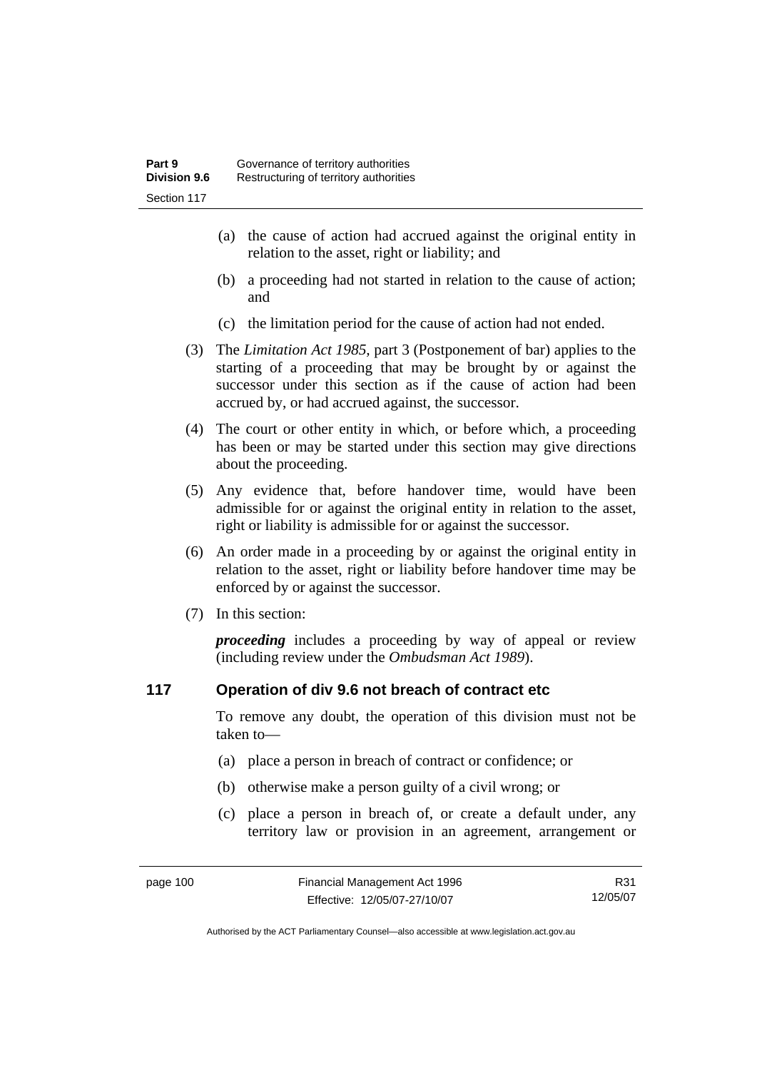(a) the cause of action had accrued against the original entity in relation to the asset, right or liability; and

(b) a proceeding had not started in relation to the cause of action; and

(c) the limitation period for the cause of action had not ended.

(3) The *Limitation Act 1985*, part 3 (Postponement of bar) applies to the starting of a proceeding that may be brought by or against the successor under this section as if the cause of action had been accrued by, or had accrued against, the successor.

(4) The court or other entity in which, or before which, a proceeding has been or may be started under this section may give directions about the proceeding.

(5) Any evidence that, before handover time, would have been admissible for or against the original entity in relation to the asset, right or liability is admissible for or against the successor.

(6) An order made in a proceeding by or against the original entity in relation to the asset, right or liability before handover time may be enforced by or against the successor.

(7) In this section:

***proceeding*** includes a proceeding by way of appeal or review (including review under the *Ombudsman Act 1989*).

## 117 Operation of div 9.6 not breach of contract etc

To remove any doubt, the operation of this division must not be taken to—

(a) place a person in breach of contract or confidence; or

(b) otherwise make a person guilty of a civil wrong; or

(c) place a person in breach of, or create a default under, any territory law or provision in an agreement, arrangement or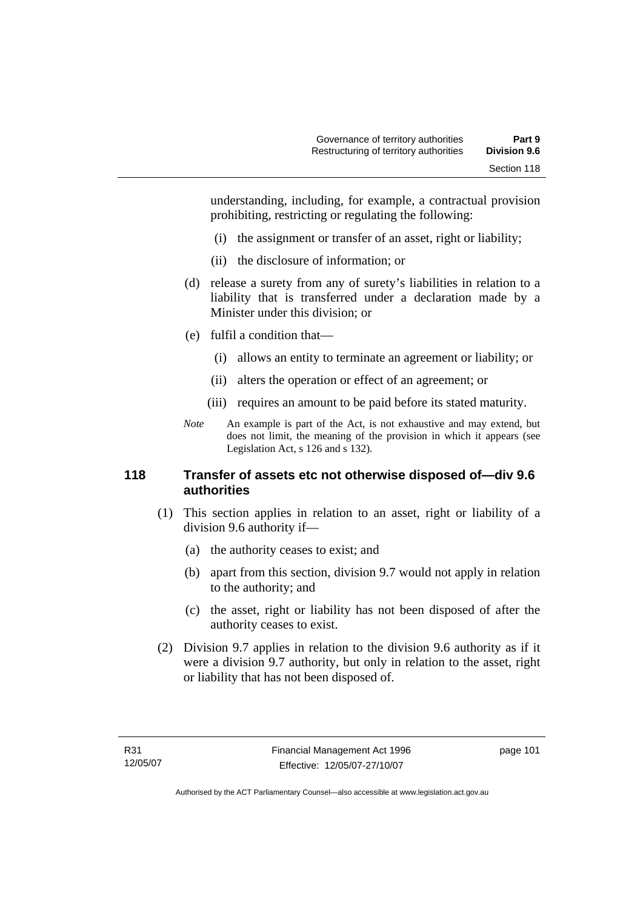understanding, including, for example, a contractual provision prohibiting, restricting or regulating the following:

(i) the assignment or transfer of an asset, right or liability;

(ii) the disclosure of information; or

(d) release a surety from any of surety's liabilities in relation to a liability that is transferred under a declaration made by a Minister under this division; or

(e) fulfil a condition that—

(i) allows an entity to terminate an agreement or liability; or

(ii) alters the operation or effect of an agreement; or

(iii) requires an amount to be paid before its stated maturity.

*Note* An example is part of the Act, is not exhaustive and may extend, but does not limit, the meaning of the provision in which it appears (see Legislation Act, s 126 and s 132).

## 118 Transfer of assets etc not otherwise disposed of—div 9.6 authorities

(1) This section applies in relation to an asset, right or liability of a division 9.6 authority if—

(a) the authority ceases to exist; and

(b) apart from this section, division 9.7 would not apply in relation to the authority; and

(c) the asset, right or liability has not been disposed of after the authority ceases to exist.

(2) Division 9.7 applies in relation to the division 9.6 authority as if it were a division 9.7 authority, but only in relation to the asset, right or liability that has not been disposed of.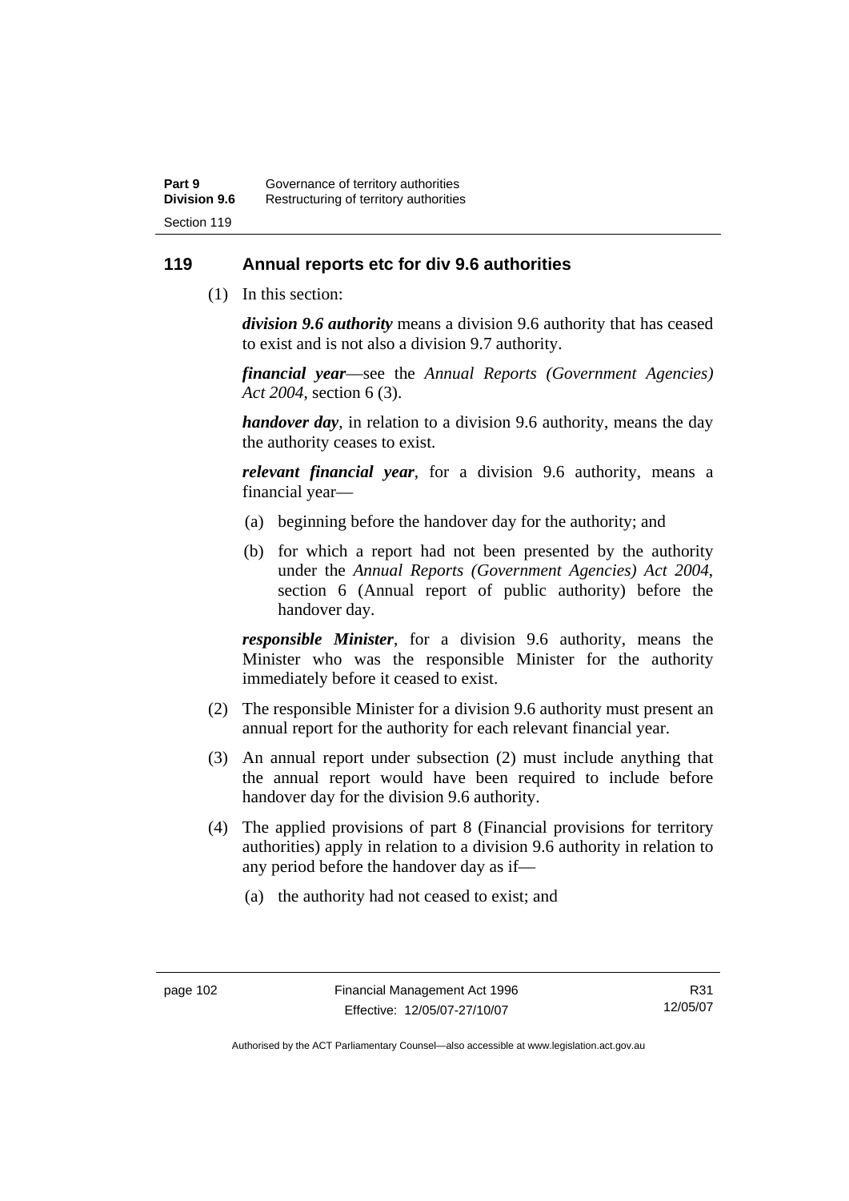## 119 Annual reports etc for div 9.6 authorities

(1) In this section:

***division 9.6 authority*** means a division 9.6 authority that has ceased to exist and is not also a division 9.7 authority.

***financial year***—see the *Annual Reports (Government Agencies) Act 2004*, section 6 (3).

***handover day***, in relation to a division 9.6 authority, means the day the authority ceases to exist.

***relevant financial year***, for a division 9.6 authority, means a financial year—

(a) beginning before the handover day for the authority; and

(b) for which a report had not been presented by the authority under the *Annual Reports (Government Agencies) Act 2004*, section 6 (Annual report of public authority) before the handover day.

***responsible Minister***, for a division 9.6 authority, means the Minister who was the responsible Minister for the authority immediately before it ceased to exist.

(2) The responsible Minister for a division 9.6 authority must present an annual report for the authority for each relevant financial year.

(3) An annual report under subsection (2) must include anything that the annual report would have been required to include before handover day for the division 9.6 authority.

(4) The applied provisions of part 8 (Financial provisions for territory authorities) apply in relation to a division 9.6 authority in relation to any period before the handover day as if—

(a) the authority had not ceased to exist; and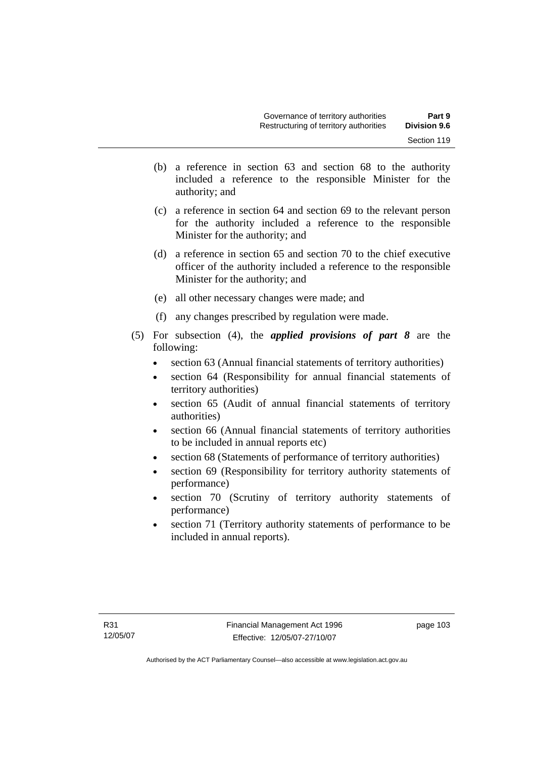(b) a reference in section 63 and section 68 to the authority included a reference to the responsible Minister for the authority; and

(c) a reference in section 64 and section 69 to the relevant person for the authority included a reference to the responsible Minister for the authority; and

(d) a reference in section 65 and section 70 to the chief executive officer of the authority included a reference to the responsible Minister for the authority; and

(e) all other necessary changes were made; and

(f) any changes prescribed by regulation were made.

(5) For subsection (4), the ***applied provisions of part 8*** are the following:

- section 63 (Annual financial statements of territory authorities)
- section 64 (Responsibility for annual financial statements of territory authorities)
- section 65 (Audit of annual financial statements of territory authorities)
- section 66 (Annual financial statements of territory authorities to be included in annual reports etc)
- section 68 (Statements of performance of territory authorities)
- section 69 (Responsibility for territory authority statements of performance)
- section 70 (Scrutiny of territory authority statements of performance)
- section 71 (Territory authority statements of performance to be included in annual reports).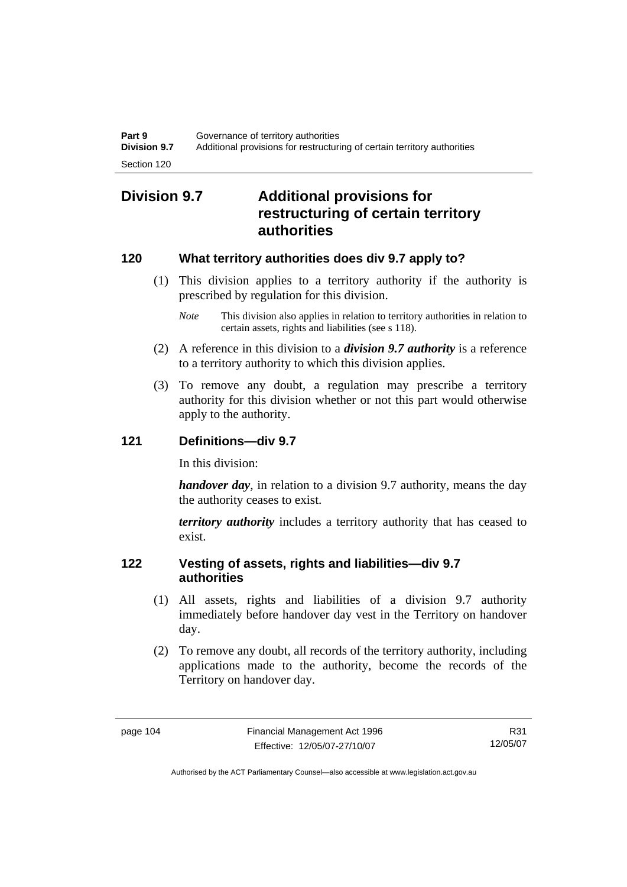## Division 9.7 Additional provisions for restructuring of certain territory authorities

### 120 What territory authorities does div 9.7 apply to?

(1) This division applies to a territory authority if the authority is prescribed by regulation for this division.

*Note* This division also applies in relation to territory authorities in relation to certain assets, rights and liabilities (see s 118).

(2) A reference in this division to a ***division 9.7 authority*** is a reference to a territory authority to which this division applies.

(3) To remove any doubt, a regulation may prescribe a territory authority for this division whether or not this part would otherwise apply to the authority.

### 121 Definitions—div 9.7

In this division:

***handover day***, in relation to a division 9.7 authority, means the day the authority ceases to exist.

***territory authority*** includes a territory authority that has ceased to exist.

### 122 Vesting of assets, rights and liabilities—div 9.7 authorities

(1) All assets, rights and liabilities of a division 9.7 authority immediately before handover day vest in the Territory on handover day.

(2) To remove any doubt, all records of the territory authority, including applications made to the authority, become the records of the Territory on handover day.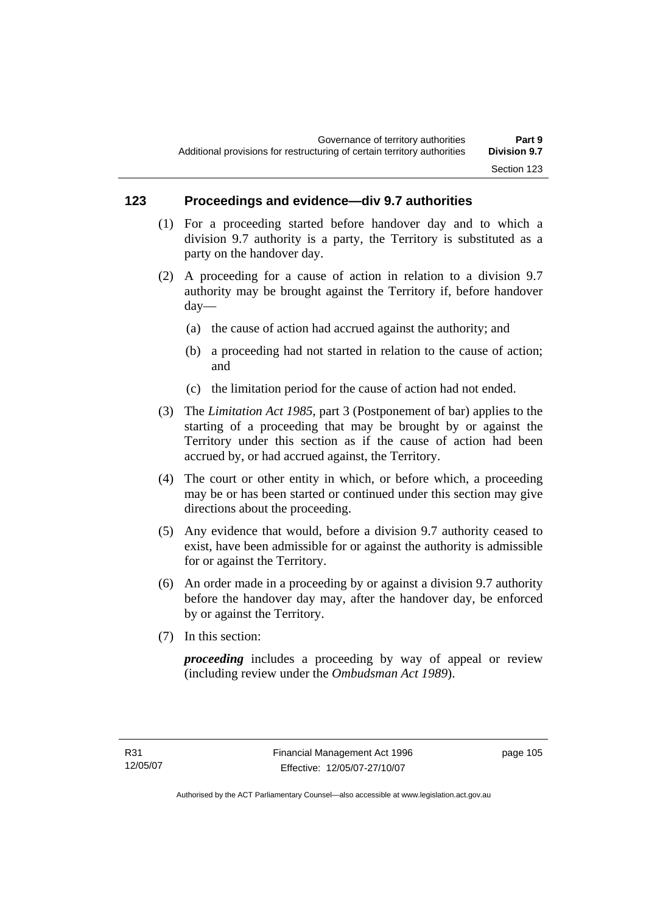## 123 Proceedings and evidence—div 9.7 authorities

(1) For a proceeding started before handover day and to which a division 9.7 authority is a party, the Territory is substituted as a party on the handover day.

(2) A proceeding for a cause of action in relation to a division 9.7 authority may be brought against the Territory if, before handover day—

(a) the cause of action had accrued against the authority; and

(b) a proceeding had not started in relation to the cause of action; and

(c) the limitation period for the cause of action had not ended.

(3) The *Limitation Act 1985*, part 3 (Postponement of bar) applies to the starting of a proceeding that may be brought by or against the Territory under this section as if the cause of action had been accrued by, or had accrued against, the Territory.

(4) The court or other entity in which, or before which, a proceeding may be or has been started or continued under this section may give directions about the proceeding.

(5) Any evidence that would, before a division 9.7 authority ceased to exist, have been admissible for or against the authority is admissible for or against the Territory.

(6) An order made in a proceeding by or against a division 9.7 authority before the handover day may, after the handover day, be enforced by or against the Territory.

(7) In this section:

***proceeding*** includes a proceeding by way of appeal or review (including review under the *Ombudsman Act 1989*).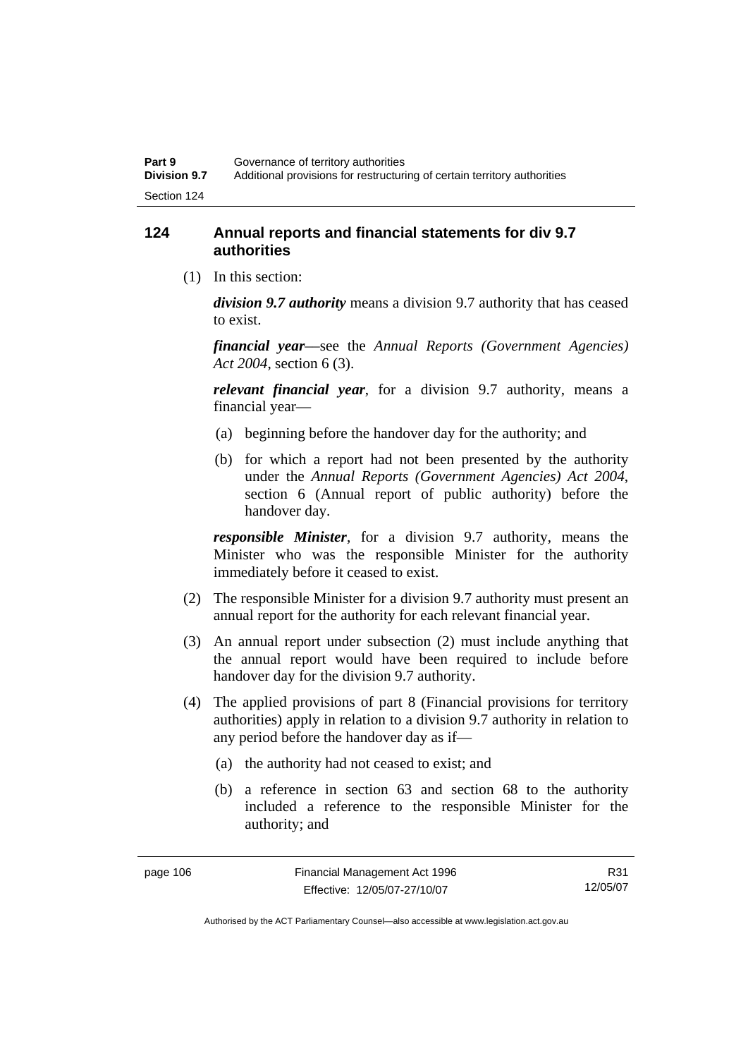## 124 Annual reports and financial statements for div 9.7 authorities

(1) In this section:

***division 9.7 authority*** means a division 9.7 authority that has ceased to exist.

***financial year***—see the *Annual Reports (Government Agencies) Act 2004*, section 6 (3).

***relevant financial year***, for a division 9.7 authority, means a financial year—

(a) beginning before the handover day for the authority; and

(b) for which a report had not been presented by the authority under the *Annual Reports (Government Agencies) Act 2004*, section 6 (Annual report of public authority) before the handover day.

***responsible Minister***, for a division 9.7 authority, means the Minister who was the responsible Minister for the authority immediately before it ceased to exist.

(2) The responsible Minister for a division 9.7 authority must present an annual report for the authority for each relevant financial year.

(3) An annual report under subsection (2) must include anything that the annual report would have been required to include before handover day for the division 9.7 authority.

(4) The applied provisions of part 8 (Financial provisions for territory authorities) apply in relation to a division 9.7 authority in relation to any period before the handover day as if—

(a) the authority had not ceased to exist; and

(b) a reference in section 63 and section 68 to the authority included a reference to the responsible Minister for the authority; and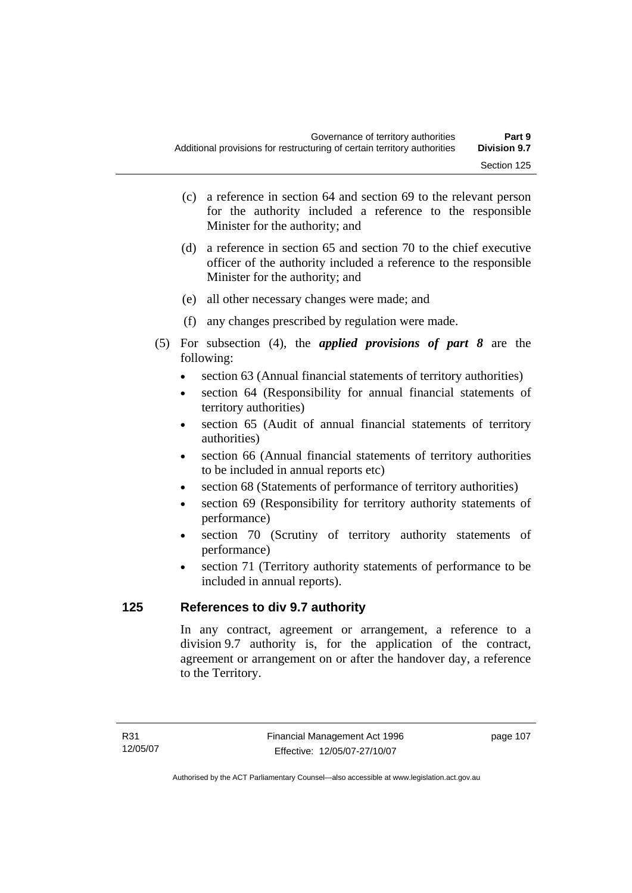(c) a reference in section 64 and section 69 to the relevant person for the authority included a reference to the responsible Minister for the authority; and

(d) a reference in section 65 and section 70 to the chief executive officer of the authority included a reference to the responsible Minister for the authority; and

(e) all other necessary changes were made; and

(f) any changes prescribed by regulation were made.

(5) For subsection (4), the ***applied provisions of part 8*** are the following:

- section 63 (Annual financial statements of territory authorities)
- section 64 (Responsibility for annual financial statements of territory authorities)
- section 65 (Audit of annual financial statements of territory authorities)
- section 66 (Annual financial statements of territory authorities to be included in annual reports etc)
- section 68 (Statements of performance of territory authorities)
- section 69 (Responsibility for territory authority statements of performance)
- section 70 (Scrutiny of territory authority statements of performance)
- section 71 (Territory authority statements of performance to be included in annual reports).

## 125 References to div 9.7 authority

In any contract, agreement or arrangement, a reference to a division 9.7 authority is, for the application of the contract, agreement or arrangement on or after the handover day, a reference to the Territory.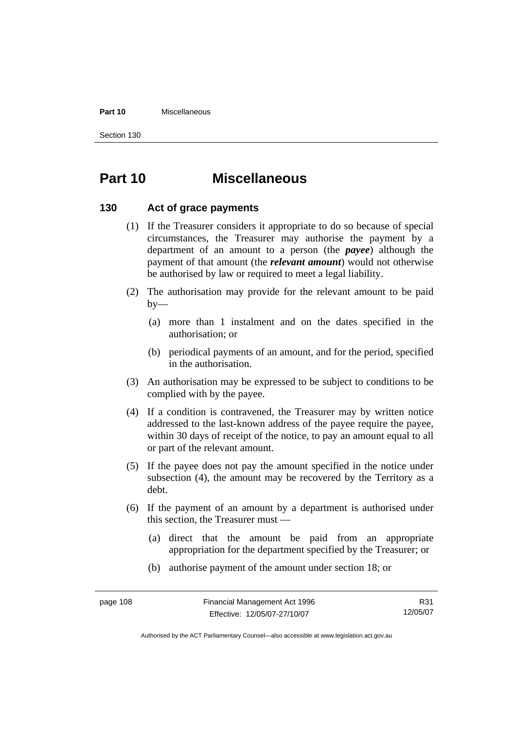# Part 10 Miscellaneous

## 130 Act of grace payments

(1) If the Treasurer considers it appropriate to do so because of special circumstances, the Treasurer may authorise the payment by a department of an amount to a person (the ***payee***) although the payment of that amount (the ***relevant amount***) would not otherwise be authorised by law or required to meet a legal liability.

(2) The authorisation may provide for the relevant amount to be paid by—

(a) more than 1 instalment and on the dates specified in the authorisation; or

(b) periodical payments of an amount, and for the period, specified in the authorisation.

(3) An authorisation may be expressed to be subject to conditions to be complied with by the payee.

(4) If a condition is contravened, the Treasurer may by written notice addressed to the last-known address of the payee require the payee, within 30 days of receipt of the notice, to pay an amount equal to all or part of the relevant amount.

(5) If the payee does not pay the amount specified in the notice under subsection (4), the amount may be recovered by the Territory as a debt.

(6) If the payment of an amount by a department is authorised under this section, the Treasurer must —

(a) direct that the amount be paid from an appropriate appropriation for the department specified by the Treasurer; or

(b) authorise payment of the amount under section 18; or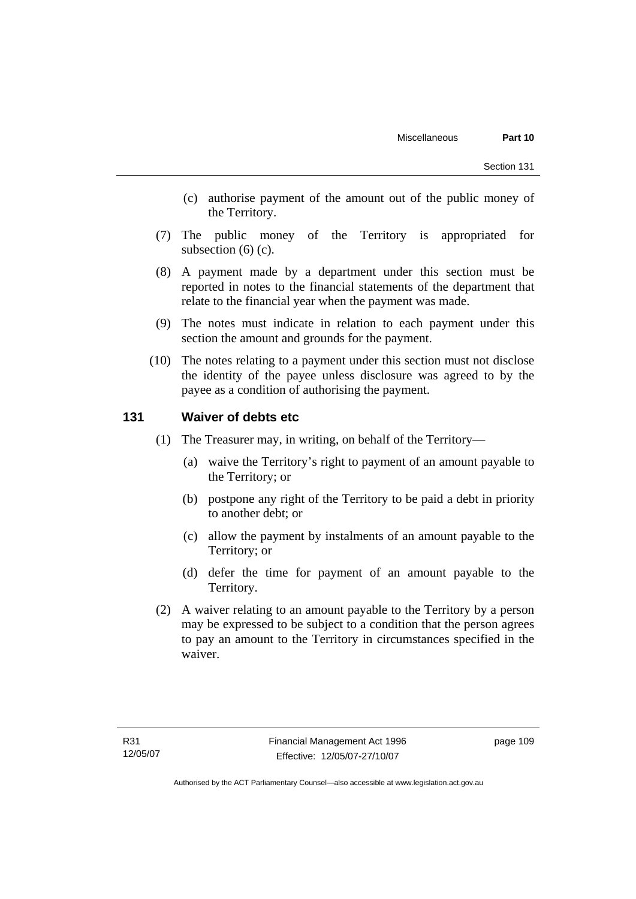(c) authorise payment of the amount out of the public money of the Territory.

(7) The public money of the Territory is appropriated for subsection (6) (c).

(8) A payment made by a department under this section must be reported in notes to the financial statements of the department that relate to the financial year when the payment was made.

(9) The notes must indicate in relation to each payment under this section the amount and grounds for the payment.

(10) The notes relating to a payment under this section must not disclose the identity of the payee unless disclosure was agreed to by the payee as a condition of authorising the payment.

## 131 Waiver of debts etc

(1) The Treasurer may, in writing, on behalf of the Territory—

(a) waive the Territory's right to payment of an amount payable to the Territory; or

(b) postpone any right of the Territory to be paid a debt in priority to another debt; or

(c) allow the payment by instalments of an amount payable to the Territory; or

(d) defer the time for payment of an amount payable to the Territory.

(2) A waiver relating to an amount payable to the Territory by a person may be expressed to be subject to a condition that the person agrees to pay an amount to the Territory in circumstances specified in the waiver.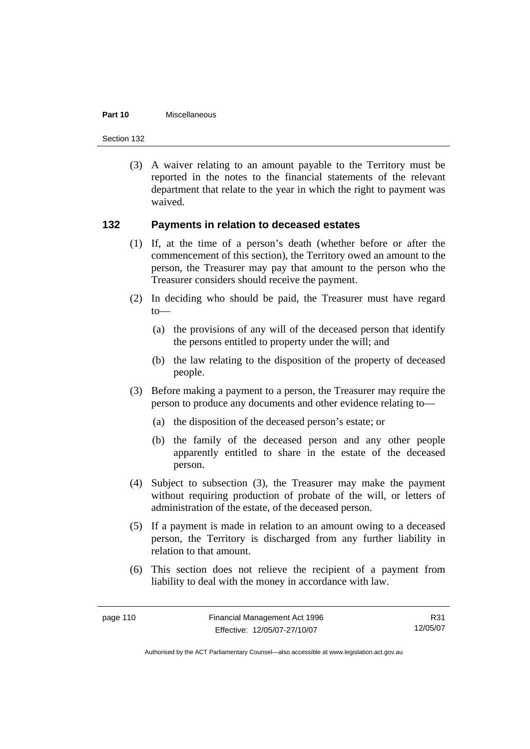(3) A waiver relating to an amount payable to the Territory must be reported in the notes to the financial statements of the relevant department that relate to the year in which the right to payment was waived.

## 132 Payments in relation to deceased estates

(1) If, at the time of a person's death (whether before or after the commencement of this section), the Territory owed an amount to the person, the Treasurer may pay that amount to the person who the Treasurer considers should receive the payment.

(2) In deciding who should be paid, the Treasurer must have regard to—

(a) the provisions of any will of the deceased person that identify the persons entitled to property under the will; and

(b) the law relating to the disposition of the property of deceased people.

(3) Before making a payment to a person, the Treasurer may require the person to produce any documents and other evidence relating to—

(a) the disposition of the deceased person's estate; or

(b) the family of the deceased person and any other people apparently entitled to share in the estate of the deceased person.

(4) Subject to subsection (3), the Treasurer may make the payment without requiring production of probate of the will, or letters of administration of the estate, of the deceased person.

(5) If a payment is made in relation to an amount owing to a deceased person, the Territory is discharged from any further liability in relation to that amount.

(6) This section does not relieve the recipient of a payment from liability to deal with the money in accordance with law.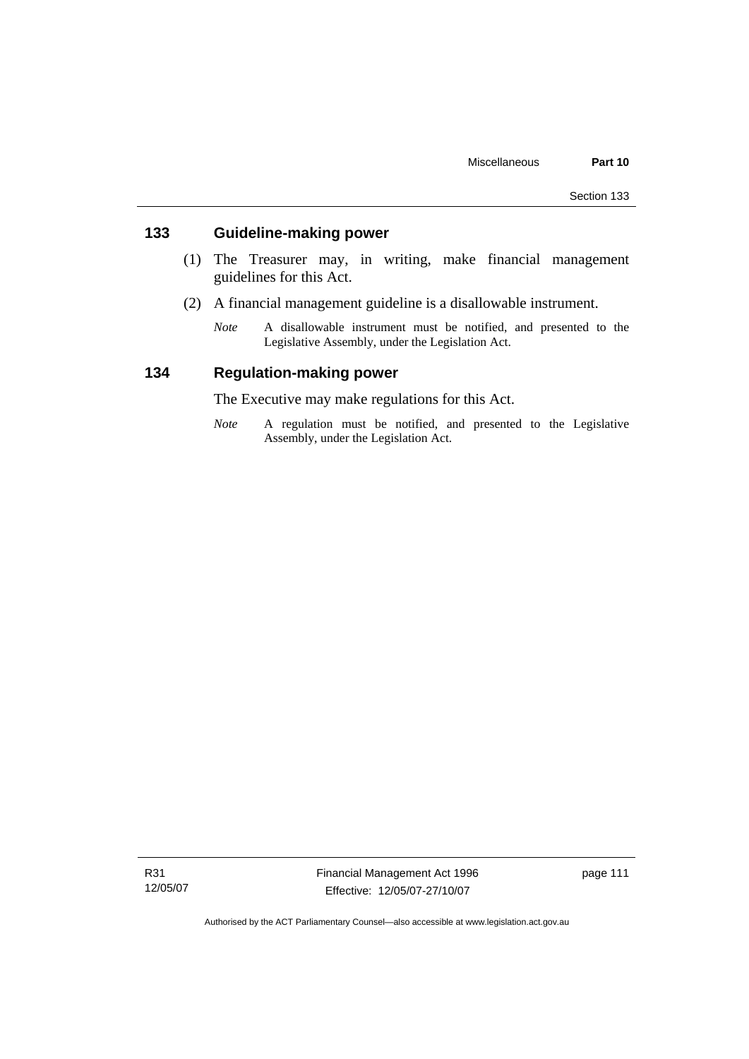## 133 Guideline-making power

(1) The Treasurer may, in writing, make financial management guidelines for this Act.

(2) A financial management guideline is a disallowable instrument.

*Note* A disallowable instrument must be notified, and presented to the Legislative Assembly, under the Legislation Act.

## 134 Regulation-making power

The Executive may make regulations for this Act.

*Note* A regulation must be notified, and presented to the Legislative Assembly, under the Legislation Act.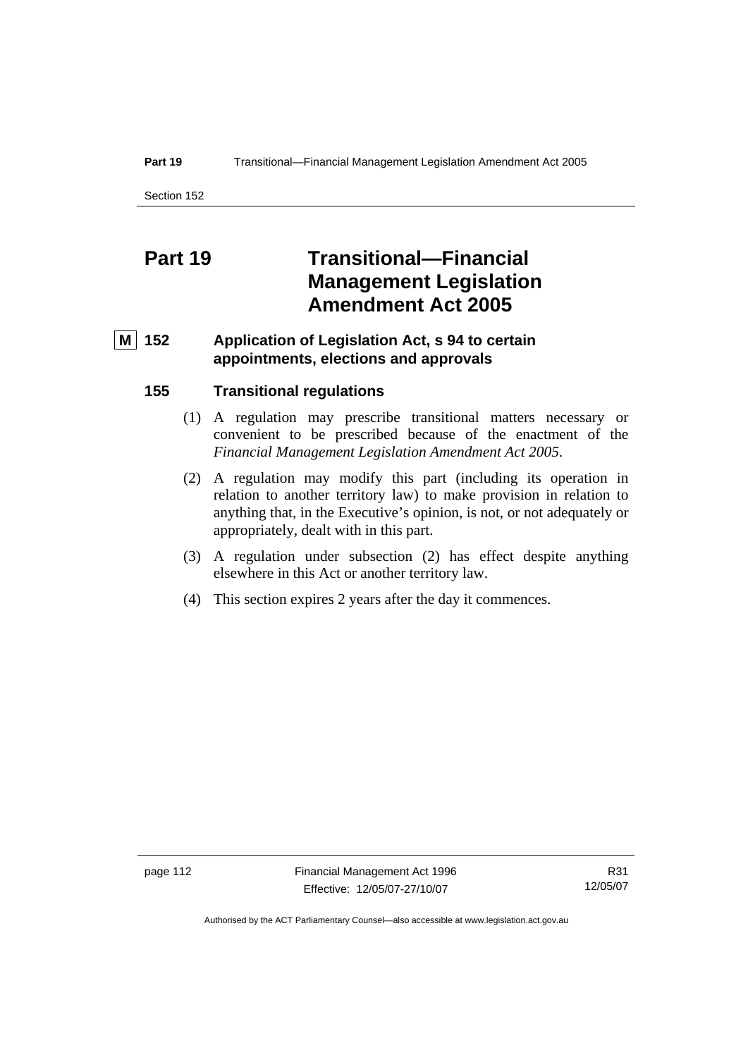# Part 19 Transitional—Financial Management Legislation Amendment Act 2005

**M** **152 Application of Legislation Act, s 94 to certain appointments, elections and approvals**

### 155 Transitional regulations

(1) A regulation may prescribe transitional matters necessary or convenient to be prescribed because of the enactment of the *Financial Management Legislation Amendment Act 2005*.

(2) A regulation may modify this part (including its operation in relation to another territory law) to make provision in relation to anything that, in the Executive's opinion, is not, or not adequately or appropriately, dealt with in this part.

(3) A regulation under subsection (2) has effect despite anything elsewhere in this Act or another territory law.

(4) This section expires 2 years after the day it commences.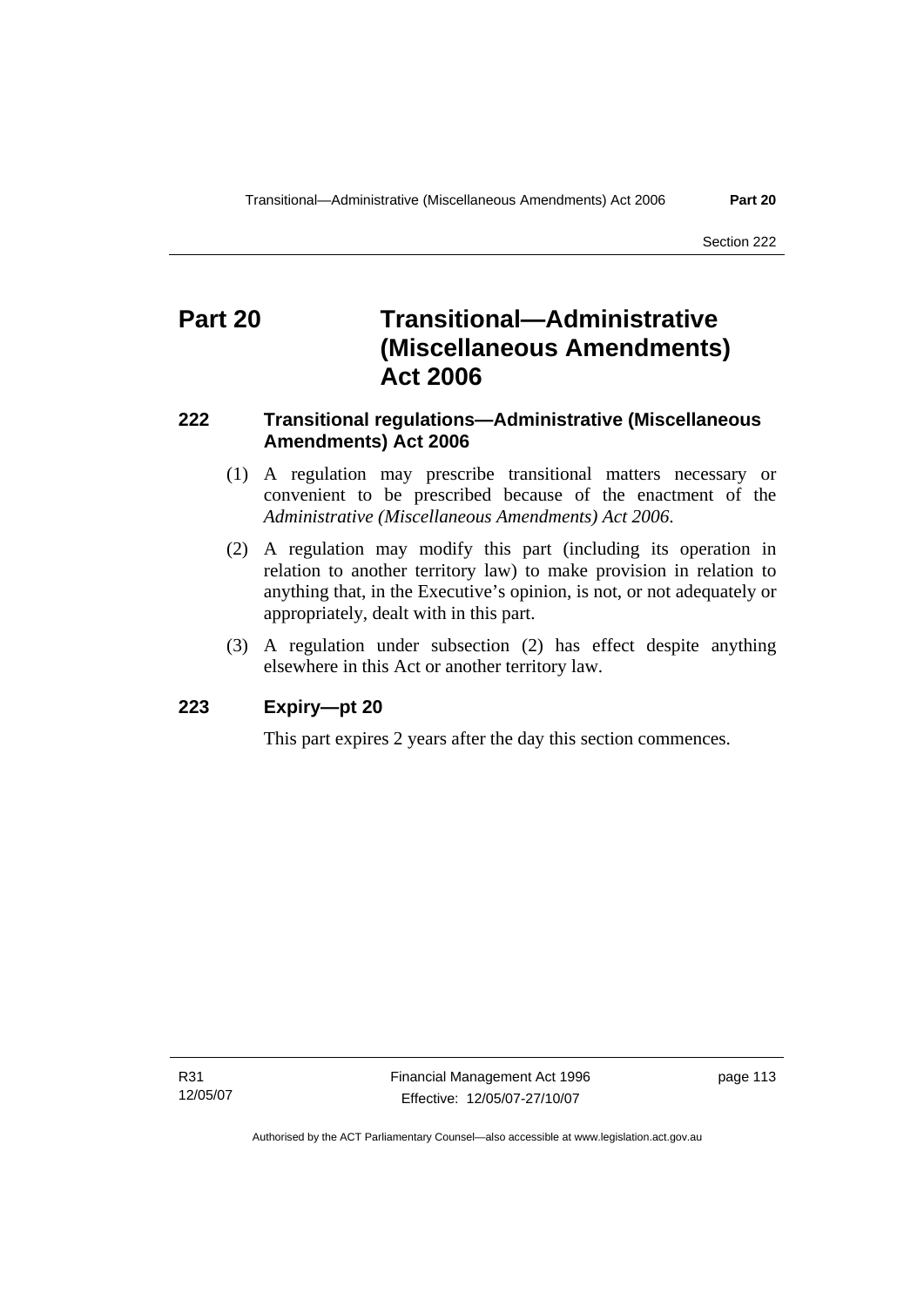# Part 20 Transitional—Administrative (Miscellaneous Amendments) Act 2006

### 222 Transitional regulations—Administrative (Miscellaneous Amendments) Act 2006

(1) A regulation may prescribe transitional matters necessary or convenient to be prescribed because of the enactment of the *Administrative (Miscellaneous Amendments) Act 2006*.

(2) A regulation may modify this part (including its operation in relation to another territory law) to make provision in relation to anything that, in the Executive's opinion, is not, or not adequately or appropriately, dealt with in this part.

(3) A regulation under subsection (2) has effect despite anything elsewhere in this Act or another territory law.

### 223 Expiry—pt 20

This part expires 2 years after the day this section commences.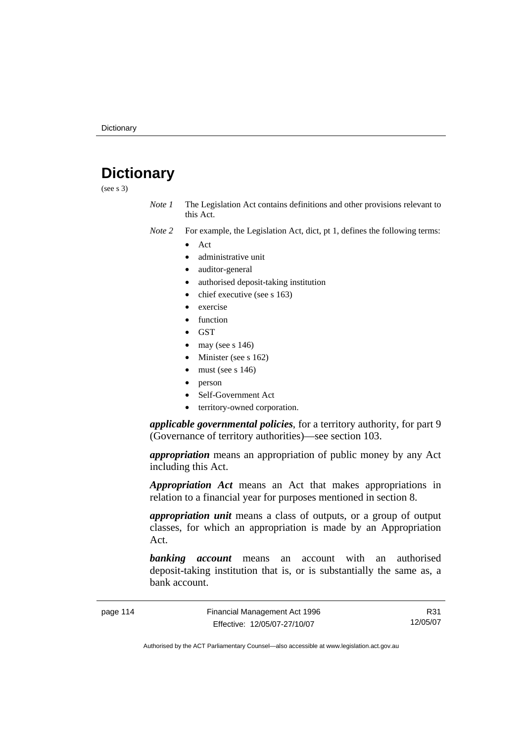# Dictionary

(see s 3)

*Note 1* The Legislation Act contains definitions and other provisions relevant to this Act.

*Note 2* For example, the Legislation Act, dict, pt 1, defines the following terms:

- Act
- administrative unit
- auditor-general
- authorised deposit-taking institution
- chief executive (see s 163)
- exercise
- function
- GST
- may (see s 146)
- Minister (see s 162)
- must (see s 146)
- person
- Self-Government Act
- territory-owned corporation.

***applicable governmental policies***, for a territory authority, for part 9 (Governance of territory authorities)—see section 103.

***appropriation*** means an appropriation of public money by any Act including this Act.

***Appropriation Act*** means an Act that makes appropriations in relation to a financial year for purposes mentioned in section 8.

***appropriation unit*** means a class of outputs, or a group of output classes, for which an appropriation is made by an Appropriation Act.

***banking account*** means an account with an authorised deposit-taking institution that is, or is substantially the same as, a bank account.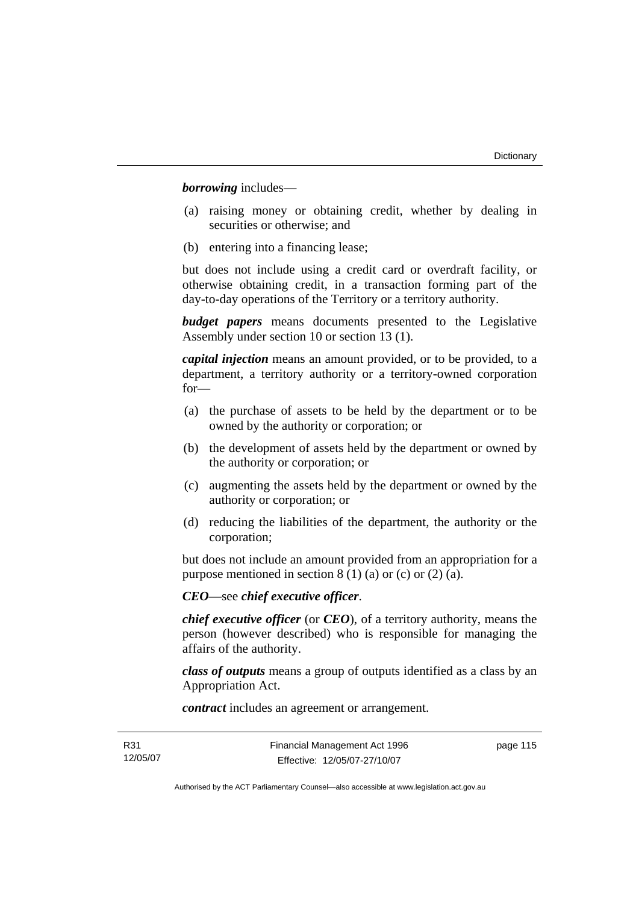***borrowing*** includes—

(a) raising money or obtaining credit, whether by dealing in securities or otherwise; and

(b) entering into a financing lease;

but does not include using a credit card or overdraft facility, or otherwise obtaining credit, in a transaction forming part of the day-to-day operations of the Territory or a territory authority.

***budget papers*** means documents presented to the Legislative Assembly under section 10 or section 13 (1).

***capital injection*** means an amount provided, or to be provided, to a department, a territory authority or a territory-owned corporation for—

(a) the purchase of assets to be held by the department or to be owned by the authority or corporation; or

(b) the development of assets held by the department or owned by the authority or corporation; or

(c) augmenting the assets held by the department or owned by the authority or corporation; or

(d) reducing the liabilities of the department, the authority or the corporation;

but does not include an amount provided from an appropriation for a purpose mentioned in section 8 (1) (a) or (c) or (2) (a).

***CEO***—see ***chief executive officer***.

***chief executive officer*** (or ***CEO***), of a territory authority, means the person (however described) who is responsible for managing the affairs of the authority.

***class of outputs*** means a group of outputs identified as a class by an Appropriation Act.

***contract*** includes an agreement or arrangement.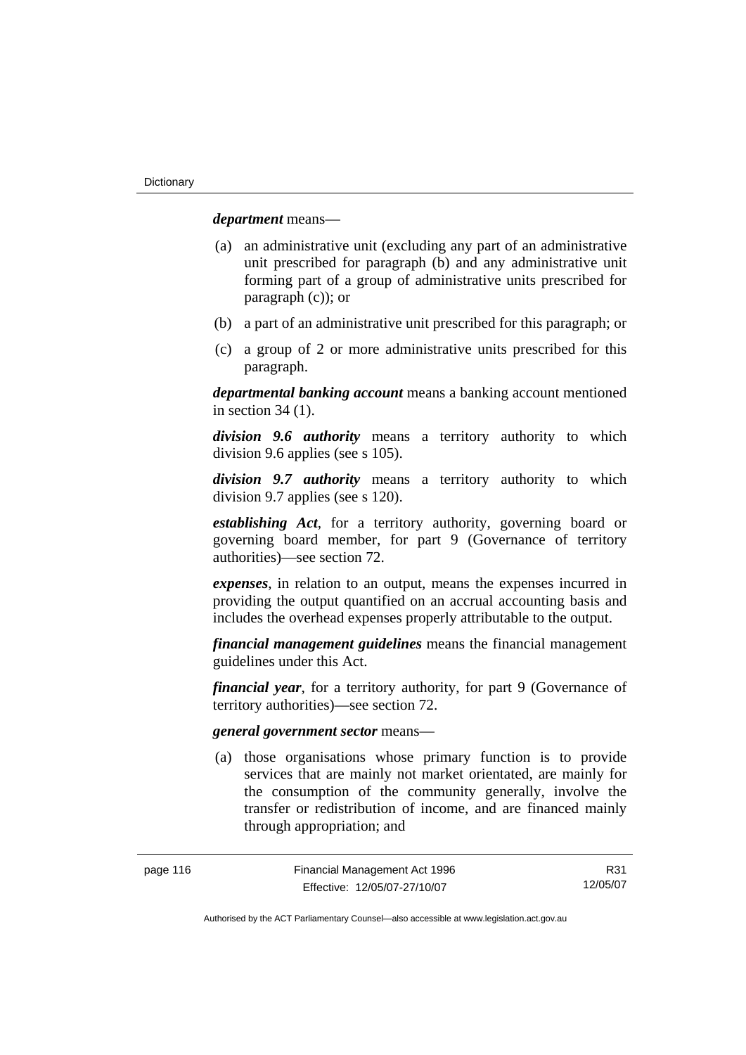***department*** means—

(a) an administrative unit (excluding any part of an administrative unit prescribed for paragraph (b) and any administrative unit forming part of a group of administrative units prescribed for paragraph (c)); or

(b) a part of an administrative unit prescribed for this paragraph; or

(c) a group of 2 or more administrative units prescribed for this paragraph.

***departmental banking account*** means a banking account mentioned in section 34 (1).

***division 9.6 authority*** means a territory authority to which division 9.6 applies (see s 105).

***division 9.7 authority*** means a territory authority to which division 9.7 applies (see s 120).

***establishing Act***, for a territory authority, governing board or governing board member, for part 9 (Governance of territory authorities)—see section 72.

***expenses***, in relation to an output, means the expenses incurred in providing the output quantified on an accrual accounting basis and includes the overhead expenses properly attributable to the output.

***financial management guidelines*** means the financial management guidelines under this Act.

***financial year***, for a territory authority, for part 9 (Governance of territory authorities)—see section 72.

***general government sector*** means—

(a) those organisations whose primary function is to provide services that are mainly not market orientated, are mainly for the consumption of the community generally, involve the transfer or redistribution of income, and are financed mainly through appropriation; and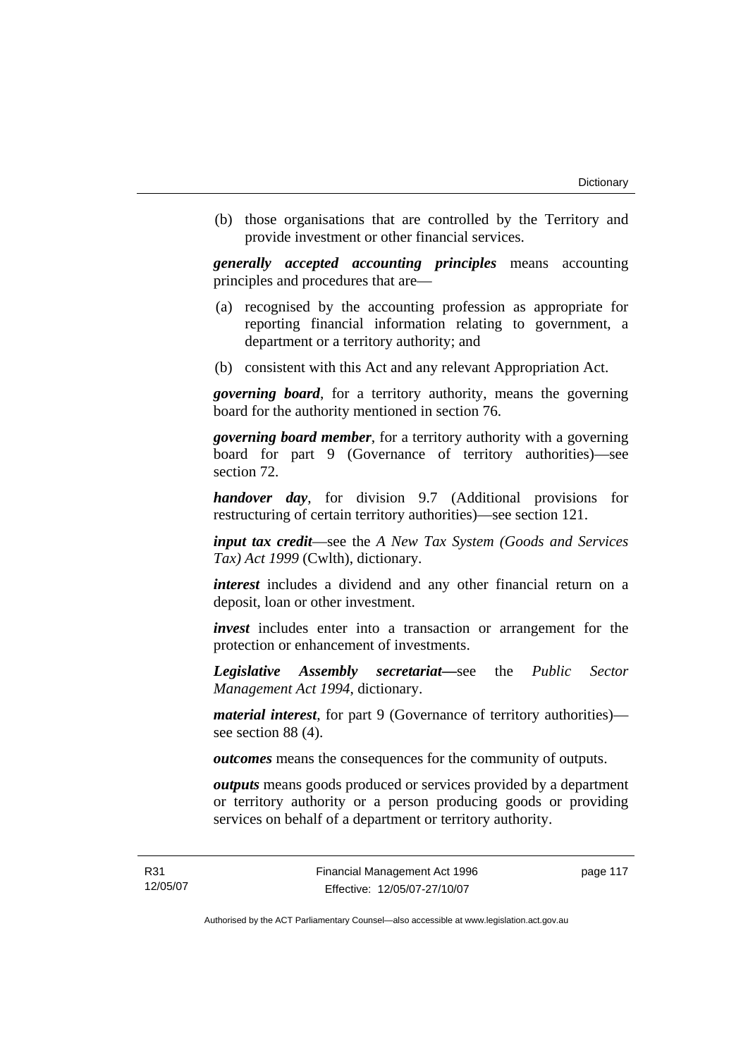(b) those organisations that are controlled by the Territory and provide investment or other financial services.

***generally accepted accounting principles*** means accounting principles and procedures that are—

(a) recognised by the accounting profession as appropriate for reporting financial information relating to government, a department or a territory authority; and

(b) consistent with this Act and any relevant Appropriation Act.

***governing board***, for a territory authority, means the governing board for the authority mentioned in section 76.

***governing board member***, for a territory authority with a governing board for part 9 (Governance of territory authorities)—see section 72.

***handover day***, for division 9.7 (Additional provisions for restructuring of certain territory authorities)—see section 121.

***input tax credit***—see the *A New Tax System (Goods and Services Tax) Act 1999* (Cwlth), dictionary.

***interest*** includes a dividend and any other financial return on a deposit, loan or other investment.

***invest*** includes enter into a transaction or arrangement for the protection or enhancement of investments.

***Legislative Assembly secretariat***—see the *Public Sector Management Act 1994*, dictionary.

***material interest***, for part 9 (Governance of territory authorities)—see section 88 (4).

***outcomes*** means the consequences for the community of outputs.

***outputs*** means goods produced or services provided by a department or territory authority or a person producing goods or providing services on behalf of a department or territory authority.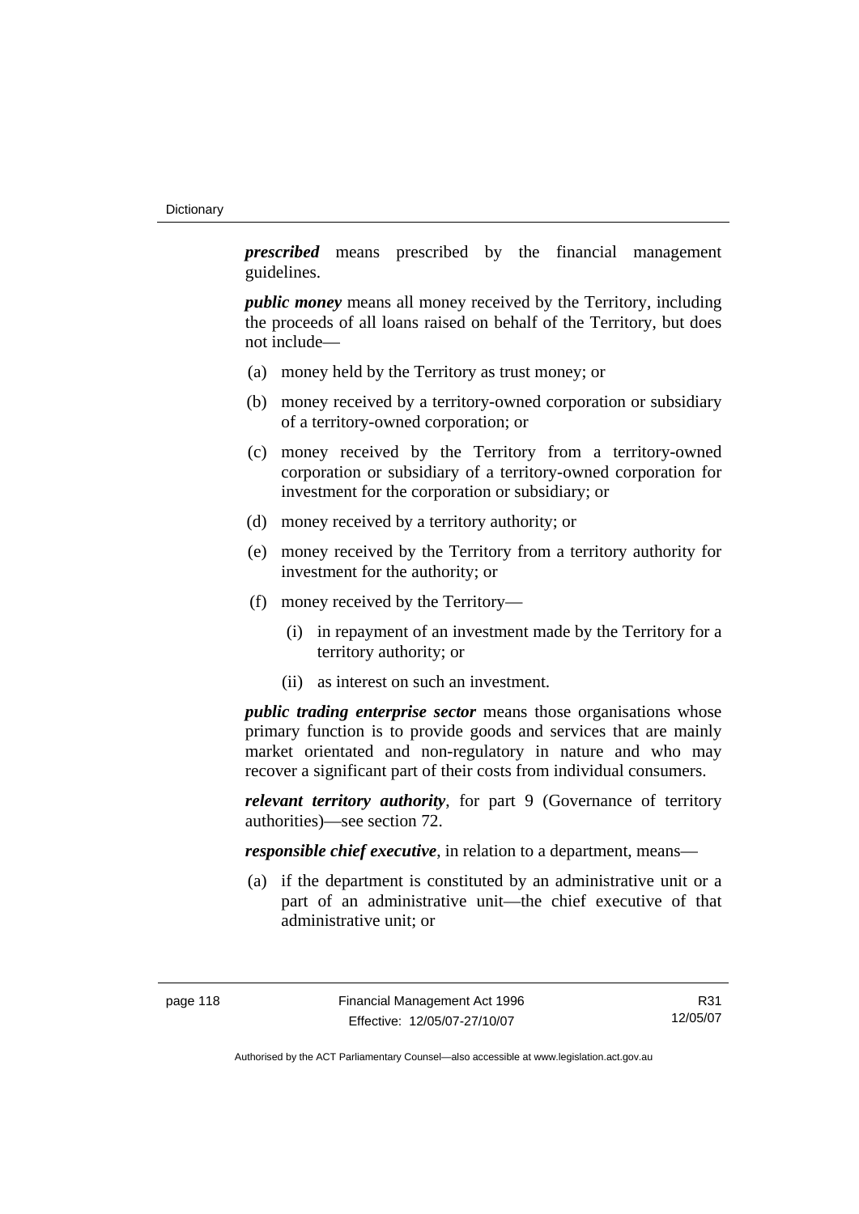***prescribed*** means prescribed by the financial management guidelines.

***public money*** means all money received by the Territory, including the proceeds of all loans raised on behalf of the Territory, but does not include—

(a) money held by the Territory as trust money; or

(b) money received by a territory-owned corporation or subsidiary of a territory-owned corporation; or

(c) money received by the Territory from a territory-owned corporation or subsidiary of a territory-owned corporation for investment for the corporation or subsidiary; or

(d) money received by a territory authority; or

(e) money received by the Territory from a territory authority for investment for the authority; or

(f) money received by the Territory—

  (i) in repayment of an investment made by the Territory for a territory authority; or

  (ii) as interest on such an investment.

***public trading enterprise sector*** means those organisations whose primary function is to provide goods and services that are mainly market orientated and non-regulatory in nature and who may recover a significant part of their costs from individual consumers.

***relevant territory authority***, for part 9 (Governance of territory authorities)—see section 72.

***responsible chief executive***, in relation to a department, means—

(a) if the department is constituted by an administrative unit or a part of an administrative unit—the chief executive of that administrative unit; or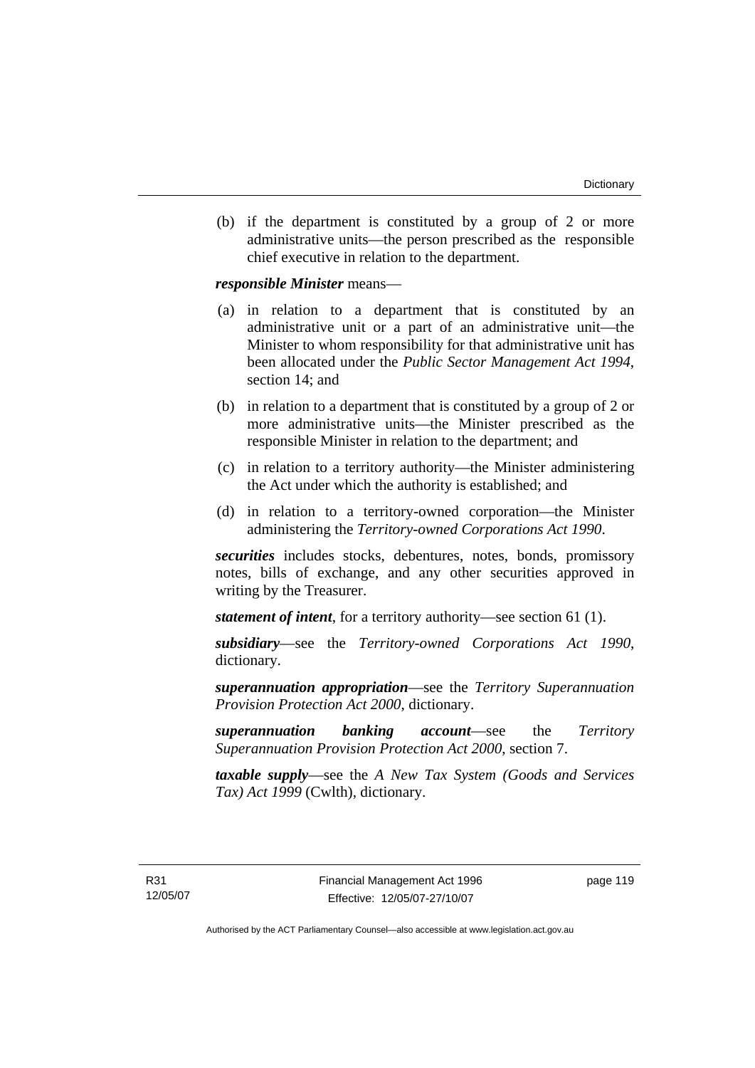(b) if the department is constituted by a group of 2 or more administrative units—the person prescribed as the responsible chief executive in relation to the department.

***responsible Minister*** means—

(a) in relation to a department that is constituted by an administrative unit or a part of an administrative unit—the Minister to whom responsibility for that administrative unit has been allocated under the *Public Sector Management Act 1994*, section 14; and

(b) in relation to a department that is constituted by a group of 2 or more administrative units—the Minister prescribed as the responsible Minister in relation to the department; and

(c) in relation to a territory authority—the Minister administering the Act under which the authority is established; and

(d) in relation to a territory-owned corporation—the Minister administering the *Territory-owned Corporations Act 1990*.

***securities*** includes stocks, debentures, notes, bonds, promissory notes, bills of exchange, and any other securities approved in writing by the Treasurer.

***statement of intent***, for a territory authority—see section 61 (1).

***subsidiary***—see the *Territory-owned Corporations Act 1990*, dictionary.

***superannuation appropriation***—see the *Territory Superannuation Provision Protection Act 2000*, dictionary.

***superannuation banking account***—see the *Territory Superannuation Provision Protection Act 2000*, section 7.

***taxable supply***—see the *A New Tax System (Goods and Services Tax) Act 1999* (Cwlth), dictionary.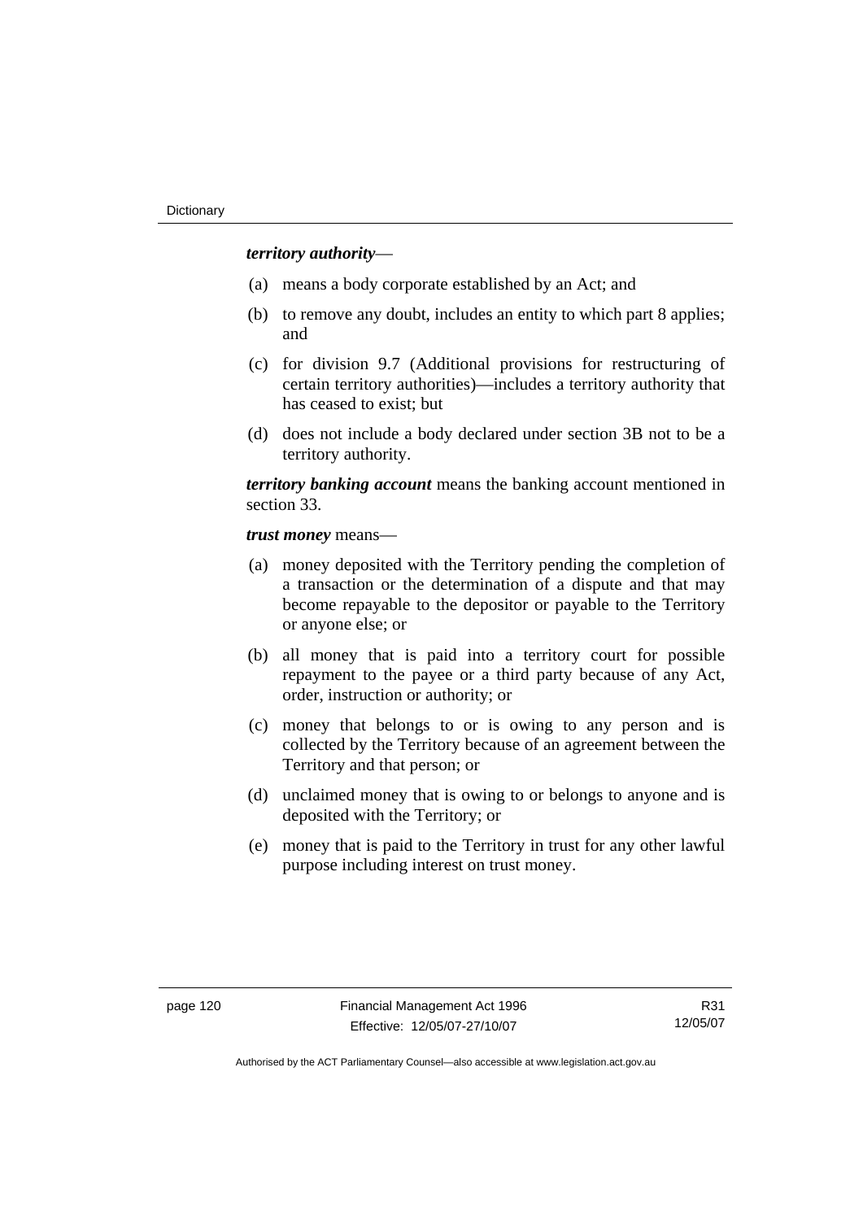***territory authority***—

(a) means a body corporate established by an Act; and

(b) to remove any doubt, includes an entity to which part 8 applies; and

(c) for division 9.7 (Additional provisions for restructuring of certain territory authorities)—includes a territory authority that has ceased to exist; but

(d) does not include a body declared under section 3B not to be a territory authority.

***territory banking account*** means the banking account mentioned in section 33.

***trust money*** means—

(a) money deposited with the Territory pending the completion of a transaction or the determination of a dispute and that may become repayable to the depositor or payable to the Territory or anyone else; or

(b) all money that is paid into a territory court for possible repayment to the payee or a third party because of any Act, order, instruction or authority; or

(c) money that belongs to or is owing to any person and is collected by the Territory because of an agreement between the Territory and that person; or

(d) unclaimed money that is owing to or belongs to anyone and is deposited with the Territory; or

(e) money that is paid to the Territory in trust for any other lawful purpose including interest on trust money.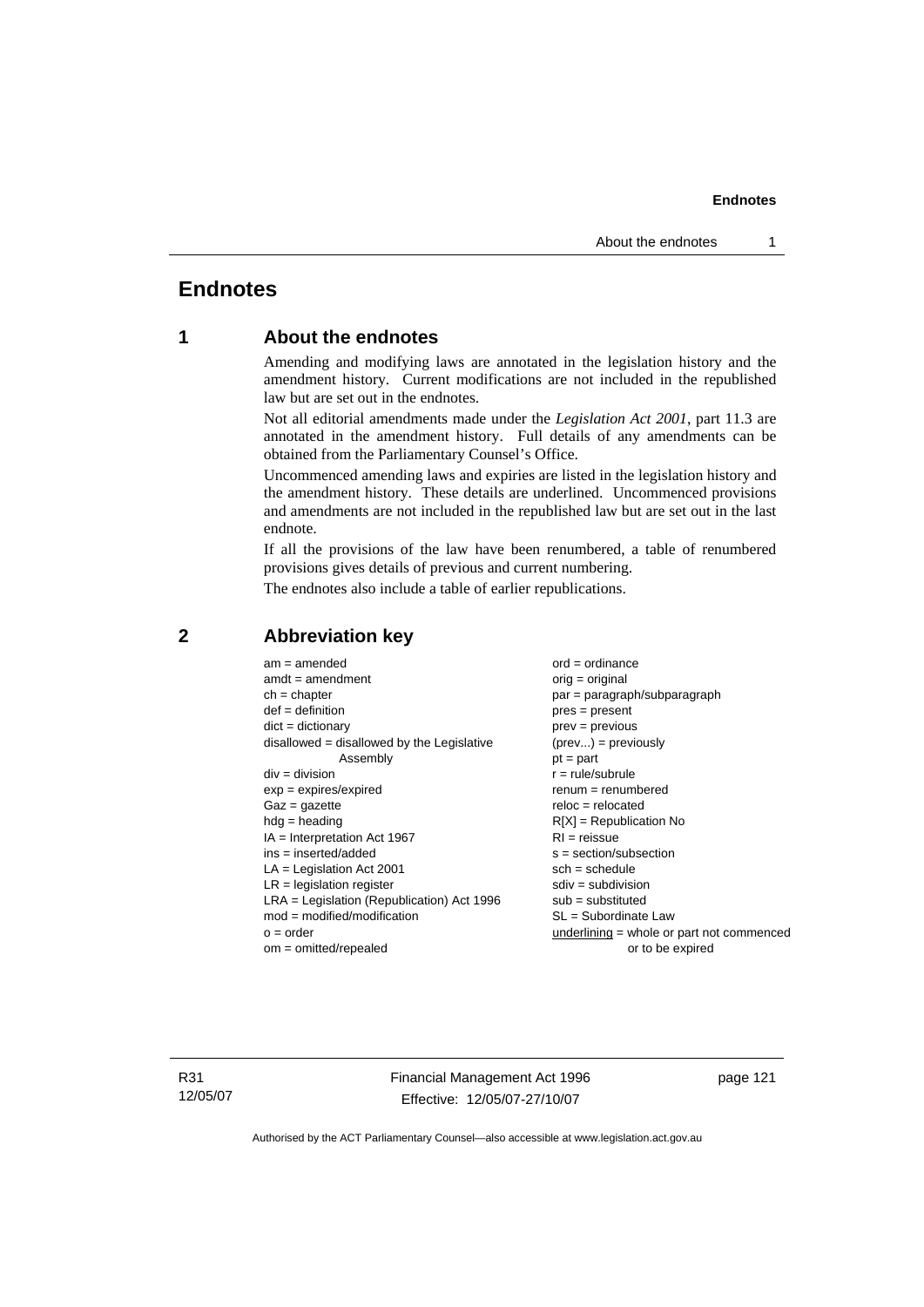# Endnotes

## 1 About the endnotes

Amending and modifying laws are annotated in the legislation history and the amendment history. Current modifications are not included in the republished law but are set out in the endnotes.

Not all editorial amendments made under the *Legislation Act 2001*, part 11.3 are annotated in the amendment history. Full details of any amendments can be obtained from the Parliamentary Counsel's Office.

Uncommenced amending laws and expiries are listed in the legislation history and the amendment history. These details are underlined. Uncommenced provisions and amendments are not included in the republished law but are set out in the last endnote.

If all the provisions of the law have been renumbered, a table of renumbered provisions gives details of previous and current numbering.

The endnotes also include a table of earlier republications.

## 2 Abbreviation key

am = amended
amdt = amendment
ch = chapter
def = definition
dict = dictionary
disallowed = disallowed by the Legislative Assembly
div = division
exp = expires/expired
Gaz = gazette
hdg = heading
IA = Interpretation Act 1967
ins = inserted/added
LA = Legislation Act 2001
LR = legislation register
LRA = Legislation (Republication) Act 1996
mod = modified/modification
o = order
om = omitted/repealed
ord = ordinance
orig = original
par = paragraph/subparagraph
pres = present
prev = previous
(prev...) = previously
pt = part
r = rule/subrule
renum = renumbered
reloc = relocated
R[X] = Republication No
RI = reissue
s = section/subsection
sch = schedule
sdiv = subdivision
sub = substituted
SL = Subordinate Law
underlining = whole or part not commenced or to be expired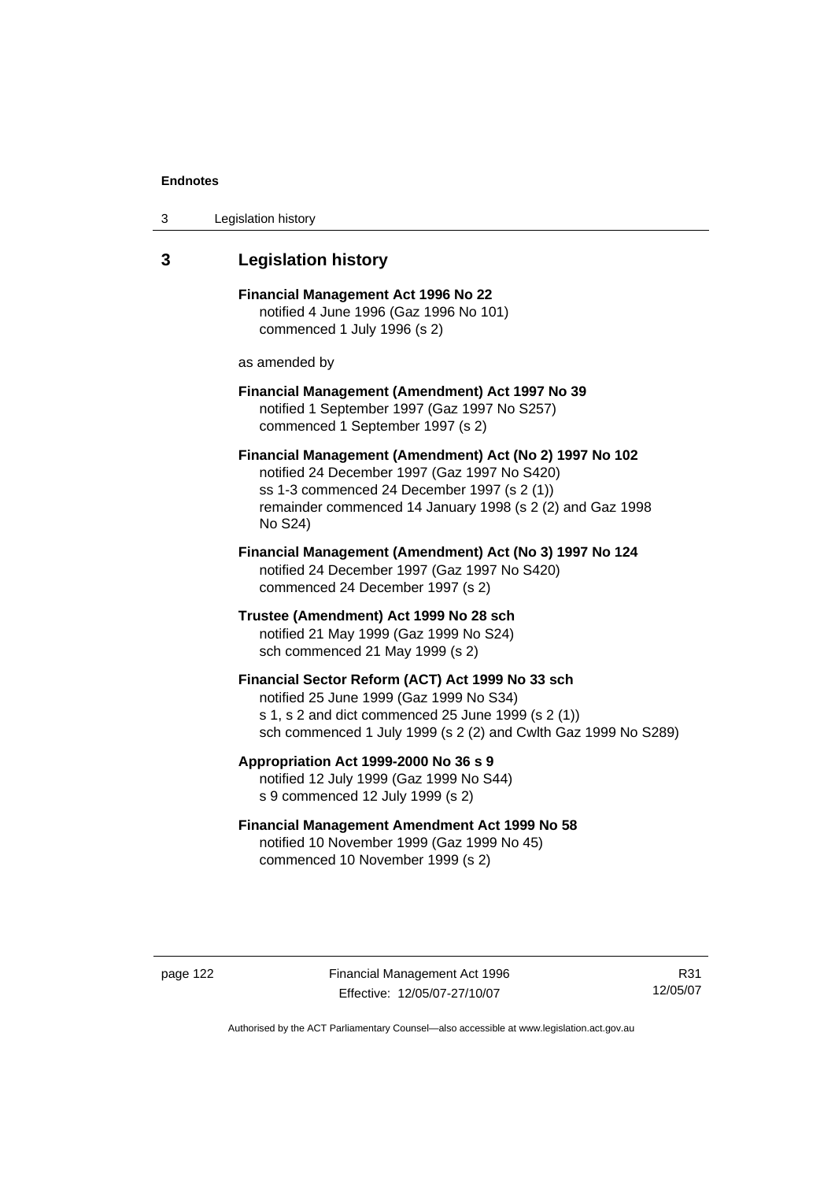## 3 Legislation history

**Financial Management Act 1996 No 22**
notified 4 June 1996 (Gaz 1996 No 101)
commenced 1 July 1996 (s 2)

as amended by

**Financial Management (Amendment) Act 1997 No 39**
notified 1 September 1997 (Gaz 1997 No S257)
commenced 1 September 1997 (s 2)

**Financial Management (Amendment) Act (No 2) 1997 No 102**
notified 24 December 1997 (Gaz 1997 No S420)
ss 1-3 commenced 24 December 1997 (s 2 (1))
remainder commenced 14 January 1998 (s 2 (2) and Gaz 1998 No S24)

**Financial Management (Amendment) Act (No 3) 1997 No 124**
notified 24 December 1997 (Gaz 1997 No S420)
commenced 24 December 1997 (s 2)

**Trustee (Amendment) Act 1999 No 28 sch**
notified 21 May 1999 (Gaz 1999 No S24)
sch commenced 21 May 1999 (s 2)

**Financial Sector Reform (ACT) Act 1999 No 33 sch**
notified 25 June 1999 (Gaz 1999 No S34)
s 1, s 2 and dict commenced 25 June 1999 (s 2 (1))
sch commenced 1 July 1999 (s 2 (2) and Cwlth Gaz 1999 No S289)

**Appropriation Act 1999-2000 No 36 s 9**
notified 12 July 1999 (Gaz 1999 No S44)
s 9 commenced 12 July 1999 (s 2)

**Financial Management Amendment Act 1999 No 58**
notified 10 November 1999 (Gaz 1999 No 45)
commenced 10 November 1999 (s 2)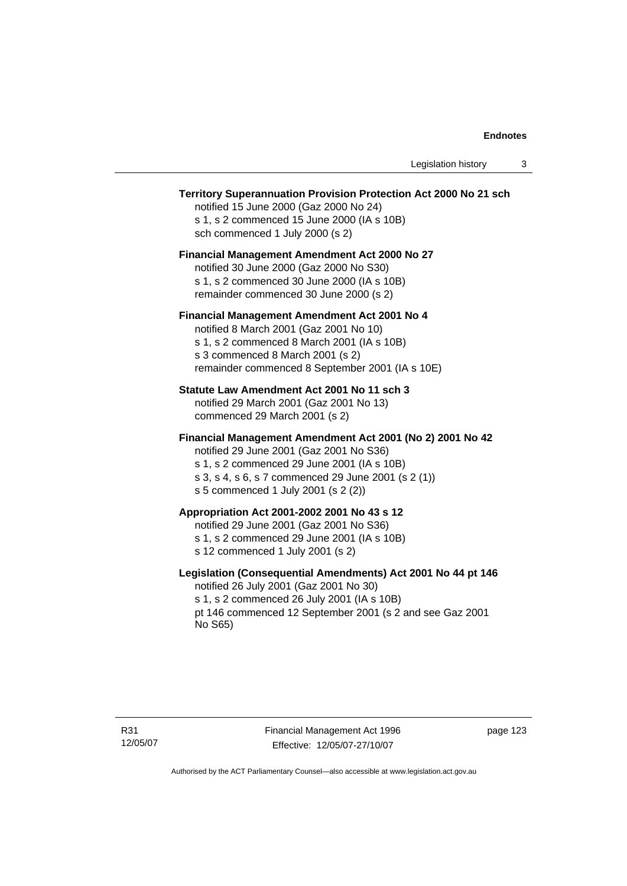**Territory Superannuation Provision Protection Act 2000 No 21 sch**

notified 15 June 2000 (Gaz 2000 No 24)
s 1, s 2 commenced 15 June 2000 (IA s 10B)
sch commenced 1 July 2000 (s 2)

**Financial Management Amendment Act 2000 No 27**

notified 30 June 2000 (Gaz 2000 No S30)
s 1, s 2 commenced 30 June 2000 (IA s 10B)
remainder commenced 30 June 2000 (s 2)

**Financial Management Amendment Act 2001 No 4**

notified 8 March 2001 (Gaz 2001 No 10)
s 1, s 2 commenced 8 March 2001 (IA s 10B)
s 3 commenced 8 March 2001 (s 2)
remainder commenced 8 September 2001 (IA s 10E)

**Statute Law Amendment Act 2001 No 11 sch 3**

notified 29 March 2001 (Gaz 2001 No 13)
commenced 29 March 2001 (s 2)

**Financial Management Amendment Act 2001 (No 2) 2001 No 42**

notified 29 June 2001 (Gaz 2001 No S36)
s 1, s 2 commenced 29 June 2001 (IA s 10B)
s 3, s 4, s 6, s 7 commenced 29 June 2001 (s 2 (1))
s 5 commenced 1 July 2001 (s 2 (2))

**Appropriation Act 2001-2002 2001 No 43 s 12**

notified 29 June 2001 (Gaz 2001 No S36)
s 1, s 2 commenced 29 June 2001 (IA s 10B)
s 12 commenced 1 July 2001 (s 2)

**Legislation (Consequential Amendments) Act 2001 No 44 pt 146**

notified 26 July 2001 (Gaz 2001 No 30)
s 1, s 2 commenced 26 July 2001 (IA s 10B)
pt 146 commenced 12 September 2001 (s 2 and see Gaz 2001 No S65)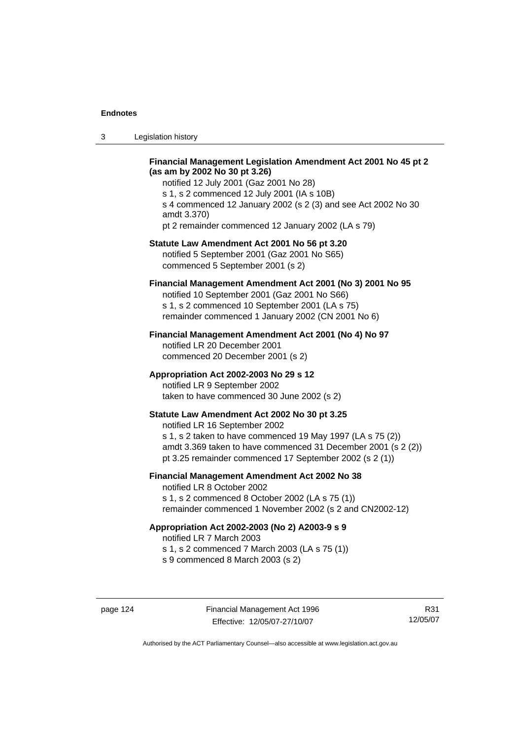**Financial Management Legislation Amendment Act 2001 No 45 pt 2 (as am by 2002 No 30 pt 3.26)**

notified 12 July 2001 (Gaz 2001 No 28)
s 1, s 2 commenced 12 July 2001 (IA s 10B)
s 4 commenced 12 January 2002 (s 2 (3) and see Act 2002 No 30 amdt 3.370)
pt 2 remainder commenced 12 January 2002 (LA s 79)

**Statute Law Amendment Act 2001 No 56 pt 3.20**

notified 5 September 2001 (Gaz 2001 No S65)
commenced 5 September 2001 (s 2)

**Financial Management Amendment Act 2001 (No 3) 2001 No 95**

notified 10 September 2001 (Gaz 2001 No S66)
s 1, s 2 commenced 10 September 2001 (LA s 75)
remainder commenced 1 January 2002 (CN 2001 No 6)

**Financial Management Amendment Act 2001 (No 4) No 97**

notified LR 20 December 2001
commenced 20 December 2001 (s 2)

**Appropriation Act 2002-2003 No 29 s 12**

notified LR 9 September 2002
taken to have commenced 30 June 2002 (s 2)

**Statute Law Amendment Act 2002 No 30 pt 3.25**

notified LR 16 September 2002
s 1, s 2 taken to have commenced 19 May 1997 (LA s 75 (2))
amdt 3.369 taken to have commenced 31 December 2001 (s 2 (2))
pt 3.25 remainder commenced 17 September 2002 (s 2 (1))

**Financial Management Amendment Act 2002 No 38**

notified LR 8 October 2002
s 1, s 2 commenced 8 October 2002 (LA s 75 (1))
remainder commenced 1 November 2002 (s 2 and CN2002-12)

**Appropriation Act 2002-2003 (No 2) A2003-9 s 9**

notified LR 7 March 2003
s 1, s 2 commenced 7 March 2003 (LA s 75 (1))
s 9 commenced 8 March 2003 (s 2)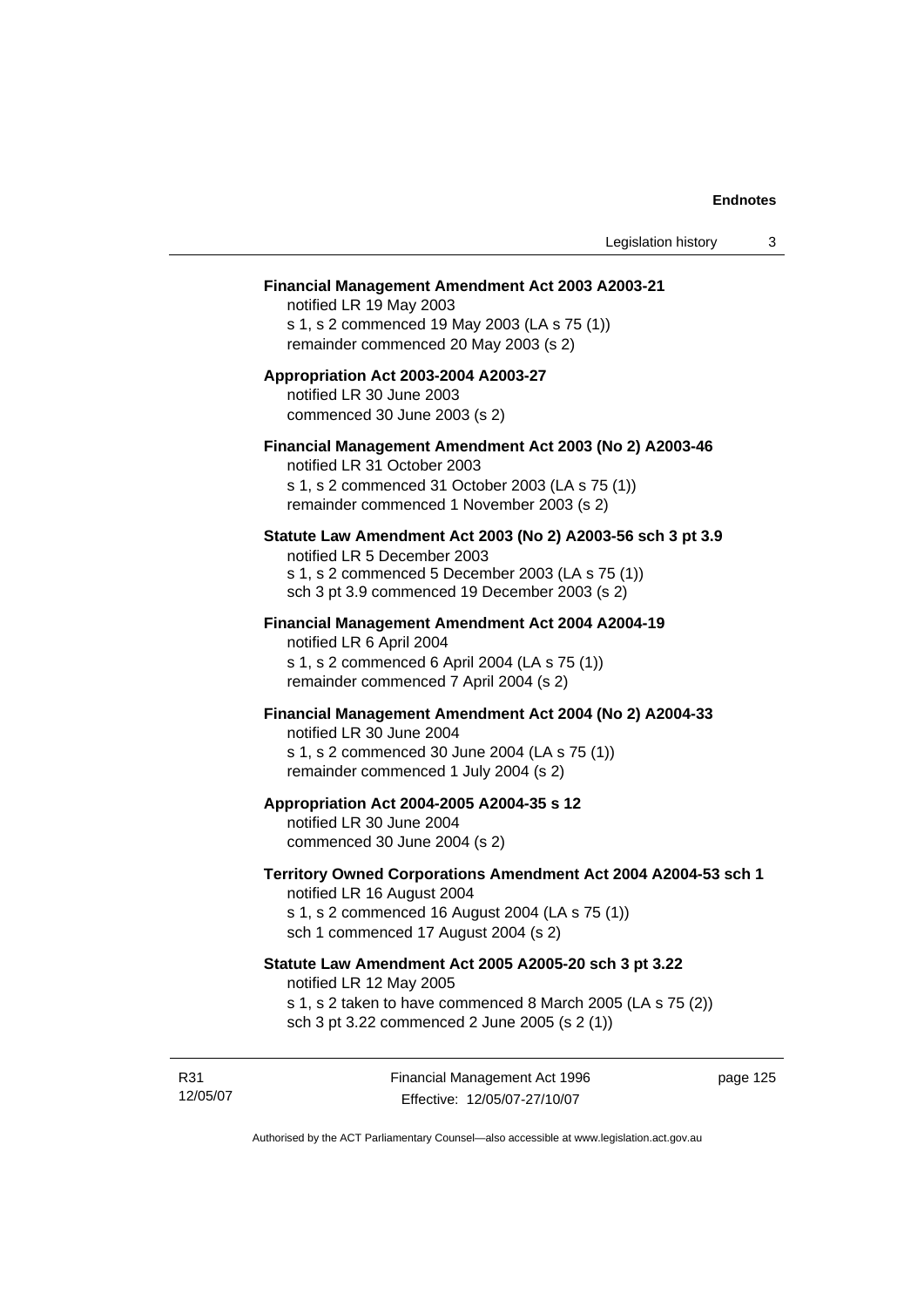**Financial Management Amendment Act 2003 A2003-21**

notified LR 19 May 2003
s 1, s 2 commenced 19 May 2003 (LA s 75 (1))
remainder commenced 20 May 2003 (s 2)

**Appropriation Act 2003-2004 A2003-27**

notified LR 30 June 2003
commenced 30 June 2003 (s 2)

**Financial Management Amendment Act 2003 (No 2) A2003-46**

notified LR 31 October 2003
s 1, s 2 commenced 31 October 2003 (LA s 75 (1))
remainder commenced 1 November 2003 (s 2)

**Statute Law Amendment Act 2003 (No 2) A2003-56 sch 3 pt 3.9**

notified LR 5 December 2003
s 1, s 2 commenced 5 December 2003 (LA s 75 (1))
sch 3 pt 3.9 commenced 19 December 2003 (s 2)

**Financial Management Amendment Act 2004 A2004-19**

notified LR 6 April 2004
s 1, s 2 commenced 6 April 2004 (LA s 75 (1))
remainder commenced 7 April 2004 (s 2)

**Financial Management Amendment Act 2004 (No 2) A2004-33**

notified LR 30 June 2004
s 1, s 2 commenced 30 June 2004 (LA s 75 (1))
remainder commenced 1 July 2004 (s 2)

**Appropriation Act 2004-2005 A2004-35 s 12**

notified LR 30 June 2004
commenced 30 June 2004 (s 2)

**Territory Owned Corporations Amendment Act 2004 A2004-53 sch 1**

notified LR 16 August 2004
s 1, s 2 commenced 16 August 2004 (LA s 75 (1))
sch 1 commenced 17 August 2004 (s 2)

**Statute Law Amendment Act 2005 A2005-20 sch 3 pt 3.22**

notified LR 12 May 2005
s 1, s 2 taken to have commenced 8 March 2005 (LA s 75 (2))
sch 3 pt 3.22 commenced 2 June 2005 (s 2 (1))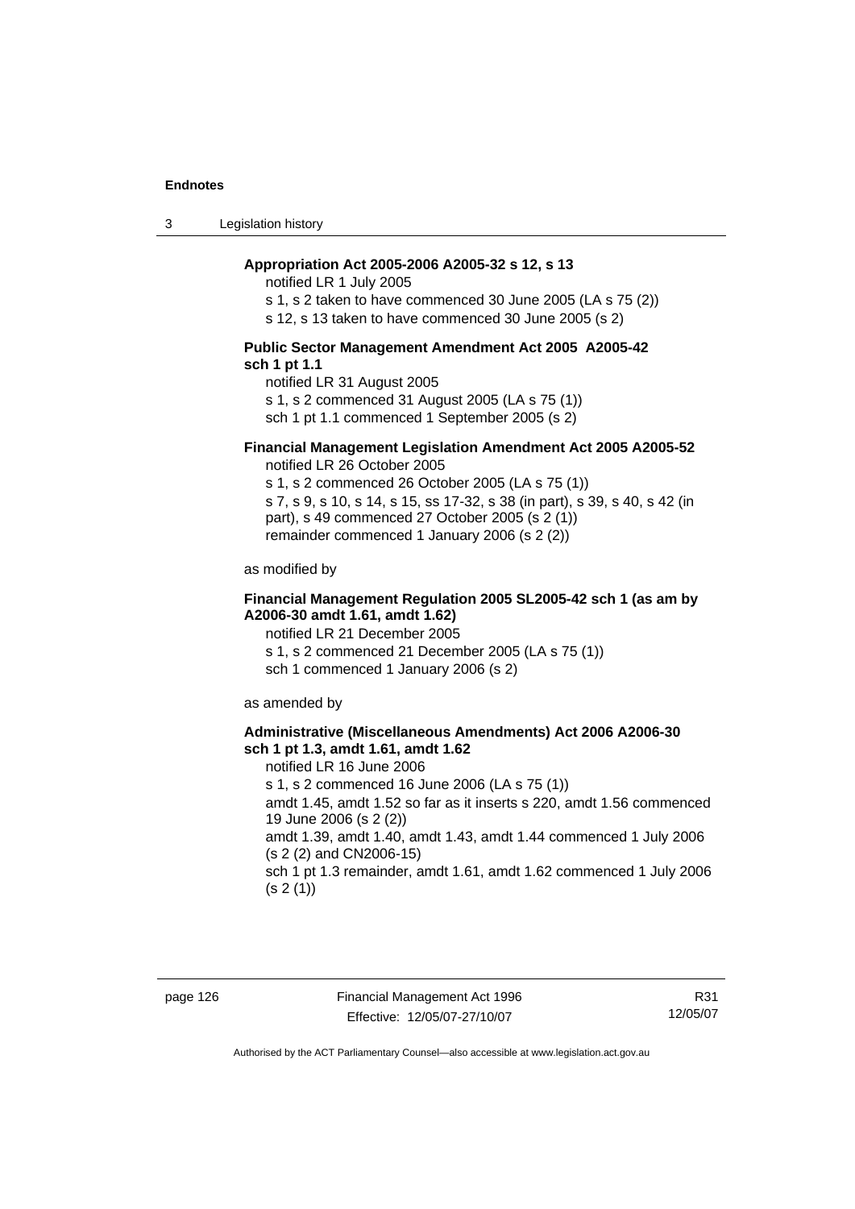**Appropriation Act 2005-2006 A2005-32 s 12, s 13**

notified LR 1 July 2005

s 1, s 2 taken to have commenced 30 June 2005 (LA s 75 (2))

s 12, s 13 taken to have commenced 30 June 2005 (s 2)

**Public Sector Management Amendment Act 2005 A2005-42 sch 1 pt 1.1**

notified LR 31 August 2005

s 1, s 2 commenced 31 August 2005 (LA s 75 (1))

sch 1 pt 1.1 commenced 1 September 2005 (s 2)

**Financial Management Legislation Amendment Act 2005 A2005-52**

notified LR 26 October 2005

s 1, s 2 commenced 26 October 2005 (LA s 75 (1))

s 7, s 9, s 10, s 14, s 15, ss 17-32, s 38 (in part), s 39, s 40, s 42 (in part), s 49 commenced 27 October 2005 (s 2 (1))

remainder commenced 1 January 2006 (s 2 (2))

as modified by

**Financial Management Regulation 2005 SL2005-42 sch 1 (as am by A2006-30 amdt 1.61, amdt 1.62)**

notified LR 21 December 2005

s 1, s 2 commenced 21 December 2005 (LA s 75 (1))

sch 1 commenced 1 January 2006 (s 2)

as amended by

**Administrative (Miscellaneous Amendments) Act 2006 A2006-30 sch 1 pt 1.3, amdt 1.61, amdt 1.62**

notified LR 16 June 2006

s 1, s 2 commenced 16 June 2006 (LA s 75 (1))

amdt 1.45, amdt 1.52 so far as it inserts s 220, amdt 1.56 commenced 19 June 2006 (s 2 (2))

amdt 1.39, amdt 1.40, amdt 1.43, amdt 1.44 commenced 1 July 2006 (s 2 (2) and CN2006-15)

sch 1 pt 1.3 remainder, amdt 1.61, amdt 1.62 commenced 1 July 2006 (s 2 (1))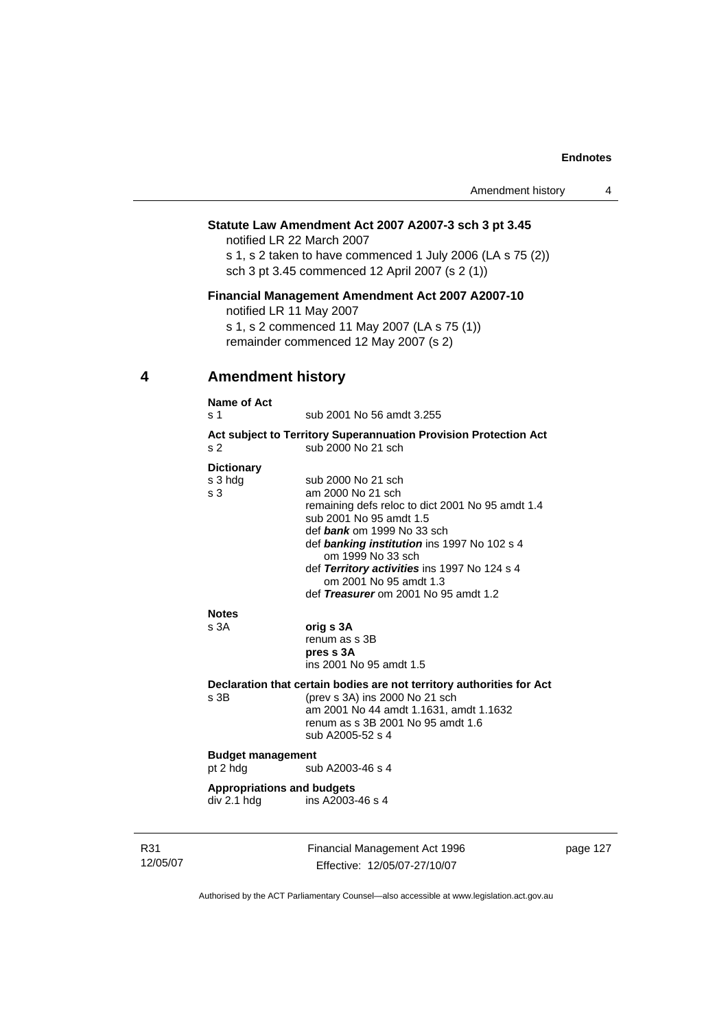**Statute Law Amendment Act 2007 A2007-3 sch 3 pt 3.45**

notified LR 22 March 2007

s 1, s 2 taken to have commenced 1 July 2006 (LA s 75 (2))

sch 3 pt 3.45 commenced 12 April 2007 (s 2 (1))

**Financial Management Amendment Act 2007 A2007-10**

notified LR 11 May 2007

s 1, s 2 commenced 11 May 2007 (LA s 75 (1))

remainder commenced 12 May 2007 (s 2)

## 4 Amendment history

**Name of Act**

s 1 sub 2001 No 56 amdt 3.255

**Act subject to Territory Superannuation Provision Protection Act**

s 2 sub 2000 No 21 sch

**Dictionary**

s 3 hdg sub 2000 No 21 sch

s 3 am 2000 No 21 sch
remaining defs reloc to dict 2001 No 95 amdt 1.4
sub 2001 No 95 amdt 1.5
def ***bank*** om 1999 No 33 sch
def ***banking institution*** ins 1997 No 102 s 4
om 1999 No 33 sch
def ***Territory activities*** ins 1997 No 124 s 4
om 2001 No 95 amdt 1.3
def ***Treasurer*** om 2001 No 95 amdt 1.2

**Notes**

s 3A **orig s 3A**
renum as s 3B
**pres s 3A**
ins 2001 No 95 amdt 1.5

**Declaration that certain bodies are not territory authorities for Act**

s 3B (prev s 3A) ins 2000 No 21 sch
am 2001 No 44 amdt 1.1631, amdt 1.1632
renum as s 3B 2001 No 95 amdt 1.6
sub A2005-52 s 4

**Budget management**

pt 2 hdg sub A2003-46 s 4

**Appropriations and budgets**

div 2.1 hdg ins A2003-46 s 4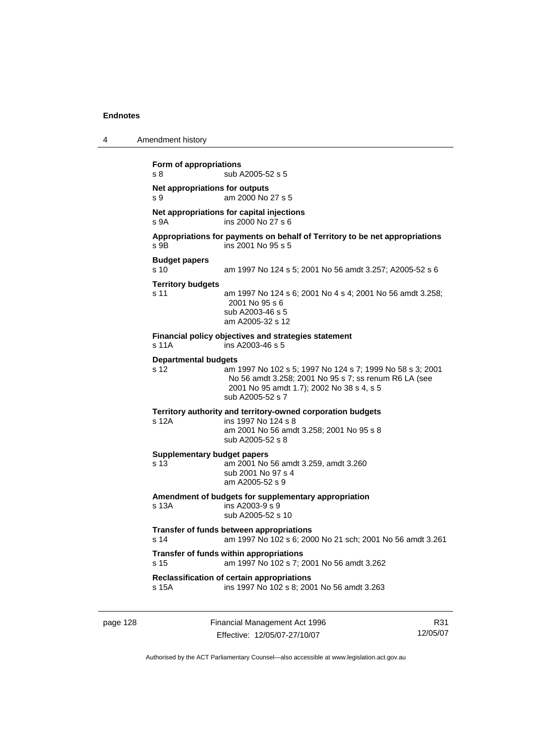**Form of appropriations**
s 8 sub A2005-52 s 5

**Net appropriations for outputs**
s 9 am 2000 No 27 s 5

**Net appropriations for capital injections**
s 9A ins 2000 No 27 s 6

**Appropriations for payments on behalf of Territory to be net appropriations**
s 9B ins 2001 No 95 s 5

**Budget papers**
s 10 am 1997 No 124 s 5; 2001 No 56 amdt 3.257; A2005-52 s 6

**Territory budgets**
s 11 am 1997 No 124 s 6; 2001 No 4 s 4; 2001 No 56 amdt 3.258; 2001 No 95 s 6
sub A2003-46 s 5
am A2005-32 s 12

**Financial policy objectives and strategies statement**
s 11A ins A2003-46 s 5

**Departmental budgets**
s 12 am 1997 No 102 s 5; 1997 No 124 s 7; 1999 No 58 s 3; 2001 No 56 amdt 3.258; 2001 No 95 s 7; ss renum R6 LA (see 2001 No 95 amdt 1.7); 2002 No 38 s 4, s 5
sub A2005-52 s 7

**Territory authority and territory-owned corporation budgets**
s 12A ins 1997 No 124 s 8
am 2001 No 56 amdt 3.258; 2001 No 95 s 8
sub A2005-52 s 8

**Supplementary budget papers**
s 13 am 2001 No 56 amdt 3.259, amdt 3.260
sub 2001 No 97 s 4
am A2005-52 s 9

**Amendment of budgets for supplementary appropriation**
s 13A ins A2003-9 s 9
sub A2005-52 s 10

**Transfer of funds between appropriations**
s 14 am 1997 No 102 s 6; 2000 No 21 sch; 2001 No 56 amdt 3.261

**Transfer of funds within appropriations**
s 15 am 1997 No 102 s 7; 2001 No 56 amdt 3.262

**Reclassification of certain appropriations**
s 15A ins 1997 No 102 s 8; 2001 No 56 amdt 3.263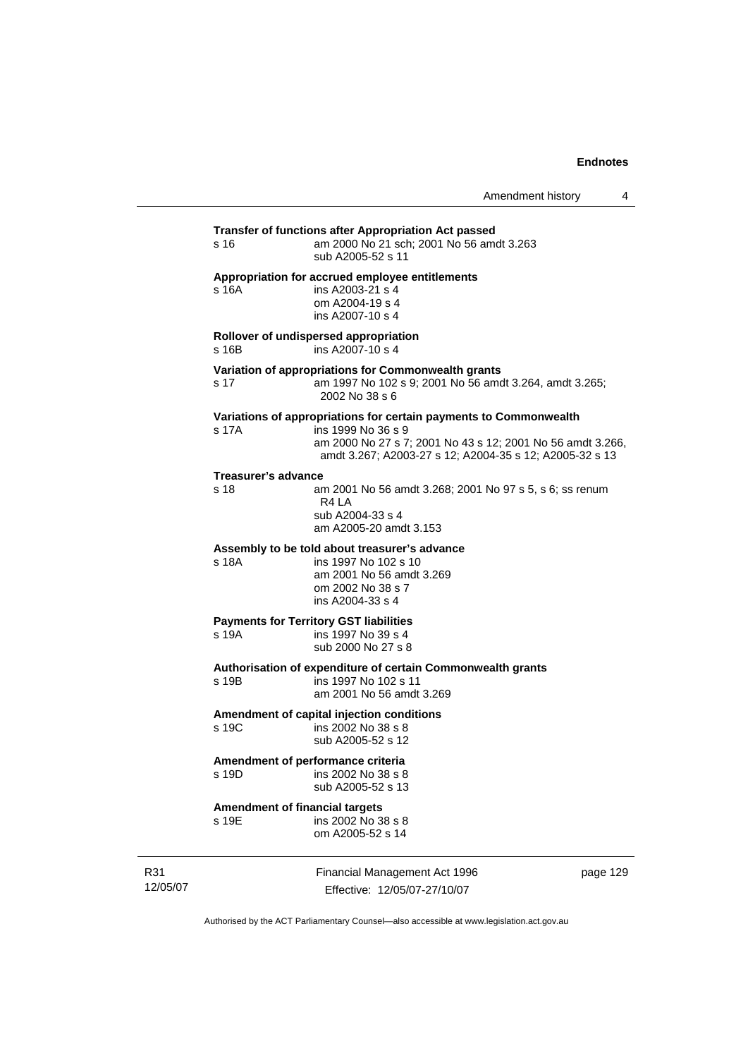**Transfer of functions after Appropriation Act passed**

s 16 am 2000 No 21 sch; 2001 No 56 amdt 3.263
sub A2005-52 s 11

**Appropriation for accrued employee entitlements**

s 16A ins A2003-21 s 4
om A2004-19 s 4
ins A2007-10 s 4

**Rollover of undispersed appropriation**

s 16B ins A2007-10 s 4

**Variation of appropriations for Commonwealth grants**

s 17 am 1997 No 102 s 9; 2001 No 56 amdt 3.264, amdt 3.265; 2002 No 38 s 6

**Variations of appropriations for certain payments to Commonwealth**

s 17A ins 1999 No 36 s 9
am 2000 No 27 s 7; 2001 No 43 s 12; 2001 No 56 amdt 3.266, amdt 3.267; A2003-27 s 12; A2004-35 s 12; A2005-32 s 13

**Treasurer's advance**

s 18 am 2001 No 56 amdt 3.268; 2001 No 97 s 5, s 6; ss renum R4 LA
sub A2004-33 s 4
am A2005-20 amdt 3.153

**Assembly to be told about treasurer's advance**

s 18A ins 1997 No 102 s 10
am 2001 No 56 amdt 3.269
om 2002 No 38 s 7
ins A2004-33 s 4

**Payments for Territory GST liabilities**

s 19A ins 1997 No 39 s 4
sub 2000 No 27 s 8

**Authorisation of expenditure of certain Commonwealth grants**

s 19B ins 1997 No 102 s 11
am 2001 No 56 amdt 3.269

**Amendment of capital injection conditions**

s 19C ins 2002 No 38 s 8
sub A2005-52 s 12

**Amendment of performance criteria**

s 19D ins 2002 No 38 s 8
sub A2005-52 s 13

**Amendment of financial targets**

s 19E ins 2002 No 38 s 8
om A2005-52 s 14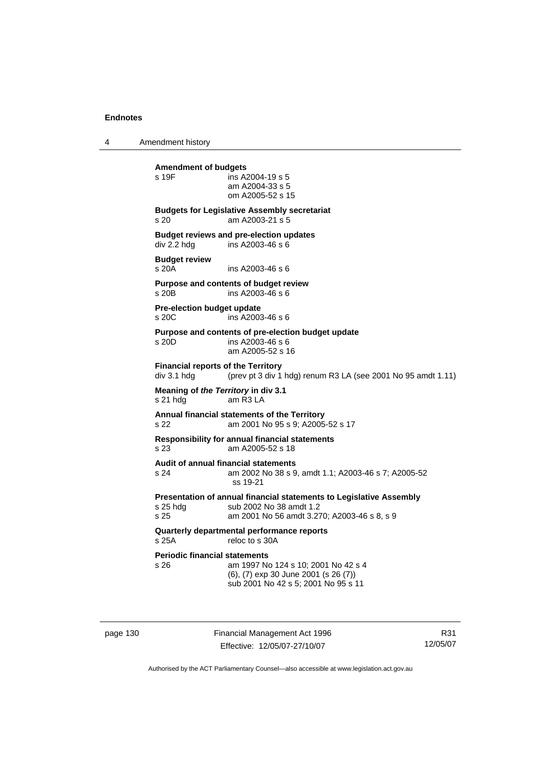**Amendment of budgets**

s 19F ins A2004-19 s 5
am A2004-33 s 5
om A2005-52 s 15

**Budgets for Legislative Assembly secretariat**

s 20 am A2003-21 s 5

**Budget reviews and pre-election updates**

div 2.2 hdg ins A2003-46 s 6

**Budget review**

s 20A ins A2003-46 s 6

**Purpose and contents of budget review**

s 20B ins A2003-46 s 6

**Pre-election budget update**

s 20C ins A2003-46 s 6

**Purpose and contents of pre-election budget update**

s 20D ins A2003-46 s 6
am A2005-52 s 16

**Financial reports of the Territory**

div 3.1 hdg (prev pt 3 div 1 hdg) renum R3 LA (see 2001 No 95 amdt 1.11)

**Meaning of *the Territory* in div 3.1**

s 21 hdg am R3 LA

**Annual financial statements of the Territory**

s 22 am 2001 No 95 s 9; A2005-52 s 17

**Responsibility for annual financial statements**

s 23 am A2005-52 s 18

**Audit of annual financial statements**

s 24 am 2002 No 38 s 9, amdt 1.1; A2003-46 s 7; A2005-52 ss 19-21

**Presentation of annual financial statements to Legislative Assembly**

s 25 hdg sub 2002 No 38 amdt 1.2
s 25 am 2001 No 56 amdt 3.270; A2003-46 s 8, s 9

**Quarterly departmental performance reports**

s 25A reloc to s 30A

**Periodic financial statements**

s 26 am 1997 No 124 s 10; 2001 No 42 s 4
(6), (7) exp 30 June 2001 (s 26 (7))
sub 2001 No 42 s 5; 2001 No 95 s 11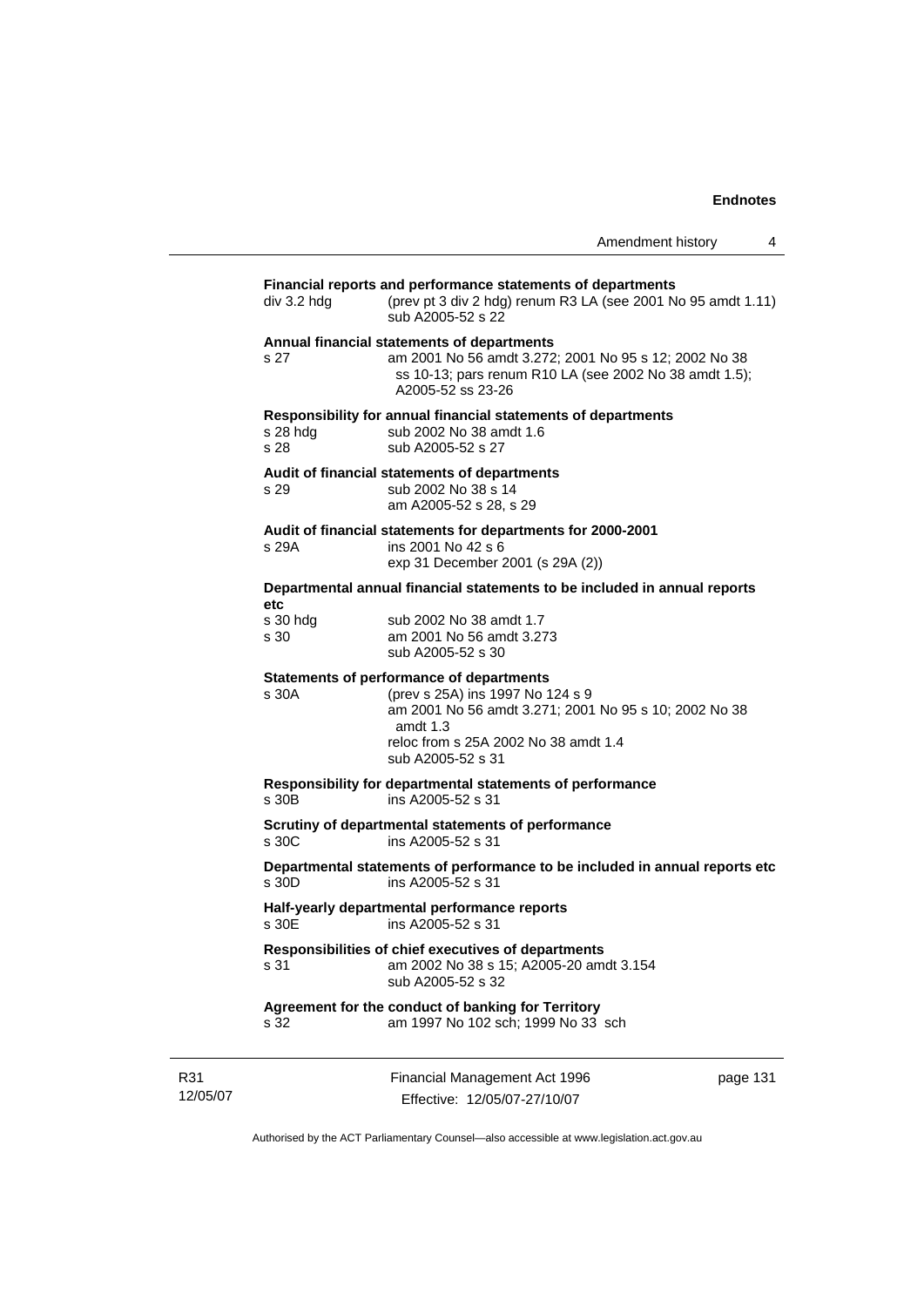**Financial reports and performance statements of departments**

div 3.2 hdg (prev pt 3 div 2 hdg) renum R3 LA (see 2001 No 95 amdt 1.11)
sub A2005-52 s 22

**Annual financial statements of departments**

s 27 am 2001 No 56 amdt 3.272; 2001 No 95 s 12; 2002 No 38 ss 10-13; pars renum R10 LA (see 2002 No 38 amdt 1.5); A2005-52 ss 23-26

**Responsibility for annual financial statements of departments**

s 28 hdg sub 2002 No 38 amdt 1.6
s 28 sub A2005-52 s 27

**Audit of financial statements of departments**

s 29 sub 2002 No 38 s 14
am A2005-52 s 28, s 29

**Audit of financial statements for departments for 2000-2001**

s 29A ins 2001 No 42 s 6
exp 31 December 2001 (s 29A (2))

**Departmental annual financial statements to be included in annual reports etc**

s 30 hdg sub 2002 No 38 amdt 1.7
s 30 am 2001 No 56 amdt 3.273
sub A2005-52 s 30

**Statements of performance of departments**

s 30A (prev s 25A) ins 1997 No 124 s 9
am 2001 No 56 amdt 3.271; 2001 No 95 s 10; 2002 No 38 amdt 1.3
reloc from s 25A 2002 No 38 amdt 1.4
sub A2005-52 s 31

**Responsibility for departmental statements of performance**

s 30B ins A2005-52 s 31

**Scrutiny of departmental statements of performance**

s 30C ins A2005-52 s 31

**Departmental statements of performance to be included in annual reports etc**

s 30D ins A2005-52 s 31

**Half-yearly departmental performance reports**

s 30E ins A2005-52 s 31

**Responsibilities of chief executives of departments**

s 31 am 2002 No 38 s 15; A2005-20 amdt 3.154
sub A2005-52 s 32

**Agreement for the conduct of banking for Territory**

s 32 am 1997 No 102 sch; 1999 No 33 sch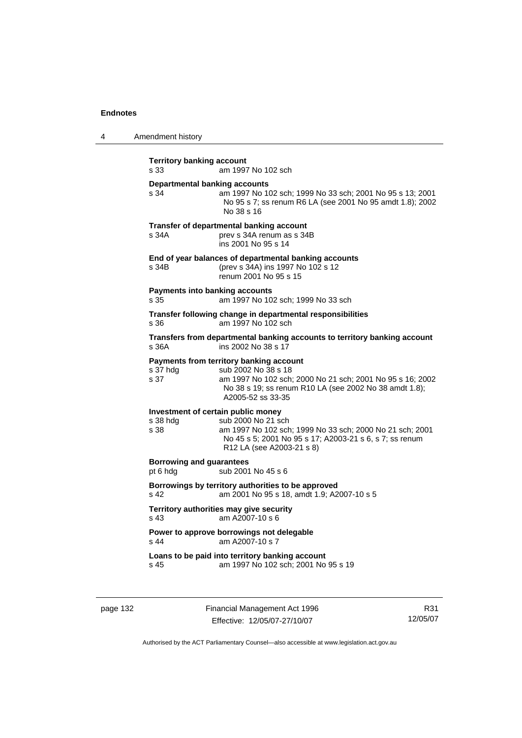**Territory banking account**

s 33 am 1997 No 102 sch

**Departmental banking accounts**

s 34 am 1997 No 102 sch; 1999 No 33 sch; 2001 No 95 s 13; 2001 No 95 s 7; ss renum R6 LA (see 2001 No 95 amdt 1.8); 2002 No 38 s 16

**Transfer of departmental banking account**

s 34A prev s 34A renum as s 34B
ins 2001 No 95 s 14

**End of year balances of departmental banking accounts**

s 34B (prev s 34A) ins 1997 No 102 s 12
renum 2001 No 95 s 15

**Payments into banking accounts**

s 35 am 1997 No 102 sch; 1999 No 33 sch

**Transfer following change in departmental responsibilities**

s 36 am 1997 No 102 sch

**Transfers from departmental banking accounts to territory banking account**

s 36A ins 2002 No 38 s 17

**Payments from territory banking account**

s 37 hdg sub 2002 No 38 s 18
s 37 am 1997 No 102 sch; 2000 No 21 sch; 2001 No 95 s 16; 2002 No 38 s 19; ss renum R10 LA (see 2002 No 38 amdt 1.8); A2005-52 ss 33-35

**Investment of certain public money**

s 38 hdg sub 2000 No 21 sch
s 38 am 1997 No 102 sch; 1999 No 33 sch; 2000 No 21 sch; 2001 No 45 s 5; 2001 No 95 s 17; A2003-21 s 6, s 7; ss renum R12 LA (see A2003-21 s 8)

**Borrowing and guarantees**

pt 6 hdg sub 2001 No 45 s 6

**Borrowings by territory authorities to be approved**

s 42 am 2001 No 95 s 18, amdt 1.9; A2007-10 s 5

**Territory authorities may give security**

s 43 am A2007-10 s 6

**Power to approve borrowings not delegable**

s 44 am A2007-10 s 7

**Loans to be paid into territory banking account**

s 45 am 1997 No 102 sch; 2001 No 95 s 19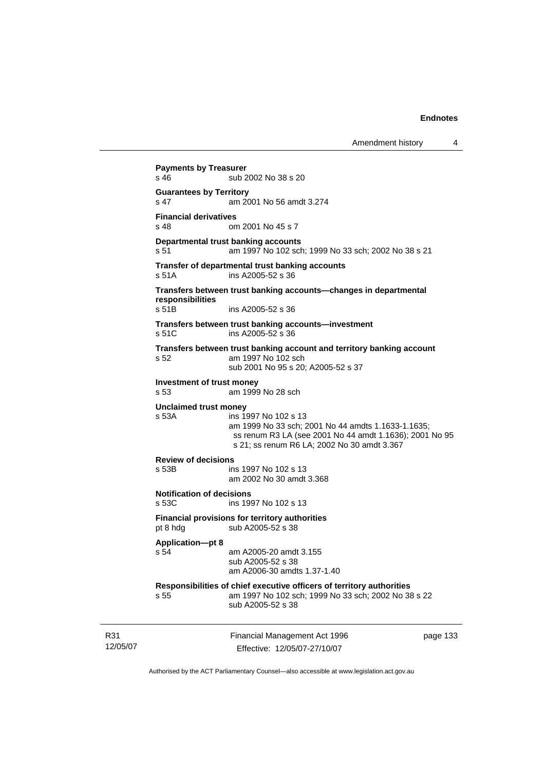**Payments by Treasurer**
s 46 sub 2002 No 38 s 20

**Guarantees by Territory**
s 47 am 2001 No 56 amdt 3.274

**Financial derivatives**
s 48 om 2001 No 45 s 7

**Departmental trust banking accounts**
s 51 am 1997 No 102 sch; 1999 No 33 sch; 2002 No 38 s 21

**Transfer of departmental trust banking accounts**
s 51A ins A2005-52 s 36

**Transfers between trust banking accounts—changes in departmental responsibilities**
s 51B ins A2005-52 s 36

**Transfers between trust banking accounts—investment**
s 51C ins A2005-52 s 36

**Transfers between trust banking account and territory banking account**
s 52 am 1997 No 102 sch
sub 2001 No 95 s 20; A2005-52 s 37

**Investment of trust money**
s 53 am 1999 No 28 sch

**Unclaimed trust money**
s 53A ins 1997 No 102 s 13
am 1999 No 33 sch; 2001 No 44 amdts 1.1633-1.1635;
ss renum R3 LA (see 2001 No 44 amdt 1.1636); 2001 No 95 s 21; ss renum R6 LA; 2002 No 30 amdt 3.367

**Review of decisions**
s 53B ins 1997 No 102 s 13
am 2002 No 30 amdt 3.368

**Notification of decisions**
s 53C ins 1997 No 102 s 13

**Financial provisions for territory authorities**
pt 8 hdg sub A2005-52 s 38

**Application—pt 8**
s 54 am A2005-20 amdt 3.155
sub A2005-52 s 38
am A2006-30 amdts 1.37-1.40

**Responsibilities of chief executive officers of territory authorities**
s 55 am 1997 No 102 sch; 1999 No 33 sch; 2002 No 38 s 22
sub A2005-52 s 38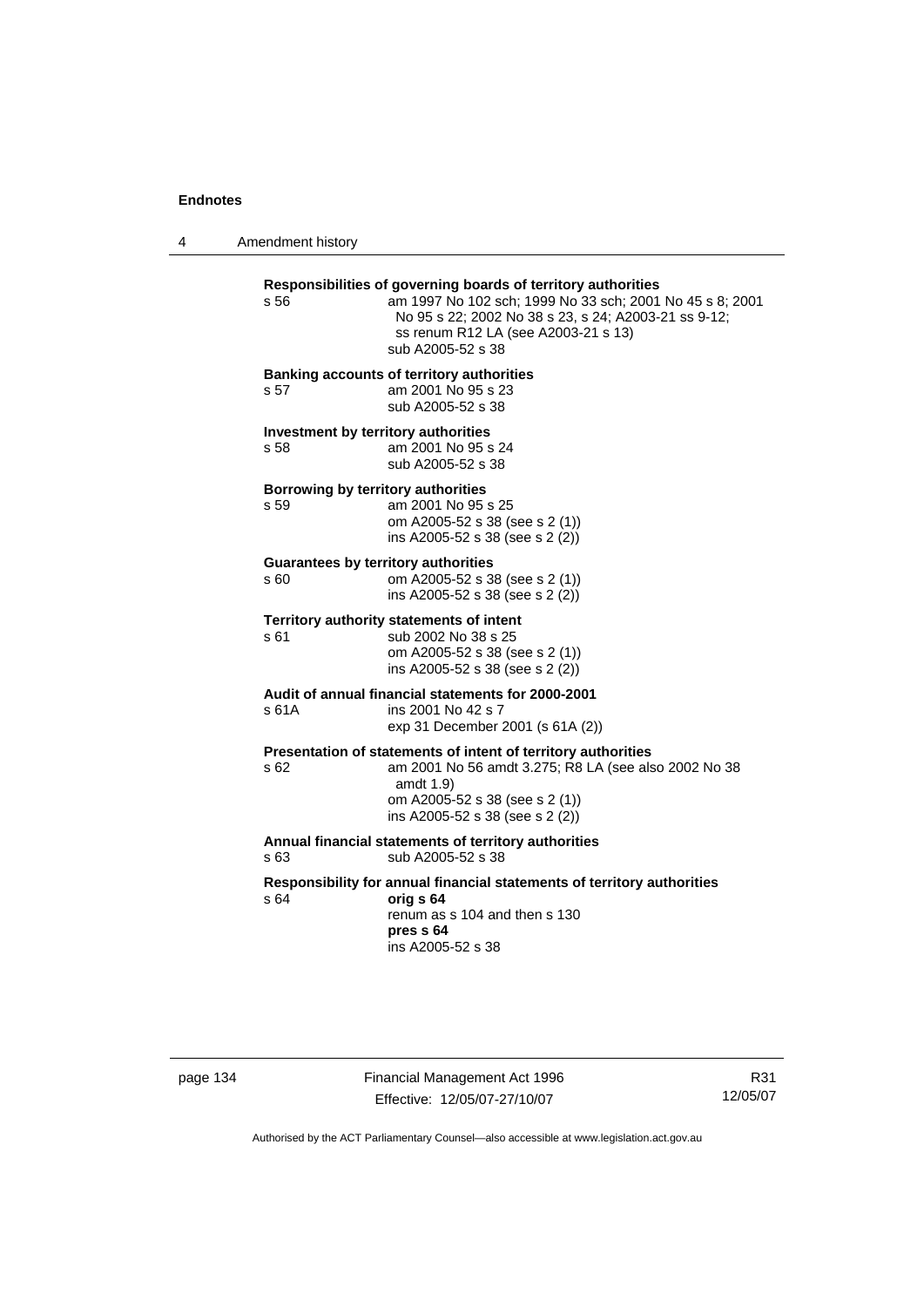**Responsibilities of governing boards of territory authorities**

s 56 — am 1997 No 102 sch; 1999 No 33 sch; 2001 No 45 s 8; 2001 No 95 s 22; 2002 No 38 s 23, s 24; A2003-21 ss 9-12; ss renum R12 LA (see A2003-21 s 13)
sub A2005-52 s 38

**Banking accounts of territory authorities**

s 57 — am 2001 No 95 s 23
sub A2005-52 s 38

**Investment by territory authorities**

s 58 — am 2001 No 95 s 24
sub A2005-52 s 38

**Borrowing by territory authorities**

s 59 — am 2001 No 95 s 25
om A2005-52 s 38 (see s 2 (1))
ins A2005-52 s 38 (see s 2 (2))

**Guarantees by territory authorities**

s 60 — om A2005-52 s 38 (see s 2 (1))
ins A2005-52 s 38 (see s 2 (2))

**Territory authority statements of intent**

s 61 — sub 2002 No 38 s 25
om A2005-52 s 38 (see s 2 (1))
ins A2005-52 s 38 (see s 2 (2))

**Audit of annual financial statements for 2000-2001**

s 61A — ins 2001 No 42 s 7
exp 31 December 2001 (s 61A (2))

**Presentation of statements of intent of territory authorities**

s 62 — am 2001 No 56 amdt 3.275; R8 LA (see also 2002 No 38 amdt 1.9)
om A2005-52 s 38 (see s 2 (1))
ins A2005-52 s 38 (see s 2 (2))

**Annual financial statements of territory authorities**

s 63 — sub A2005-52 s 38

**Responsibility for annual financial statements of territory authorities**

s 64 — **orig s 64**
renum as s 104 and then s 130
**pres s 64**
ins A2005-52 s 38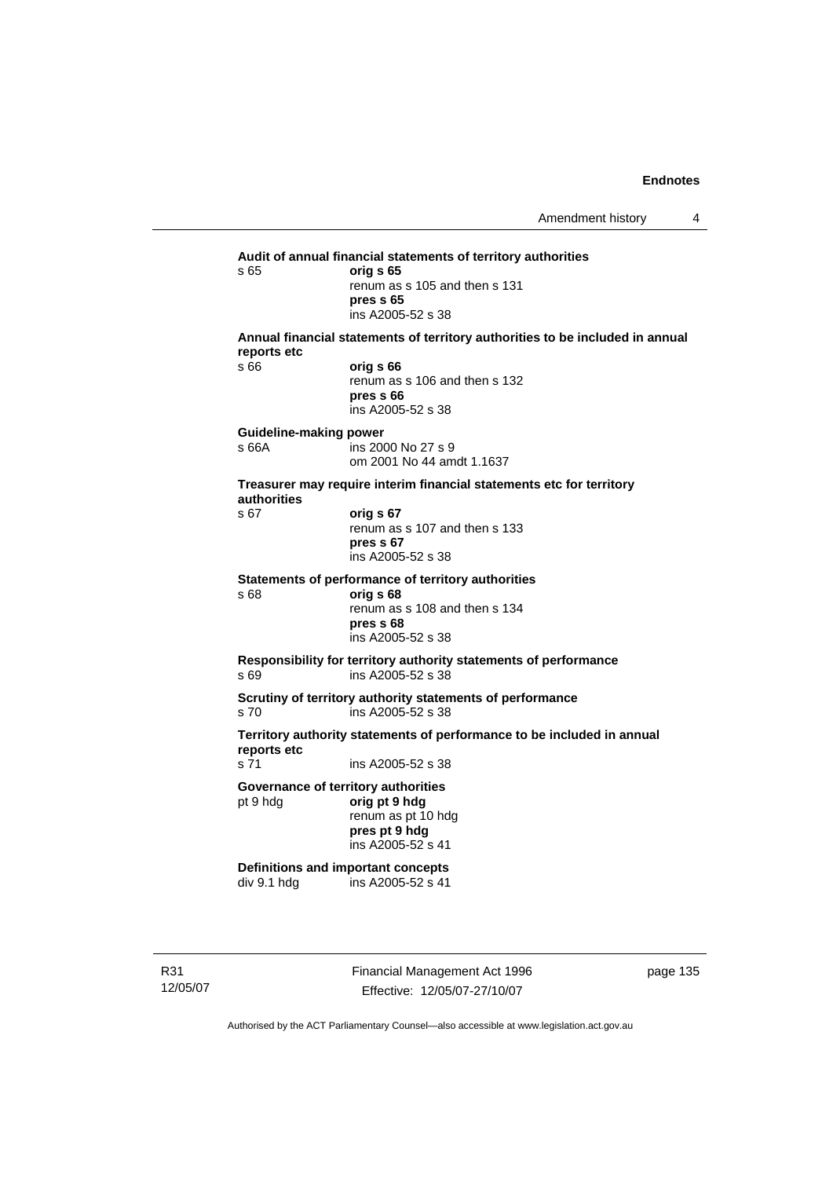**Audit of annual financial statements of territory authorities**

s 65 **orig s 65**
renum as s 105 and then s 131
**pres s 65**
ins A2005-52 s 38

**Annual financial statements of territory authorities to be included in annual reports etc**

s 66 **orig s 66**
renum as s 106 and then s 132
**pres s 66**
ins A2005-52 s 38

**Guideline-making power**

s 66A ins 2000 No 27 s 9
om 2001 No 44 amdt 1.1637

**Treasurer may require interim financial statements etc for territory authorities**

s 67 **orig s 67**
renum as s 107 and then s 133
**pres s 67**
ins A2005-52 s 38

**Statements of performance of territory authorities**

s 68 **orig s 68**
renum as s 108 and then s 134
**pres s 68**
ins A2005-52 s 38

**Responsibility for territory authority statements of performance**

s 69 ins A2005-52 s 38

**Scrutiny of territory authority statements of performance**

s 70 ins A2005-52 s 38

**Territory authority statements of performance to be included in annual reports etc**

s 71 ins A2005-52 s 38

**Governance of territory authorities**

pt 9 hdg **orig pt 9 hdg**
renum as pt 10 hdg
**pres pt 9 hdg**
ins A2005-52 s 41

**Definitions and important concepts**

div 9.1 hdg ins A2005-52 s 41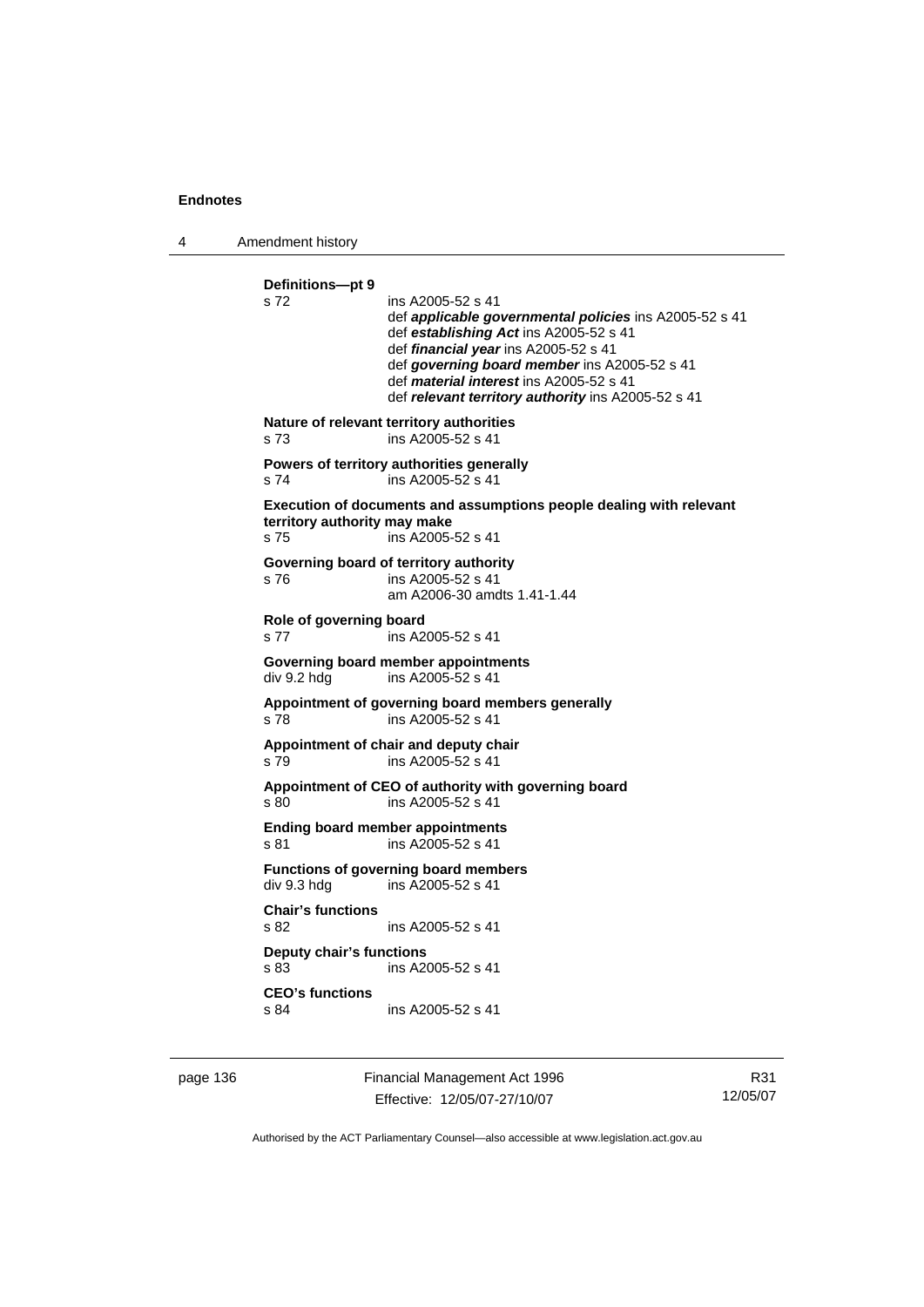**Definitions—pt 9**
s 72 ins A2005-52 s 41
def ***applicable governmental policies*** ins A2005-52 s 41
def ***establishing Act*** ins A2005-52 s 41
def ***financial year*** ins A2005-52 s 41
def ***governing board member*** ins A2005-52 s 41
def ***material interest*** ins A2005-52 s 41
def ***relevant territory authority*** ins A2005-52 s 41

**Nature of relevant territory authorities**
s 73 ins A2005-52 s 41

**Powers of territory authorities generally**
s 74 ins A2005-52 s 41

**Execution of documents and assumptions people dealing with relevant territory authority may make**
s 75 ins A2005-52 s 41

**Governing board of territory authority**
s 76 ins A2005-52 s 41
am A2006-30 amdts 1.41-1.44

**Role of governing board**
s 77 ins A2005-52 s 41

**Governing board member appointments**
div 9.2 hdg ins A2005-52 s 41

**Appointment of governing board members generally**
s 78 ins A2005-52 s 41

**Appointment of chair and deputy chair**
s 79 ins A2005-52 s 41

**Appointment of CEO of authority with governing board**
s 80 ins A2005-52 s 41

**Ending board member appointments**
s 81 ins A2005-52 s 41

**Functions of governing board members**
div 9.3 hdg ins A2005-52 s 41

**Chair's functions**
s 82 ins A2005-52 s 41

**Deputy chair's functions**
s 83 ins A2005-52 s 41

**CEO's functions**
s 84 ins A2005-52 s 41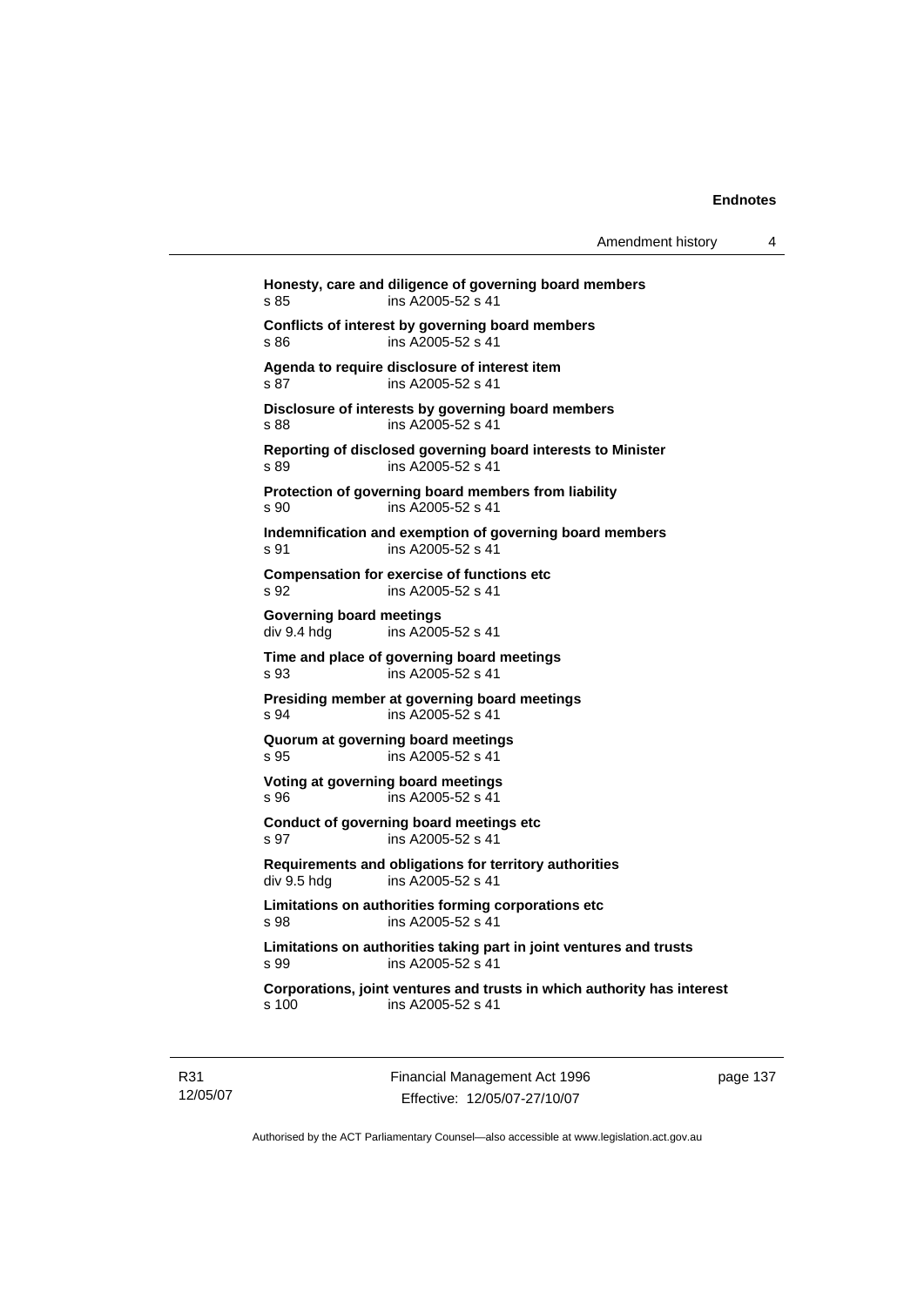**Honesty, care and diligence of governing board members**
s 85 ins A2005-52 s 41

**Conflicts of interest by governing board members**
s 86 ins A2005-52 s 41

**Agenda to require disclosure of interest item**
s 87 ins A2005-52 s 41

**Disclosure of interests by governing board members**
s 88 ins A2005-52 s 41

**Reporting of disclosed governing board interests to Minister**
s 89 ins A2005-52 s 41

**Protection of governing board members from liability**
s 90 ins A2005-52 s 41

**Indemnification and exemption of governing board members**
s 91 ins A2005-52 s 41

**Compensation for exercise of functions etc**
s 92 ins A2005-52 s 41

**Governing board meetings**
div 9.4 hdg ins A2005-52 s 41

**Time and place of governing board meetings**
s 93 ins A2005-52 s 41

**Presiding member at governing board meetings**
s 94 ins A2005-52 s 41

**Quorum at governing board meetings**
s 95 ins A2005-52 s 41

**Voting at governing board meetings**
s 96 ins A2005-52 s 41

**Conduct of governing board meetings etc**
s 97 ins A2005-52 s 41

**Requirements and obligations for territory authorities**
div 9.5 hdg ins A2005-52 s 41

**Limitations on authorities forming corporations etc**
s 98 ins A2005-52 s 41

**Limitations on authorities taking part in joint ventures and trusts**
s 99 ins A2005-52 s 41

**Corporations, joint ventures and trusts in which authority has interest**
s 100 ins A2005-52 s 41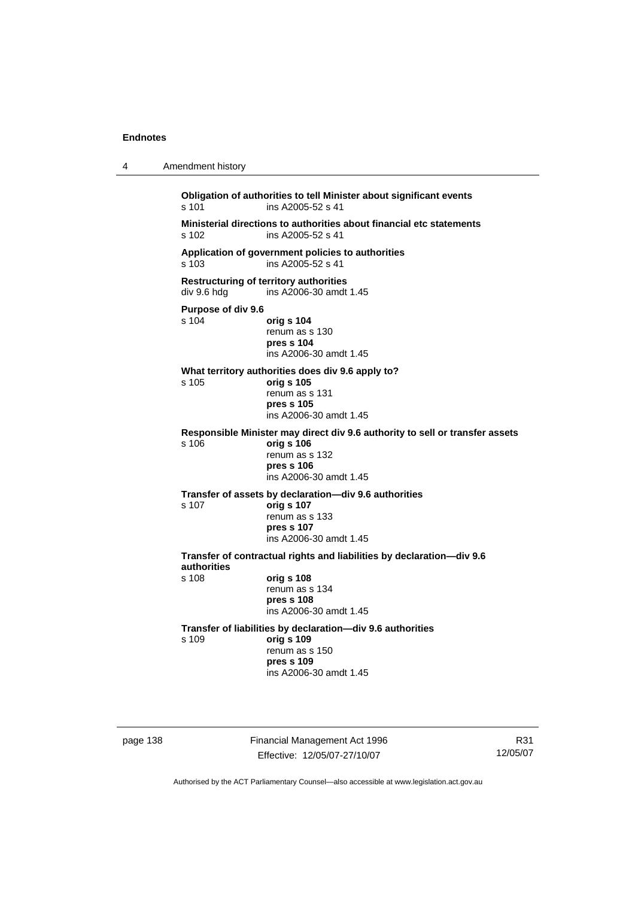**Obligation of authorities to tell Minister about significant events**
s 101 ins A2005-52 s 41

**Ministerial directions to authorities about financial etc statements**
s 102 ins A2005-52 s 41

**Application of government policies to authorities**
s 103 ins A2005-52 s 41

**Restructuring of territory authorities**
div 9.6 hdg ins A2006-30 amdt 1.45

**Purpose of div 9.6**
s 104 **orig s 104**
renum as s 130
**pres s 104**
ins A2006-30 amdt 1.45

**What territory authorities does div 9.6 apply to?**
s 105 **orig s 105**
renum as s 131
**pres s 105**
ins A2006-30 amdt 1.45

**Responsible Minister may direct div 9.6 authority to sell or transfer assets**
s 106 **orig s 106**
renum as s 132
**pres s 106**
ins A2006-30 amdt 1.45

**Transfer of assets by declaration—div 9.6 authorities**
s 107 **orig s 107**
renum as s 133
**pres s 107**
ins A2006-30 amdt 1.45

**Transfer of contractual rights and liabilities by declaration—div 9.6 authorities**
s 108 **orig s 108**
renum as s 134
**pres s 108**
ins A2006-30 amdt 1.45

**Transfer of liabilities by declaration—div 9.6 authorities**
s 109 **orig s 109**
renum as s 150
**pres s 109**
ins A2006-30 amdt 1.45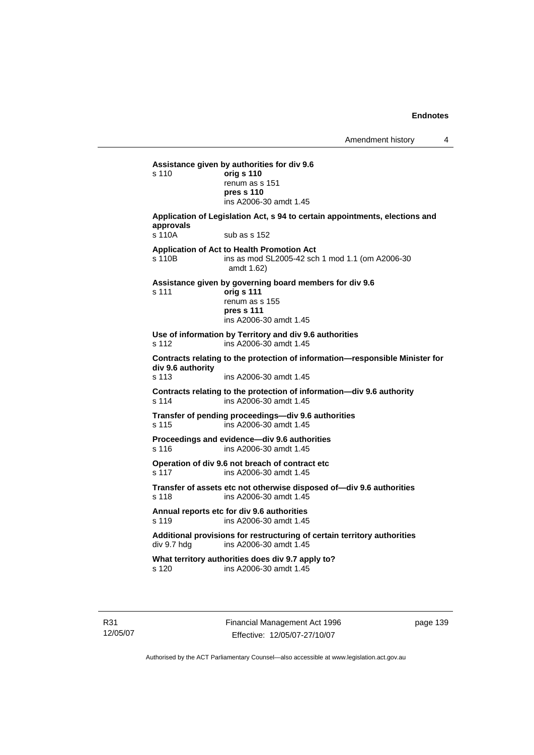**Assistance given by authorities for div 9.6**

s 110 **orig s 110**
renum as s 151
**pres s 110**
ins A2006-30 amdt 1.45

**Application of Legislation Act, s 94 to certain appointments, elections and approvals**

s 110A sub as s 152

**Application of Act to Health Promotion Act**

s 110B ins as mod SL2005-42 sch 1 mod 1.1 (om A2006-30 amdt 1.62)

**Assistance given by governing board members for div 9.6**

s 111 **orig s 111**
renum as s 155
**pres s 111**
ins A2006-30 amdt 1.45

**Use of information by Territory and div 9.6 authorities**

s 112 ins A2006-30 amdt 1.45

**Contracts relating to the protection of information—responsible Minister for div 9.6 authority**

s 113 ins A2006-30 amdt 1.45

**Contracts relating to the protection of information—div 9.6 authority**

s 114 ins A2006-30 amdt 1.45

**Transfer of pending proceedings—div 9.6 authorities**

s 115 ins A2006-30 amdt 1.45

**Proceedings and evidence—div 9.6 authorities**

s 116 ins A2006-30 amdt 1.45

**Operation of div 9.6 not breach of contract etc**

s 117 ins A2006-30 amdt 1.45

**Transfer of assets etc not otherwise disposed of—div 9.6 authorities**

s 118 ins A2006-30 amdt 1.45

**Annual reports etc for div 9.6 authorities**

s 119 ins A2006-30 amdt 1.45

**Additional provisions for restructuring of certain territory authorities**

div 9.7 hdg ins A2006-30 amdt 1.45

**What territory authorities does div 9.7 apply to?**

s 120 ins A2006-30 amdt 1.45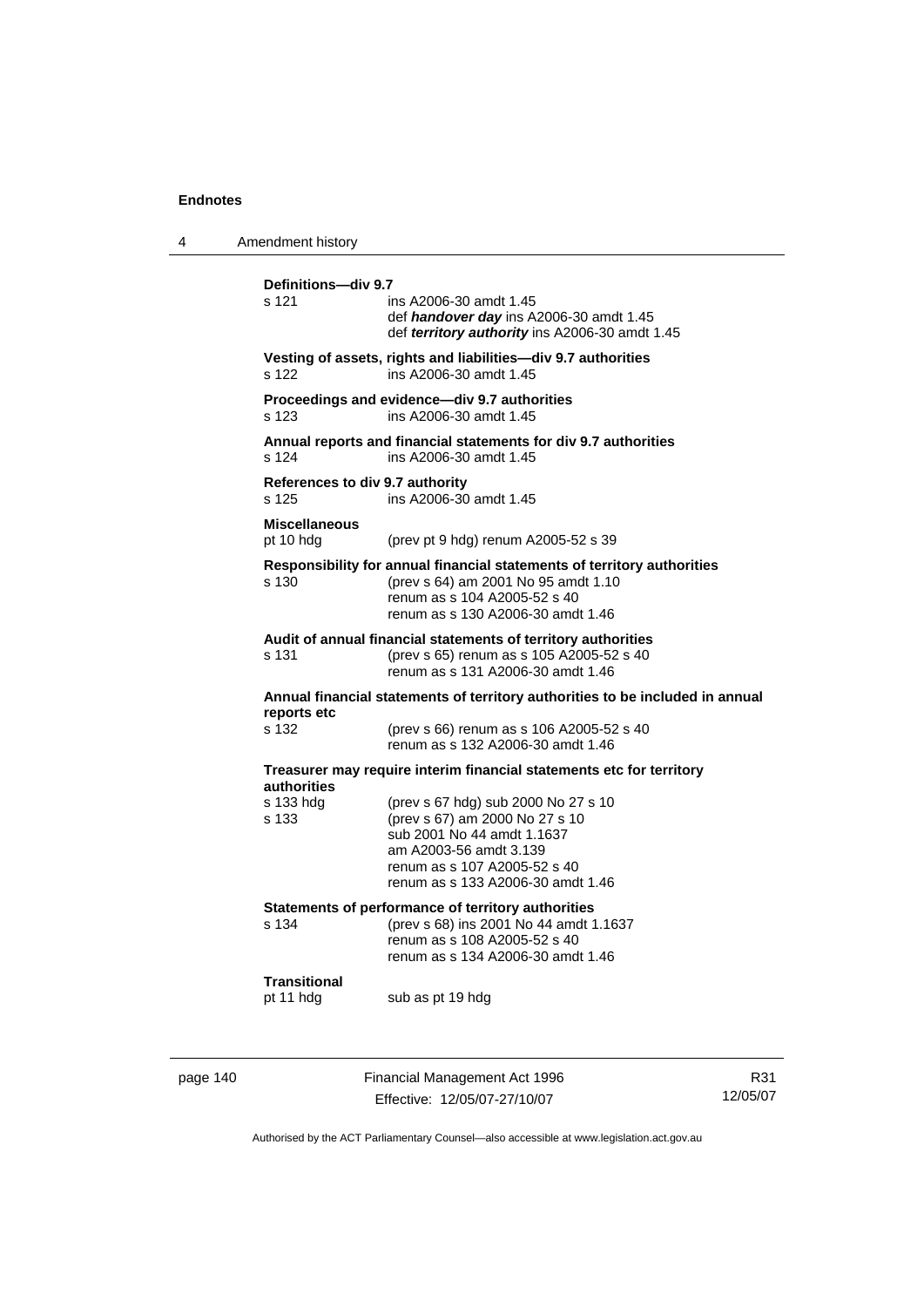**Definitions—div 9.7**

s 121 ins A2006-30 amdt 1.45
def ***handover day*** ins A2006-30 amdt 1.45
def ***territory authority*** ins A2006-30 amdt 1.45

**Vesting of assets, rights and liabilities—div 9.7 authorities**

s 122 ins A2006-30 amdt 1.45

**Proceedings and evidence—div 9.7 authorities**

s 123 ins A2006-30 amdt 1.45

**Annual reports and financial statements for div 9.7 authorities**

s 124 ins A2006-30 amdt 1.45

**References to div 9.7 authority**

s 125 ins A2006-30 amdt 1.45

**Miscellaneous**

pt 10 hdg (prev pt 9 hdg) renum A2005-52 s 39

**Responsibility for annual financial statements of territory authorities**

s 130 (prev s 64) am 2001 No 95 amdt 1.10
renum as s 104 A2005-52 s 40
renum as s 130 A2006-30 amdt 1.46

**Audit of annual financial statements of territory authorities**

s 131 (prev s 65) renum as s 105 A2005-52 s 40
renum as s 131 A2006-30 amdt 1.46

**Annual financial statements of territory authorities to be included in annual reports etc**

s 132 (prev s 66) renum as s 106 A2005-52 s 40
renum as s 132 A2006-30 amdt 1.46

**Treasurer may require interim financial statements etc for territory authorities**

s 133 hdg (prev s 67 hdg) sub 2000 No 27 s 10
s 133 (prev s 67) am 2000 No 27 s 10
sub 2001 No 44 amdt 1.1637
am A2003-56 amdt 3.139
renum as s 107 A2005-52 s 40
renum as s 133 A2006-30 amdt 1.46

**Statements of performance of territory authorities**

s 134 (prev s 68) ins 2001 No 44 amdt 1.1637
renum as s 108 A2005-52 s 40
renum as s 134 A2006-30 amdt 1.46

**Transitional**

pt 11 hdg sub as pt 19 hdg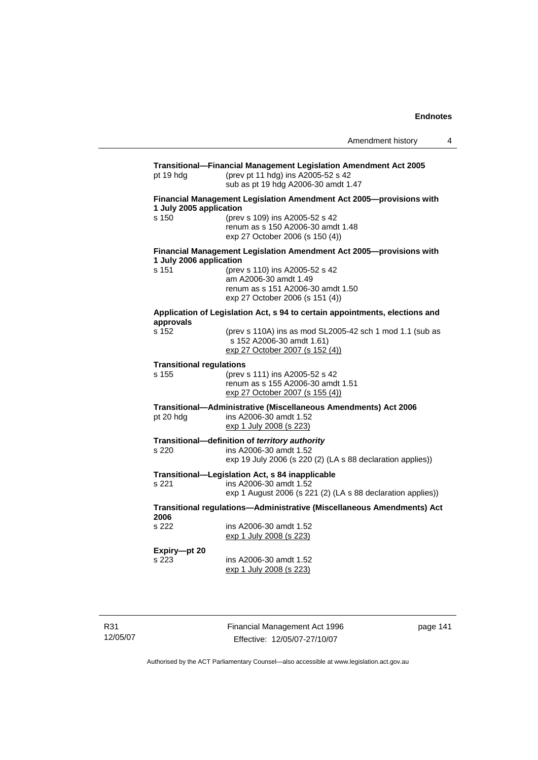**Transitional—Financial Management Legislation Amendment Act 2005**

pt 19 hdg (prev pt 11 hdg) ins A2005-52 s 42
sub as pt 19 hdg A2006-30 amdt 1.47

**Financial Management Legislation Amendment Act 2005—provisions with 1 July 2005 application**

s 150 (prev s 109) ins A2005-52 s 42
renum as s 150 A2006-30 amdt 1.48
exp 27 October 2006 (s 150 (4))

**Financial Management Legislation Amendment Act 2005—provisions with 1 July 2006 application**

s 151 (prev s 110) ins A2005-52 s 42
am A2006-30 amdt 1.49
renum as s 151 A2006-30 amdt 1.50
exp 27 October 2006 (s 151 (4))

**Application of Legislation Act, s 94 to certain appointments, elections and approvals**

s 152 (prev s 110A) ins as mod SL2005-42 sch 1 mod 1.1 (sub as s 152 A2006-30 amdt 1.61)
exp 27 October 2007 (s 152 (4))

**Transitional regulations**

s 155 (prev s 111) ins A2005-52 s 42
renum as s 155 A2006-30 amdt 1.51
exp 27 October 2007 (s 155 (4))

**Transitional—Administrative (Miscellaneous Amendments) Act 2006**

pt 20 hdg ins A2006-30 amdt 1.52
exp 1 July 2008 (s 223)

**Transitional—definition of *territory authority***

s 220 ins A2006-30 amdt 1.52
exp 19 July 2006 (s 220 (2) (LA s 88 declaration applies))

**Transitional—Legislation Act, s 84 inapplicable**

s 221 ins A2006-30 amdt 1.52
exp 1 August 2006 (s 221 (2) (LA s 88 declaration applies))

**Transitional regulations—Administrative (Miscellaneous Amendments) Act 2006**

s 222 ins A2006-30 amdt 1.52
exp 1 July 2008 (s 223)

**Expiry—pt 20**

s 223 ins A2006-30 amdt 1.52
exp 1 July 2008 (s 223)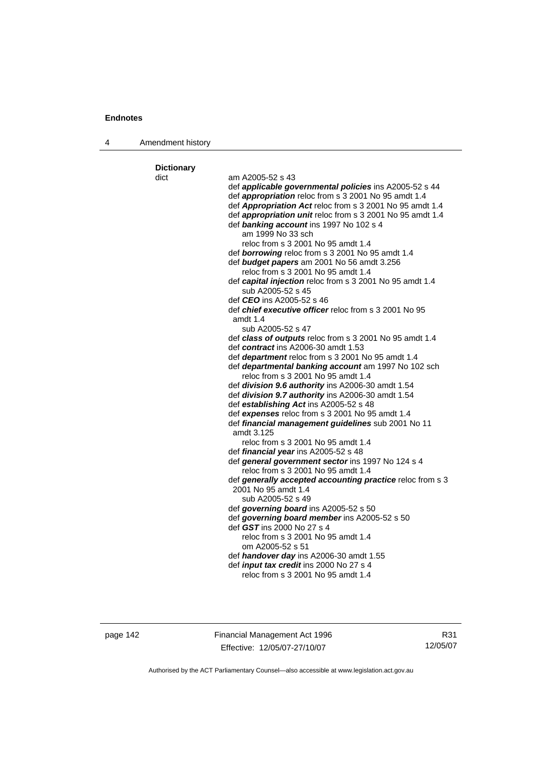**Dictionary**

dict

am A2005-52 s 43

def ***applicable governmental policies*** ins A2005-52 s 44

def ***appropriation*** reloc from s 3 2001 No 95 amdt 1.4

def ***Appropriation Act*** reloc from s 3 2001 No 95 amdt 1.4

def ***appropriation unit*** reloc from s 3 2001 No 95 amdt 1.4

def ***banking account*** ins 1997 No 102 s 4
  am 1999 No 33 sch
  reloc from s 3 2001 No 95 amdt 1.4

def ***borrowing*** reloc from s 3 2001 No 95 amdt 1.4

def ***budget papers*** am 2001 No 56 amdt 3.256
  reloc from s 3 2001 No 95 amdt 1.4

def ***capital injection*** reloc from s 3 2001 No 95 amdt 1.4
  sub A2005-52 s 45

def ***CEO*** ins A2005-52 s 46

def ***chief executive officer*** reloc from s 3 2001 No 95 amdt 1.4
  sub A2005-52 s 47

def ***class of outputs*** reloc from s 3 2001 No 95 amdt 1.4

def ***contract*** ins A2006-30 amdt 1.53

def ***department*** reloc from s 3 2001 No 95 amdt 1.4

def ***departmental banking account*** am 1997 No 102 sch
  reloc from s 3 2001 No 95 amdt 1.4

def ***division 9.6 authority*** ins A2006-30 amdt 1.54

def ***division 9.7 authority*** ins A2006-30 amdt 1.54

def ***establishing Act*** ins A2005-52 s 48

def ***expenses*** reloc from s 3 2001 No 95 amdt 1.4

def ***financial management guidelines*** sub 2001 No 11 amdt 3.125
  reloc from s 3 2001 No 95 amdt 1.4

def ***financial year*** ins A2005-52 s 48

def ***general government sector*** ins 1997 No 124 s 4
  reloc from s 3 2001 No 95 amdt 1.4

def ***generally accepted accounting practice*** reloc from s 3 2001 No 95 amdt 1.4
  sub A2005-52 s 49

def ***governing board*** ins A2005-52 s 50

def ***governing board member*** ins A2005-52 s 50

def ***GST*** ins 2000 No 27 s 4
  reloc from s 3 2001 No 95 amdt 1.4
  om A2005-52 s 51

def ***handover day*** ins A2006-30 amdt 1.55

def ***input tax credit*** ins 2000 No 27 s 4
  reloc from s 3 2001 No 95 amdt 1.4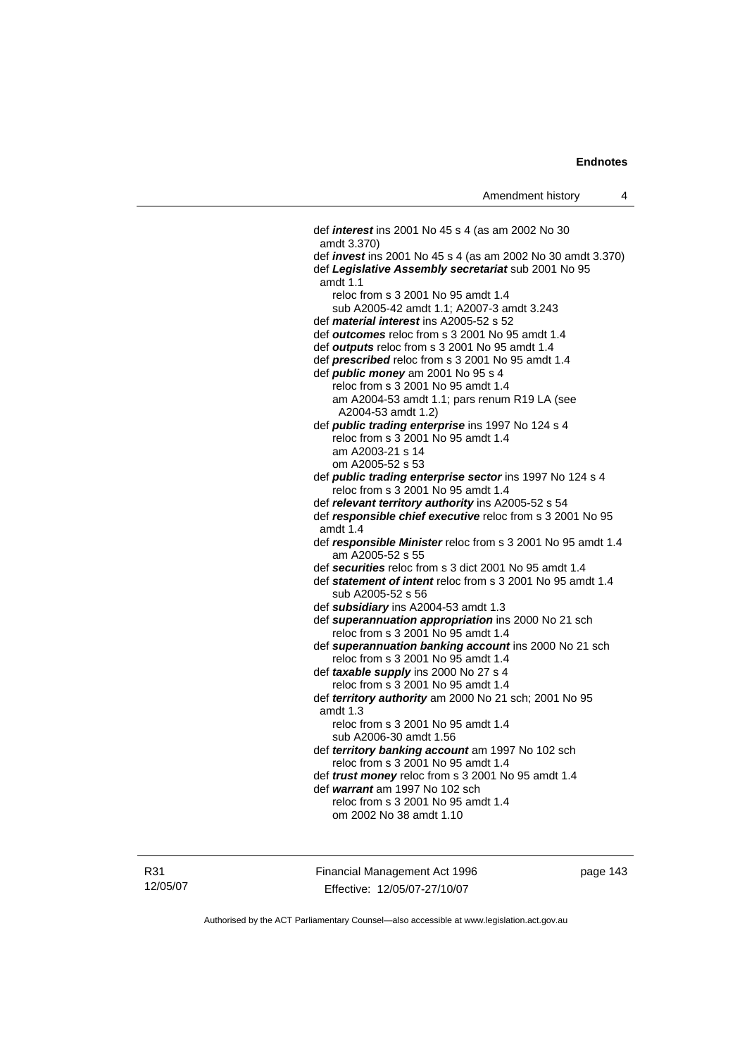def ***interest*** ins 2001 No 45 s 4 (as am 2002 No 30 amdt 3.370)

def ***invest*** ins 2001 No 45 s 4 (as am 2002 No 30 amdt 3.370)

def ***Legislative Assembly secretariat*** sub 2001 No 95 amdt 1.1
reloc from s 3 2001 No 95 amdt 1.4
sub A2005-42 amdt 1.1; A2007-3 amdt 3.243

def ***material interest*** ins A2005-52 s 52

def ***outcomes*** reloc from s 3 2001 No 95 amdt 1.4

def ***outputs*** reloc from s 3 2001 No 95 amdt 1.4

def ***prescribed*** reloc from s 3 2001 No 95 amdt 1.4

def ***public money*** am 2001 No 95 s 4
reloc from s 3 2001 No 95 amdt 1.4
am A2004-53 amdt 1.1; pars renum R19 LA (see A2004-53 amdt 1.2)

def ***public trading enterprise*** ins 1997 No 124 s 4
reloc from s 3 2001 No 95 amdt 1.4
am A2003-21 s 14
om A2005-52 s 53

def ***public trading enterprise sector*** ins 1997 No 124 s 4
reloc from s 3 2001 No 95 amdt 1.4

def ***relevant territory authority*** ins A2005-52 s 54

def ***responsible chief executive*** reloc from s 3 2001 No 95 amdt 1.4

def ***responsible Minister*** reloc from s 3 2001 No 95 amdt 1.4
am A2005-52 s 55

def ***securities*** reloc from s 3 dict 2001 No 95 amdt 1.4

def ***statement of intent*** reloc from s 3 2001 No 95 amdt 1.4
sub A2005-52 s 56

def ***subsidiary*** ins A2004-53 amdt 1.3

def ***superannuation appropriation*** ins 2000 No 21 sch
reloc from s 3 2001 No 95 amdt 1.4

def ***superannuation banking account*** ins 2000 No 21 sch
reloc from s 3 2001 No 95 amdt 1.4

def ***taxable supply*** ins 2000 No 27 s 4
reloc from s 3 2001 No 95 amdt 1.4

def ***territory authority*** am 2000 No 21 sch; 2001 No 95 amdt 1.3
reloc from s 3 2001 No 95 amdt 1.4
sub A2006-30 amdt 1.56

def ***territory banking account*** am 1997 No 102 sch
reloc from s 3 2001 No 95 amdt 1.4

def ***trust money*** reloc from s 3 2001 No 95 amdt 1.4

def ***warrant*** am 1997 No 102 sch
reloc from s 3 2001 No 95 amdt 1.4
om 2002 No 38 amdt 1.10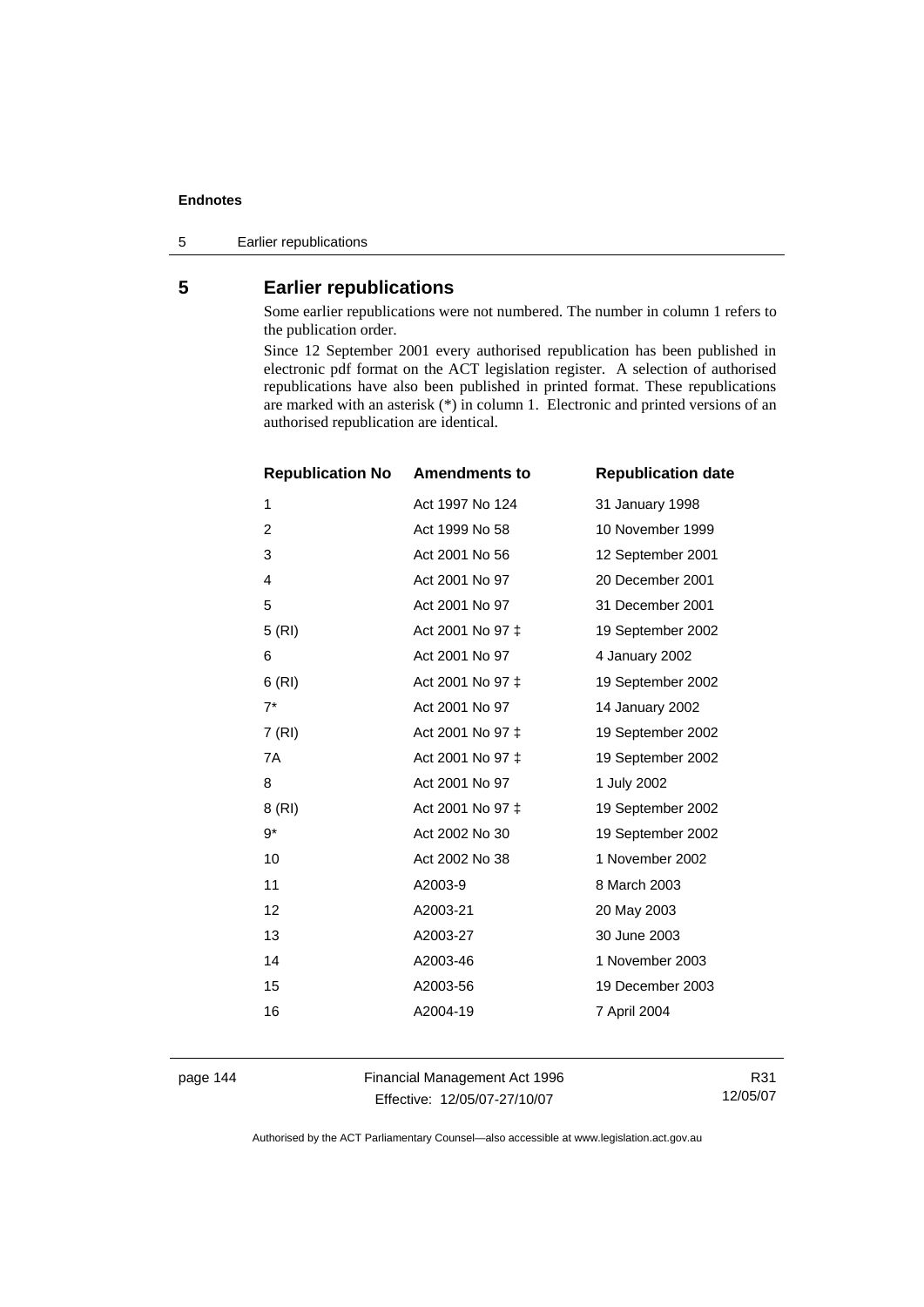## 5 Earlier republications

Some earlier republications were not numbered. The number in column 1 refers to the publication order.

Since 12 September 2001 every authorised republication has been published in electronic pdf format on the ACT legislation register. A selection of authorised republications have also been published in printed format. These republications are marked with an asterisk (*) in column 1. Electronic and printed versions of an authorised republication are identical.

| Republication No | Amendments to | Republication date |
|---|---|---|
| 1 | Act 1997 No 124 | 31 January 1998 |
| 2 | Act 1999 No 58 | 10 November 1999 |
| 3 | Act 2001 No 56 | 12 September 2001 |
| 4 | Act 2001 No 97 | 20 December 2001 |
| 5 | Act 2001 No 97 | 31 December 2001 |
| 5 (RI) | Act 2001 No 97 ‡ | 19 September 2002 |
| 6 | Act 2001 No 97 | 4 January 2002 |
| 6 (RI) | Act 2001 No 97 ‡ | 19 September 2002 |
| 7* | Act 2001 No 97 | 14 January 2002 |
| 7 (RI) | Act 2001 No 97 ‡ | 19 September 2002 |
| 7A | Act 2001 No 97 ‡ | 19 September 2002 |
| 8 | Act 2001 No 97 | 1 July 2002 |
| 8 (RI) | Act 2001 No 97 ‡ | 19 September 2002 |
| 9* | Act 2002 No 30 | 19 September 2002 |
| 10 | Act 2002 No 38 | 1 November 2002 |
| 11 | A2003-9 | 8 March 2003 |
| 12 | A2003-21 | 20 May 2003 |
| 13 | A2003-27 | 30 June 2003 |
| 14 | A2003-46 | 1 November 2003 |
| 15 | A2003-56 | 19 December 2003 |
| 16 | A2004-19 | 7 April 2004 |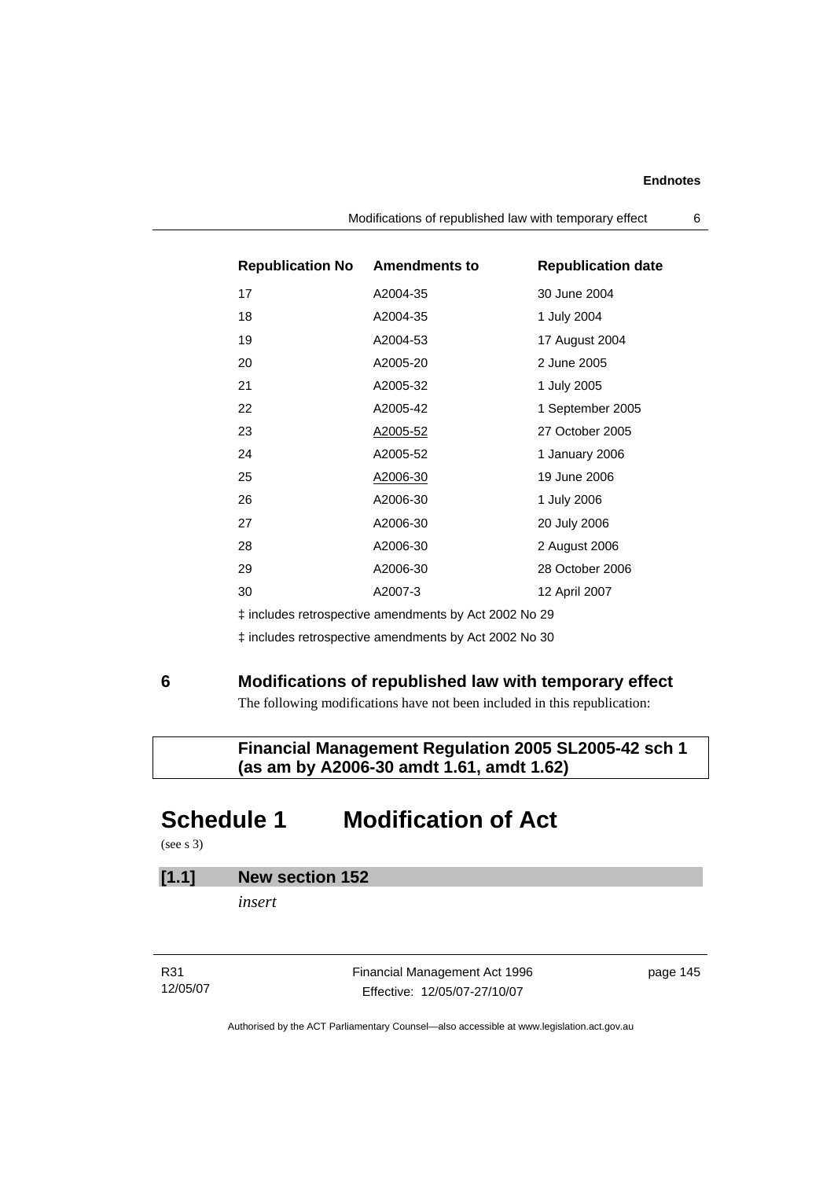| Republication No | Amendments to | Republication date |
| --- | --- | --- |
| 17 | A2004-35 | 30 June 2004 |
| 18 | A2004-35 | 1 July 2004 |
| 19 | A2004-53 | 17 August 2004 |
| 20 | A2005-20 | 2 June 2005 |
| 21 | A2005-32 | 1 July 2005 |
| 22 | A2005-42 | 1 September 2005 |
| 23 | A2005-52 | 27 October 2005 |
| 24 | A2005-52 | 1 January 2006 |
| 25 | A2006-30 | 19 June 2006 |
| 26 | A2006-30 | 1 July 2006 |
| 27 | A2006-30 | 20 July 2006 |
| 28 | A2006-30 | 2 August 2006 |
| 29 | A2006-30 | 28 October 2006 |
| 30 | A2007-3 | 12 April 2007 |

‡ includes retrospective amendments by Act 2002 No 29

‡ includes retrospective amendments by Act 2002 No 30

## 6 Modifications of republished law with temporary effect

The following modifications have not been included in this republication:

**Financial Management Regulation 2005 SL2005-42 sch 1 (as am by A2006-30 amdt 1.61, amdt 1.62)**

# Schedule 1 Modification of Act

(see s 3)

**[1.1] New section 152**

*insert*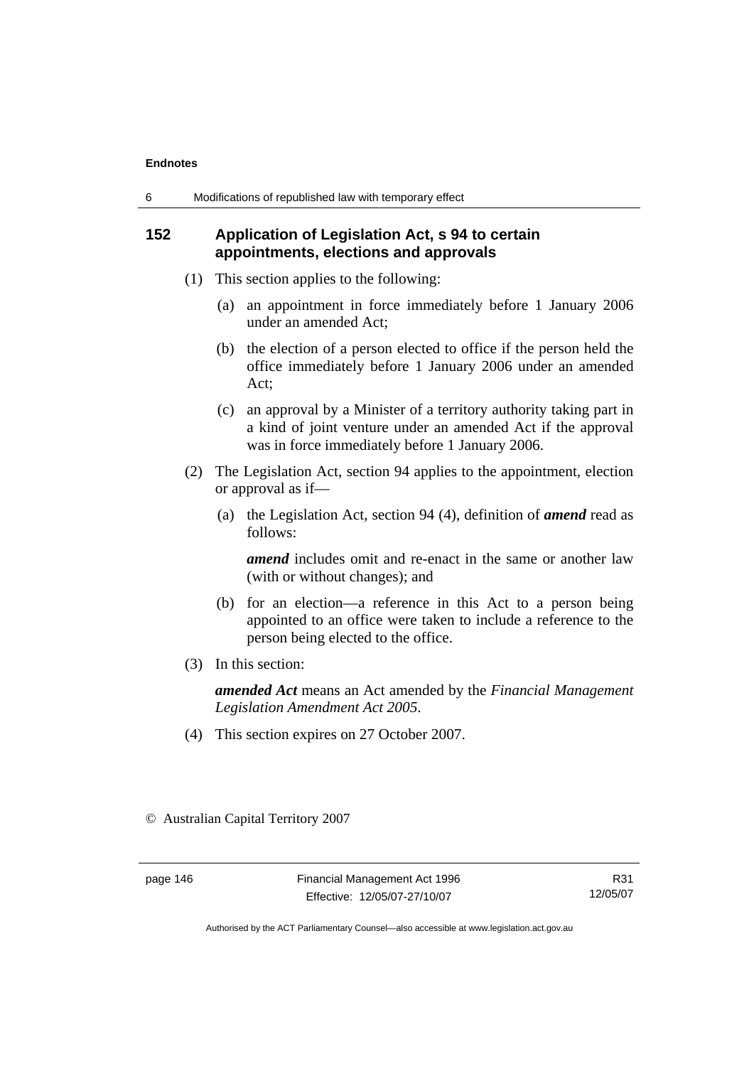## 152 Application of Legislation Act, s 94 to certain appointments, elections and approvals

(1) This section applies to the following:

(a) an appointment in force immediately before 1 January 2006 under an amended Act;

(b) the election of a person elected to office if the person held the office immediately before 1 January 2006 under an amended Act;

(c) an approval by a Minister of a territory authority taking part in a kind of joint venture under an amended Act if the approval was in force immediately before 1 January 2006.

(2) The Legislation Act, section 94 applies to the appointment, election or approval as if—

(a) the Legislation Act, section 94 (4), definition of ***amend*** read as follows:

***amend*** includes omit and re-enact in the same or another law (with or without changes); and

(b) for an election—a reference in this Act to a person being appointed to an office were taken to include a reference to the person being elected to the office.

(3) In this section:

***amended Act*** means an Act amended by the *Financial Management Legislation Amendment Act 2005*.

(4) This section expires on 27 October 2007.

© Australian Capital Territory 2007